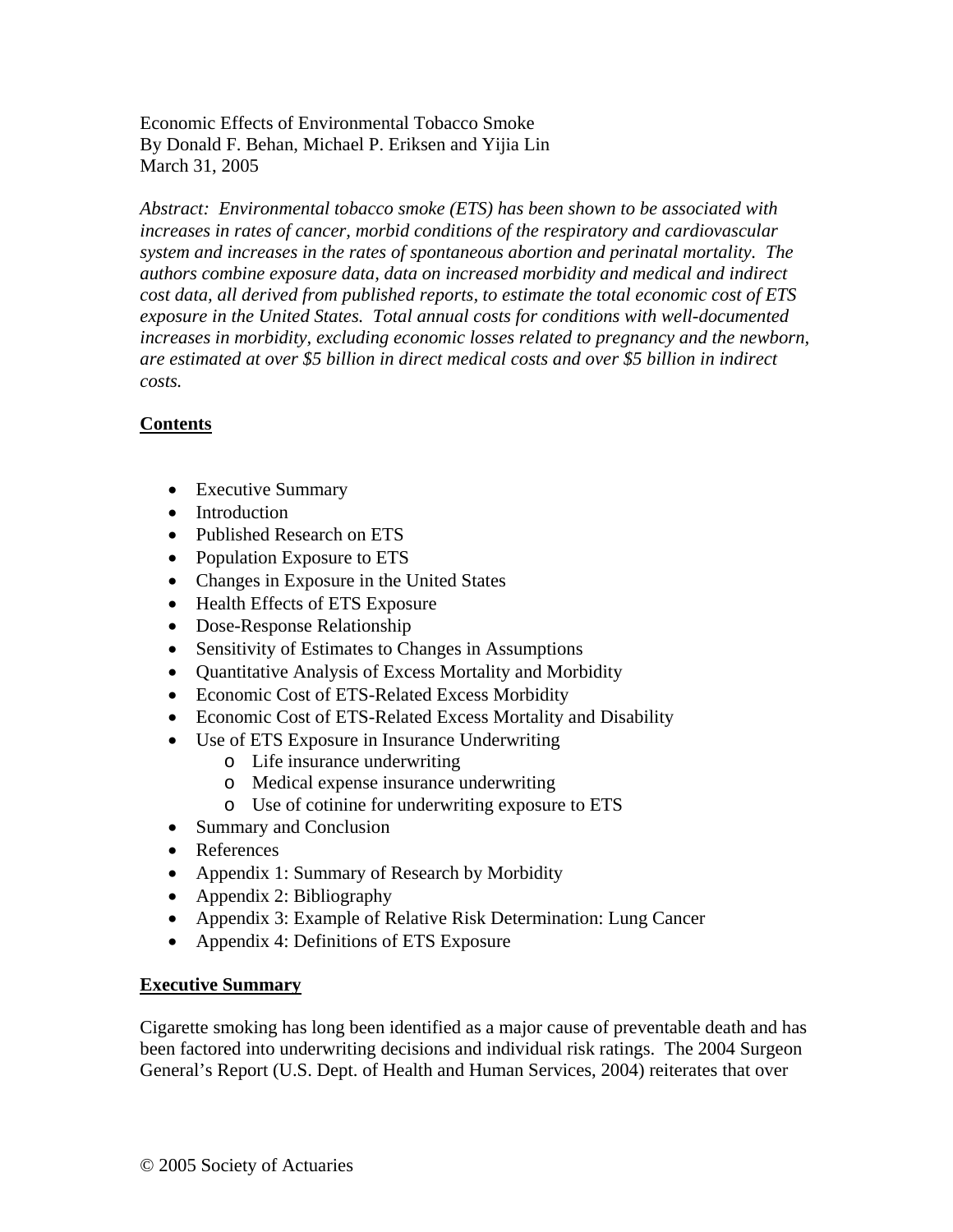Economic Effects of Environmental Tobacco Smoke
By Donald F. Behan, Michael P. Eriksen and Yijia Lin
March 31, 2005

*Abstract: Environmental tobacco smoke (ETS) has been shown to be associated with increases in rates of cancer, morbid conditions of the respiratory and cardiovascular system and increases in the rates of spontaneous abortion and perinatal mortality. The authors combine exposure data, data on increased morbidity and medical and indirect cost data, all derived from published reports, to estimate the total economic cost of ETS exposure in the United States. Total annual costs for conditions with well-documented increases in morbidity, excluding economic losses related to pregnancy and the newborn, are estimated at over $5 billion in direct medical costs and over $5 billion in indirect costs.*

## Contents

- Executive Summary
- Introduction
- Published Research on ETS
- Population Exposure to ETS
- Changes in Exposure in the United States
- Health Effects of ETS Exposure
- Dose-Response Relationship
- Sensitivity of Estimates to Changes in Assumptions
- Quantitative Analysis of Excess Mortality and Morbidity
- Economic Cost of ETS-Related Excess Morbidity
- Economic Cost of ETS-Related Excess Mortality and Disability
- Use of ETS Exposure in Insurance Underwriting
    - Life insurance underwriting
    - Medical expense insurance underwriting
    - Use of cotinine for underwriting exposure to ETS
- Summary and Conclusion
- References
- Appendix 1: Summary of Research by Morbidity
- Appendix 2: Bibliography
- Appendix 3: Example of Relative Risk Determination: Lung Cancer
- Appendix 4: Definitions of ETS Exposure

## Executive Summary

Cigarette smoking has long been identified as a major cause of preventable death and has been factored into underwriting decisions and individual risk ratings. The 2004 Surgeon General's Report (U.S. Dept. of Health and Human Services, 2004) reiterates that over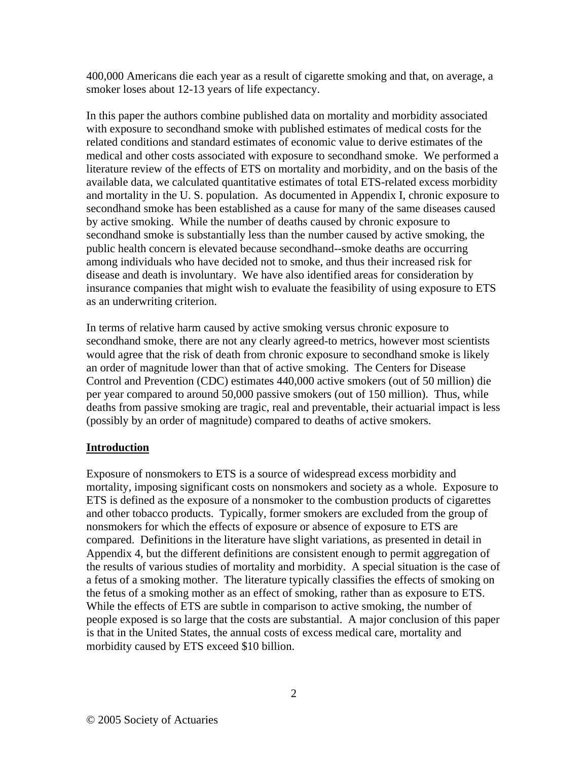400,000 Americans die each year as a result of cigarette smoking and that, on average, a smoker loses about 12-13 years of life expectancy.

In this paper the authors combine published data on mortality and morbidity associated with exposure to secondhand smoke with published estimates of medical costs for the related conditions and standard estimates of economic value to derive estimates of the medical and other costs associated with exposure to secondhand smoke. We performed a literature review of the effects of ETS on mortality and morbidity, and on the basis of the available data, we calculated quantitative estimates of total ETS-related excess morbidity and mortality in the U. S. population. As documented in Appendix I, chronic exposure to secondhand smoke has been established as a cause for many of the same diseases caused by active smoking. While the number of deaths caused by chronic exposure to secondhand smoke is substantially less than the number caused by active smoking, the public health concern is elevated because secondhand--smoke deaths are occurring among individuals who have decided not to smoke, and thus their increased risk for disease and death is involuntary. We have also identified areas for consideration by insurance companies that might wish to evaluate the feasibility of using exposure to ETS as an underwriting criterion.

In terms of relative harm caused by active smoking versus chronic exposure to secondhand smoke, there are not any clearly agreed-to metrics, however most scientists would agree that the risk of death from chronic exposure to secondhand smoke is likely an order of magnitude lower than that of active smoking. The Centers for Disease Control and Prevention (CDC) estimates 440,000 active smokers (out of 50 million) die per year compared to around 50,000 passive smokers (out of 150 million). Thus, while deaths from passive smoking are tragic, real and preventable, their actuarial impact is less (possibly by an order of magnitude) compared to deaths of active smokers.

## Introduction

Exposure of nonsmokers to ETS is a source of widespread excess morbidity and mortality, imposing significant costs on nonsmokers and society as a whole. Exposure to ETS is defined as the exposure of a nonsmoker to the combustion products of cigarettes and other tobacco products. Typically, former smokers are excluded from the group of nonsmokers for which the effects of exposure or absence of exposure to ETS are compared. Definitions in the literature have slight variations, as presented in detail in Appendix 4, but the different definitions are consistent enough to permit aggregation of the results of various studies of mortality and morbidity. A special situation is the case of a fetus of a smoking mother. The literature typically classifies the effects of smoking on the fetus of a smoking mother as an effect of smoking, rather than as exposure to ETS. While the effects of ETS are subtle in comparison to active smoking, the number of people exposed is so large that the costs are substantial. A major conclusion of this paper is that in the United States, the annual costs of excess medical care, mortality and morbidity caused by ETS exceed $10 billion.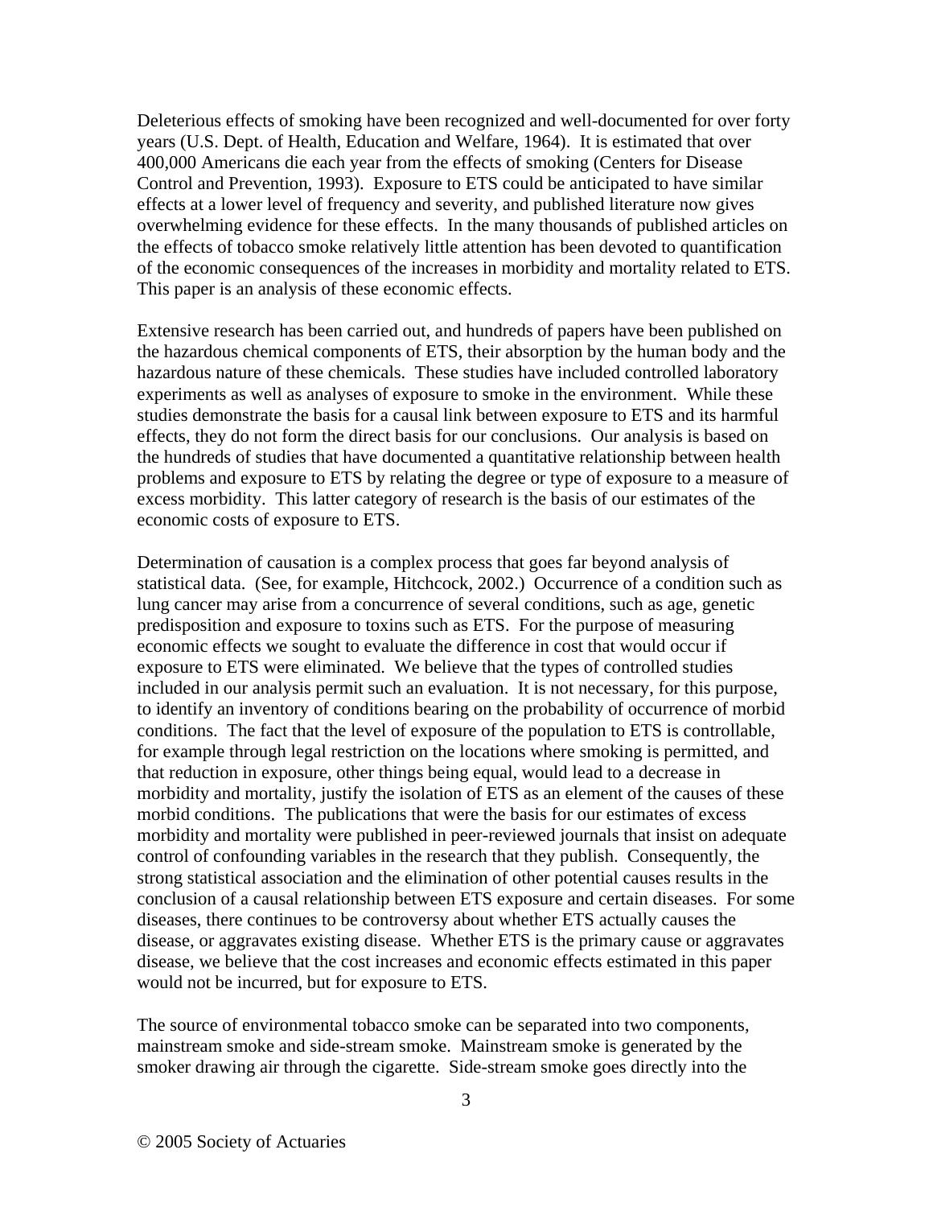Deleterious effects of smoking have been recognized and well-documented for over forty years (U.S. Dept. of Health, Education and Welfare, 1964). It is estimated that over 400,000 Americans die each year from the effects of smoking (Centers for Disease Control and Prevention, 1993). Exposure to ETS could be anticipated to have similar effects at a lower level of frequency and severity, and published literature now gives overwhelming evidence for these effects. In the many thousands of published articles on the effects of tobacco smoke relatively little attention has been devoted to quantification of the economic consequences of the increases in morbidity and mortality related to ETS. This paper is an analysis of these economic effects.

Extensive research has been carried out, and hundreds of papers have been published on the hazardous chemical components of ETS, their absorption by the human body and the hazardous nature of these chemicals. These studies have included controlled laboratory experiments as well as analyses of exposure to smoke in the environment. While these studies demonstrate the basis for a causal link between exposure to ETS and its harmful effects, they do not form the direct basis for our conclusions. Our analysis is based on the hundreds of studies that have documented a quantitative relationship between health problems and exposure to ETS by relating the degree or type of exposure to a measure of excess morbidity. This latter category of research is the basis of our estimates of the economic costs of exposure to ETS.

Determination of causation is a complex process that goes far beyond analysis of statistical data. (See, for example, Hitchcock, 2002.) Occurrence of a condition such as lung cancer may arise from a concurrence of several conditions, such as age, genetic predisposition and exposure to toxins such as ETS. For the purpose of measuring economic effects we sought to evaluate the difference in cost that would occur if exposure to ETS were eliminated. We believe that the types of controlled studies included in our analysis permit such an evaluation. It is not necessary, for this purpose, to identify an inventory of conditions bearing on the probability of occurrence of morbid conditions. The fact that the level of exposure of the population to ETS is controllable, for example through legal restriction on the locations where smoking is permitted, and that reduction in exposure, other things being equal, would lead to a decrease in morbidity and mortality, justify the isolation of ETS as an element of the causes of these morbid conditions. The publications that were the basis for our estimates of excess morbidity and mortality were published in peer-reviewed journals that insist on adequate control of confounding variables in the research that they publish. Consequently, the strong statistical association and the elimination of other potential causes results in the conclusion of a causal relationship between ETS exposure and certain diseases. For some diseases, there continues to be controversy about whether ETS actually causes the disease, or aggravates existing disease. Whether ETS is the primary cause or aggravates disease, we believe that the cost increases and economic effects estimated in this paper would not be incurred, but for exposure to ETS.

The source of environmental tobacco smoke can be separated into two components, mainstream smoke and side-stream smoke. Mainstream smoke is generated by the smoker drawing air through the cigarette. Side-stream smoke goes directly into the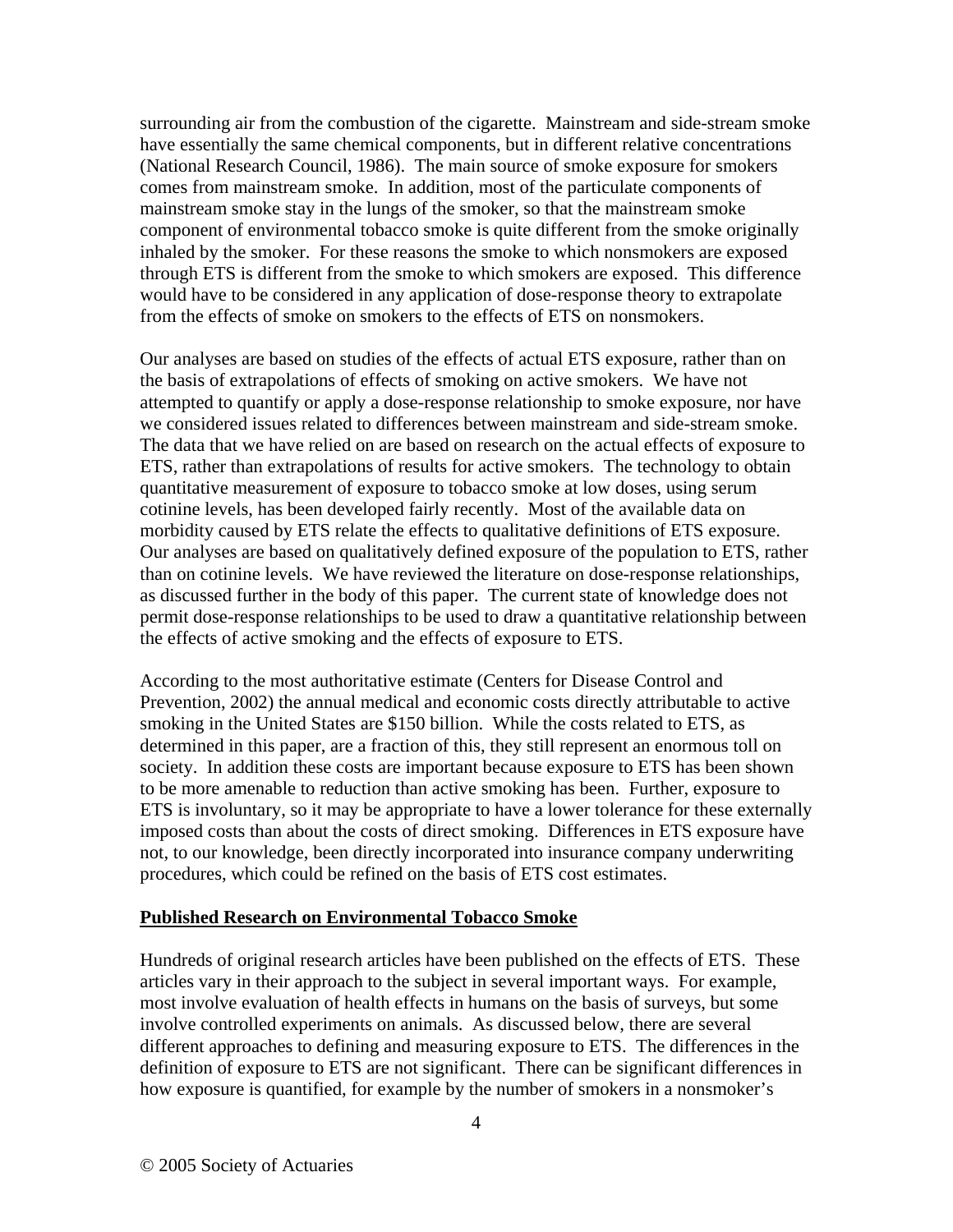surrounding air from the combustion of the cigarette. Mainstream and side-stream smoke have essentially the same chemical components, but in different relative concentrations (National Research Council, 1986). The main source of smoke exposure for smokers comes from mainstream smoke. In addition, most of the particulate components of mainstream smoke stay in the lungs of the smoker, so that the mainstream smoke component of environmental tobacco smoke is quite different from the smoke originally inhaled by the smoker. For these reasons the smoke to which nonsmokers are exposed through ETS is different from the smoke to which smokers are exposed. This difference would have to be considered in any application of dose-response theory to extrapolate from the effects of smoke on smokers to the effects of ETS on nonsmokers.

Our analyses are based on studies of the effects of actual ETS exposure, rather than on the basis of extrapolations of effects of smoking on active smokers. We have not attempted to quantify or apply a dose-response relationship to smoke exposure, nor have we considered issues related to differences between mainstream and side-stream smoke. The data that we have relied on are based on research on the actual effects of exposure to ETS, rather than extrapolations of results for active smokers. The technology to obtain quantitative measurement of exposure to tobacco smoke at low doses, using serum cotinine levels, has been developed fairly recently. Most of the available data on morbidity caused by ETS relate the effects to qualitative definitions of ETS exposure. Our analyses are based on qualitatively defined exposure of the population to ETS, rather than on cotinine levels. We have reviewed the literature on dose-response relationships, as discussed further in the body of this paper. The current state of knowledge does not permit dose-response relationships to be used to draw a quantitative relationship between the effects of active smoking and the effects of exposure to ETS.

According to the most authoritative estimate (Centers for Disease Control and Prevention, 2002) the annual medical and economic costs directly attributable to active smoking in the United States are $150 billion. While the costs related to ETS, as determined in this paper, are a fraction of this, they still represent an enormous toll on society. In addition these costs are important because exposure to ETS has been shown to be more amenable to reduction than active smoking has been. Further, exposure to ETS is involuntary, so it may be appropriate to have a lower tolerance for these externally imposed costs than about the costs of direct smoking. Differences in ETS exposure have not, to our knowledge, been directly incorporated into insurance company underwriting procedures, which could be refined on the basis of ETS cost estimates.

## Published Research on Environmental Tobacco Smoke

Hundreds of original research articles have been published on the effects of ETS. These articles vary in their approach to the subject in several important ways. For example, most involve evaluation of health effects in humans on the basis of surveys, but some involve controlled experiments on animals. As discussed below, there are several different approaches to defining and measuring exposure to ETS. The differences in the definition of exposure to ETS are not significant. There can be significant differences in how exposure is quantified, for example by the number of smokers in a nonsmoker's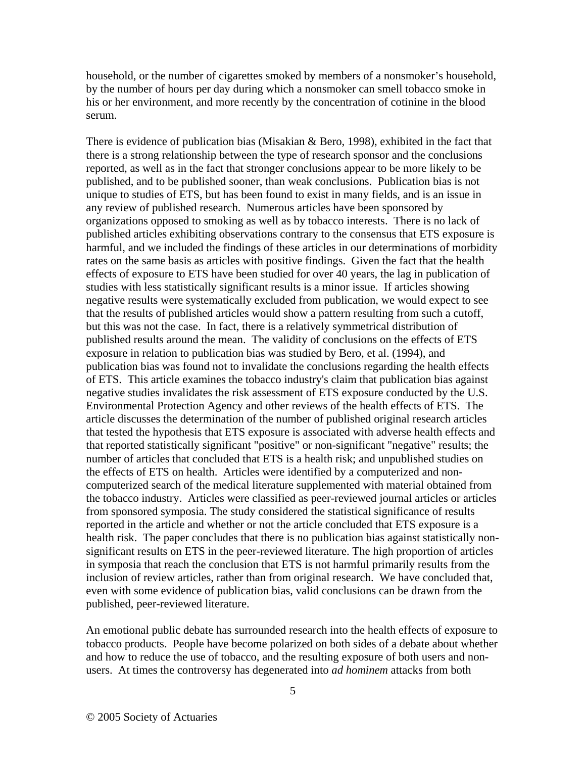household, or the number of cigarettes smoked by members of a nonsmoker's household, by the number of hours per day during which a nonsmoker can smell tobacco smoke in his or her environment, and more recently by the concentration of cotinine in the blood serum.

There is evidence of publication bias (Misakian & Bero, 1998), exhibited in the fact that there is a strong relationship between the type of research sponsor and the conclusions reported, as well as in the fact that stronger conclusions appear to be more likely to be published, and to be published sooner, than weak conclusions. Publication bias is not unique to studies of ETS, but has been found to exist in many fields, and is an issue in any review of published research. Numerous articles have been sponsored by organizations opposed to smoking as well as by tobacco interests. There is no lack of published articles exhibiting observations contrary to the consensus that ETS exposure is harmful, and we included the findings of these articles in our determinations of morbidity rates on the same basis as articles with positive findings. Given the fact that the health effects of exposure to ETS have been studied for over 40 years, the lag in publication of studies with less statistically significant results is a minor issue. If articles showing negative results were systematically excluded from publication, we would expect to see that the results of published articles would show a pattern resulting from such a cutoff, but this was not the case. In fact, there is a relatively symmetrical distribution of published results around the mean. The validity of conclusions on the effects of ETS exposure in relation to publication bias was studied by Bero, et al. (1994), and publication bias was found not to invalidate the conclusions regarding the health effects of ETS. This article examines the tobacco industry's claim that publication bias against negative studies invalidates the risk assessment of ETS exposure conducted by the U.S. Environmental Protection Agency and other reviews of the health effects of ETS. The article discusses the determination of the number of published original research articles that tested the hypothesis that ETS exposure is associated with adverse health effects and that reported statistically significant "positive" or non-significant "negative" results; the number of articles that concluded that ETS is a health risk; and unpublished studies on the effects of ETS on health. Articles were identified by a computerized and non-computerized search of the medical literature supplemented with material obtained from the tobacco industry. Articles were classified as peer-reviewed journal articles or articles from sponsored symposia. The study considered the statistical significance of results reported in the article and whether or not the article concluded that ETS exposure is a health risk. The paper concludes that there is no publication bias against statistically non-significant results on ETS in the peer-reviewed literature. The high proportion of articles in symposia that reach the conclusion that ETS is not harmful primarily results from the inclusion of review articles, rather than from original research. We have concluded that, even with some evidence of publication bias, valid conclusions can be drawn from the published, peer-reviewed literature.

An emotional public debate has surrounded research into the health effects of exposure to tobacco products. People have become polarized on both sides of a debate about whether and how to reduce the use of tobacco, and the resulting exposure of both users and non-users. At times the controversy has degenerated into *ad hominem* attacks from both

© 2005 Society of Actuaries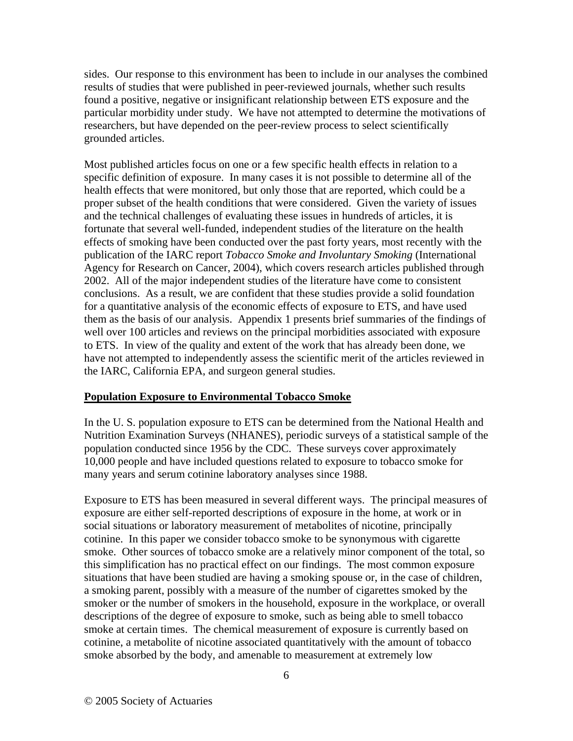sides. Our response to this environment has been to include in our analyses the combined results of studies that were published in peer-reviewed journals, whether such results found a positive, negative or insignificant relationship between ETS exposure and the particular morbidity under study. We have not attempted to determine the motivations of researchers, but have depended on the peer-review process to select scientifically grounded articles.

Most published articles focus on one or a few specific health effects in relation to a specific definition of exposure. In many cases it is not possible to determine all of the health effects that were monitored, but only those that are reported, which could be a proper subset of the health conditions that were considered. Given the variety of issues and the technical challenges of evaluating these issues in hundreds of articles, it is fortunate that several well-funded, independent studies of the literature on the health effects of smoking have been conducted over the past forty years, most recently with the publication of the IARC report *Tobacco Smoke and Involuntary Smoking* (International Agency for Research on Cancer, 2004), which covers research articles published through 2002. All of the major independent studies of the literature have come to consistent conclusions. As a result, we are confident that these studies provide a solid foundation for a quantitative analysis of the economic effects of exposure to ETS, and have used them as the basis of our analysis. Appendix 1 presents brief summaries of the findings of well over 100 articles and reviews on the principal morbidities associated with exposure to ETS. In view of the quality and extent of the work that has already been done, we have not attempted to independently assess the scientific merit of the articles reviewed in the IARC, California EPA, and surgeon general studies.

**Population Exposure to Environmental Tobacco Smoke**

In the U. S. population exposure to ETS can be determined from the National Health and Nutrition Examination Surveys (NHANES), periodic surveys of a statistical sample of the population conducted since 1956 by the CDC. These surveys cover approximately 10,000 people and have included questions related to exposure to tobacco smoke for many years and serum cotinine laboratory analyses since 1988.

Exposure to ETS has been measured in several different ways. The principal measures of exposure are either self-reported descriptions of exposure in the home, at work or in social situations or laboratory measurement of metabolites of nicotine, principally cotinine. In this paper we consider tobacco smoke to be synonymous with cigarette smoke. Other sources of tobacco smoke are a relatively minor component of the total, so this simplification has no practical effect on our findings. The most common exposure situations that have been studied are having a smoking spouse or, in the case of children, a smoking parent, possibly with a measure of the number of cigarettes smoked by the smoker or the number of smokers in the household, exposure in the workplace, or overall descriptions of the degree of exposure to smoke, such as being able to smell tobacco smoke at certain times. The chemical measurement of exposure is currently based on cotinine, a metabolite of nicotine associated quantitatively with the amount of tobacco smoke absorbed by the body, and amenable to measurement at extremely low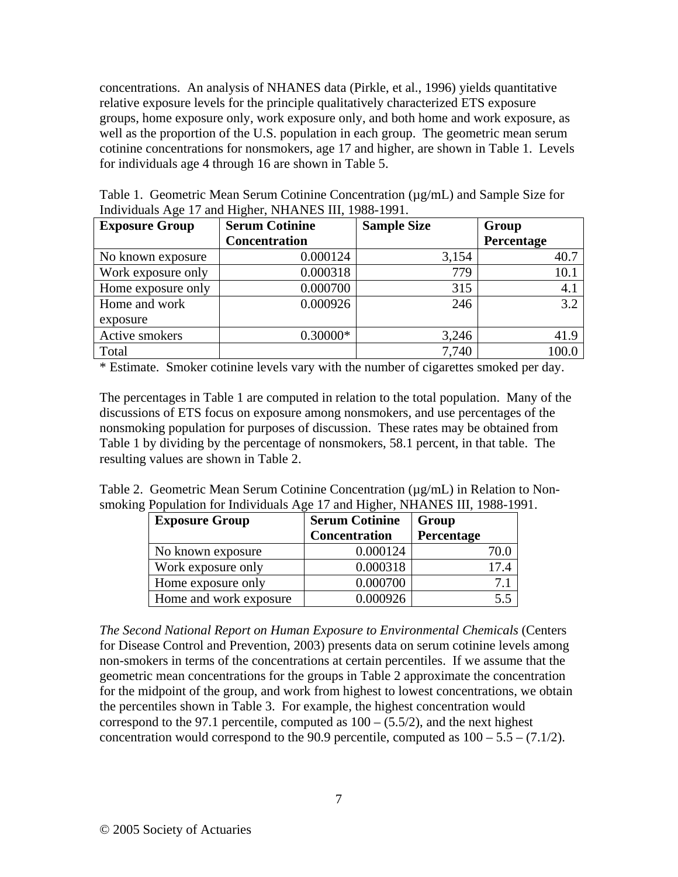concentrations. An analysis of NHANES data (Pirkle, et al., 1996) yields quantitative relative exposure levels for the principle qualitatively characterized ETS exposure groups, home exposure only, work exposure only, and both home and work exposure, as well as the proportion of the U.S. population in each group. The geometric mean serum cotinine concentrations for nonsmokers, age 17 and higher, are shown in Table 1. Levels for individuals age 4 through 16 are shown in Table 5.

Table 1. Geometric Mean Serum Cotinine Concentration (µg/mL) and Sample Size for Individuals Age 17 and Higher, NHANES III, 1988-1991.

| Exposure Group | Serum Cotinine Concentration | Sample Size | Group Percentage |
|---|---|---|---|
| No known exposure | 0.000124 | 3,154 | 40.7 |
| Work exposure only | 0.000318 | 779 | 10.1 |
| Home exposure only | 0.000700 | 315 | 4.1 |
| Home and work exposure | 0.000926 | 246 | 3.2 |
| Active smokers | 0.30000* | 3,246 | 41.9 |
| Total | | 7,740 | 100.0 |

* Estimate. Smoker cotinine levels vary with the number of cigarettes smoked per day.

The percentages in Table 1 are computed in relation to the total population. Many of the discussions of ETS focus on exposure among nonsmokers, and use percentages of the nonsmoking population for purposes of discussion. These rates may be obtained from Table 1 by dividing by the percentage of nonsmokers, 58.1 percent, in that table. The resulting values are shown in Table 2.

Table 2. Geometric Mean Serum Cotinine Concentration (µg/mL) in Relation to Non-smoking Population for Individuals Age 17 and Higher, NHANES III, 1988-1991.

| Exposure Group | Serum Cotinine Concentration | Group Percentage |
|---|---|---|
| No known exposure | 0.000124 | 70.0 |
| Work exposure only | 0.000318 | 17.4 |
| Home exposure only | 0.000700 | 7.1 |
| Home and work exposure | 0.000926 | 5.5 |

*The Second National Report on Human Exposure to Environmental Chemicals* (Centers for Disease Control and Prevention, 2003) presents data on serum cotinine levels among non-smokers in terms of the concentrations at certain percentiles. If we assume that the geometric mean concentrations for the groups in Table 2 approximate the concentration for the midpoint of the group, and work from highest to lowest concentrations, we obtain the percentiles shown in Table 3. For example, the highest concentration would correspond to the 97.1 percentile, computed as $100 - (5.5/2)$, and the next highest concentration would correspond to the 90.9 percentile, computed as $100 - 5.5 - (7.1/2)$.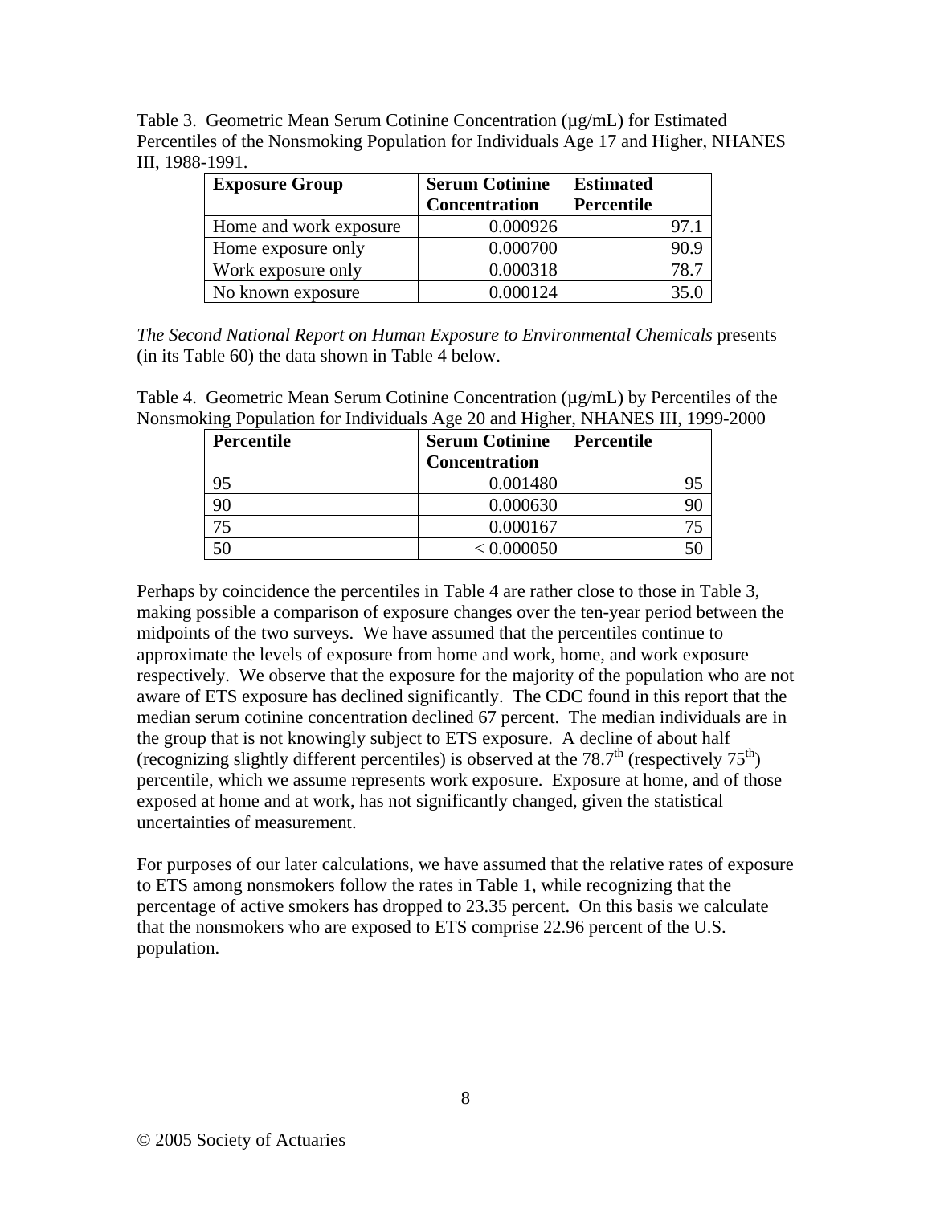Table 3. Geometric Mean Serum Cotinine Concentration (μg/mL) for Estimated Percentiles of the Nonsmoking Population for Individuals Age 17 and Higher, NHANES III, 1988-1991.

| Exposure Group | Serum Cotinine Concentration | Estimated Percentile |
|---|---|---|
| Home and work exposure | 0.000926 | 97.1 |
| Home exposure only | 0.000700 | 90.9 |
| Work exposure only | 0.000318 | 78.7 |
| No known exposure | 0.000124 | 35.0 |

*The Second National Report on Human Exposure to Environmental Chemicals* presents (in its Table 60) the data shown in Table 4 below.

Table 4. Geometric Mean Serum Cotinine Concentration (μg/mL) by Percentiles of the Nonsmoking Population for Individuals Age 20 and Higher, NHANES III, 1999-2000

| Percentile | Serum Cotinine Concentration | Percentile |
|---|---|---|
| 95 | 0.001480 | 95 |
| 90 | 0.000630 | 90 |
| 75 | 0.000167 | 75 |
| 50 | < 0.000050 | 50 |

Perhaps by coincidence the percentiles in Table 4 are rather close to those in Table 3, making possible a comparison of exposure changes over the ten-year period between the midpoints of the two surveys. We have assumed that the percentiles continue to approximate the levels of exposure from home and work, home, and work exposure respectively. We observe that the exposure for the majority of the population who are not aware of ETS exposure has declined significantly. The CDC found in this report that the median serum cotinine concentration declined 67 percent. The median individuals are in the group that is not knowingly subject to ETS exposure. A decline of about half (recognizing slightly different percentiles) is observed at the 78.7$^{th}$ (respectively 75$^{th}$) percentile, which we assume represents work exposure. Exposure at home, and of those exposed at home and at work, has not significantly changed, given the statistical uncertainties of measurement.

For purposes of our later calculations, we have assumed that the relative rates of exposure to ETS among nonsmokers follow the rates in Table 1, while recognizing that the percentage of active smokers has dropped to 23.35 percent. On this basis we calculate that the nonsmokers who are exposed to ETS comprise 22.96 percent of the U.S. population.

© 2005 Society of Actuaries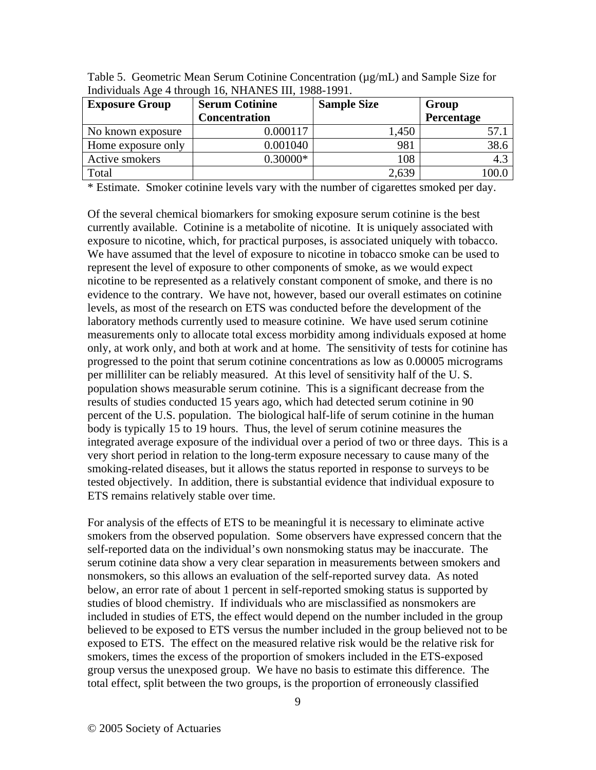Table 5. Geometric Mean Serum Cotinine Concentration (μg/mL) and Sample Size for Individuals Age 4 through 16, NHANES III, 1988-1991.

| Exposure Group | Serum Cotinine Concentration | Sample Size | Group Percentage |
|---|---|---|---|
| No known exposure | 0.000117 | 1,450 | 57.1 |
| Home exposure only | 0.001040 | 981 | 38.6 |
| Active smokers | 0.30000* | 108 | 4.3 |
| Total | | 2,639 | 100.0 |

* Estimate. Smoker cotinine levels vary with the number of cigarettes smoked per day.

Of the several chemical biomarkers for smoking exposure serum cotinine is the best currently available. Cotinine is a metabolite of nicotine. It is uniquely associated with exposure to nicotine, which, for practical purposes, is associated uniquely with tobacco. We have assumed that the level of exposure to nicotine in tobacco smoke can be used to represent the level of exposure to other components of smoke, as we would expect nicotine to be represented as a relatively constant component of smoke, and there is no evidence to the contrary. We have not, however, based our overall estimates on cotinine levels, as most of the research on ETS was conducted before the development of the laboratory methods currently used to measure cotinine. We have used serum cotinine measurements only to allocate total excess morbidity among individuals exposed at home only, at work only, and both at work and at home. The sensitivity of tests for cotinine has progressed to the point that serum cotinine concentrations as low as 0.00005 micrograms per milliliter can be reliably measured. At this level of sensitivity half of the U. S. population shows measurable serum cotinine. This is a significant decrease from the results of studies conducted 15 years ago, which had detected serum cotinine in 90 percent of the U.S. population. The biological half-life of serum cotinine in the human body is typically 15 to 19 hours. Thus, the level of serum cotinine measures the integrated average exposure of the individual over a period of two or three days. This is a very short period in relation to the long-term exposure necessary to cause many of the smoking-related diseases, but it allows the status reported in response to surveys to be tested objectively. In addition, there is substantial evidence that individual exposure to ETS remains relatively stable over time.

For analysis of the effects of ETS to be meaningful it is necessary to eliminate active smokers from the observed population. Some observers have expressed concern that the self-reported data on the individual's own nonsmoking status may be inaccurate. The serum cotinine data show a very clear separation in measurements between smokers and nonsmokers, so this allows an evaluation of the self-reported survey data. As noted below, an error rate of about 1 percent in self-reported smoking status is supported by studies of blood chemistry. If individuals who are misclassified as nonsmokers are included in studies of ETS, the effect would depend on the number included in the group believed to be exposed to ETS versus the number included in the group believed not to be exposed to ETS. The effect on the measured relative risk would be the relative risk for smokers, times the excess of the proportion of smokers included in the ETS-exposed group versus the unexposed group. We have no basis to estimate this difference. The total effect, split between the two groups, is the proportion of erroneously classified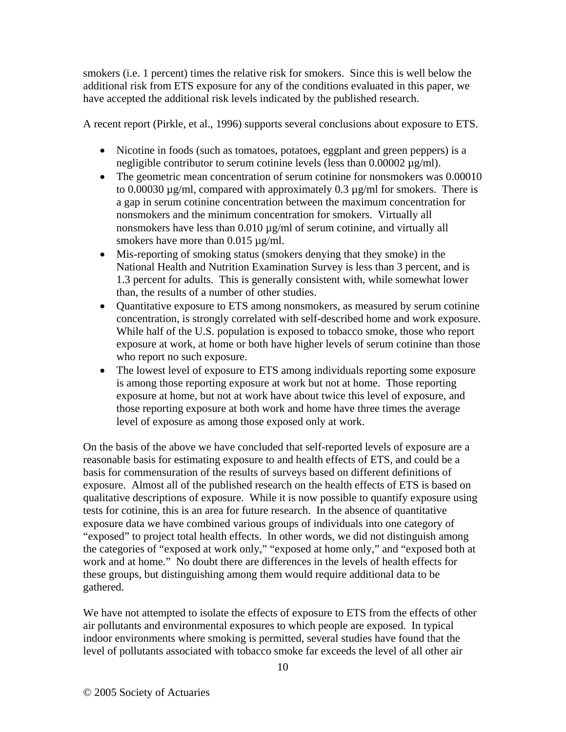smokers (i.e. 1 percent) times the relative risk for smokers. Since this is well below the additional risk from ETS exposure for any of the conditions evaluated in this paper, we have accepted the additional risk levels indicated by the published research.

A recent report (Pirkle, et al., 1996) supports several conclusions about exposure to ETS.

- Nicotine in foods (such as tomatoes, potatoes, eggplant and green peppers) is a negligible contributor to serum cotinine levels (less than 0.00002 µg/ml).
- The geometric mean concentration of serum cotinine for nonsmokers was 0.00010 to 0.00030 µg/ml, compared with approximately 0.3 µg/ml for smokers. There is a gap in serum cotinine concentration between the maximum concentration for nonsmokers and the minimum concentration for smokers. Virtually all nonsmokers have less than 0.010 µg/ml of serum cotinine, and virtually all smokers have more than 0.015 µg/ml.
- Mis-reporting of smoking status (smokers denying that they smoke) in the National Health and Nutrition Examination Survey is less than 3 percent, and is 1.3 percent for adults. This is generally consistent with, while somewhat lower than, the results of a number of other studies.
- Quantitative exposure to ETS among nonsmokers, as measured by serum cotinine concentration, is strongly correlated with self-described home and work exposure. While half of the U.S. population is exposed to tobacco smoke, those who report exposure at work, at home or both have higher levels of serum cotinine than those who report no such exposure.
- The lowest level of exposure to ETS among individuals reporting some exposure is among those reporting exposure at work but not at home. Those reporting exposure at home, but not at work have about twice this level of exposure, and those reporting exposure at both work and home have three times the average level of exposure as among those exposed only at work.

On the basis of the above we have concluded that self-reported levels of exposure are a reasonable basis for estimating exposure to and health effects of ETS, and could be a basis for commensuration of the results of surveys based on different definitions of exposure. Almost all of the published research on the health effects of ETS is based on qualitative descriptions of exposure. While it is now possible to quantify exposure using tests for cotinine, this is an area for future research. In the absence of quantitative exposure data we have combined various groups of individuals into one category of "exposed" to project total health effects. In other words, we did not distinguish among the categories of "exposed at work only," "exposed at home only," and "exposed both at work and at home." No doubt there are differences in the levels of health effects for these groups, but distinguishing among them would require additional data to be gathered.

We have not attempted to isolate the effects of exposure to ETS from the effects of other air pollutants and environmental exposures to which people are exposed. In typical indoor environments where smoking is permitted, several studies have found that the level of pollutants associated with tobacco smoke far exceeds the level of all other air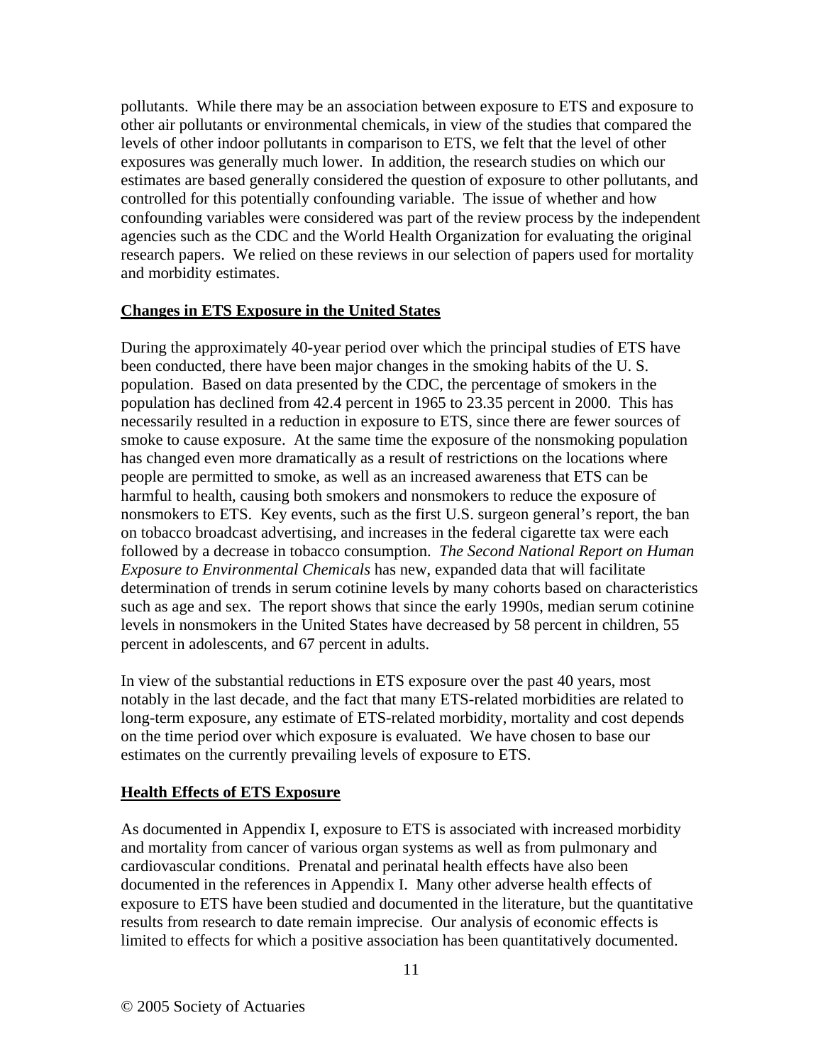pollutants. While there may be an association between exposure to ETS and exposure to other air pollutants or environmental chemicals, in view of the studies that compared the levels of other indoor pollutants in comparison to ETS, we felt that the level of other exposures was generally much lower. In addition, the research studies on which our estimates are based generally considered the question of exposure to other pollutants, and controlled for this potentially confounding variable. The issue of whether and how confounding variables were considered was part of the review process by the independent agencies such as the CDC and the World Health Organization for evaluating the original research papers. We relied on these reviews in our selection of papers used for mortality and morbidity estimates.

## Changes in ETS Exposure in the United States

During the approximately 40-year period over which the principal studies of ETS have been conducted, there have been major changes in the smoking habits of the U. S. population. Based on data presented by the CDC, the percentage of smokers in the population has declined from 42.4 percent in 1965 to 23.35 percent in 2000. This has necessarily resulted in a reduction in exposure to ETS, since there are fewer sources of smoke to cause exposure. At the same time the exposure of the nonsmoking population has changed even more dramatically as a result of restrictions on the locations where people are permitted to smoke, as well as an increased awareness that ETS can be harmful to health, causing both smokers and nonsmokers to reduce the exposure of nonsmokers to ETS. Key events, such as the first U.S. surgeon general's report, the ban on tobacco broadcast advertising, and increases in the federal cigarette tax were each followed by a decrease in tobacco consumption. *The Second National Report on Human Exposure to Environmental Chemicals* has new, expanded data that will facilitate determination of trends in serum cotinine levels by many cohorts based on characteristics such as age and sex. The report shows that since the early 1990s, median serum cotinine levels in nonsmokers in the United States have decreased by 58 percent in children, 55 percent in adolescents, and 67 percent in adults.

In view of the substantial reductions in ETS exposure over the past 40 years, most notably in the last decade, and the fact that many ETS-related morbidities are related to long-term exposure, any estimate of ETS-related morbidity, mortality and cost depends on the time period over which exposure is evaluated. We have chosen to base our estimates on the currently prevailing levels of exposure to ETS.

## Health Effects of ETS Exposure

As documented in Appendix I, exposure to ETS is associated with increased morbidity and mortality from cancer of various organ systems as well as from pulmonary and cardiovascular conditions. Prenatal and perinatal health effects have also been documented in the references in Appendix I. Many other adverse health effects of exposure to ETS have been studied and documented in the literature, but the quantitative results from research to date remain imprecise. Our analysis of economic effects is limited to effects for which a positive association has been quantitatively documented.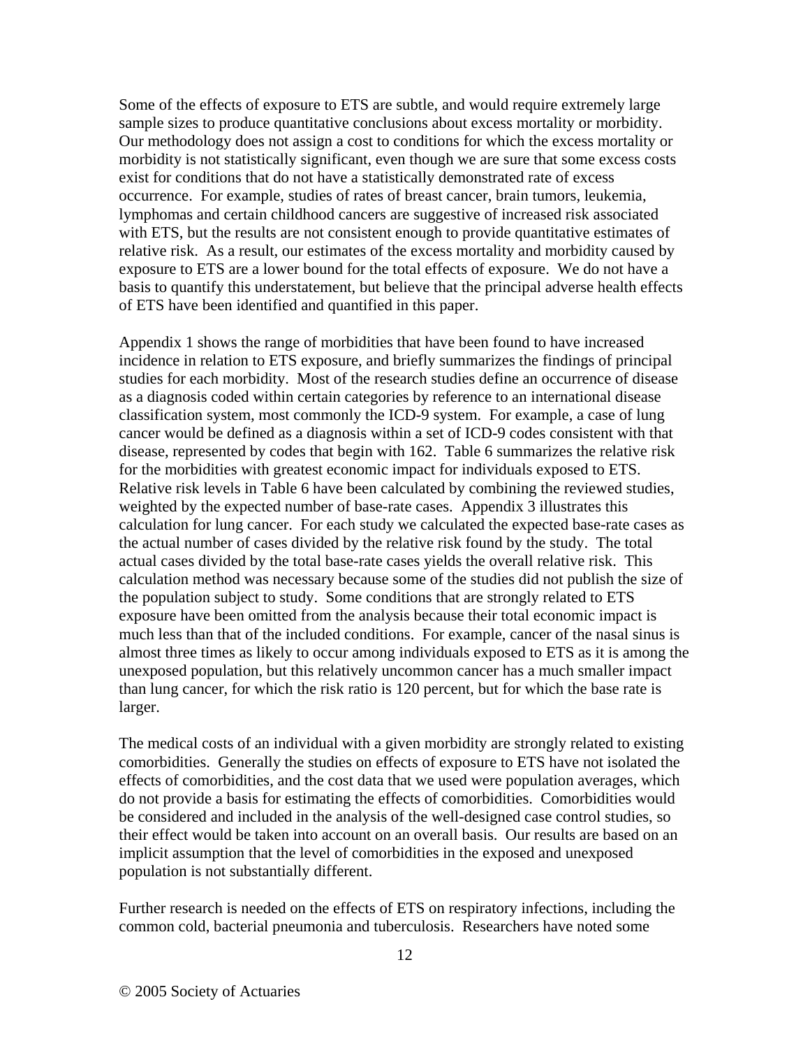Some of the effects of exposure to ETS are subtle, and would require extremely large sample sizes to produce quantitative conclusions about excess mortality or morbidity. Our methodology does not assign a cost to conditions for which the excess mortality or morbidity is not statistically significant, even though we are sure that some excess costs exist for conditions that do not have a statistically demonstrated rate of excess occurrence. For example, studies of rates of breast cancer, brain tumors, leukemia, lymphomas and certain childhood cancers are suggestive of increased risk associated with ETS, but the results are not consistent enough to provide quantitative estimates of relative risk. As a result, our estimates of the excess mortality and morbidity caused by exposure to ETS are a lower bound for the total effects of exposure. We do not have a basis to quantify this understatement, but believe that the principal adverse health effects of ETS have been identified and quantified in this paper.

Appendix 1 shows the range of morbidities that have been found to have increased incidence in relation to ETS exposure, and briefly summarizes the findings of principal studies for each morbidity. Most of the research studies define an occurrence of disease as a diagnosis coded within certain categories by reference to an international disease classification system, most commonly the ICD-9 system. For example, a case of lung cancer would be defined as a diagnosis within a set of ICD-9 codes consistent with that disease, represented by codes that begin with 162. Table 6 summarizes the relative risk for the morbidities with greatest economic impact for individuals exposed to ETS. Relative risk levels in Table 6 have been calculated by combining the reviewed studies, weighted by the expected number of base-rate cases. Appendix 3 illustrates this calculation for lung cancer. For each study we calculated the expected base-rate cases as the actual number of cases divided by the relative risk found by the study. The total actual cases divided by the total base-rate cases yields the overall relative risk. This calculation method was necessary because some of the studies did not publish the size of the population subject to study. Some conditions that are strongly related to ETS exposure have been omitted from the analysis because their total economic impact is much less than that of the included conditions. For example, cancer of the nasal sinus is almost three times as likely to occur among individuals exposed to ETS as it is among the unexposed population, but this relatively uncommon cancer has a much smaller impact than lung cancer, for which the risk ratio is 120 percent, but for which the base rate is larger.

The medical costs of an individual with a given morbidity are strongly related to existing comorbidities. Generally the studies on effects of exposure to ETS have not isolated the effects of comorbidities, and the cost data that we used were population averages, which do not provide a basis for estimating the effects of comorbidities. Comorbidities would be considered and included in the analysis of the well-designed case control studies, so their effect would be taken into account on an overall basis. Our results are based on an implicit assumption that the level of comorbidities in the exposed and unexposed population is not substantially different.

Further research is needed on the effects of ETS on respiratory infections, including the common cold, bacterial pneumonia and tuberculosis. Researchers have noted some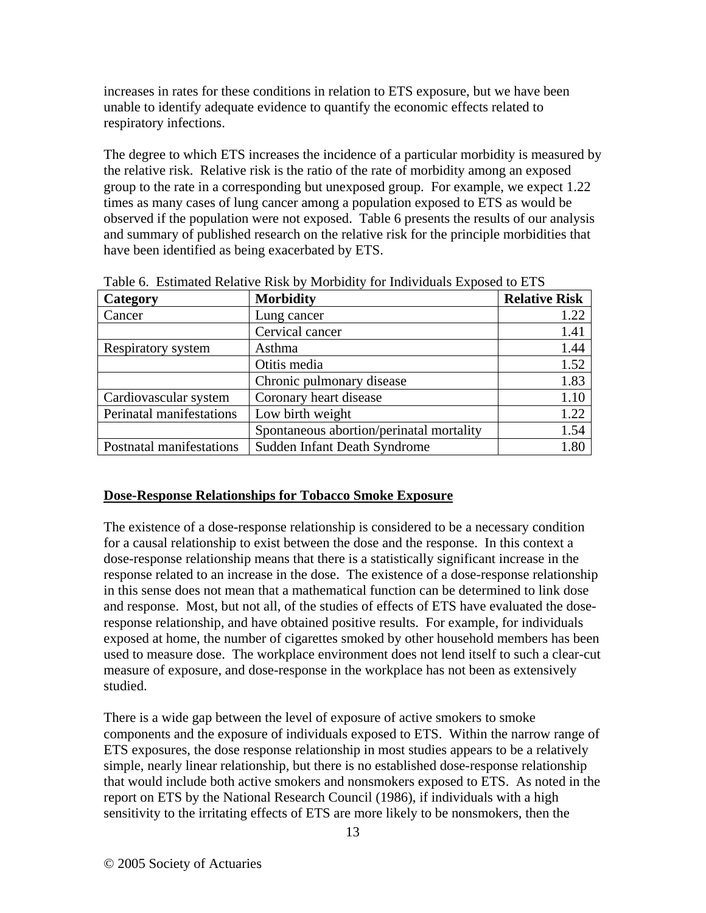increases in rates for these conditions in relation to ETS exposure, but we have been unable to identify adequate evidence to quantify the economic effects related to respiratory infections.

The degree to which ETS increases the incidence of a particular morbidity is measured by the relative risk. Relative risk is the ratio of the rate of morbidity among an exposed group to the rate in a corresponding but unexposed group. For example, we expect 1.22 times as many cases of lung cancer among a population exposed to ETS as would be observed if the population were not exposed. Table 6 presents the results of our analysis and summary of published research on the relative risk for the principle morbidities that have been identified as being exacerbated by ETS.

Table 6. Estimated Relative Risk by Morbidity for Individuals Exposed to ETS

| Category | Morbidity | Relative Risk |
|---|---|---:|
| Cancer | Lung cancer | 1.22 |
| | Cervical cancer | 1.41 |
| Respiratory system | Asthma | 1.44 |
| | Otitis media | 1.52 |
| | Chronic pulmonary disease | 1.83 |
| Cardiovascular system | Coronary heart disease | 1.10 |
| Perinatal manifestations | Low birth weight | 1.22 |
| | Spontaneous abortion/perinatal mortality | 1.54 |
| Postnatal manifestations | Sudden Infant Death Syndrome | 1.80 |

## Dose-Response Relationships for Tobacco Smoke Exposure

The existence of a dose-response relationship is considered to be a necessary condition for a causal relationship to exist between the dose and the response. In this context a dose-response relationship means that there is a statistically significant increase in the response related to an increase in the dose. The existence of a dose-response relationship in this sense does not mean that a mathematical function can be determined to link dose and response. Most, but not all, of the studies of effects of ETS have evaluated the dose-response relationship, and have obtained positive results. For example, for individuals exposed at home, the number of cigarettes smoked by other household members has been used to measure dose. The workplace environment does not lend itself to such a clear-cut measure of exposure, and dose-response in the workplace has not been as extensively studied.

There is a wide gap between the level of exposure of active smokers to smoke components and the exposure of individuals exposed to ETS. Within the narrow range of ETS exposures, the dose response relationship in most studies appears to be a relatively simple, nearly linear relationship, but there is no established dose-response relationship that would include both active smokers and nonsmokers exposed to ETS. As noted in the report on ETS by the National Research Council (1986), if individuals with a high sensitivity to the irritating effects of ETS are more likely to be nonsmokers, then the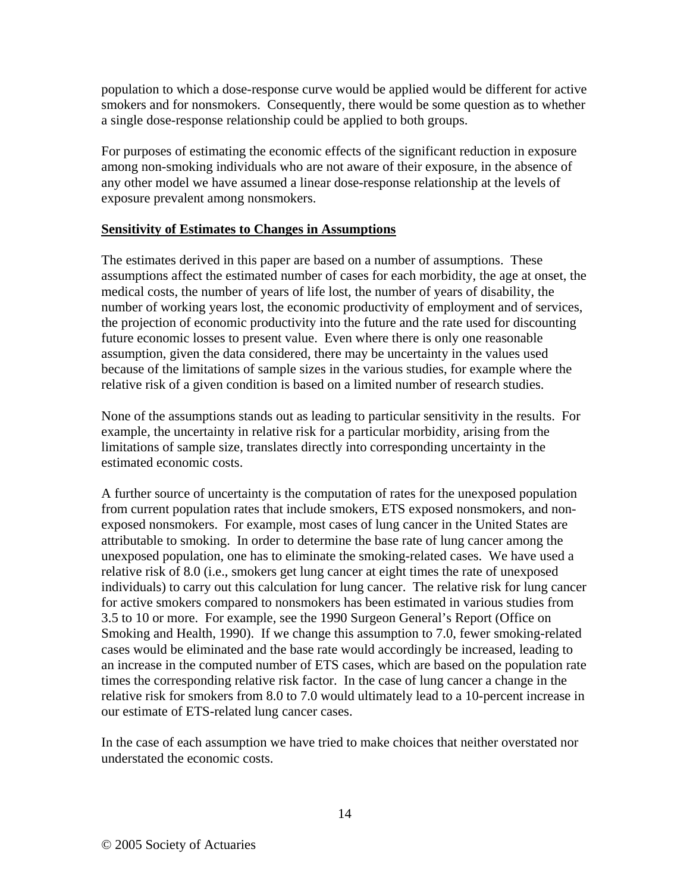population to which a dose-response curve would be applied would be different for active smokers and for nonsmokers. Consequently, there would be some question as to whether a single dose-response relationship could be applied to both groups.

For purposes of estimating the economic effects of the significant reduction in exposure among non-smoking individuals who are not aware of their exposure, in the absence of any other model we have assumed a linear dose-response relationship at the levels of exposure prevalent among nonsmokers.

## Sensitivity of Estimates to Changes in Assumptions

The estimates derived in this paper are based on a number of assumptions. These assumptions affect the estimated number of cases for each morbidity, the age at onset, the medical costs, the number of years of life lost, the number of years of disability, the number of working years lost, the economic productivity of employment and of services, the projection of economic productivity into the future and the rate used for discounting future economic losses to present value. Even where there is only one reasonable assumption, given the data considered, there may be uncertainty in the values used because of the limitations of sample sizes in the various studies, for example where the relative risk of a given condition is based on a limited number of research studies.

None of the assumptions stands out as leading to particular sensitivity in the results. For example, the uncertainty in relative risk for a particular morbidity, arising from the limitations of sample size, translates directly into corresponding uncertainty in the estimated economic costs.

A further source of uncertainty is the computation of rates for the unexposed population from current population rates that include smokers, ETS exposed nonsmokers, and non-exposed nonsmokers. For example, most cases of lung cancer in the United States are attributable to smoking. In order to determine the base rate of lung cancer among the unexposed population, one has to eliminate the smoking-related cases. We have used a relative risk of 8.0 (i.e., smokers get lung cancer at eight times the rate of unexposed individuals) to carry out this calculation for lung cancer. The relative risk for lung cancer for active smokers compared to nonsmokers has been estimated in various studies from 3.5 to 10 or more. For example, see the 1990 Surgeon General's Report (Office on Smoking and Health, 1990). If we change this assumption to 7.0, fewer smoking-related cases would be eliminated and the base rate would accordingly be increased, leading to an increase in the computed number of ETS cases, which are based on the population rate times the corresponding relative risk factor. In the case of lung cancer a change in the relative risk for smokers from 8.0 to 7.0 would ultimately lead to a 10-percent increase in our estimate of ETS-related lung cancer cases.

In the case of each assumption we have tried to make choices that neither overstated nor understated the economic costs.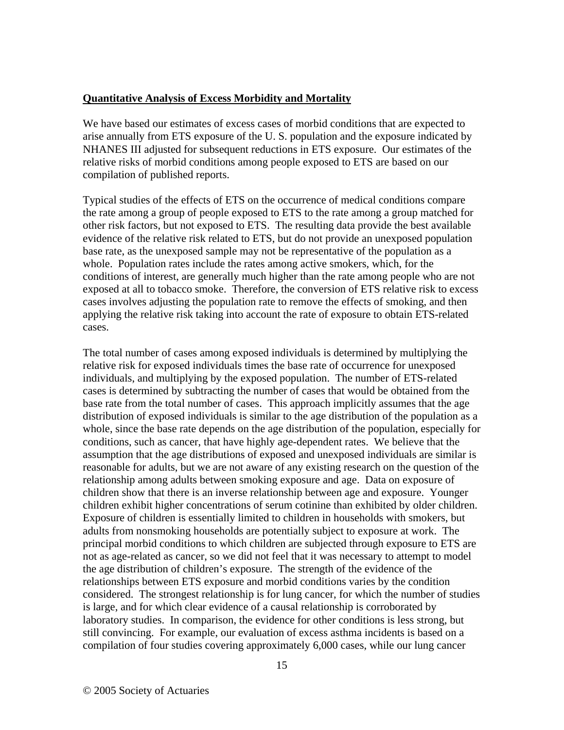**Quantitative Analysis of Excess Morbidity and Mortality**

We have based our estimates of excess cases of morbid conditions that are expected to arise annually from ETS exposure of the U. S. population and the exposure indicated by NHANES III adjusted for subsequent reductions in ETS exposure. Our estimates of the relative risks of morbid conditions among people exposed to ETS are based on our compilation of published reports.

Typical studies of the effects of ETS on the occurrence of medical conditions compare the rate among a group of people exposed to ETS to the rate among a group matched for other risk factors, but not exposed to ETS. The resulting data provide the best available evidence of the relative risk related to ETS, but do not provide an unexposed population base rate, as the unexposed sample may not be representative of the population as a whole. Population rates include the rates among active smokers, which, for the conditions of interest, are generally much higher than the rate among people who are not exposed at all to tobacco smoke. Therefore, the conversion of ETS relative risk to excess cases involves adjusting the population rate to remove the effects of smoking, and then applying the relative risk taking into account the rate of exposure to obtain ETS-related cases.

The total number of cases among exposed individuals is determined by multiplying the relative risk for exposed individuals times the base rate of occurrence for unexposed individuals, and multiplying by the exposed population. The number of ETS-related cases is determined by subtracting the number of cases that would be obtained from the base rate from the total number of cases. This approach implicitly assumes that the age distribution of exposed individuals is similar to the age distribution of the population as a whole, since the base rate depends on the age distribution of the population, especially for conditions, such as cancer, that have highly age-dependent rates. We believe that the assumption that the age distributions of exposed and unexposed individuals are similar is reasonable for adults, but we are not aware of any existing research on the question of the relationship among adults between smoking exposure and age. Data on exposure of children show that there is an inverse relationship between age and exposure. Younger children exhibit higher concentrations of serum cotinine than exhibited by older children. Exposure of children is essentially limited to children in households with smokers, but adults from nonsmoking households are potentially subject to exposure at work. The principal morbid conditions to which children are subjected through exposure to ETS are not as age-related as cancer, so we did not feel that it was necessary to attempt to model the age distribution of children's exposure. The strength of the evidence of the relationships between ETS exposure and morbid conditions varies by the condition considered. The strongest relationship is for lung cancer, for which the number of studies is large, and for which clear evidence of a causal relationship is corroborated by laboratory studies. In comparison, the evidence for other conditions is less strong, but still convincing. For example, our evaluation of excess asthma incidents is based on a compilation of four studies covering approximately 6,000 cases, while our lung cancer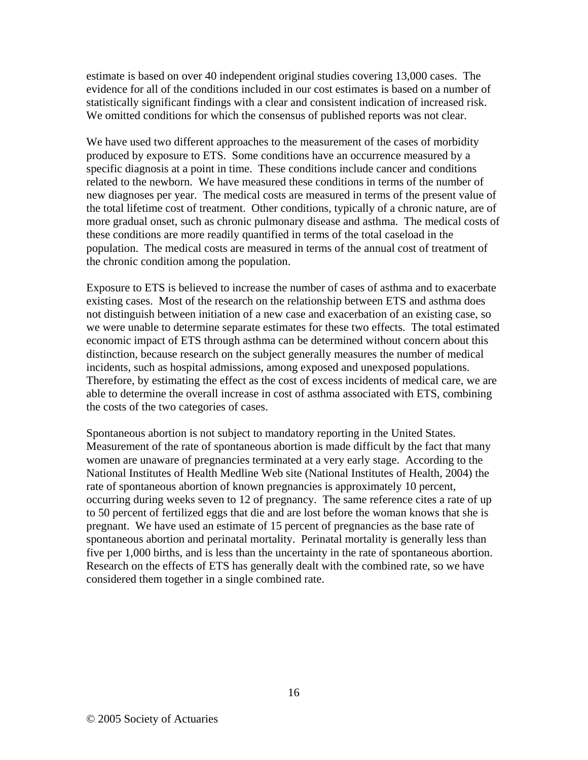estimate is based on over 40 independent original studies covering 13,000 cases. The evidence for all of the conditions included in our cost estimates is based on a number of statistically significant findings with a clear and consistent indication of increased risk. We omitted conditions for which the consensus of published reports was not clear.

We have used two different approaches to the measurement of the cases of morbidity produced by exposure to ETS. Some conditions have an occurrence measured by a specific diagnosis at a point in time. These conditions include cancer and conditions related to the newborn. We have measured these conditions in terms of the number of new diagnoses per year. The medical costs are measured in terms of the present value of the total lifetime cost of treatment. Other conditions, typically of a chronic nature, are of more gradual onset, such as chronic pulmonary disease and asthma. The medical costs of these conditions are more readily quantified in terms of the total caseload in the population. The medical costs are measured in terms of the annual cost of treatment of the chronic condition among the population.

Exposure to ETS is believed to increase the number of cases of asthma and to exacerbate existing cases. Most of the research on the relationship between ETS and asthma does not distinguish between initiation of a new case and exacerbation of an existing case, so we were unable to determine separate estimates for these two effects. The total estimated economic impact of ETS through asthma can be determined without concern about this distinction, because research on the subject generally measures the number of medical incidents, such as hospital admissions, among exposed and unexposed populations. Therefore, by estimating the effect as the cost of excess incidents of medical care, we are able to determine the overall increase in cost of asthma associated with ETS, combining the costs of the two categories of cases.

Spontaneous abortion is not subject to mandatory reporting in the United States. Measurement of the rate of spontaneous abortion is made difficult by the fact that many women are unaware of pregnancies terminated at a very early stage. According to the National Institutes of Health Medline Web site (National Institutes of Health, 2004) the rate of spontaneous abortion of known pregnancies is approximately 10 percent, occurring during weeks seven to 12 of pregnancy. The same reference cites a rate of up to 50 percent of fertilized eggs that die and are lost before the woman knows that she is pregnant. We have used an estimate of 15 percent of pregnancies as the base rate of spontaneous abortion and perinatal mortality. Perinatal mortality is generally less than five per 1,000 births, and is less than the uncertainty in the rate of spontaneous abortion. Research on the effects of ETS has generally dealt with the combined rate, so we have considered them together in a single combined rate.

© 2005 Society of Actuaries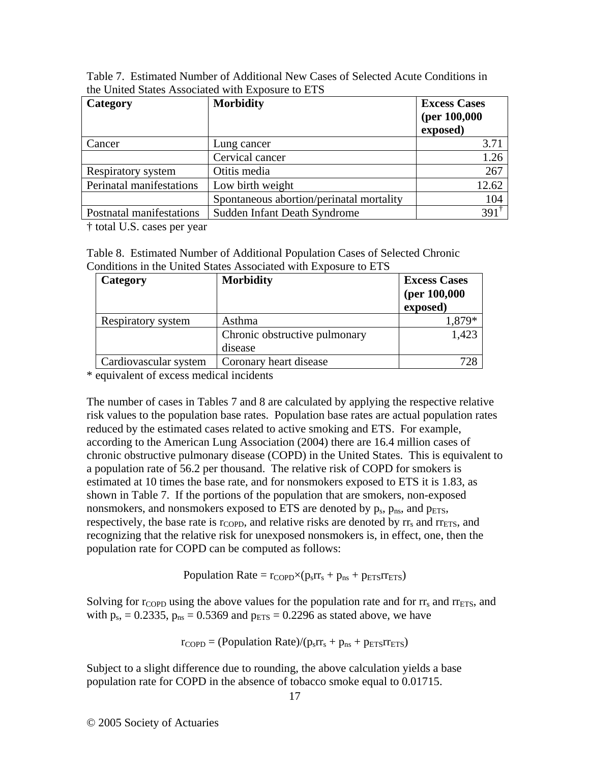Table 7. Estimated Number of Additional New Cases of Selected Acute Conditions in the United States Associated with Exposure to ETS

| Category | Morbidity | Excess Cases (per 100,000 exposed) |
|---|---|---|
| Cancer | Lung cancer | 3.71 |
| | Cervical cancer | 1.26 |
| Respiratory system | Otitis media | 267 |
| Perinatal manifestations | Low birth weight | 12.62 |
| | Spontaneous abortion/perinatal mortality | 104 |
| Postnatal manifestations | Sudden Infant Death Syndrome | 391† |

† total U.S. cases per year

Table 8. Estimated Number of Additional Population Cases of Selected Chronic Conditions in the United States Associated with Exposure to ETS

| Category | Morbidity | Excess Cases (per 100,000 exposed) |
|---|---|---|
| Respiratory system | Asthma | 1,879* |
| | Chronic obstructive pulmonary disease | 1,423 |
| Cardiovascular system | Coronary heart disease | 728 |

* equivalent of excess medical incidents

The number of cases in Tables 7 and 8 are calculated by applying the respective relative risk values to the population base rates. Population base rates are actual population rates reduced by the estimated cases related to active smoking and ETS. For example, according to the American Lung Association (2004) there are 16.4 million cases of chronic obstructive pulmonary disease (COPD) in the United States. This is equivalent to a population rate of 56.2 per thousand. The relative risk of COPD for smokers is estimated at 10 times the base rate, and for nonsmokers exposed to ETS it is 1.83, as shown in Table 7. If the portions of the population that are smokers, non-exposed nonsmokers, and nonsmokers exposed to ETS are denoted by $p_s$, $p_{ns}$, and $p_{ETS}$, respectively, the base rate is $r_{COPD}$, and relative risks are denoted by $rr_s$ and $rr_{ETS}$, and recognizing that the relative risk for unexposed nonsmokers is, in effect, one, then the population rate for COPD can be computed as follows:

$$\text{Population Rate} = r_{COPD} \times (p_s rr_s + p_{ns} + p_{ETS} rr_{ETS})$$

Solving for $r_{COPD}$ using the above values for the population rate and for $rr_s$ and $rr_{ETS}$, and with $p_s$, = 0.2335, $p_{ns}$ = 0.5369 and $p_{ETS}$ = 0.2296 as stated above, we have

$$r_{COPD} = (\text{Population Rate})/(p_s rr_s + p_{ns} + p_{ETS} rr_{ETS})$$

Subject to a slight difference due to rounding, the above calculation yields a base population rate for COPD in the absence of tobacco smoke equal to 0.01715.

© 2005 Society of Actuaries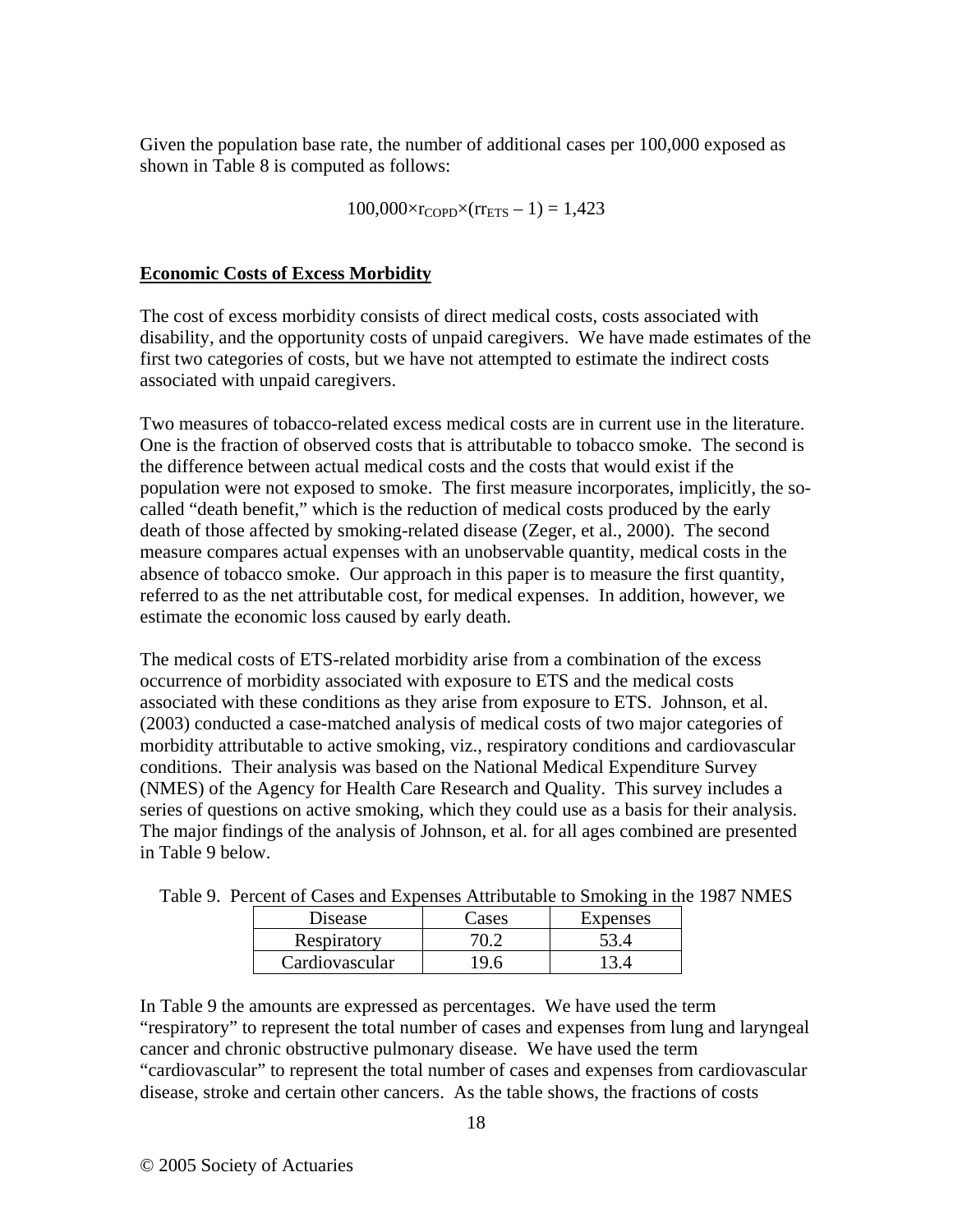Given the population base rate, the number of additional cases per 100,000 exposed as shown in Table 8 is computed as follows:

$$100{,}000 \times r_{COPD} \times (rr_{ETS} - 1) = 1{,}423$$

## Economic Costs of Excess Morbidity

The cost of excess morbidity consists of direct medical costs, costs associated with disability, and the opportunity costs of unpaid caregivers. We have made estimates of the first two categories of costs, but we have not attempted to estimate the indirect costs associated with unpaid caregivers.

Two measures of tobacco-related excess medical costs are in current use in the literature. One is the fraction of observed costs that is attributable to tobacco smoke. The second is the difference between actual medical costs and the costs that would exist if the population were not exposed to smoke. The first measure incorporates, implicitly, the so-called "death benefit," which is the reduction of medical costs produced by the early death of those affected by smoking-related disease (Zeger, et al., 2000). The second measure compares actual expenses with an unobservable quantity, medical costs in the absence of tobacco smoke. Our approach in this paper is to measure the first quantity, referred to as the net attributable cost, for medical expenses. In addition, however, we estimate the economic loss caused by early death.

The medical costs of ETS-related morbidity arise from a combination of the excess occurrence of morbidity associated with exposure to ETS and the medical costs associated with these conditions as they arise from exposure to ETS. Johnson, et al. (2003) conducted a case-matched analysis of medical costs of two major categories of morbidity attributable to active smoking, viz., respiratory conditions and cardiovascular conditions. Their analysis was based on the National Medical Expenditure Survey (NMES) of the Agency for Health Care Research and Quality. This survey includes a series of questions on active smoking, which they could use as a basis for their analysis. The major findings of the analysis of Johnson, et al. for all ages combined are presented in Table 9 below.

Table 9. Percent of Cases and Expenses Attributable to Smoking in the 1987 NMES

| Disease | Cases | Expenses |
|---|---|---|
| Respiratory | 70.2 | 53.4 |
| Cardiovascular | 19.6 | 13.4 |

In Table 9 the amounts are expressed as percentages. We have used the term "respiratory" to represent the total number of cases and expenses from lung and laryngeal cancer and chronic obstructive pulmonary disease. We have used the term "cardiovascular" to represent the total number of cases and expenses from cardiovascular disease, stroke and certain other cancers. As the table shows, the fractions of costs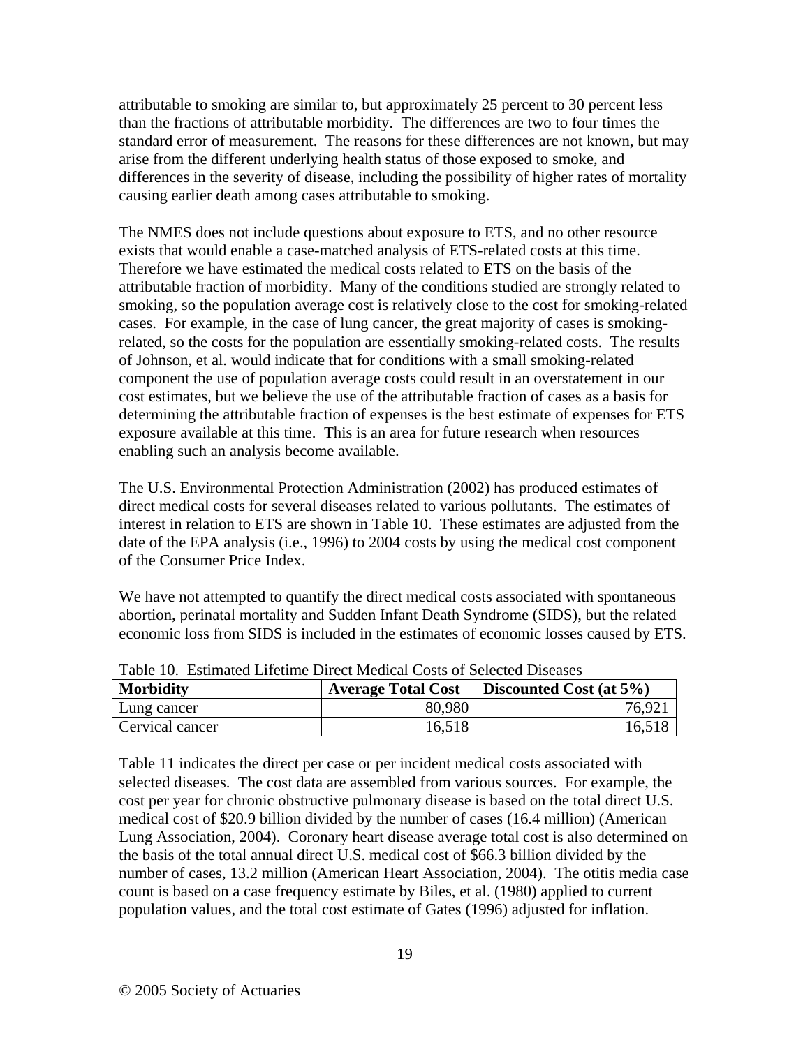attributable to smoking are similar to, but approximately 25 percent to 30 percent less than the fractions of attributable morbidity. The differences are two to four times the standard error of measurement. The reasons for these differences are not known, but may arise from the different underlying health status of those exposed to smoke, and differences in the severity of disease, including the possibility of higher rates of mortality causing earlier death among cases attributable to smoking.

The NMES does not include questions about exposure to ETS, and no other resource exists that would enable a case-matched analysis of ETS-related costs at this time. Therefore we have estimated the medical costs related to ETS on the basis of the attributable fraction of morbidity. Many of the conditions studied are strongly related to smoking, so the population average cost is relatively close to the cost for smoking-related cases. For example, in the case of lung cancer, the great majority of cases is smoking-related, so the costs for the population are essentially smoking-related costs. The results of Johnson, et al. would indicate that for conditions with a small smoking-related component the use of population average costs could result in an overstatement in our cost estimates, but we believe the use of the attributable fraction of cases as a basis for determining the attributable fraction of expenses is the best estimate of expenses for ETS exposure available at this time. This is an area for future research when resources enabling such an analysis become available.

The U.S. Environmental Protection Administration (2002) has produced estimates of direct medical costs for several diseases related to various pollutants. The estimates of interest in relation to ETS are shown in Table 10. These estimates are adjusted from the date of the EPA analysis (i.e., 1996) to 2004 costs by using the medical cost component of the Consumer Price Index.

We have not attempted to quantify the direct medical costs associated with spontaneous abortion, perinatal mortality and Sudden Infant Death Syndrome (SIDS), but the related economic loss from SIDS is included in the estimates of economic losses caused by ETS.

Table 10. Estimated Lifetime Direct Medical Costs of Selected Diseases

| Morbidity | Average Total Cost | Discounted Cost (at 5%) |
|---|---:|---:|
| Lung cancer | 80,980 | 76,921 |
| Cervical cancer | 16,518 | 16,518 |

Table 11 indicates the direct per case or per incident medical costs associated with selected diseases. The cost data are assembled from various sources. For example, the cost per year for chronic obstructive pulmonary disease is based on the total direct U.S. medical cost of $20.9 billion divided by the number of cases (16.4 million) (American Lung Association, 2004). Coronary heart disease average total cost is also determined on the basis of the total annual direct U.S. medical cost of $66.3 billion divided by the number of cases, 13.2 million (American Heart Association, 2004). The otitis media case count is based on a case frequency estimate by Biles, et al. (1980) applied to current population values, and the total cost estimate of Gates (1996) adjusted for inflation.

© 2005 Society of Actuaries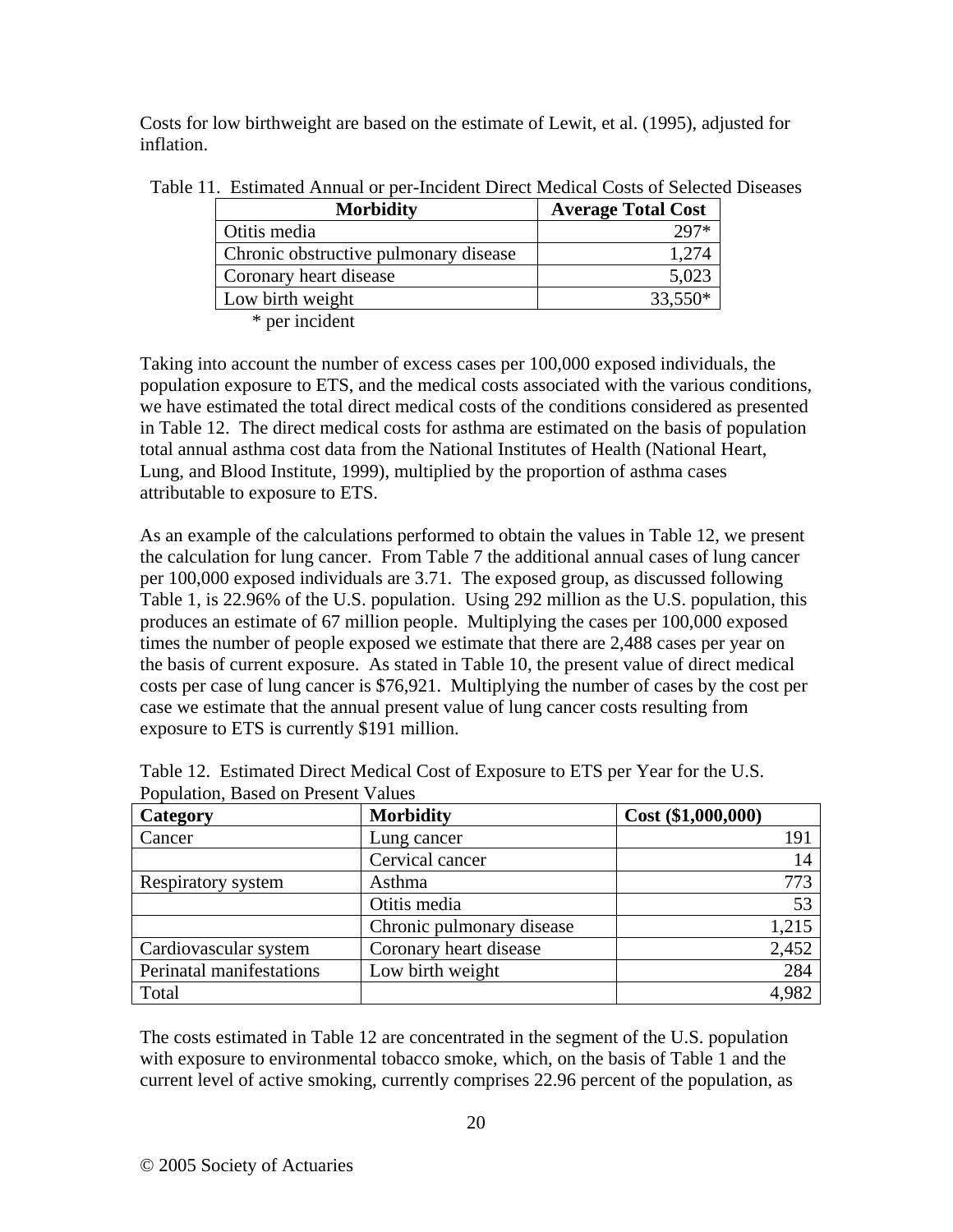Costs for low birthweight are based on the estimate of Lewit, et al. (1995), adjusted for inflation.

Table 11. Estimated Annual or per-Incident Direct Medical Costs of Selected Diseases

| Morbidity | Average Total Cost |
|---|---:|
| Otitis media | 297* |
| Chronic obstructive pulmonary disease | 1,274 |
| Coronary heart disease | 5,023 |
| Low birth weight | 33,550* |

\* per incident

Taking into account the number of excess cases per 100,000 exposed individuals, the population exposure to ETS, and the medical costs associated with the various conditions, we have estimated the total direct medical costs of the conditions considered as presented in Table 12. The direct medical costs for asthma are estimated on the basis of population total annual asthma cost data from the National Institutes of Health (National Heart, Lung, and Blood Institute, 1999), multiplied by the proportion of asthma cases attributable to exposure to ETS.

As an example of the calculations performed to obtain the values in Table 12, we present the calculation for lung cancer. From Table 7 the additional annual cases of lung cancer per 100,000 exposed individuals are 3.71. The exposed group, as discussed following Table 1, is 22.96% of the U.S. population. Using 292 million as the U.S. population, this produces an estimate of 67 million people. Multiplying the cases per 100,000 exposed times the number of people exposed we estimate that there are 2,488 cases per year on the basis of current exposure. As stated in Table 10, the present value of direct medical costs per case of lung cancer is $76,921. Multiplying the number of cases by the cost per case we estimate that the annual present value of lung cancer costs resulting from exposure to ETS is currently $191 million.

Table 12. Estimated Direct Medical Cost of Exposure to ETS per Year for the U.S. Population, Based on Present Values

| Category | Morbidity | Cost ($1,000,000) |
|---|---|---:|
| Cancer | Lung cancer | 191 |
| | Cervical cancer | 14 |
| Respiratory system | Asthma | 773 |
| | Otitis media | 53 |
| | Chronic pulmonary disease | 1,215 |
| Cardiovascular system | Coronary heart disease | 2,452 |
| Perinatal manifestations | Low birth weight | 284 |
| Total | | 4,982 |

The costs estimated in Table 12 are concentrated in the segment of the U.S. population with exposure to environmental tobacco smoke, which, on the basis of Table 1 and the current level of active smoking, currently comprises 22.96 percent of the population, as

© 2005 Society of Actuaries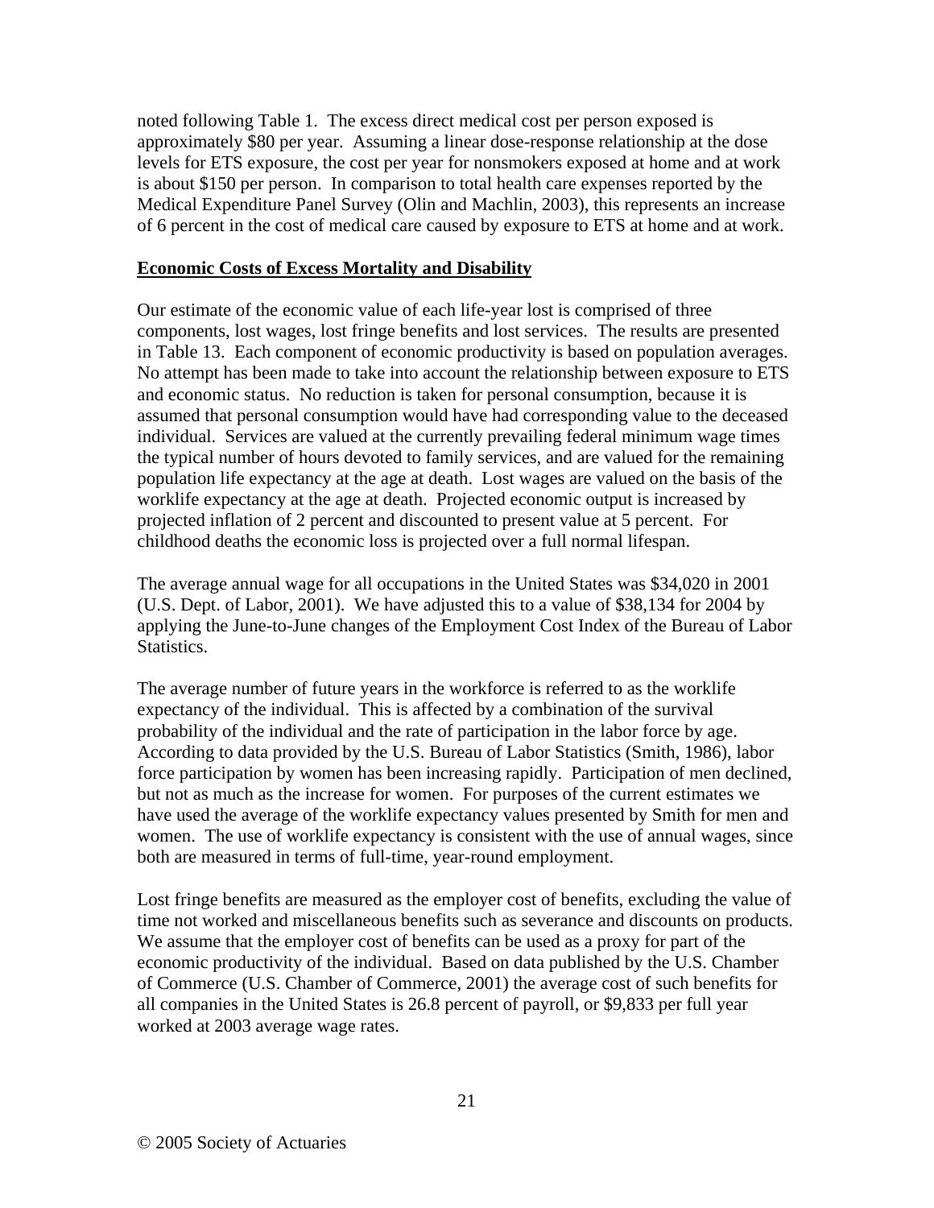noted following Table 1. The excess direct medical cost per person exposed is approximately $80 per year. Assuming a linear dose-response relationship at the dose levels for ETS exposure, the cost per year for nonsmokers exposed at home and at work is about $150 per person. In comparison to total health care expenses reported by the Medical Expenditure Panel Survey (Olin and Machlin, 2003), this represents an increase of 6 percent in the cost of medical care caused by exposure to ETS at home and at work.

**Economic Costs of Excess Mortality and Disability**

Our estimate of the economic value of each life-year lost is comprised of three components, lost wages, lost fringe benefits and lost services. The results are presented in Table 13. Each component of economic productivity is based on population averages. No attempt has been made to take into account the relationship between exposure to ETS and economic status. No reduction is taken for personal consumption, because it is assumed that personal consumption would have had corresponding value to the deceased individual. Services are valued at the currently prevailing federal minimum wage times the typical number of hours devoted to family services, and are valued for the remaining population life expectancy at the age at death. Lost wages are valued on the basis of the worklife expectancy at the age at death. Projected economic output is increased by projected inflation of 2 percent and discounted to present value at 5 percent. For childhood deaths the economic loss is projected over a full normal lifespan.

The average annual wage for all occupations in the United States was $34,020 in 2001 (U.S. Dept. of Labor, 2001). We have adjusted this to a value of $38,134 for 2004 by applying the June-to-June changes of the Employment Cost Index of the Bureau of Labor Statistics.

The average number of future years in the workforce is referred to as the worklife expectancy of the individual. This is affected by a combination of the survival probability of the individual and the rate of participation in the labor force by age. According to data provided by the U.S. Bureau of Labor Statistics (Smith, 1986), labor force participation by women has been increasing rapidly. Participation of men declined, but not as much as the increase for women. For purposes of the current estimates we have used the average of the worklife expectancy values presented by Smith for men and women. The use of worklife expectancy is consistent with the use of annual wages, since both are measured in terms of full-time, year-round employment.

Lost fringe benefits are measured as the employer cost of benefits, excluding the value of time not worked and miscellaneous benefits such as severance and discounts on products. We assume that the employer cost of benefits can be used as a proxy for part of the economic productivity of the individual. Based on data published by the U.S. Chamber of Commerce (U.S. Chamber of Commerce, 2001) the average cost of such benefits for all companies in the United States is 26.8 percent of payroll, or $9,833 per full year worked at 2003 average wage rates.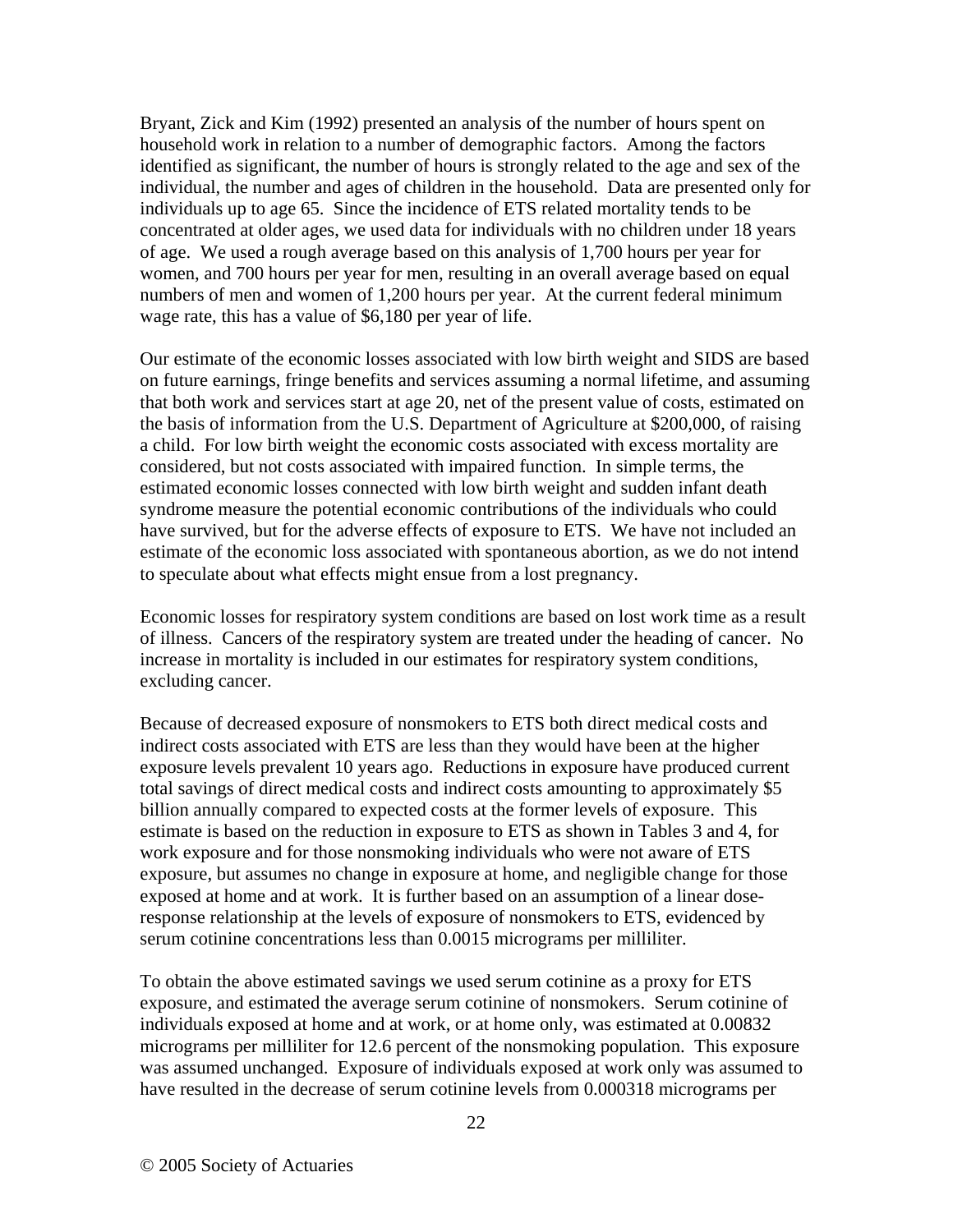Bryant, Zick and Kim (1992) presented an analysis of the number of hours spent on household work in relation to a number of demographic factors. Among the factors identified as significant, the number of hours is strongly related to the age and sex of the individual, the number and ages of children in the household. Data are presented only for individuals up to age 65. Since the incidence of ETS related mortality tends to be concentrated at older ages, we used data for individuals with no children under 18 years of age. We used a rough average based on this analysis of 1,700 hours per year for women, and 700 hours per year for men, resulting in an overall average based on equal numbers of men and women of 1,200 hours per year. At the current federal minimum wage rate, this has a value of $6,180 per year of life.

Our estimate of the economic losses associated with low birth weight and SIDS are based on future earnings, fringe benefits and services assuming a normal lifetime, and assuming that both work and services start at age 20, net of the present value of costs, estimated on the basis of information from the U.S. Department of Agriculture at $200,000, of raising a child. For low birth weight the economic costs associated with excess mortality are considered, but not costs associated with impaired function. In simple terms, the estimated economic losses connected with low birth weight and sudden infant death syndrome measure the potential economic contributions of the individuals who could have survived, but for the adverse effects of exposure to ETS. We have not included an estimate of the economic loss associated with spontaneous abortion, as we do not intend to speculate about what effects might ensue from a lost pregnancy.

Economic losses for respiratory system conditions are based on lost work time as a result of illness. Cancers of the respiratory system are treated under the heading of cancer. No increase in mortality is included in our estimates for respiratory system conditions, excluding cancer.

Because of decreased exposure of nonsmokers to ETS both direct medical costs and indirect costs associated with ETS are less than they would have been at the higher exposure levels prevalent 10 years ago. Reductions in exposure have produced current total savings of direct medical costs and indirect costs amounting to approximately $5 billion annually compared to expected costs at the former levels of exposure. This estimate is based on the reduction in exposure to ETS as shown in Tables 3 and 4, for work exposure and for those nonsmoking individuals who were not aware of ETS exposure, but assumes no change in exposure at home, and negligible change for those exposed at home and at work. It is further based on an assumption of a linear dose-response relationship at the levels of exposure of nonsmokers to ETS, evidenced by serum cotinine concentrations less than 0.0015 micrograms per milliliter.

To obtain the above estimated savings we used serum cotinine as a proxy for ETS exposure, and estimated the average serum cotinine of nonsmokers. Serum cotinine of individuals exposed at home and at work, or at home only, was estimated at 0.00832 micrograms per milliliter for 12.6 percent of the nonsmoking population. This exposure was assumed unchanged. Exposure of individuals exposed at work only was assumed to have resulted in the decrease of serum cotinine levels from 0.000318 micrograms per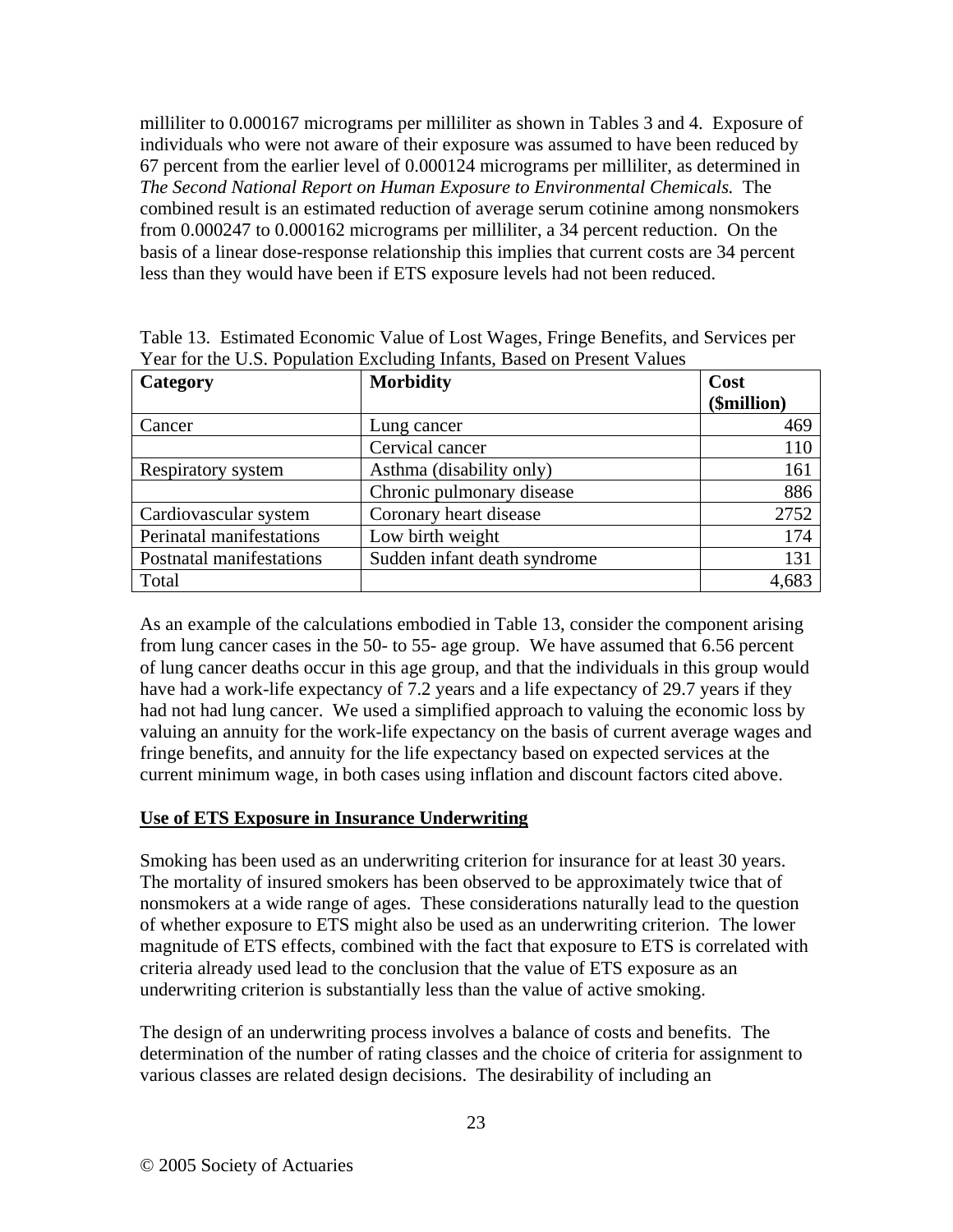milliliter to 0.000167 micrograms per milliliter as shown in Tables 3 and 4. Exposure of individuals who were not aware of their exposure was assumed to have been reduced by 67 percent from the earlier level of 0.000124 micrograms per milliliter, as determined in *The Second National Report on Human Exposure to Environmental Chemicals.* The combined result is an estimated reduction of average serum cotinine among nonsmokers from 0.000247 to 0.000162 micrograms per milliliter, a 34 percent reduction. On the basis of a linear dose-response relationship this implies that current costs are 34 percent less than they would have been if ETS exposure levels had not been reduced.

Table 13. Estimated Economic Value of Lost Wages, Fringe Benefits, and Services per Year for the U.S. Population Excluding Infants, Based on Present Values

| Category | Morbidity | Cost ($million) |
|---|---|---|
| Cancer | Lung cancer | 469 |
| | Cervical cancer | 110 |
| Respiratory system | Asthma (disability only) | 161 |
| | Chronic pulmonary disease | 886 |
| Cardiovascular system | Coronary heart disease | 2752 |
| Perinatal manifestations | Low birth weight | 174 |
| Postnatal manifestations | Sudden infant death syndrome | 131 |
| Total | | 4,683 |

As an example of the calculations embodied in Table 13, consider the component arising from lung cancer cases in the 50- to 55- age group. We have assumed that 6.56 percent of lung cancer deaths occur in this age group, and that the individuals in this group would have had a work-life expectancy of 7.2 years and a life expectancy of 29.7 years if they had not had lung cancer. We used a simplified approach to valuing the economic loss by valuing an annuity for the work-life expectancy on the basis of current average wages and fringe benefits, and annuity for the life expectancy based on expected services at the current minimum wage, in both cases using inflation and discount factors cited above.

## Use of ETS Exposure in Insurance Underwriting

Smoking has been used as an underwriting criterion for insurance for at least 30 years. The mortality of insured smokers has been observed to be approximately twice that of nonsmokers at a wide range of ages. These considerations naturally lead to the question of whether exposure to ETS might also be used as an underwriting criterion. The lower magnitude of ETS effects, combined with the fact that exposure to ETS is correlated with criteria already used lead to the conclusion that the value of ETS exposure as an underwriting criterion is substantially less than the value of active smoking.

The design of an underwriting process involves a balance of costs and benefits. The determination of the number of rating classes and the choice of criteria for assignment to various classes are related design decisions. The desirability of including an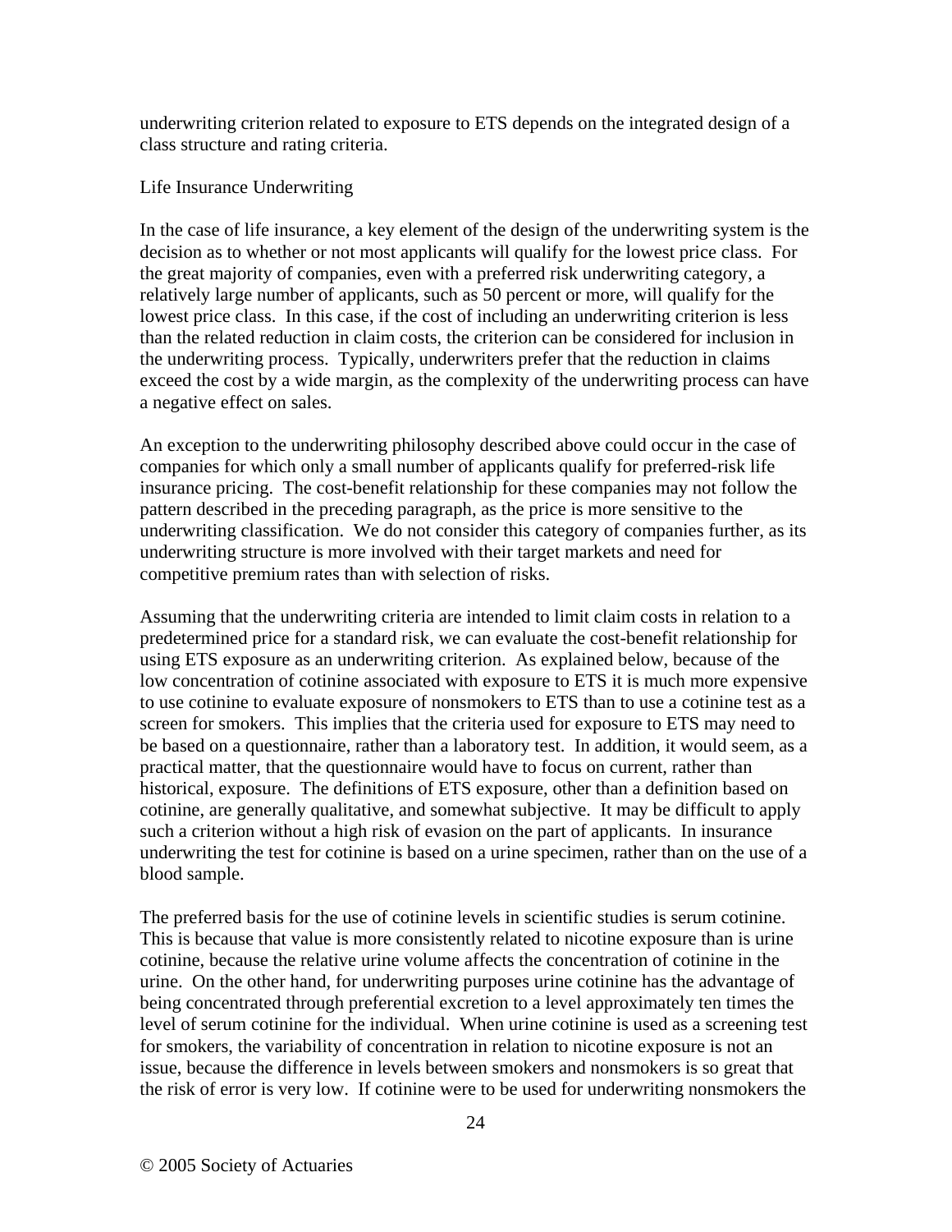underwriting criterion related to exposure to ETS depends on the integrated design of a class structure and rating criteria.

## Life Insurance Underwriting

In the case of life insurance, a key element of the design of the underwriting system is the decision as to whether or not most applicants will qualify for the lowest price class. For the great majority of companies, even with a preferred risk underwriting category, a relatively large number of applicants, such as 50 percent or more, will qualify for the lowest price class. In this case, if the cost of including an underwriting criterion is less than the related reduction in claim costs, the criterion can be considered for inclusion in the underwriting process. Typically, underwriters prefer that the reduction in claims exceed the cost by a wide margin, as the complexity of the underwriting process can have a negative effect on sales.

An exception to the underwriting philosophy described above could occur in the case of companies for which only a small number of applicants qualify for preferred-risk life insurance pricing. The cost-benefit relationship for these companies may not follow the pattern described in the preceding paragraph, as the price is more sensitive to the underwriting classification. We do not consider this category of companies further, as its underwriting structure is more involved with their target markets and need for competitive premium rates than with selection of risks.

Assuming that the underwriting criteria are intended to limit claim costs in relation to a predetermined price for a standard risk, we can evaluate the cost-benefit relationship for using ETS exposure as an underwriting criterion. As explained below, because of the low concentration of cotinine associated with exposure to ETS it is much more expensive to use cotinine to evaluate exposure of nonsmokers to ETS than to use a cotinine test as a screen for smokers. This implies that the criteria used for exposure to ETS may need to be based on a questionnaire, rather than a laboratory test. In addition, it would seem, as a practical matter, that the questionnaire would have to focus on current, rather than historical, exposure. The definitions of ETS exposure, other than a definition based on cotinine, are generally qualitative, and somewhat subjective. It may be difficult to apply such a criterion without a high risk of evasion on the part of applicants. In insurance underwriting the test for cotinine is based on a urine specimen, rather than on the use of a blood sample.

The preferred basis for the use of cotinine levels in scientific studies is serum cotinine. This is because that value is more consistently related to nicotine exposure than is urine cotinine, because the relative urine volume affects the concentration of cotinine in the urine. On the other hand, for underwriting purposes urine cotinine has the advantage of being concentrated through preferential excretion to a level approximately ten times the level of serum cotinine for the individual. When urine cotinine is used as a screening test for smokers, the variability of concentration in relation to nicotine exposure is not an issue, because the difference in levels between smokers and nonsmokers is so great that the risk of error is very low. If cotinine were to be used for underwriting nonsmokers the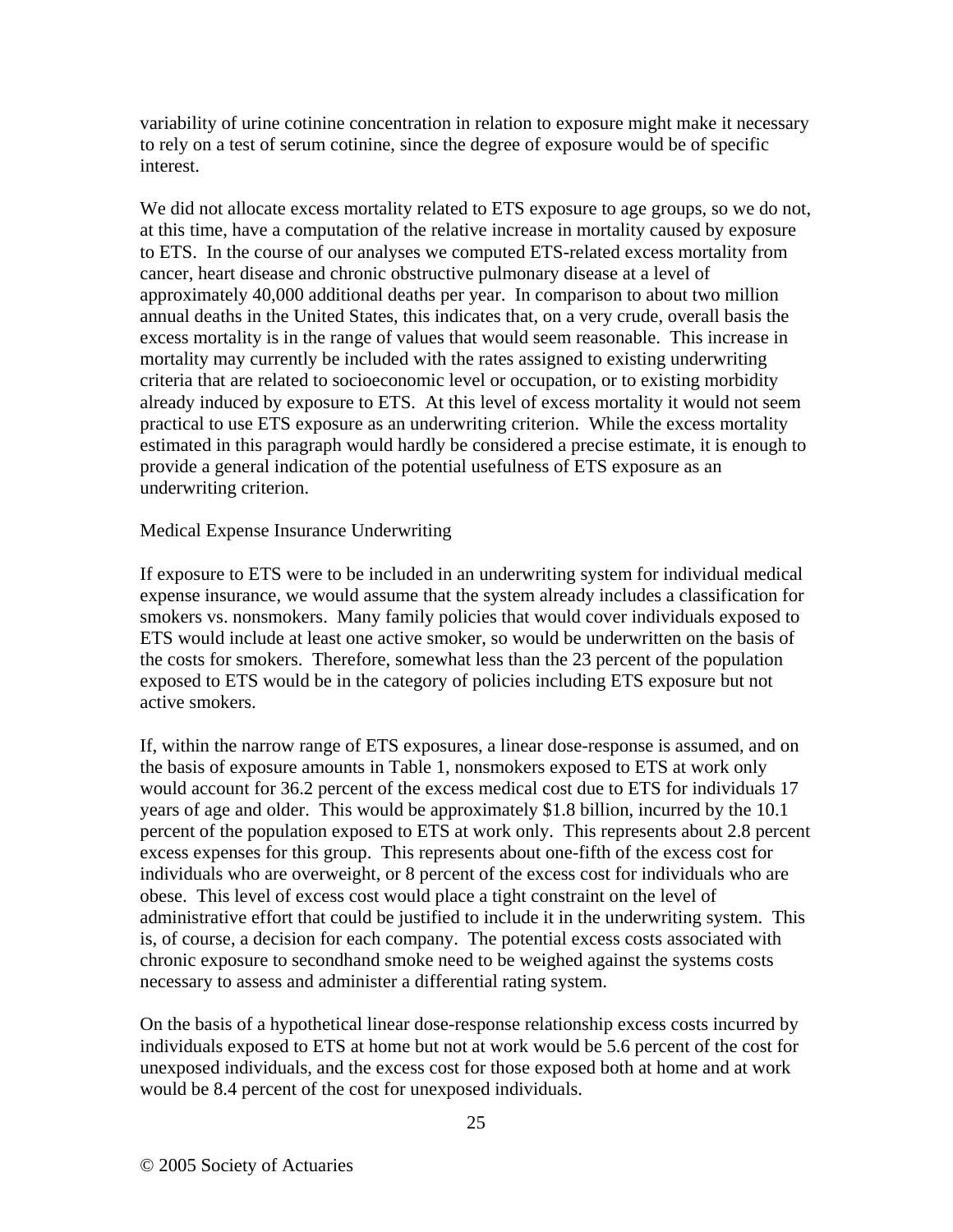variability of urine cotinine concentration in relation to exposure might make it necessary to rely on a test of serum cotinine, since the degree of exposure would be of specific interest.

We did not allocate excess mortality related to ETS exposure to age groups, so we do not, at this time, have a computation of the relative increase in mortality caused by exposure to ETS. In the course of our analyses we computed ETS-related excess mortality from cancer, heart disease and chronic obstructive pulmonary disease at a level of approximately 40,000 additional deaths per year. In comparison to about two million annual deaths in the United States, this indicates that, on a very crude, overall basis the excess mortality is in the range of values that would seem reasonable. This increase in mortality may currently be included with the rates assigned to existing underwriting criteria that are related to socioeconomic level or occupation, or to existing morbidity already induced by exposure to ETS. At this level of excess mortality it would not seem practical to use ETS exposure as an underwriting criterion. While the excess mortality estimated in this paragraph would hardly be considered a precise estimate, it is enough to provide a general indication of the potential usefulness of ETS exposure as an underwriting criterion.

Medical Expense Insurance Underwriting

If exposure to ETS were to be included in an underwriting system for individual medical expense insurance, we would assume that the system already includes a classification for smokers vs. nonsmokers. Many family policies that would cover individuals exposed to ETS would include at least one active smoker, so would be underwritten on the basis of the costs for smokers. Therefore, somewhat less than the 23 percent of the population exposed to ETS would be in the category of policies including ETS exposure but not active smokers.

If, within the narrow range of ETS exposures, a linear dose-response is assumed, and on the basis of exposure amounts in Table 1, nonsmokers exposed to ETS at work only would account for 36.2 percent of the excess medical cost due to ETS for individuals 17 years of age and older. This would be approximately $1.8 billion, incurred by the 10.1 percent of the population exposed to ETS at work only. This represents about 2.8 percent excess expenses for this group. This represents about one-fifth of the excess cost for individuals who are overweight, or 8 percent of the excess cost for individuals who are obese. This level of excess cost would place a tight constraint on the level of administrative effort that could be justified to include it in the underwriting system. This is, of course, a decision for each company. The potential excess costs associated with chronic exposure to secondhand smoke need to be weighed against the systems costs necessary to assess and administer a differential rating system.

On the basis of a hypothetical linear dose-response relationship excess costs incurred by individuals exposed to ETS at home but not at work would be 5.6 percent of the cost for unexposed individuals, and the excess cost for those exposed both at home and at work would be 8.4 percent of the cost for unexposed individuals.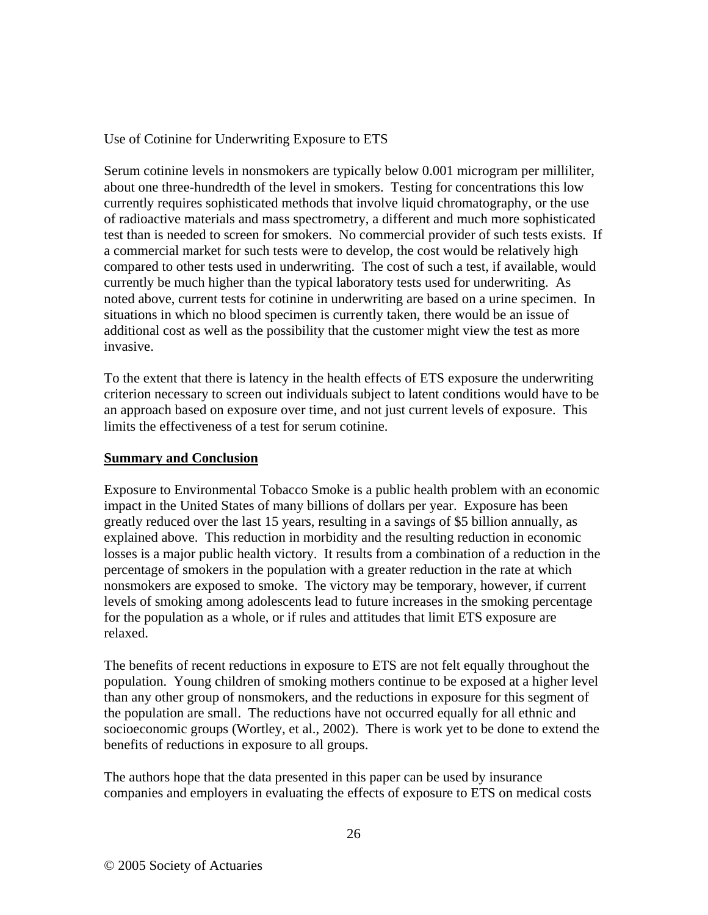Use of Cotinine for Underwriting Exposure to ETS

Serum cotinine levels in nonsmokers are typically below 0.001 microgram per milliliter, about one three-hundredth of the level in smokers. Testing for concentrations this low currently requires sophisticated methods that involve liquid chromatography, or the use of radioactive materials and mass spectrometry, a different and much more sophisticated test than is needed to screen for smokers. No commercial provider of such tests exists. If a commercial market for such tests were to develop, the cost would be relatively high compared to other tests used in underwriting. The cost of such a test, if available, would currently be much higher than the typical laboratory tests used for underwriting. As noted above, current tests for cotinine in underwriting are based on a urine specimen. In situations in which no blood specimen is currently taken, there would be an issue of additional cost as well as the possibility that the customer might view the test as more invasive.

To the extent that there is latency in the health effects of ETS exposure the underwriting criterion necessary to screen out individuals subject to latent conditions would have to be an approach based on exposure over time, and not just current levels of exposure. This limits the effectiveness of a test for serum cotinine.

## Summary and Conclusion

Exposure to Environmental Tobacco Smoke is a public health problem with an economic impact in the United States of many billions of dollars per year. Exposure has been greatly reduced over the last 15 years, resulting in a savings of $5 billion annually, as explained above. This reduction in morbidity and the resulting reduction in economic losses is a major public health victory. It results from a combination of a reduction in the percentage of smokers in the population with a greater reduction in the rate at which nonsmokers are exposed to smoke. The victory may be temporary, however, if current levels of smoking among adolescents lead to future increases in the smoking percentage for the population as a whole, or if rules and attitudes that limit ETS exposure are relaxed.

The benefits of recent reductions in exposure to ETS are not felt equally throughout the population. Young children of smoking mothers continue to be exposed at a higher level than any other group of nonsmokers, and the reductions in exposure for this segment of the population are small. The reductions have not occurred equally for all ethnic and socioeconomic groups (Wortley, et al., 2002). There is work yet to be done to extend the benefits of reductions in exposure to all groups.

The authors hope that the data presented in this paper can be used by insurance companies and employers in evaluating the effects of exposure to ETS on medical costs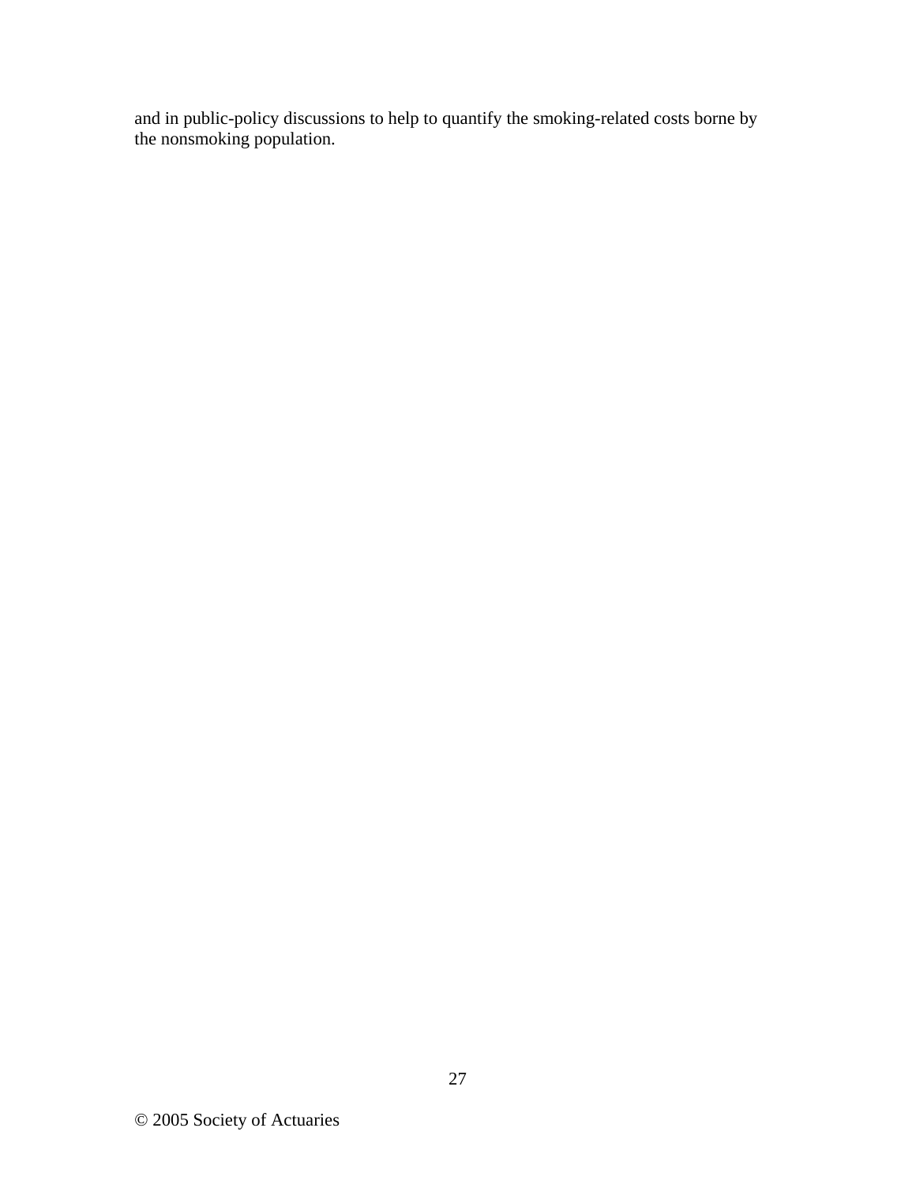and in public-policy discussions to help to quantify the smoking-related costs borne by the nonsmoking population.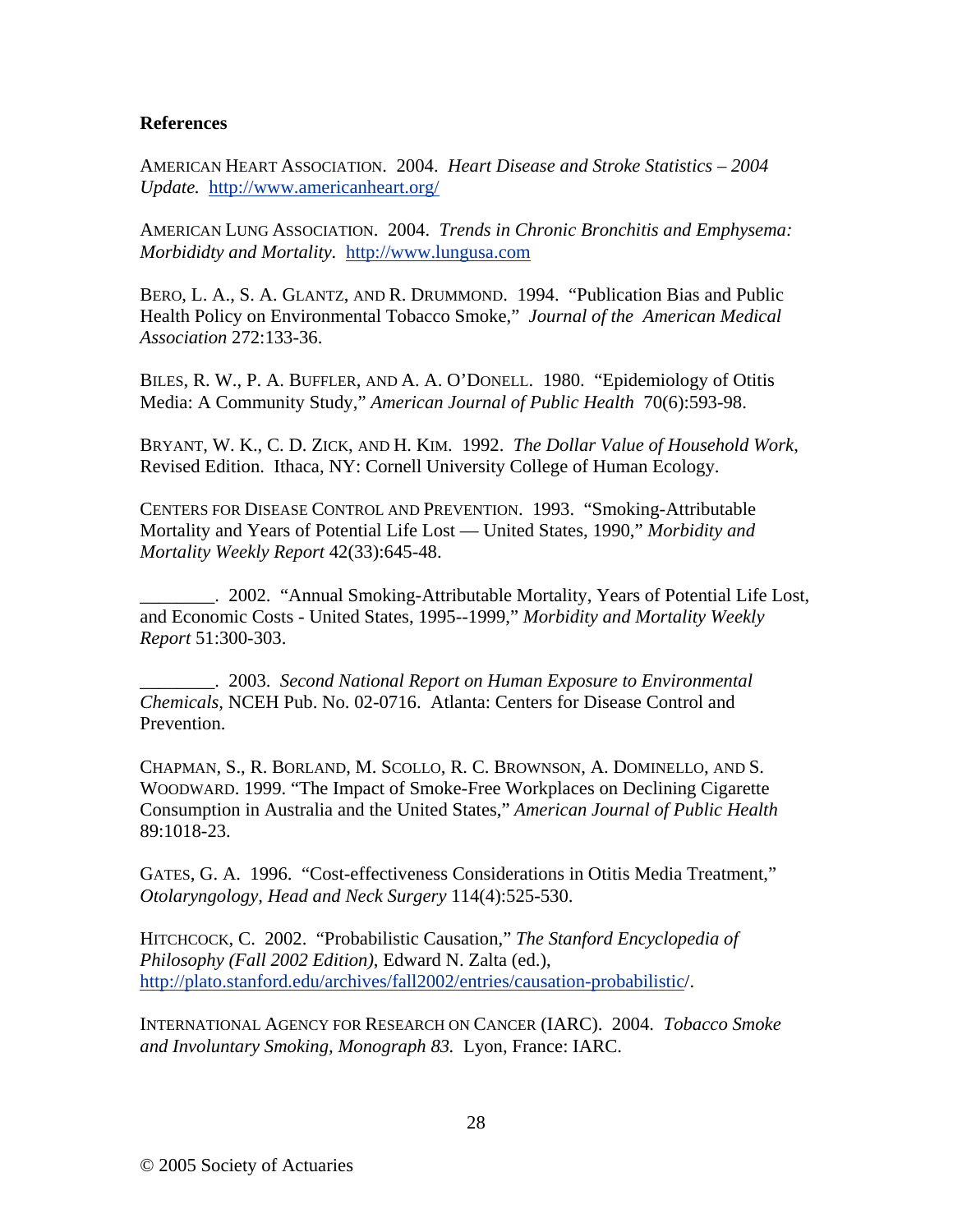**References**

AMERICAN HEART ASSOCIATION. 2004. *Heart Disease and Stroke Statistics – 2004 Update.* http://www.americanheart.org/

AMERICAN LUNG ASSOCIATION. 2004. *Trends in Chronic Bronchitis and Emphysema: Morbididty and Mortality.* http://www.lungusa.com

BERO, L. A., S. A. GLANTZ, AND R. DRUMMOND. 1994. "Publication Bias and Public Health Policy on Environmental Tobacco Smoke," *Journal of the American Medical Association* 272:133-36.

BILES, R. W., P. A. BUFFLER, AND A. A. O'DONELL. 1980. "Epidemiology of Otitis Media: A Community Study," *American Journal of Public Health* 70(6):593-98.

BRYANT, W. K., C. D. ZICK, AND H. KIM. 1992. *The Dollar Value of Household Work*, Revised Edition. Ithaca, NY: Cornell University College of Human Ecology.

CENTERS FOR DISEASE CONTROL AND PREVENTION. 1993. "Smoking-Attributable Mortality and Years of Potential Life Lost — United States, 1990," *Morbidity and Mortality Weekly Report* 42(33):645-48.

________. 2002. "Annual Smoking-Attributable Mortality, Years of Potential Life Lost, and Economic Costs - United States, 1995--1999," *Morbidity and Mortality Weekly Report* 51:300-303.

________. 2003. *Second National Report on Human Exposure to Environmental Chemicals*, NCEH Pub. No. 02-0716. Atlanta: Centers for Disease Control and Prevention.

CHAPMAN, S., R. BORLAND, M. SCOLLO, R. C. BROWNSON, A. DOMINELLO, AND S. WOODWARD. 1999. "The Impact of Smoke-Free Workplaces on Declining Cigarette Consumption in Australia and the United States," *American Journal of Public Health* 89:1018-23.

GATES, G. A. 1996. "Cost-effectiveness Considerations in Otitis Media Treatment," *Otolaryngology, Head and Neck Surgery* 114(4):525-530.

HITCHCOCK, C. 2002. "Probabilistic Causation," *The Stanford Encyclopedia of Philosophy (Fall 2002 Edition)*, Edward N. Zalta (ed.), http://plato.stanford.edu/archives/fall2002/entries/causation-probabilistic/.

INTERNATIONAL AGENCY FOR RESEARCH ON CANCER (IARC). 2004. *Tobacco Smoke and Involuntary Smoking, Monograph 83.* Lyon, France: IARC.

© 2005 Society of Actuaries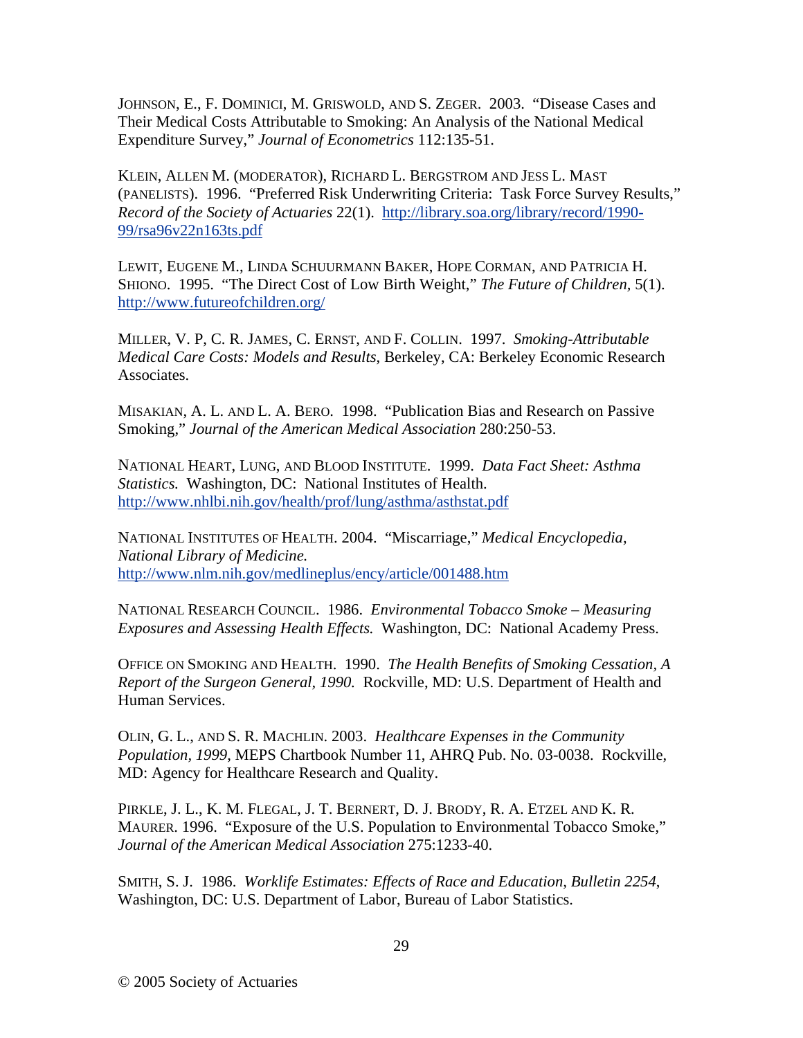JOHNSON, E., F. DOMINICI, M. GRISWOLD, AND S. ZEGER. 2003. "Disease Cases and Their Medical Costs Attributable to Smoking: An Analysis of the National Medical Expenditure Survey," *Journal of Econometrics* 112:135-51.

KLEIN, ALLEN M. (MODERATOR), RICHARD L. BERGSTROM AND JESS L. MAST (PANELISTS). 1996. "Preferred Risk Underwriting Criteria: Task Force Survey Results," *Record of the Society of Actuaries* 22(1). http://library.soa.org/library/record/1990-99/rsa96v22n163ts.pdf

LEWIT, EUGENE M., LINDA SCHUURMANN BAKER, HOPE CORMAN, AND PATRICIA H. SHIONO. 1995. "The Direct Cost of Low Birth Weight," *The Future of Children,* 5(1). http://www.futureofchildren.org/

MILLER, V. P, C. R. JAMES, C. ERNST, AND F. COLLIN. 1997. *Smoking-Attributable Medical Care Costs: Models and Results*, Berkeley, CA: Berkeley Economic Research Associates.

MISAKIAN, A. L. AND L. A. BERO. 1998. "Publication Bias and Research on Passive Smoking," *Journal of the American Medical Association* 280:250-53.

NATIONAL HEART, LUNG, AND BLOOD INSTITUTE. 1999. *Data Fact Sheet: Asthma Statistics.* Washington, DC: National Institutes of Health. http://www.nhlbi.nih.gov/health/prof/lung/asthma/asthstat.pdf

NATIONAL INSTITUTES OF HEALTH. 2004. "Miscarriage," *Medical Encyclopedia, National Library of Medicine.* http://www.nlm.nih.gov/medlineplus/ency/article/001488.htm

NATIONAL RESEARCH COUNCIL. 1986. *Environmental Tobacco Smoke – Measuring Exposures and Assessing Health Effects.* Washington, DC: National Academy Press.

OFFICE ON SMOKING AND HEALTH. 1990. *The Health Benefits of Smoking Cessation, A Report of the Surgeon General, 1990.* Rockville, MD: U.S. Department of Health and Human Services.

OLIN, G. L., AND S. R. MACHLIN. 2003. *Healthcare Expenses in the Community Population, 1999*, MEPS Chartbook Number 11, AHRQ Pub. No. 03-0038. Rockville, MD: Agency for Healthcare Research and Quality.

PIRKLE, J. L., K. M. FLEGAL, J. T. BERNERT, D. J. BRODY, R. A. ETZEL AND K. R. MAURER. 1996. "Exposure of the U.S. Population to Environmental Tobacco Smoke," *Journal of the American Medical Association* 275:1233-40.

SMITH, S. J. 1986. *Worklife Estimates: Effects of Race and Education, Bulletin 2254*, Washington, DC: U.S. Department of Labor, Bureau of Labor Statistics.

© 2005 Society of Actuaries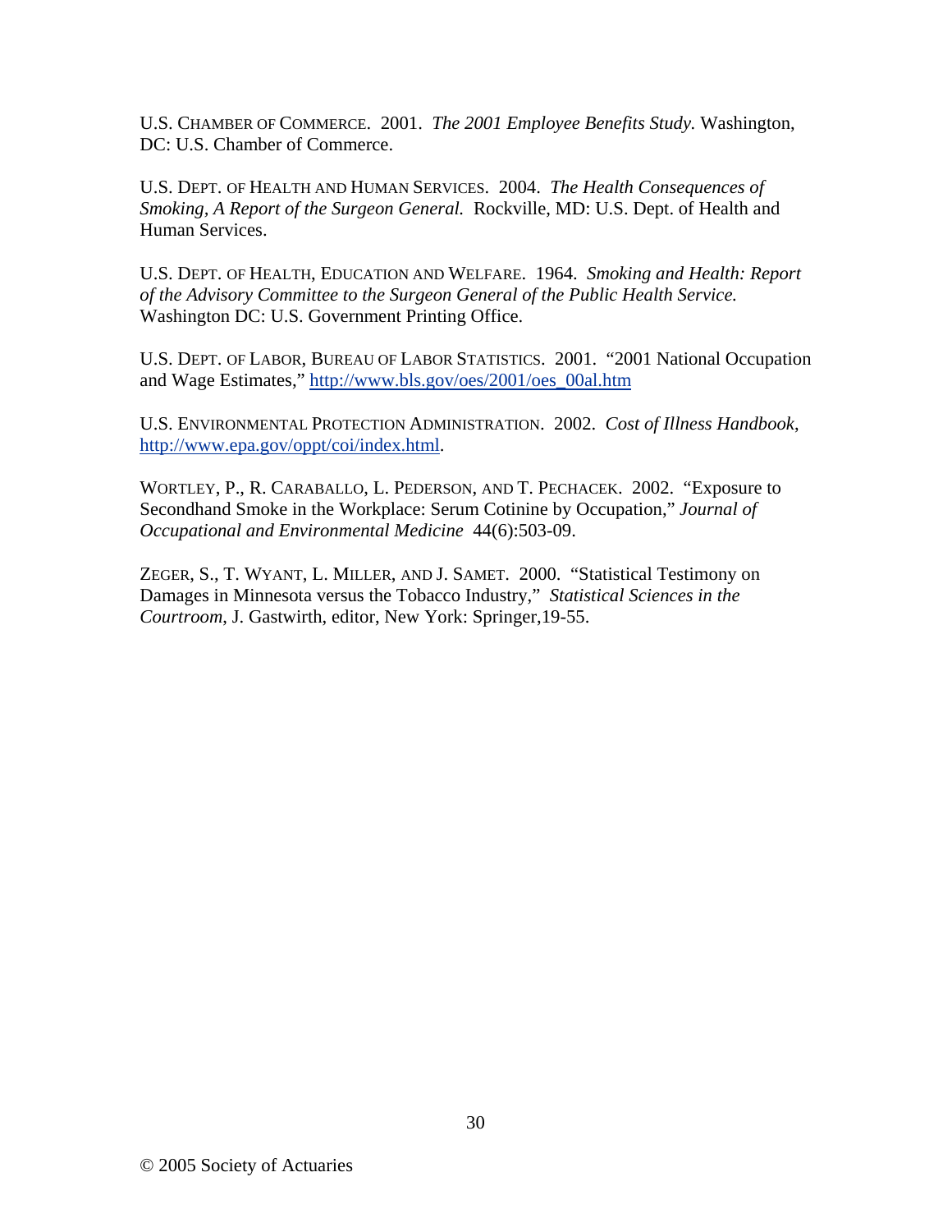U.S. CHAMBER OF COMMERCE. 2001. *The 2001 Employee Benefits Study.* Washington, DC: U.S. Chamber of Commerce.

U.S. DEPT. OF HEALTH AND HUMAN SERVICES. 2004. *The Health Consequences of Smoking, A Report of the Surgeon General.* Rockville, MD: U.S. Dept. of Health and Human Services.

U.S. DEPT. OF HEALTH, EDUCATION AND WELFARE. 1964. *Smoking and Health: Report of the Advisory Committee to the Surgeon General of the Public Health Service.* Washington DC: U.S. Government Printing Office.

U.S. DEPT. OF LABOR, BUREAU OF LABOR STATISTICS. 2001. "2001 National Occupation and Wage Estimates," http://www.bls.gov/oes/2001/oes_00al.htm

U.S. ENVIRONMENTAL PROTECTION ADMINISTRATION. 2002. *Cost of Illness Handbook*, http://www.epa.gov/oppt/coi/index.html.

WORTLEY, P., R. CARABALLO, L. PEDERSON, AND T. PECHACEK. 2002. "Exposure to Secondhand Smoke in the Workplace: Serum Cotinine by Occupation," *Journal of Occupational and Environmental Medicine* 44(6):503-09.

ZEGER, S., T. WYANT, L. MILLER, AND J. SAMET. 2000. "Statistical Testimony on Damages in Minnesota versus the Tobacco Industry," *Statistical Sciences in the Courtroom*, J. Gastwirth, editor, New York: Springer,19-55.

© 2005 Society of Actuaries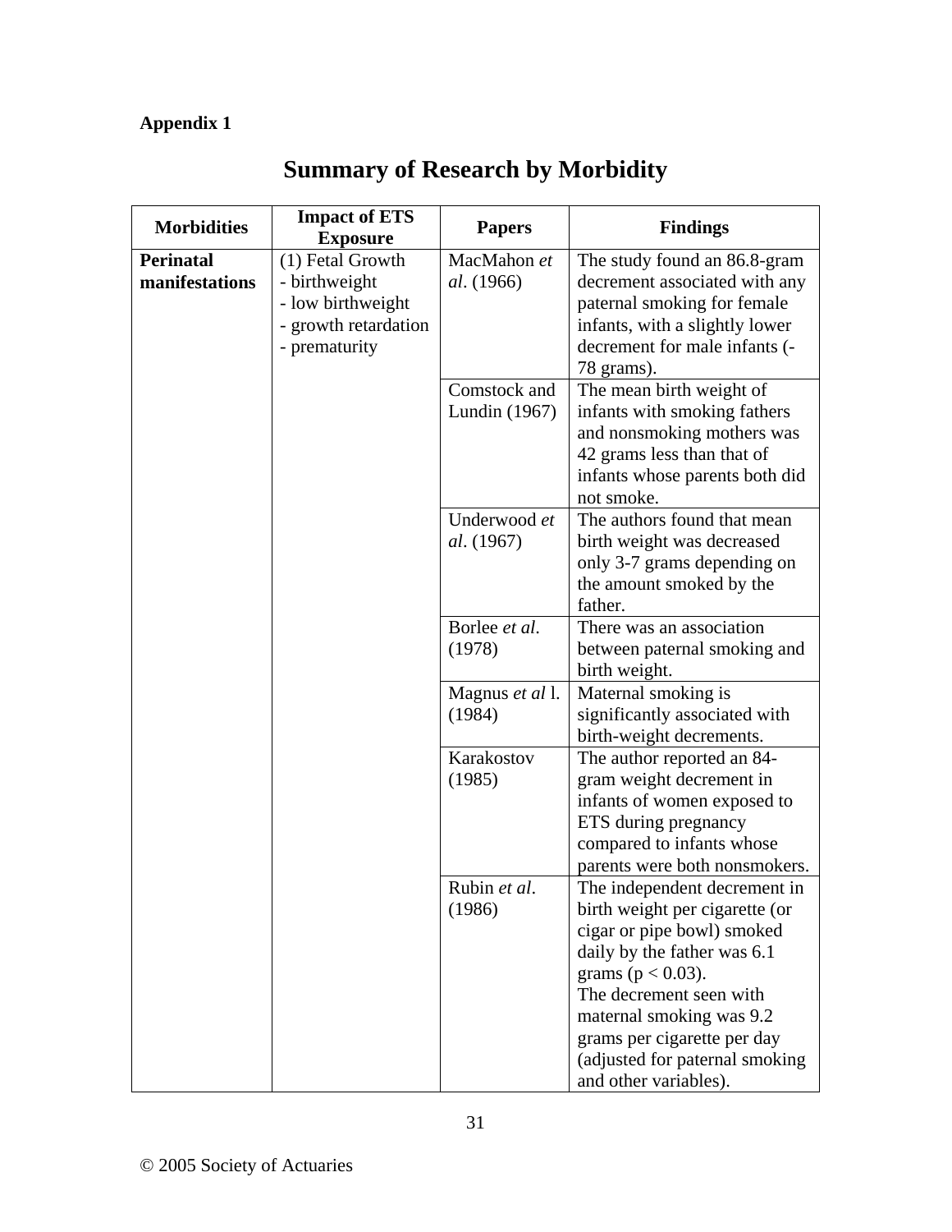**Appendix 1**

# Summary of Research by Morbidity

| Morbidities | Impact of ETS Exposure | Papers | Findings |
|---|---|---|---|
| **Perinatal manifestations** | (1) Fetal Growth<br>- birthweight<br>- low birthweight<br>- growth retardation<br>- prematurity | MacMahon *et al*. (1966) | The study found an 86.8-gram decrement associated with any paternal smoking for female infants, with a slightly lower decrement for male infants (-78 grams). |
| | | Comstock and Lundin (1967) | The mean birth weight of infants with smoking fathers and nonsmoking mothers was 42 grams less than that of infants whose parents both did not smoke. |
| | | Underwood *et al*. (1967) | The authors found that mean birth weight was decreased only 3-7 grams depending on the amount smoked by the father. |
| | | Borlee *et al*. (1978) | There was an association between paternal smoking and birth weight. |
| | | Magnus *et al* l. (1984) | Maternal smoking is significantly associated with birth-weight decrements. |
| | | Karakostov (1985) | The author reported an 84-gram weight decrement in infants of women exposed to ETS during pregnancy compared to infants whose parents were both nonsmokers. |
| | | Rubin *et al*. (1986) | The independent decrement in birth weight per cigarette (or cigar or pipe bowl) smoked daily by the father was 6.1 grams ($p < 0.03$).<br>The decrement seen with maternal smoking was 9.2 grams per cigarette per day (adjusted for paternal smoking and other variables). |

© 2005 Society of Actuaries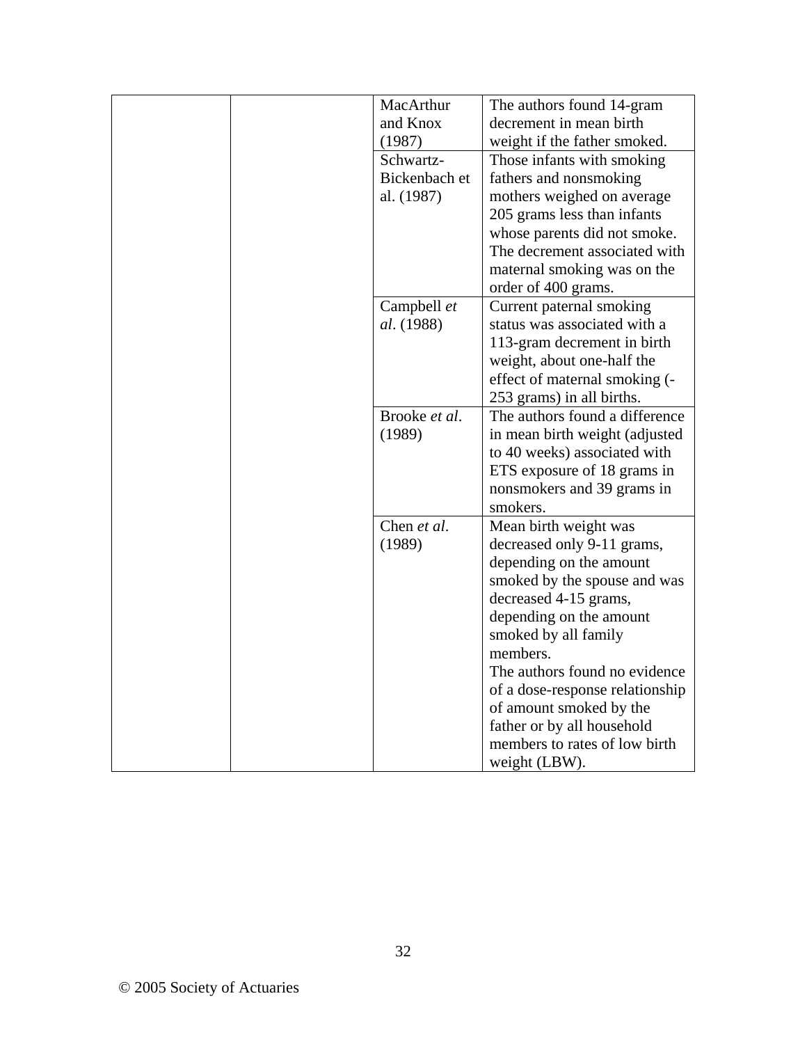| | | | |
|---|---|---|---|
| | | MacArthur and Knox (1987) | The authors found 14-gram decrement in mean birth weight if the father smoked. |
| | | Schwartz-Bickenbach et al. (1987) | Those infants with smoking fathers and nonsmoking mothers weighed on average 205 grams less than infants whose parents did not smoke. The decrement associated with maternal smoking was on the order of 400 grams. |
| | | Campbell *et al*. (1988) | Current paternal smoking status was associated with a 113-gram decrement in birth weight, about one-half the effect of maternal smoking (-253 grams) in all births. |
| | | Brooke *et al*. (1989) | The authors found a difference in mean birth weight (adjusted to 40 weeks) associated with ETS exposure of 18 grams in nonsmokers and 39 grams in smokers. |
| | | Chen *et al*. (1989) | Mean birth weight was decreased only 9-11 grams, depending on the amount smoked by the spouse and was decreased 4-15 grams, depending on the amount smoked by all family members. The authors found no evidence of a dose-response relationship of amount smoked by the father or by all household members to rates of low birth weight (LBW). |

© 2005 Society of Actuaries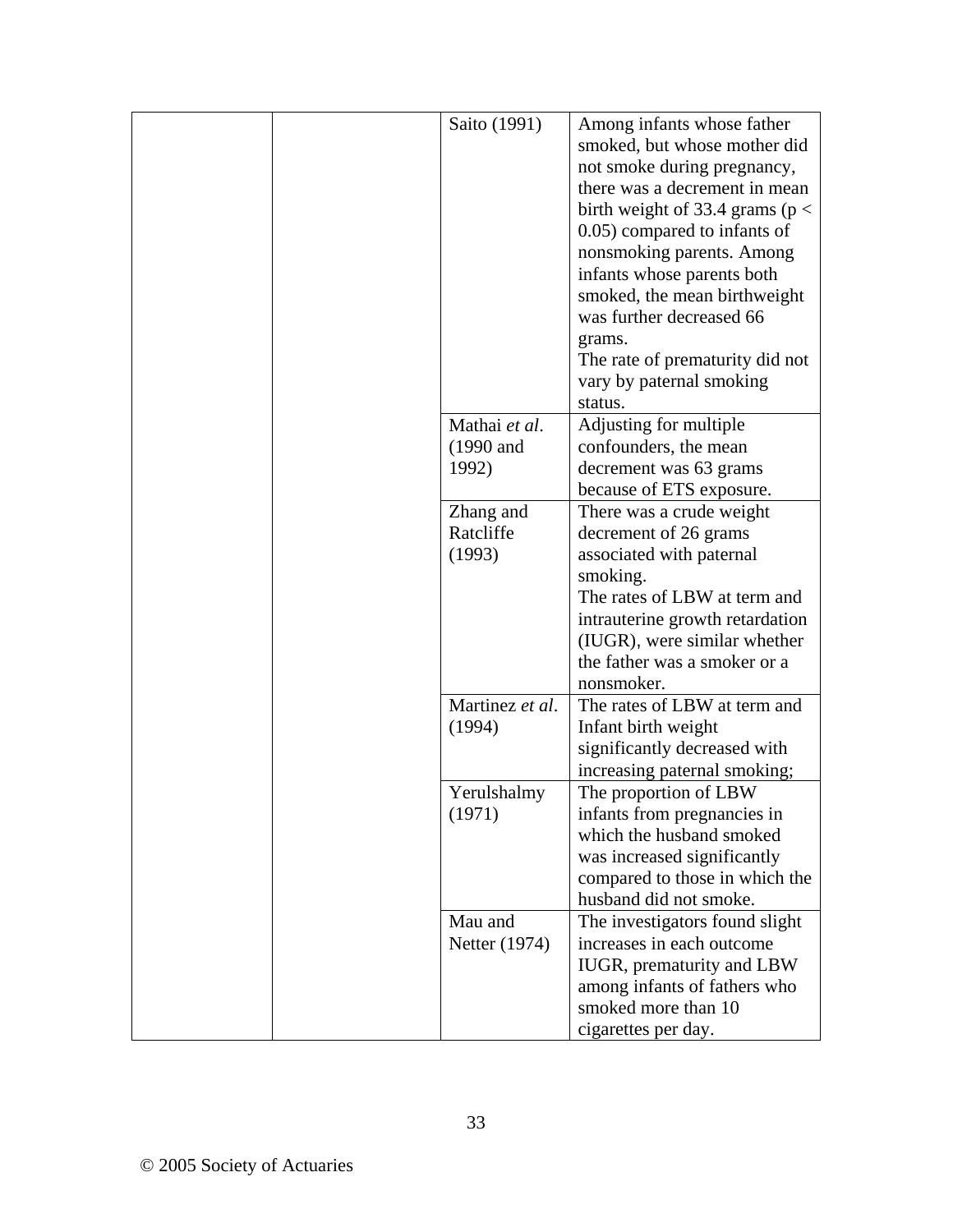| | | | |
|---|---|---|---|
| | | Saito (1991) | Among infants whose father smoked, but whose mother did not smoke during pregnancy, there was a decrement in mean birth weight of 33.4 grams ($p < 0.05$) compared to infants of nonsmoking parents. Among infants whose parents both smoked, the mean birthweight was further decreased 66 grams.<br>The rate of prematurity did not vary by paternal smoking status. |
| | | Mathai *et al*. (1990 and 1992) | Adjusting for multiple confounders, the mean decrement was 63 grams because of ETS exposure. |
| | | Zhang and Ratcliffe (1993) | There was a crude weight decrement of 26 grams associated with paternal smoking.<br>The rates of LBW at term and intrauterine growth retardation (IUGR), were similar whether the father was a smoker or a nonsmoker. |
| | | Martinez *et al*. (1994) | The rates of LBW at term and Infant birth weight significantly decreased with increasing paternal smoking; |
| | | Yerulshalmy (1971) | The proportion of LBW infants from pregnancies in which the husband smoked was increased significantly compared to those in which the husband did not smoke. |
| | | Mau and Netter (1974) | The investigators found slight increases in each outcome IUGR, prematurity and LBW among infants of fathers who smoked more than 10 cigarettes per day. |

© 2005 Society of Actuaries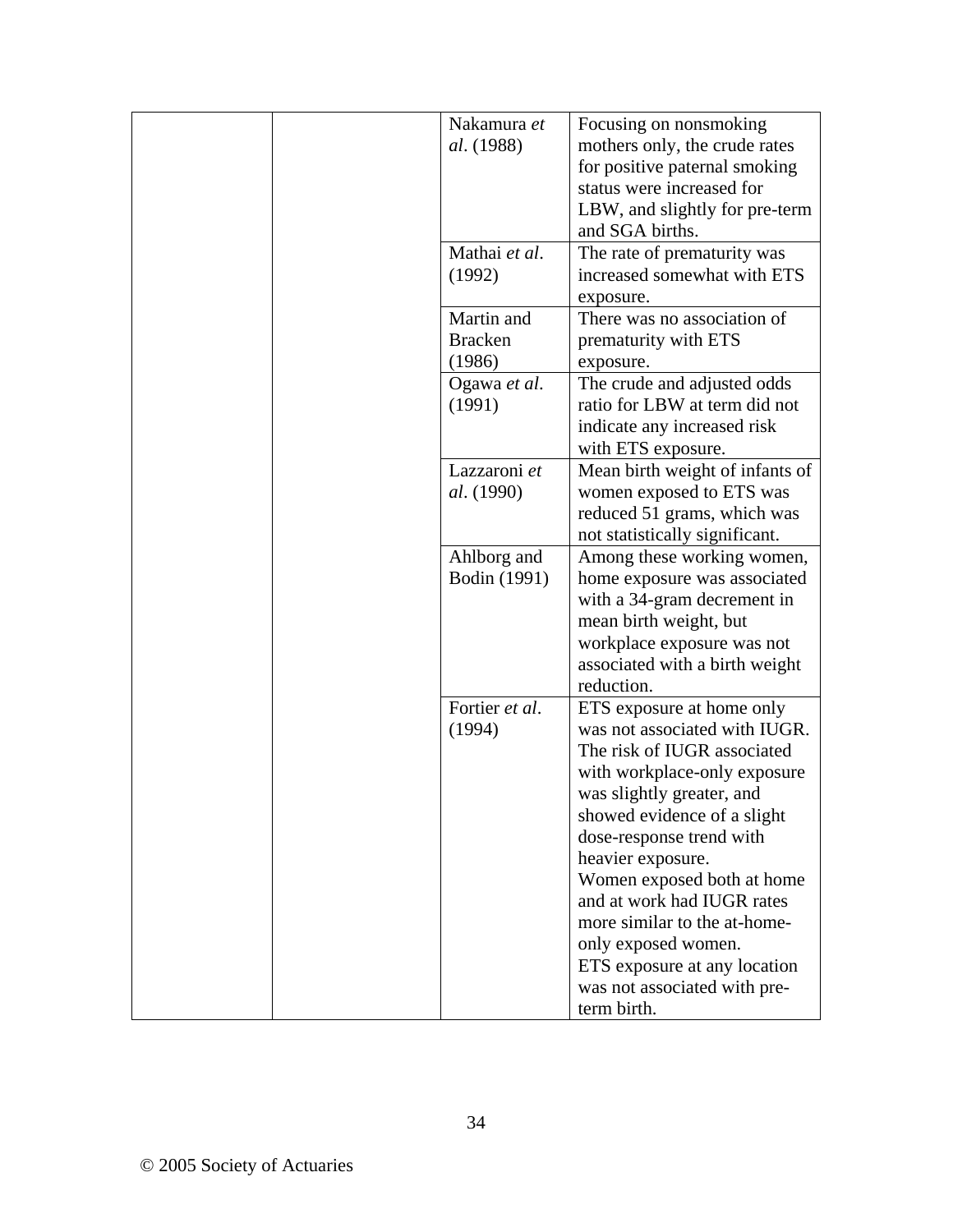| | | | |
|---|---|---|---|
| | | Nakamura *et al*. (1988) | Focusing on nonsmoking mothers only, the crude rates for positive paternal smoking status were increased for LBW, and slightly for pre-term and SGA births. |
| | | Mathai *et al*. (1992) | The rate of prematurity was increased somewhat with ETS exposure. |
| | | Martin and Bracken (1986) | There was no association of prematurity with ETS exposure. |
| | | Ogawa *et al*. (1991) | The crude and adjusted odds ratio for LBW at term did not indicate any increased risk with ETS exposure. |
| | | Lazzaroni *et al*. (1990) | Mean birth weight of infants of women exposed to ETS was reduced 51 grams, which was not statistically significant. |
| | | Ahlborg and Bodin (1991) | Among these working women, home exposure was associated with a 34-gram decrement in mean birth weight, but workplace exposure was not associated with a birth weight reduction. |
| | | Fortier *et al*. (1994) | ETS exposure at home only was not associated with IUGR. The risk of IUGR associated with workplace-only exposure was slightly greater, and showed evidence of a slight dose-response trend with heavier exposure.<br>Women exposed both at home and at work had IUGR rates more similar to the at-home-only exposed women.<br>ETS exposure at any location was not associated with pre-term birth. |

© 2005 Society of Actuaries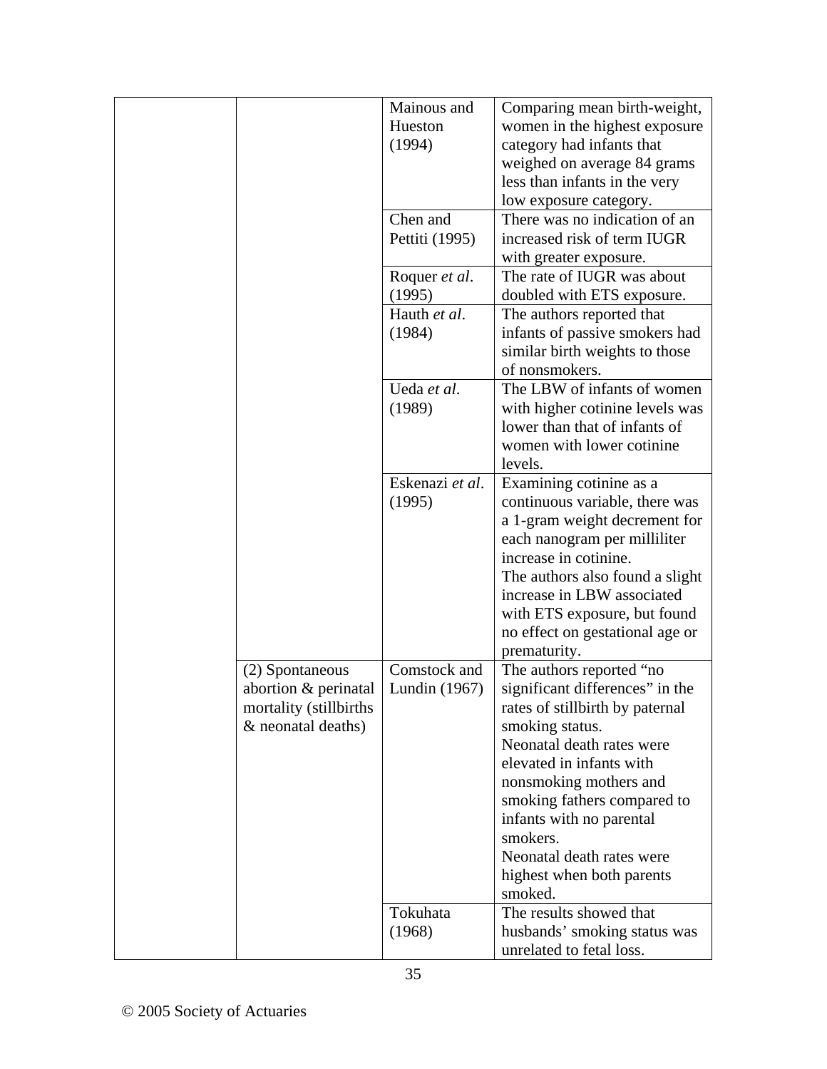| | | | |
|---|---|---|---|
| | | Mainous and Hueston (1994) | Comparing mean birth-weight, women in the highest exposure category had infants that weighed on average 84 grams less than infants in the very low exposure category. |
| | | Chen and Pettiti (1995) | There was no indication of an increased risk of term IUGR with greater exposure. |
| | | Roquer *et al*. (1995) | The rate of IUGR was about doubled with ETS exposure. |
| | | Hauth *et al*. (1984) | The authors reported that infants of passive smokers had similar birth weights to those of nonsmokers. |
| | | Ueda *et al*. (1989) | The LBW of infants of women with higher cotinine levels was lower than that of infants of women with lower cotinine levels. |
| | | Eskenazi *et al*. (1995) | Examining cotinine as a continuous variable, there was a 1-gram weight decrement for each nanogram per milliliter increase in cotinine.<br>The authors also found a slight increase in LBW associated with ETS exposure, but found no effect on gestational age or prematurity. |
| | (2) Spontaneous abortion & perinatal mortality (stillbirths & neonatal deaths) | Comstock and Lundin (1967) | The authors reported "no significant differences" in the rates of stillbirth by paternal smoking status.<br>Neonatal death rates were elevated in infants with nonsmoking mothers and smoking fathers compared to infants with no parental smokers.<br>Neonatal death rates were highest when both parents smoked. |
| | | Tokuhata (1968) | The results showed that husbands' smoking status was unrelated to fetal loss. |

© 2005 Society of Actuaries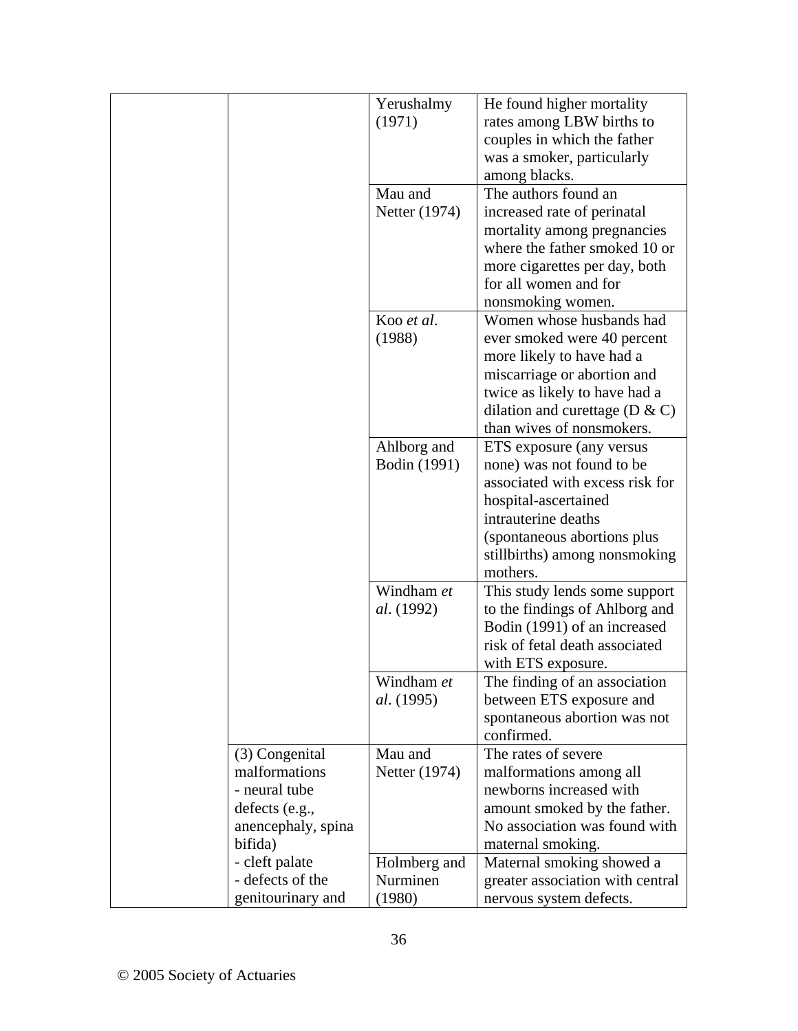| | | | |
|---|---|---|---|
| | | Yerushalmy (1971) | He found higher mortality rates among LBW births to couples in which the father was a smoker, particularly among blacks. |
| | | Mau and Netter (1974) | The authors found an increased rate of perinatal mortality among pregnancies where the father smoked 10 or more cigarettes per day, both for all women and for nonsmoking women. |
| | | Koo *et al*. (1988) | Women whose husbands had ever smoked were 40 percent more likely to have had a miscarriage or abortion and twice as likely to have had a dilation and curettage (D & C) than wives of nonsmokers. |
| | | Ahlborg and Bodin (1991) | ETS exposure (any versus none) was not found to be associated with excess risk for hospital-ascertained intrauterine deaths (spontaneous abortions plus stillbirths) among nonsmoking mothers. |
| | | Windham *et al*. (1992) | This study lends some support to the findings of Ahlborg and Bodin (1991) of an increased risk of fetal death associated with ETS exposure. |
| | | Windham *et al*. (1995) | The finding of an association between ETS exposure and spontaneous abortion was not confirmed. |
| | (3) Congenital malformations<br>- neural tube defects (e.g., anencephaly, spina bifida)<br>- cleft palate<br>- defects of the genitourinary and | Mau and Netter (1974) | The rates of severe malformations among all newborns increased with amount smoked by the father. No association was found with maternal smoking. |
| | | Holmberg and Nurminen (1980) | Maternal smoking showed a greater association with central nervous system defects. |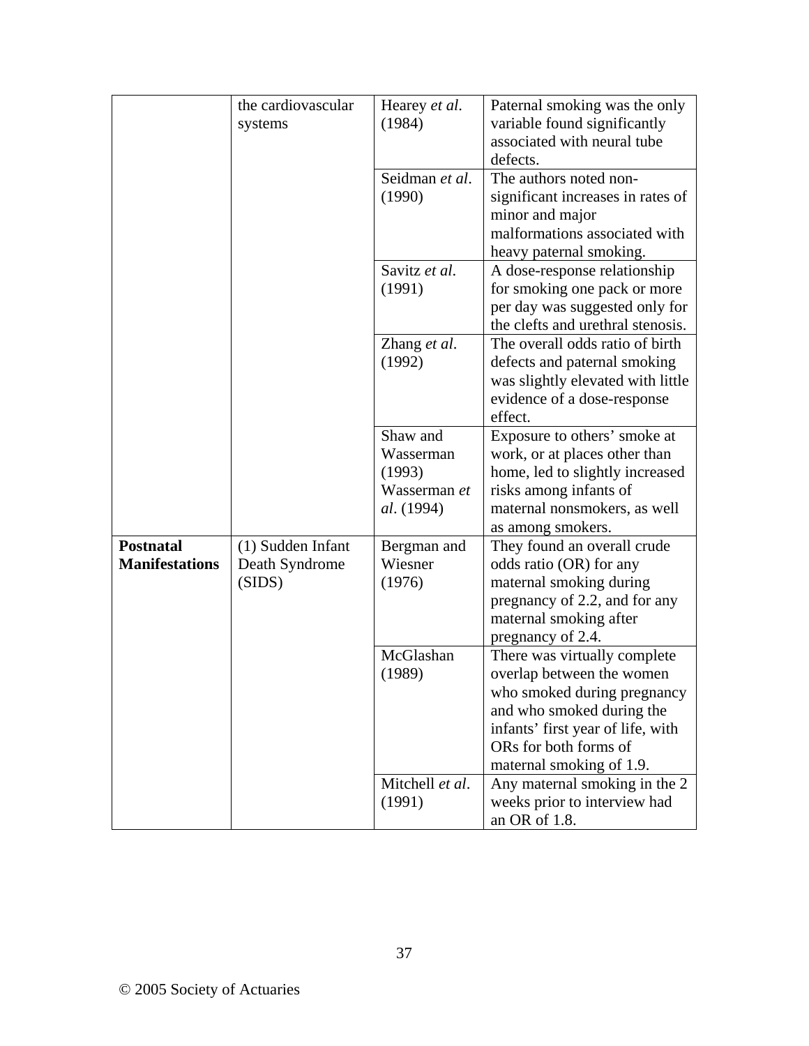| | | | |
|---|---|---|---|
| | the cardiovascular systems | Hearey *et al*. (1984) | Paternal smoking was the only variable found significantly associated with neural tube defects. |
| | | Seidman *et al*. (1990) | The authors noted non-significant increases in rates of minor and major malformations associated with heavy paternal smoking. |
| | | Savitz *et al*. (1991) | A dose-response relationship for smoking one pack or more per day was suggested only for the clefts and urethral stenosis. |
| | | Zhang *et al*. (1992) | The overall odds ratio of birth defects and paternal smoking was slightly elevated with little evidence of a dose-response effect. |
| | | Shaw and Wasserman (1993) Wasserman *et al*. (1994) | Exposure to others' smoke at work, or at places other than home, led to slightly increased risks among infants of maternal nonsmokers, as well as among smokers. |
| **Postnatal Manifestations** | (1) Sudden Infant Death Syndrome (SIDS) | Bergman and Wiesner (1976) | They found an overall crude odds ratio (OR) for any maternal smoking during pregnancy of 2.2, and for any maternal smoking after pregnancy of 2.4. |
| | | McGlashan (1989) | There was virtually complete overlap between the women who smoked during pregnancy and who smoked during the infants' first year of life, with ORs for both forms of maternal smoking of 1.9. |
| | | Mitchell *et al*. (1991) | Any maternal smoking in the 2 weeks prior to interview had an OR of 1.8. |

© 2005 Society of Actuaries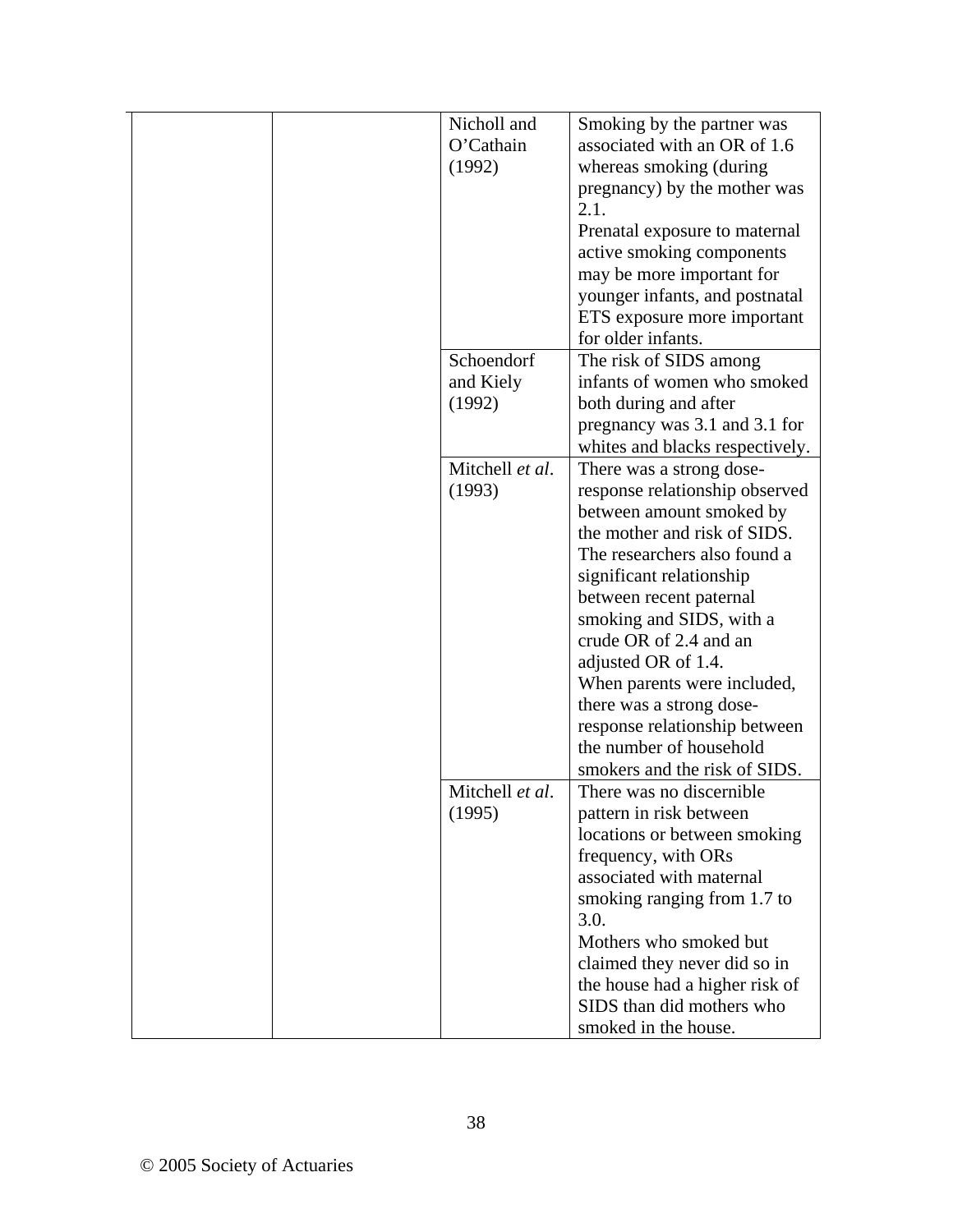|  |  | Nicholl and O'Cathain (1992) | Smoking by the partner was associated with an OR of 1.6 whereas smoking (during pregnancy) by the mother was 2.1.<br>Prenatal exposure to maternal active smoking components may be more important for younger infants, and postnatal ETS exposure more important for older infants. |
|---|---|---|---|
|  |  | Schoendorf and Kiely (1992) | The risk of SIDS among infants of women who smoked both during and after pregnancy was 3.1 and 3.1 for whites and blacks respectively. |
|  |  | Mitchell *et al*. (1993) | There was a strong dose-response relationship observed between amount smoked by the mother and risk of SIDS. The researchers also found a significant relationship between recent paternal smoking and SIDS, with a crude OR of 2.4 and an adjusted OR of 1.4.<br>When parents were included, there was a strong dose-response relationship between the number of household smokers and the risk of SIDS. |
|  |  | Mitchell *et al*. (1995) | There was no discernible pattern in risk between locations or between smoking frequency, with ORs associated with maternal smoking ranging from 1.7 to 3.0.<br>Mothers who smoked but claimed they never did so in the house had a higher risk of SIDS than did mothers who smoked in the house. |

© 2005 Society of Actuaries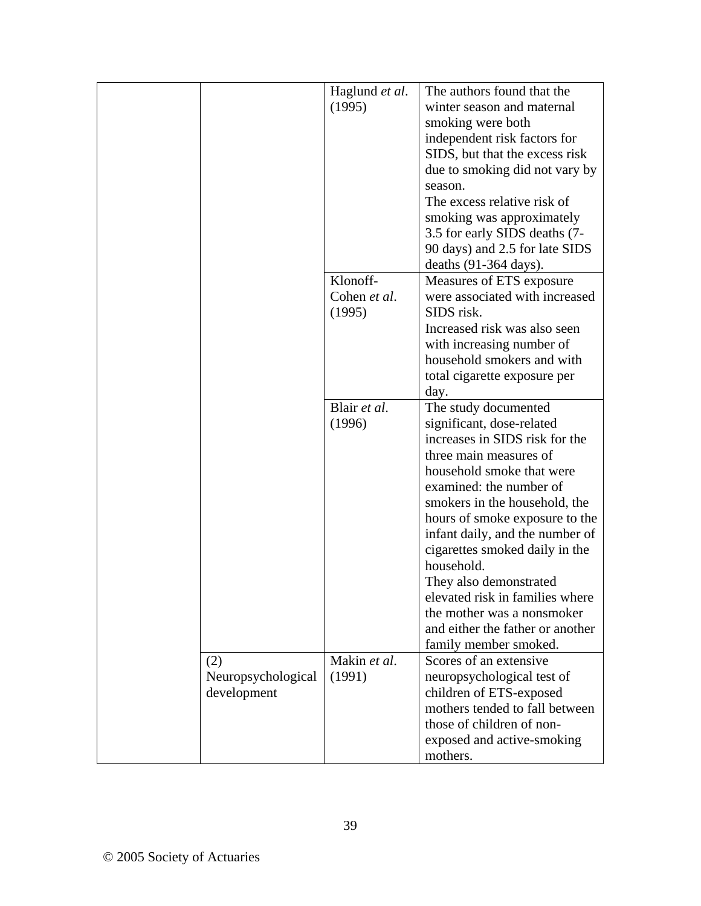| | | | |
|---|---|---|---|
| | | Haglund *et al*. (1995) | The authors found that the winter season and maternal smoking were both independent risk factors for SIDS, but that the excess risk due to smoking did not vary by season. The excess relative risk of smoking was approximately 3.5 for early SIDS deaths (7-90 days) and 2.5 for late SIDS deaths (91-364 days). |
| | | Klonoff-Cohen *et al*. (1995) | Measures of ETS exposure were associated with increased SIDS risk. Increased risk was also seen with increasing number of household smokers and with total cigarette exposure per day. |
| | | Blair *et al*. (1996) | The study documented significant, dose-related increases in SIDS risk for the three main measures of household smoke that were examined: the number of smokers in the household, the hours of smoke exposure to the infant daily, and the number of cigarettes smoked daily in the household. They also demonstrated elevated risk in families where the mother was a nonsmoker and either the father or another family member smoked. |
| | (2) Neuropsychological development | Makin *et al*. (1991) | Scores of an extensive neuropsychological test of children of ETS-exposed mothers tended to fall between those of children of non-exposed and active-smoking mothers. |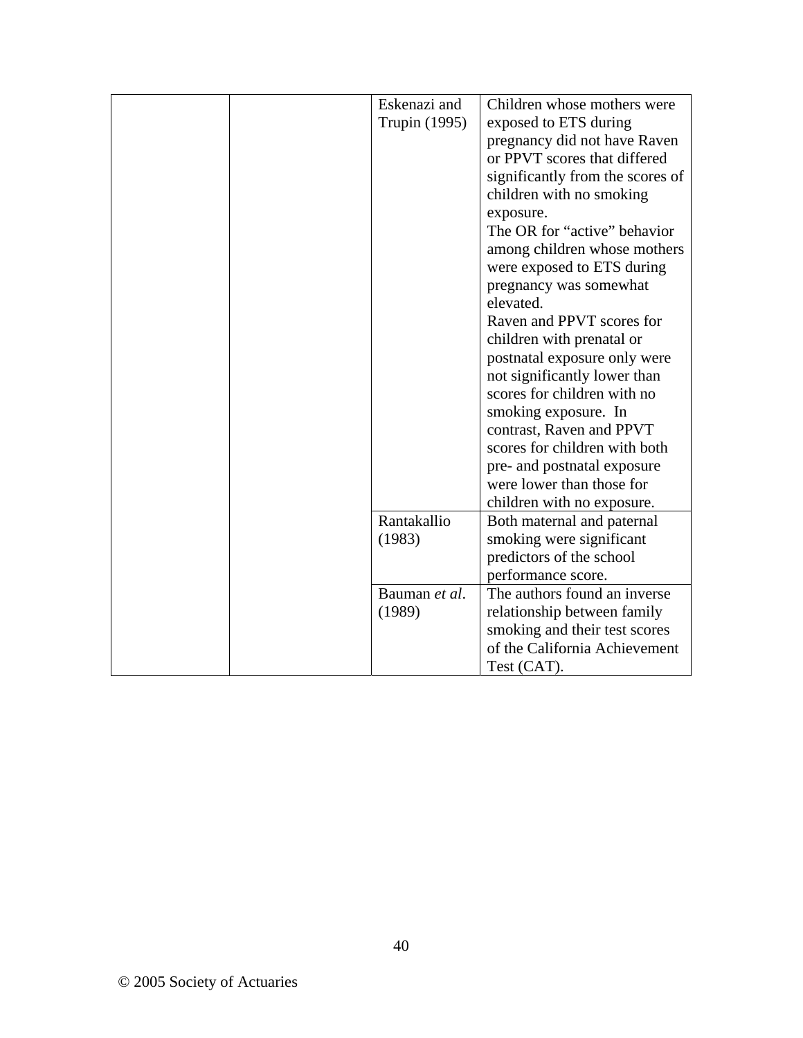| | | | |
|---|---|---|---|
| | | Eskenazi and Trupin (1995) | Children whose mothers were exposed to ETS during pregnancy did not have Raven or PPVT scores that differed significantly from the scores of children with no smoking exposure.<br>The OR for "active" behavior among children whose mothers were exposed to ETS during pregnancy was somewhat elevated.<br>Raven and PPVT scores for children with prenatal or postnatal exposure only were not significantly lower than scores for children with no smoking exposure. In contrast, Raven and PPVT scores for children with both pre- and postnatal exposure were lower than those for children with no exposure. |
| | | Rantakallio (1983) | Both maternal and paternal smoking were significant predictors of the school performance score. |
| | | Bauman *et al*. (1989) | The authors found an inverse relationship between family smoking and their test scores of the California Achievement Test (CAT). |

© 2005 Society of Actuaries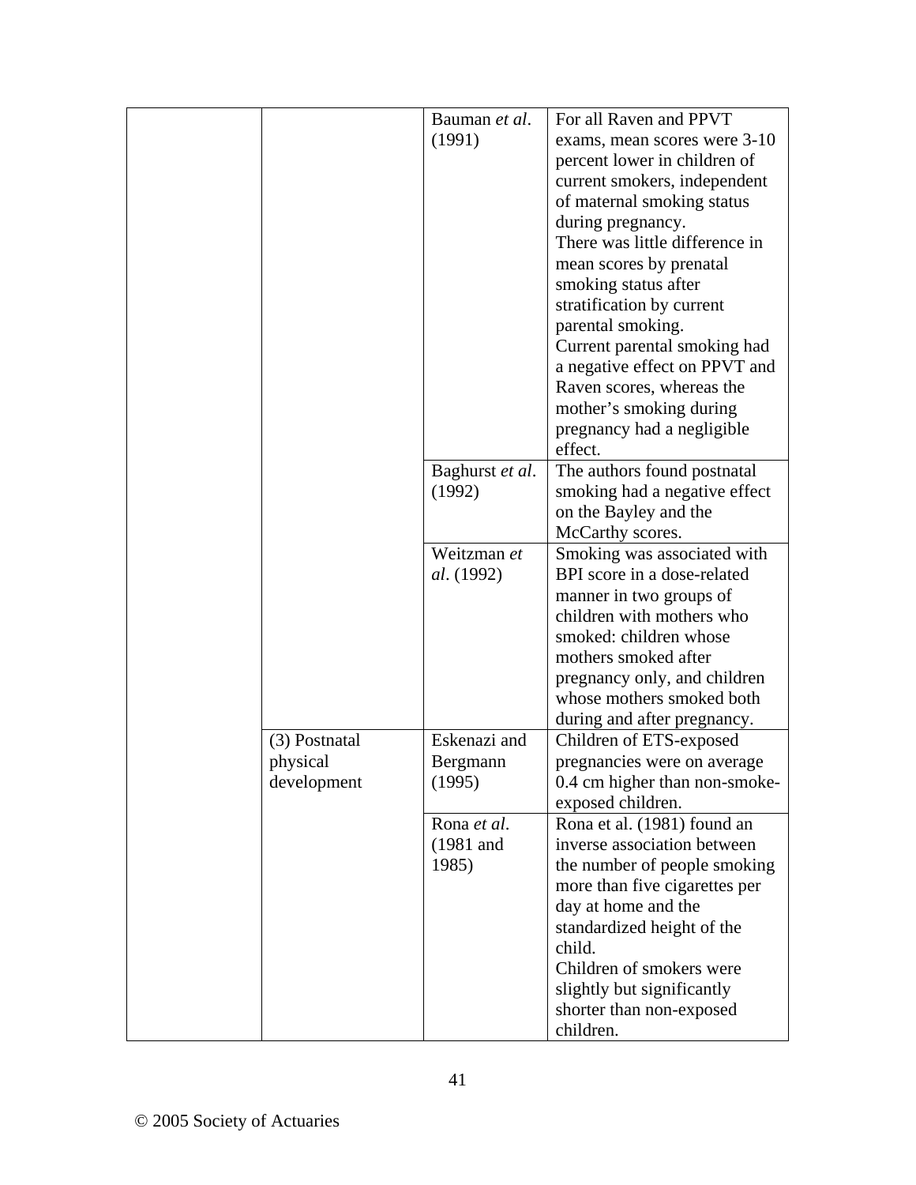| | | | |
|---|---|---|---|
| | | Bauman *et al*. (1991) | For all Raven and PPVT exams, mean scores were 3-10 percent lower in children of current smokers, independent of maternal smoking status during pregnancy. There was little difference in mean scores by prenatal smoking status after stratification by current parental smoking. Current parental smoking had a negative effect on PPVT and Raven scores, whereas the mother's smoking during pregnancy had a negligible effect. |
| | | Baghurst *et al*. (1992) | The authors found postnatal smoking had a negative effect on the Bayley and the McCarthy scores. |
| | | Weitzman *et al*. (1992) | Smoking was associated with BPI score in a dose-related manner in two groups of children with mothers who smoked: children whose mothers smoked after pregnancy only, and children whose mothers smoked both during and after pregnancy. |
| | (3) Postnatal physical development | Eskenazi and Bergmann (1995) | Children of ETS-exposed pregnancies were on average 0.4 cm higher than non-smoke-exposed children. |
| | | Rona *et al*. (1981 and 1985) | Rona et al. (1981) found an inverse association between the number of people smoking more than five cigarettes per day at home and the standardized height of the child. Children of smokers were slightly but significantly shorter than non-exposed children. |

© 2005 Society of Actuaries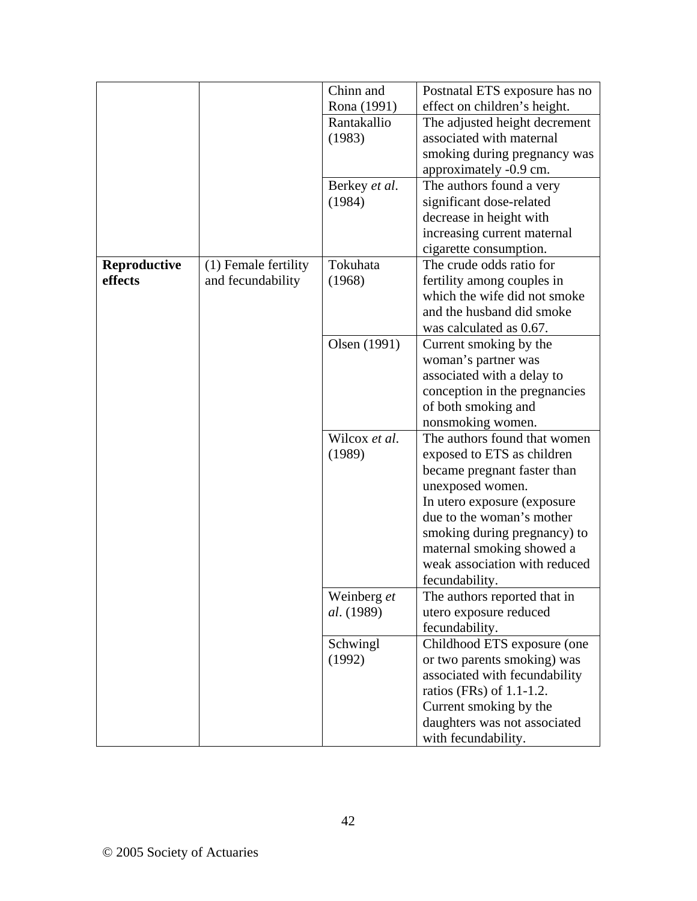| | | | |
|---|---|---|---|
| | | Chinn and Rona (1991) | Postnatal ETS exposure has no effect on children's height. |
| | | Rantakallio (1983) | The adjusted height decrement associated with maternal smoking during pregnancy was approximately -0.9 cm. |
| | | Berkey *et al*. (1984) | The authors found a very significant dose-related decrease in height with increasing current maternal cigarette consumption. |
| **Reproductive effects** | (1) Female fertility and fecundability | Tokuhata (1968) | The crude odds ratio for fertility among couples in which the wife did not smoke and the husband did smoke was calculated as 0.67. |
| | | Olsen (1991) | Current smoking by the woman's partner was associated with a delay to conception in the pregnancies of both smoking and nonsmoking women. |
| | | Wilcox *et al*. (1989) | The authors found that women exposed to ETS as children became pregnant faster than unexposed women. In utero exposure (exposure due to the woman's mother smoking during pregnancy) to maternal smoking showed a weak association with reduced fecundability. |
| | | Weinberg *et al*. (1989) | The authors reported that in utero exposure reduced fecundability. |
| | | Schwingl (1992) | Childhood ETS exposure (one or two parents smoking) was associated with fecundability ratios (FRs) of 1.1-1.2. Current smoking by the daughters was not associated with fecundability. |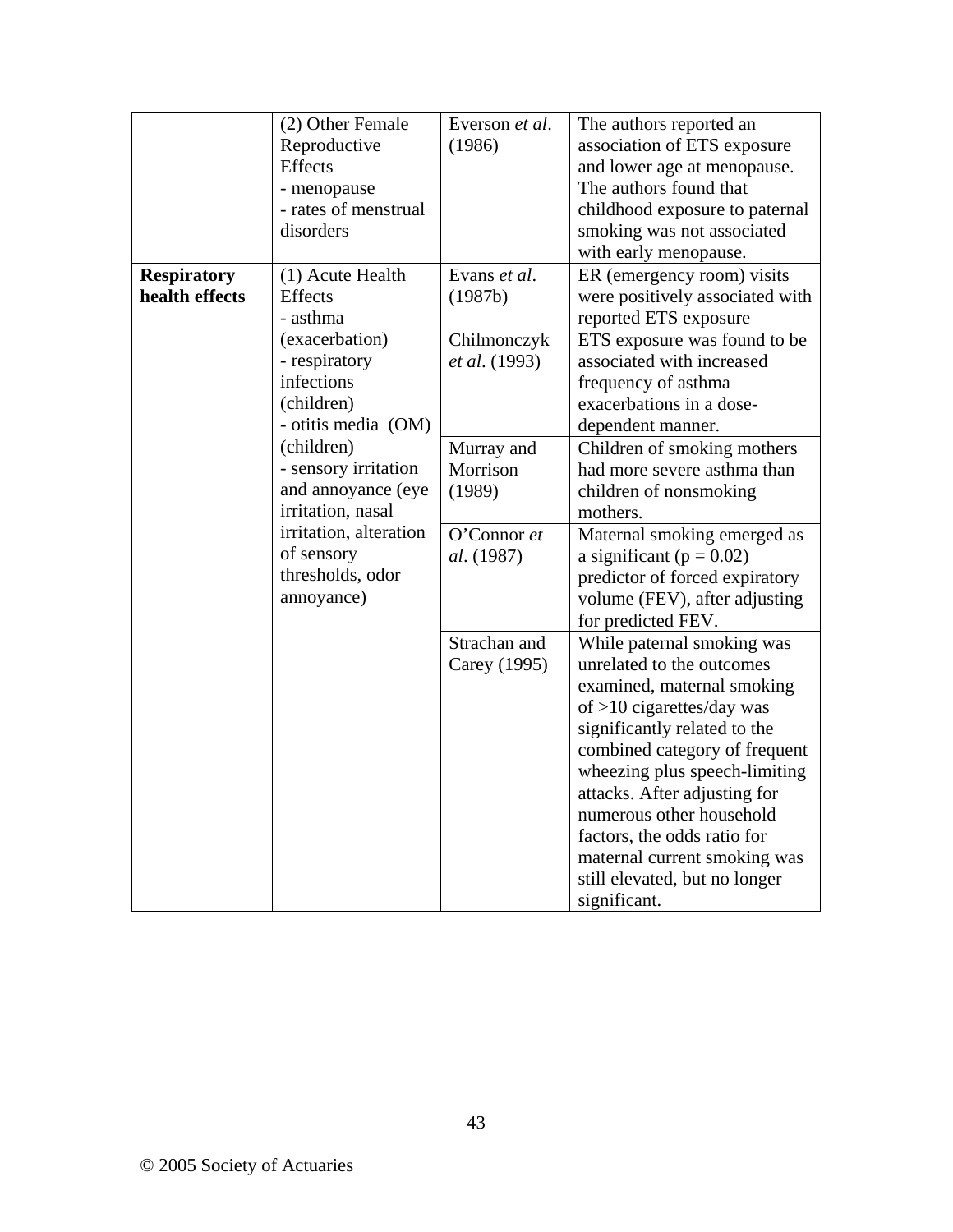| | | | |
|---|---|---|---|
| | (2) Other Female Reproductive Effects<br>- menopause<br>- rates of menstrual disorders | Everson *et al*. (1986) | The authors reported an association of ETS exposure and lower age at menopause. The authors found that childhood exposure to paternal smoking was not associated with early menopause. |
| **Respiratory health effects** | (1) Acute Health Effects<br>- asthma (exacerbation)<br>- respiratory infections (children)<br>- otitis media (OM) (children)<br>- sensory irritation and annoyance (eye irritation, nasal irritation, alteration of sensory thresholds, odor annoyance) | Evans *et al*. (1987b) | ER (emergency room) visits were positively associated with reported ETS exposure |
| | | Chilmonczyk *et al*. (1993) | ETS exposure was found to be associated with increased frequency of asthma exacerbations in a dose-dependent manner. |
| | | Murray and Morrison (1989) | Children of smoking mothers had more severe asthma than children of nonsmoking mothers. |
| | | O'Connor *et al*. (1987) | Maternal smoking emerged as a significant ($p = 0.02$) predictor of forced expiratory volume (FEV), after adjusting for predicted FEV. |
| | | Strachan and Carey (1995) | While paternal smoking was unrelated to the outcomes examined, maternal smoking of >10 cigarettes/day was significantly related to the combined category of frequent wheezing plus speech-limiting attacks. After adjusting for numerous other household factors, the odds ratio for maternal current smoking was still elevated, but no longer significant. |

© 2005 Society of Actuaries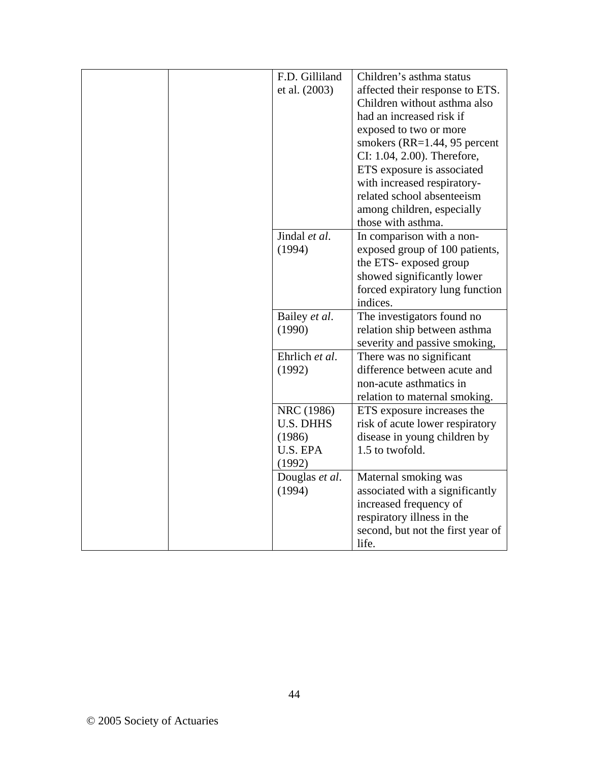| | | | |
|---|---|---|---|
| | | F.D. Gilliland et al. (2003) | Children's asthma status affected their response to ETS. Children without asthma also had an increased risk if exposed to two or more smokers (RR=1.44, 95 percent CI: 1.04, 2.00). Therefore, ETS exposure is associated with increased respiratory-related school absenteeism among children, especially those with asthma. |
| | | Jindal *et al*. (1994) | In comparison with a non-exposed group of 100 patients, the ETS- exposed group showed significantly lower forced expiratory lung function indices. |
| | | Bailey *et al*. (1990) | The investigators found no relation ship between asthma severity and passive smoking, |
| | | Ehrlich *et al*. (1992) | There was no significant difference between acute and non-acute asthmatics in relation to maternal smoking. |
| | | NRC (1986) U.S. DHHS (1986) U.S. EPA (1992) | ETS exposure increases the risk of acute lower respiratory disease in young children by 1.5 to twofold. |
| | | Douglas *et al*. (1994) | Maternal smoking was associated with a significantly increased frequency of respiratory illness in the second, but not the first year of life. |

© 2005 Society of Actuaries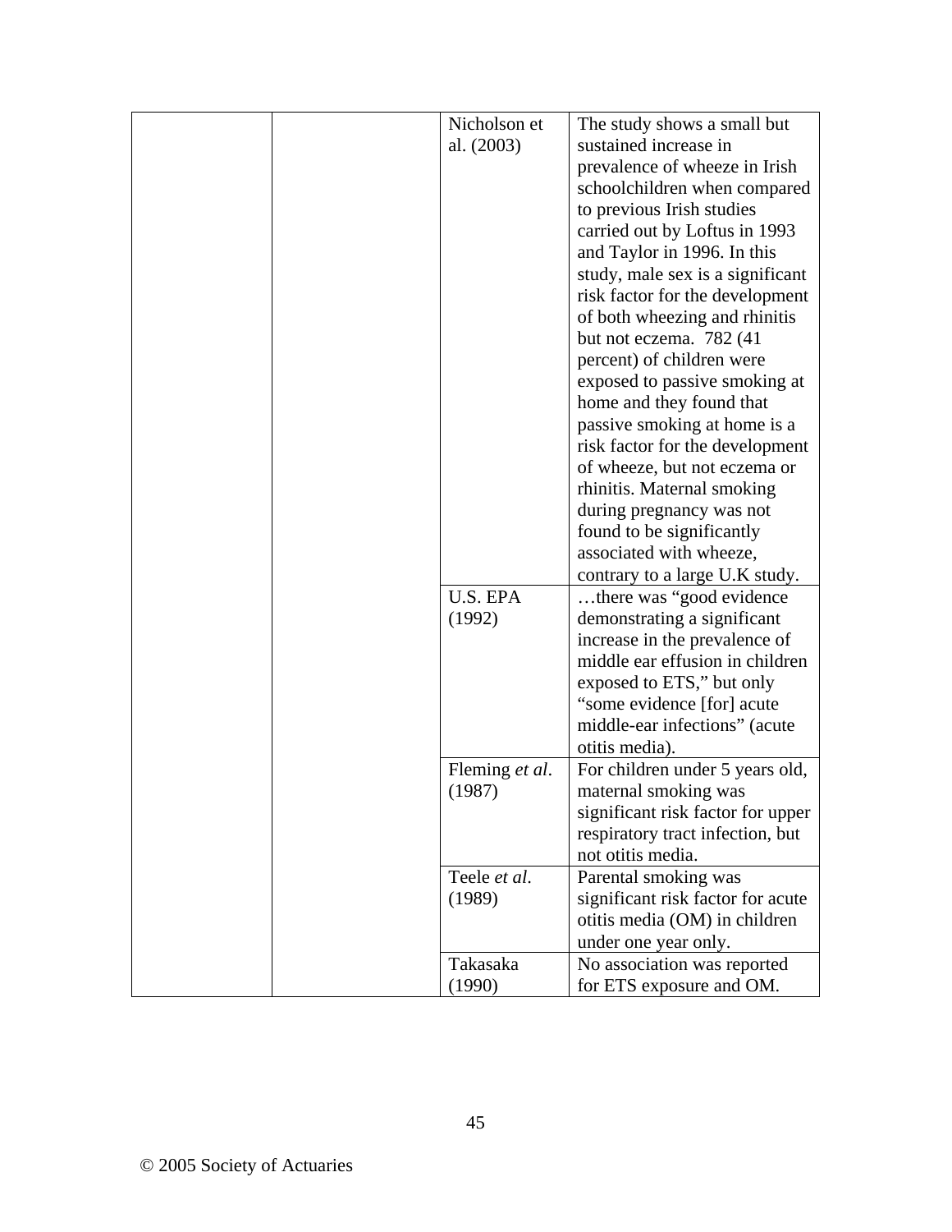|  |  |  |  |
|---|---|---|---|
|  |  | Nicholson et al. (2003) | The study shows a small but sustained increase in prevalence of wheeze in Irish schoolchildren when compared to previous Irish studies carried out by Loftus in 1993 and Taylor in 1996. In this study, male sex is a significant risk factor for the development of both wheezing and rhinitis but not eczema. 782 (41 percent) of children were exposed to passive smoking at home and they found that passive smoking at home is a risk factor for the development of wheeze, but not eczema or rhinitis. Maternal smoking during pregnancy was not found to be significantly associated with wheeze, contrary to a large U.K study. |
|  |  | U.S. EPA (1992) | …there was "good evidence demonstrating a significant increase in the prevalence of middle ear effusion in children exposed to ETS," but only "some evidence [for] acute middle-ear infections" (acute otitis media). |
|  |  | Fleming *et al*. (1987) | For children under 5 years old, maternal smoking was significant risk factor for upper respiratory tract infection, but not otitis media. |
|  |  | Teele *et al*. (1989) | Parental smoking was significant risk factor for acute otitis media (OM) in children under one year only. |
|  |  | Takasaka (1990) | No association was reported for ETS exposure and OM. |

© 2005 Society of Actuaries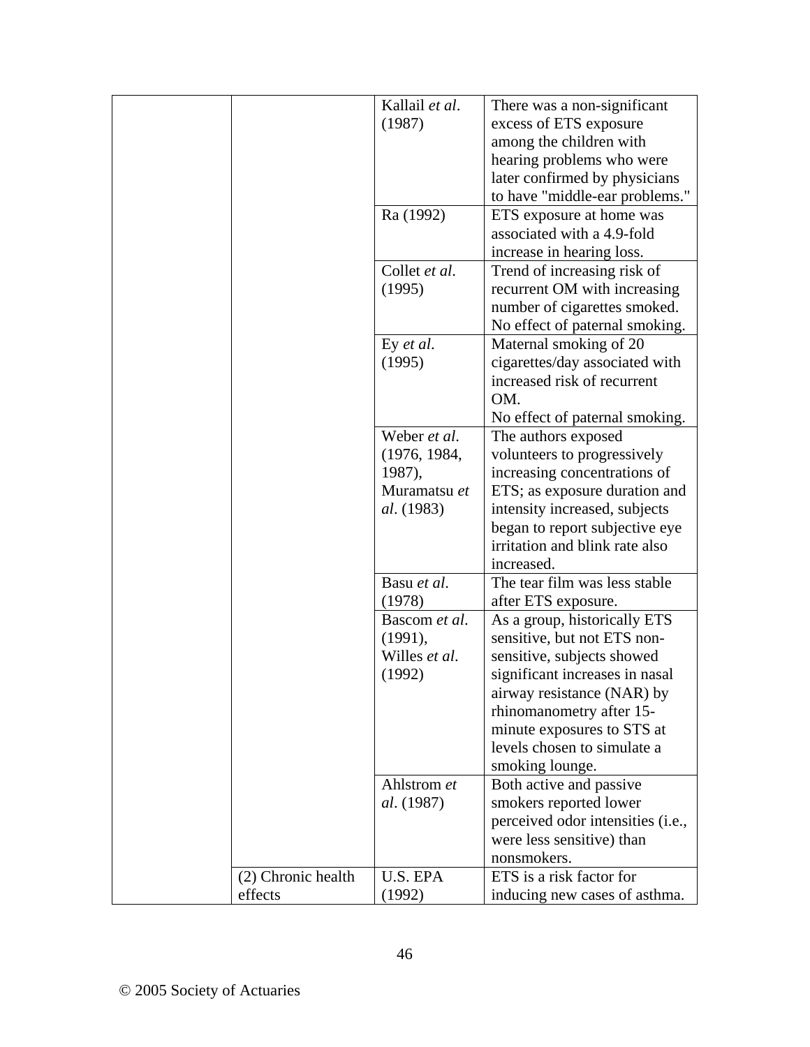| | | | |
|---|---|---|---|
| | | Kallail *et al*. (1987) | There was a non-significant excess of ETS exposure among the children with hearing problems who were later confirmed by physicians to have "middle-ear problems." |
| | | Ra (1992) | ETS exposure at home was associated with a 4.9-fold increase in hearing loss. |
| | | Collet *et al*. (1995) | Trend of increasing risk of recurrent OM with increasing number of cigarettes smoked. No effect of paternal smoking. |
| | | Ey *et al*. (1995) | Maternal smoking of 20 cigarettes/day associated with increased risk of recurrent OM.<br>No effect of paternal smoking. |
| | | Weber *et al*. (1976, 1984, 1987), Muramatsu *et al*. (1983) | The authors exposed volunteers to progressively increasing concentrations of ETS; as exposure duration and intensity increased, subjects began to report subjective eye irritation and blink rate also increased. |
| | | Basu *et al*. (1978) | The tear film was less stable after ETS exposure. |
| | | Bascom *et al*. (1991), Willes *et al*. (1992) | As a group, historically ETS sensitive, but not ETS non-sensitive, subjects showed significant increases in nasal airway resistance (NAR) by rhinomanometry after 15-minute exposures to STS at levels chosen to simulate a smoking lounge. |
| | | Ahlstrom *et al*. (1987) | Both active and passive smokers reported lower perceived odor intensities (i.e., were less sensitive) than nonsmokers. |
| | (2) Chronic health effects | U.S. EPA (1992) | ETS is a risk factor for inducing new cases of asthma. |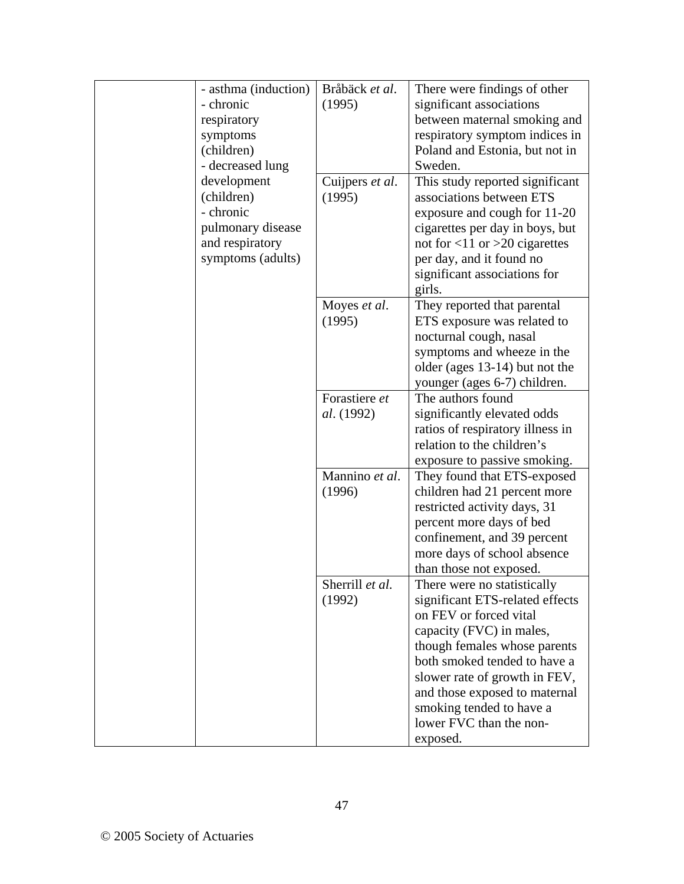| | | | |
|---|---|---|---|
| | - asthma (induction)<br>- chronic respiratory symptoms (children)<br>- decreased lung development (children)<br>- chronic pulmonary disease and respiratory symptoms (adults) | Bråbäck *et al*. (1995) | There were findings of other significant associations between maternal smoking and respiratory symptom indices in Poland and Estonia, but not in Sweden. |
| | | Cuijpers *et al*. (1995) | This study reported significant associations between ETS exposure and cough for 11-20 cigarettes per day in boys, but not for <11 or >20 cigarettes per day, and it found no significant associations for girls. |
| | | Moyes *et al*. (1995) | They reported that parental ETS exposure was related to nocturnal cough, nasal symptoms and wheeze in the older (ages 13-14) but not the younger (ages 6-7) children. |
| | | Forastiere *et al*. (1992) | The authors found significantly elevated odds ratios of respiratory illness in relation to the children's exposure to passive smoking. |
| | | Mannino *et al*. (1996) | They found that ETS-exposed children had 21 percent more restricted activity days, 31 percent more days of bed confinement, and 39 percent more days of school absence than those not exposed. |
| | | Sherrill *et al*. (1992) | There were no statistically significant ETS-related effects on FEV or forced vital capacity (FVC) in males, though females whose parents both smoked tended to have a slower rate of growth in FEV, and those exposed to maternal smoking tended to have a lower FVC than the non-exposed. |

© 2005 Society of Actuaries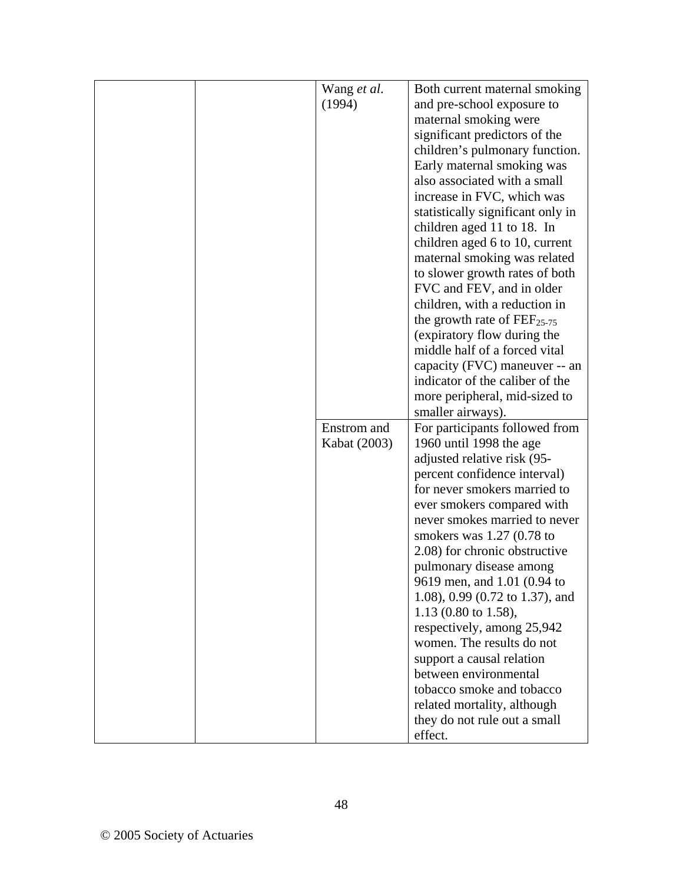| | | | |
|---|---|---|---|
| | | Wang *et al*. (1994) | Both current maternal smoking and pre-school exposure to maternal smoking were significant predictors of the children's pulmonary function. Early maternal smoking was also associated with a small increase in FVC, which was statistically significant only in children aged 11 to 18. In children aged 6 to 10, current maternal smoking was related to slower growth rates of both FVC and FEV, and in older children, with a reduction in the growth rate of $FEF_{25-75}$ (expiratory flow during the middle half of a forced vital capacity (FVC) maneuver -- an indicator of the caliber of the more peripheral, mid-sized to smaller airways). |
| | | Enstrom and Kabat (2003) | For participants followed from 1960 until 1998 the age adjusted relative risk (95-percent confidence interval) for never smokers married to ever smokers compared with never smokes married to never smokers was 1.27 (0.78 to 2.08) for chronic obstructive pulmonary disease among 9619 men, and 1.01 (0.94 to 1.08), 0.99 (0.72 to 1.37), and 1.13 (0.80 to 1.58), respectively, among 25,942 women. The results do not support a causal relation between environmental tobacco smoke and tobacco related mortality, although they do not rule out a small effect. |

© 2005 Society of Actuaries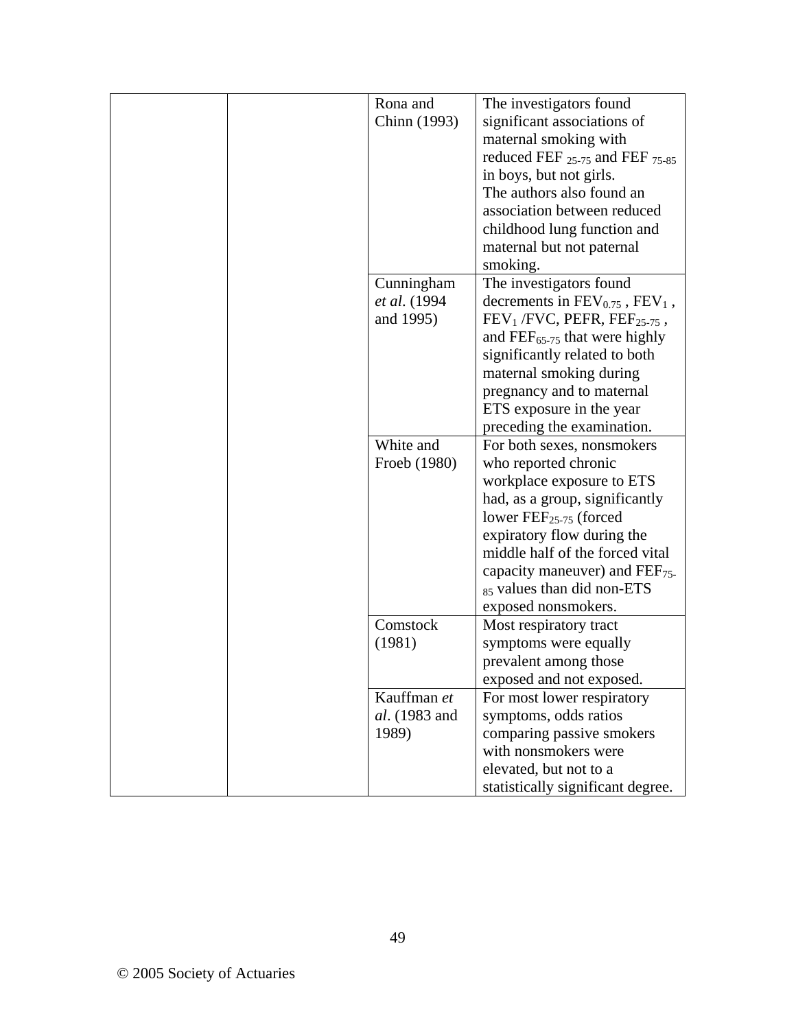| | | | |
|---|---|---|---|
| | | Rona and Chinn (1993) | The investigators found significant associations of maternal smoking with reduced FEF $_{25\text{-}75}$ and FEF $_{75\text{-}85}$ in boys, but not girls. The authors also found an association between reduced childhood lung function and maternal but not paternal smoking. |
| | | Cunningham *et al*. (1994 and 1995) | The investigators found decrements in $FEV_{0.75}$, $FEV_1$, $FEV_1$/FVC, PEFR, $FEF_{25\text{-}75}$, and $FEF_{65\text{-}75}$ that were highly significantly related to both maternal smoking during pregnancy and to maternal ETS exposure in the year preceding the examination. |
| | | White and Froeb (1980) | For both sexes, nonsmokers who reported chronic workplace exposure to ETS had, as a group, significantly lower $FEF_{25\text{-}75}$ (forced expiratory flow during the middle half of the forced vital capacity maneuver) and $FEF_{75\text{-}85}$ values than did non-ETS exposed nonsmokers. |
| | | Comstock (1981) | Most respiratory tract symptoms were equally prevalent among those exposed and not exposed. |
| | | Kauffman *et al*. (1983 and 1989) | For most lower respiratory symptoms, odds ratios comparing passive smokers with nonsmokers were elevated, but not to a statistically significant degree. |

© 2005 Society of Actuaries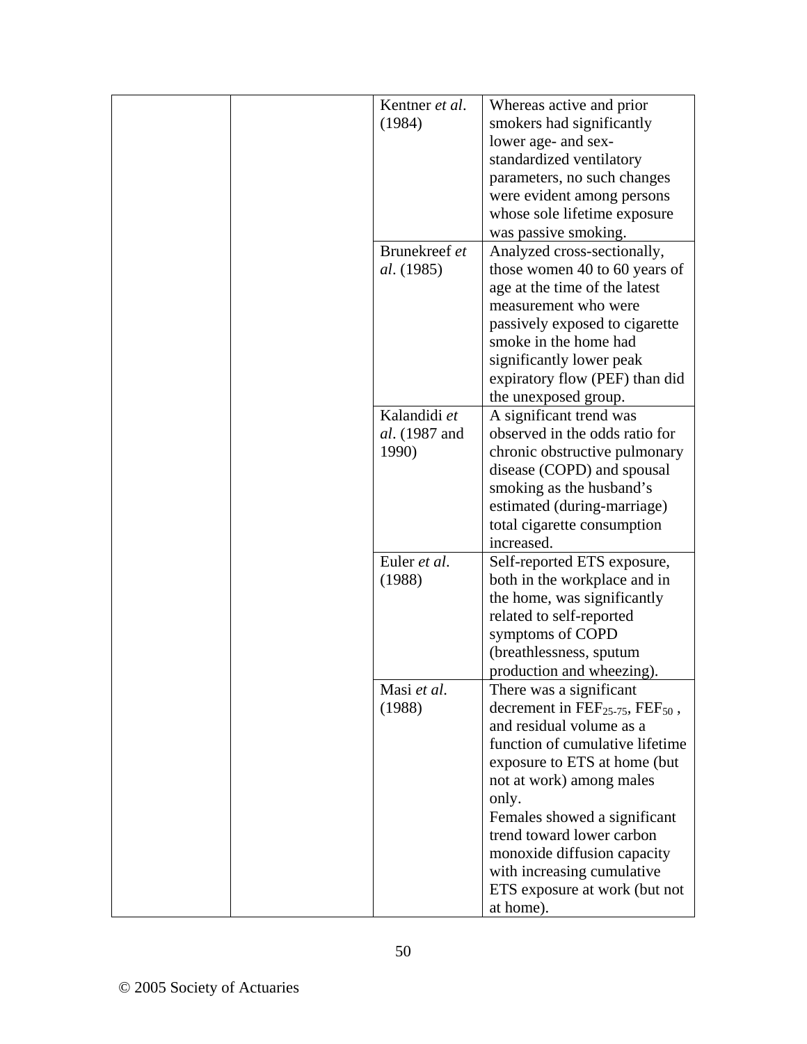| | | | |
|---|---|---|---|
| | | Kentner *et al*. (1984) | Whereas active and prior smokers had significantly lower age- and sex-standardized ventilatory parameters, no such changes were evident among persons whose sole lifetime exposure was passive smoking. |
| | | Brunekreef *et al*. (1985) | Analyzed cross-sectionally, those women 40 to 60 years of age at the time of the latest measurement who were passively exposed to cigarette smoke in the home had significantly lower peak expiratory flow (PEF) than did the unexposed group. |
| | | Kalandidi *et al*. (1987 and 1990) | A significant trend was observed in the odds ratio for chronic obstructive pulmonary disease (COPD) and spousal smoking as the husband's estimated (during-marriage) total cigarette consumption increased. |
| | | Euler *et al*. (1988) | Self-reported ETS exposure, both in the workplace and in the home, was significantly related to self-reported symptoms of COPD (breathlessness, sputum production and wheezing). |
| | | Masi *et al*. (1988) | There was a significant decrement in $FEF_{25\text{-}75}$, $FEF_{50}$, and residual volume as a function of cumulative lifetime exposure to ETS at home (but not at work) among males only. Females showed a significant trend toward lower carbon monoxide diffusion capacity with increasing cumulative ETS exposure at work (but not at home). |

© 2005 Society of Actuaries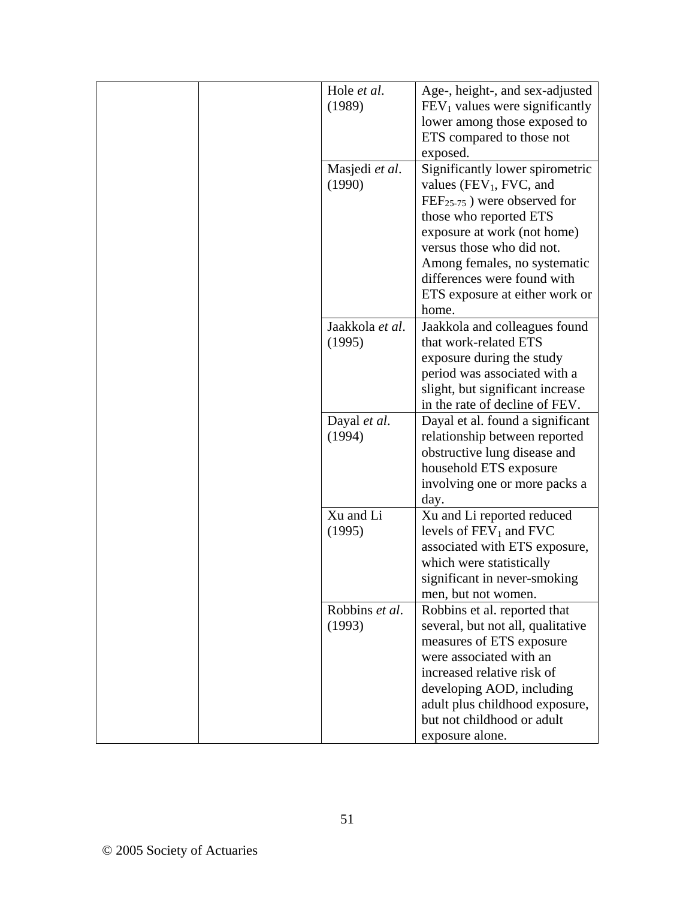| | | | |
|---|---|---|---|
| | | Hole *et al*. (1989) | Age-, height-, and sex-adjusted $FEV_1$ values were significantly lower among those exposed to ETS compared to those not exposed. |
| | | Masjedi *et al*. (1990) | Significantly lower spirometric values ($FEV_1$, FVC, and $FEF_{25\text{-}75}$ ) were observed for those who reported ETS exposure at work (not home) versus those who did not. Among females, no systematic differences were found with ETS exposure at either work or home. |
| | | Jaakkola *et al*. (1995) | Jaakkola and colleagues found that work-related ETS exposure during the study period was associated with a slight, but significant increase in the rate of decline of FEV. |
| | | Dayal *et al*. (1994) | Dayal et al. found a significant relationship between reported obstructive lung disease and household ETS exposure involving one or more packs a day. |
| | | Xu and Li (1995) | Xu and Li reported reduced levels of $FEV_1$ and FVC associated with ETS exposure, which were statistically significant in never-smoking men, but not women. |
| | | Robbins *et al*. (1993) | Robbins et al. reported that several, but not all, qualitative measures of ETS exposure were associated with an increased relative risk of developing AOD, including adult plus childhood exposure, but not childhood or adult exposure alone. |

© 2005 Society of Actuaries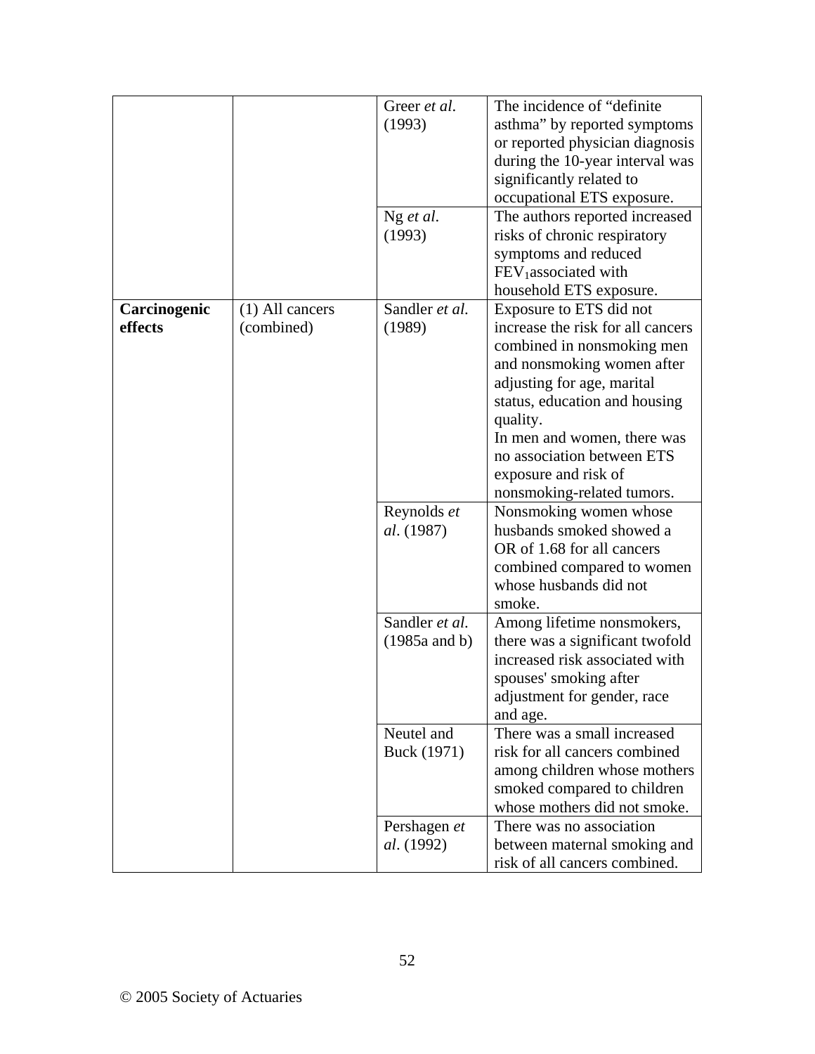| | | | |
|---|---|---|---|
| | | Greer *et al*. (1993) | The incidence of "definite asthma" by reported symptoms or reported physician diagnosis during the 10-year interval was significantly related to occupational ETS exposure. |
| | | Ng *et al*. (1993) | The authors reported increased risks of chronic respiratory symptoms and reduced $FEV_1$associated with household ETS exposure. |
| **Carcinogenic effects** | (1) All cancers (combined) | Sandler *et al*. (1989) | Exposure to ETS did not increase the risk for all cancers combined in nonsmoking men and nonsmoking women after adjusting for age, marital status, education and housing quality. In men and women, there was no association between ETS exposure and risk of nonsmoking-related tumors. |
| | | Reynolds *et al*. (1987) | Nonsmoking women whose husbands smoked showed a OR of 1.68 for all cancers combined compared to women whose husbands did not smoke. |
| | | Sandler *et al*. (1985a and b) | Among lifetime nonsmokers, there was a significant twofold increased risk associated with spouses' smoking after adjustment for gender, race and age. |
| | | Neutel and Buck (1971) | There was a small increased risk for all cancers combined among children whose mothers smoked compared to children whose mothers did not smoke. |
| | | Pershagen *et al*. (1992) | There was no association between maternal smoking and risk of all cancers combined. |

© 2005 Society of Actuaries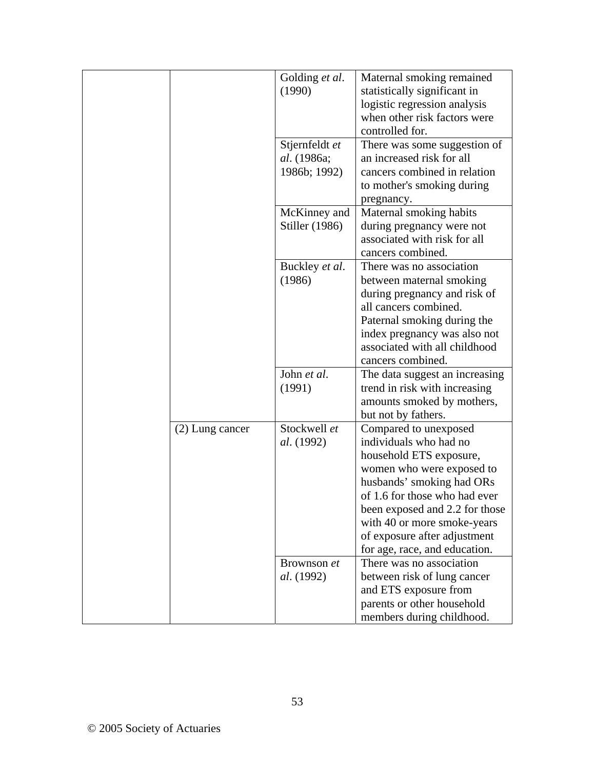| | | | |
|---|---|---|---|
| | | Golding *et al*. (1990) | Maternal smoking remained statistically significant in logistic regression analysis when other risk factors were controlled for. |
| | | Stjernfeldt *et al*. (1986a; 1986b; 1992) | There was some suggestion of an increased risk for all cancers combined in relation to mother's smoking during pregnancy. |
| | | McKinney and Stiller (1986) | Maternal smoking habits during pregnancy were not associated with risk for all cancers combined. |
| | | Buckley *et al*. (1986) | There was no association between maternal smoking during pregnancy and risk of all cancers combined. Paternal smoking during the index pregnancy was also not associated with all childhood cancers combined. |
| | | John *et al*. (1991) | The data suggest an increasing trend in risk with increasing amounts smoked by mothers, but not by fathers. |
| | (2) Lung cancer | Stockwell *et al*. (1992) | Compared to unexposed individuals who had no household ETS exposure, women who were exposed to husbands' smoking had ORs of 1.6 for those who had ever been exposed and 2.2 for those with 40 or more smoke-years of exposure after adjustment for age, race, and education. |
| | | Brownson *et al*. (1992) | There was no association between risk of lung cancer and ETS exposure from parents or other household members during childhood. |

© 2005 Society of Actuaries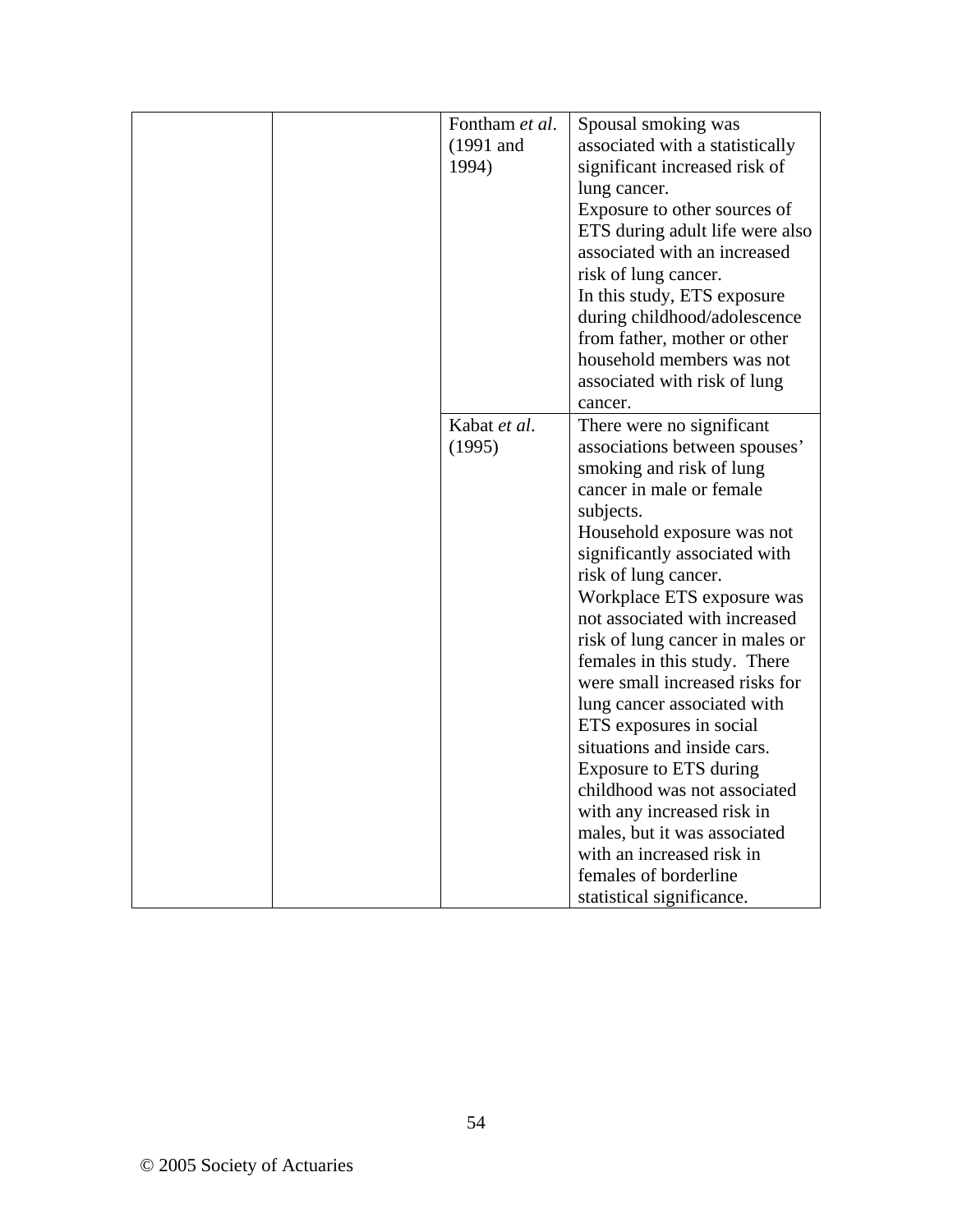| | | | |
|---|---|---|---|
| | | Fontham *et al*. (1991 and 1994) | Spousal smoking was associated with a statistically significant increased risk of lung cancer.<br>Exposure to other sources of ETS during adult life were also associated with an increased risk of lung cancer.<br>In this study, ETS exposure during childhood/adolescence from father, mother or other household members was not associated with risk of lung cancer. |
| | | Kabat *et al*. (1995) | There were no significant associations between spouses' smoking and risk of lung cancer in male or female subjects.<br>Household exposure was not significantly associated with risk of lung cancer.<br>Workplace ETS exposure was not associated with increased risk of lung cancer in males or females in this study. There were small increased risks for lung cancer associated with ETS exposures in social situations and inside cars.<br>Exposure to ETS during childhood was not associated with any increased risk in males, but it was associated with an increased risk in females of borderline statistical significance. |

© 2005 Society of Actuaries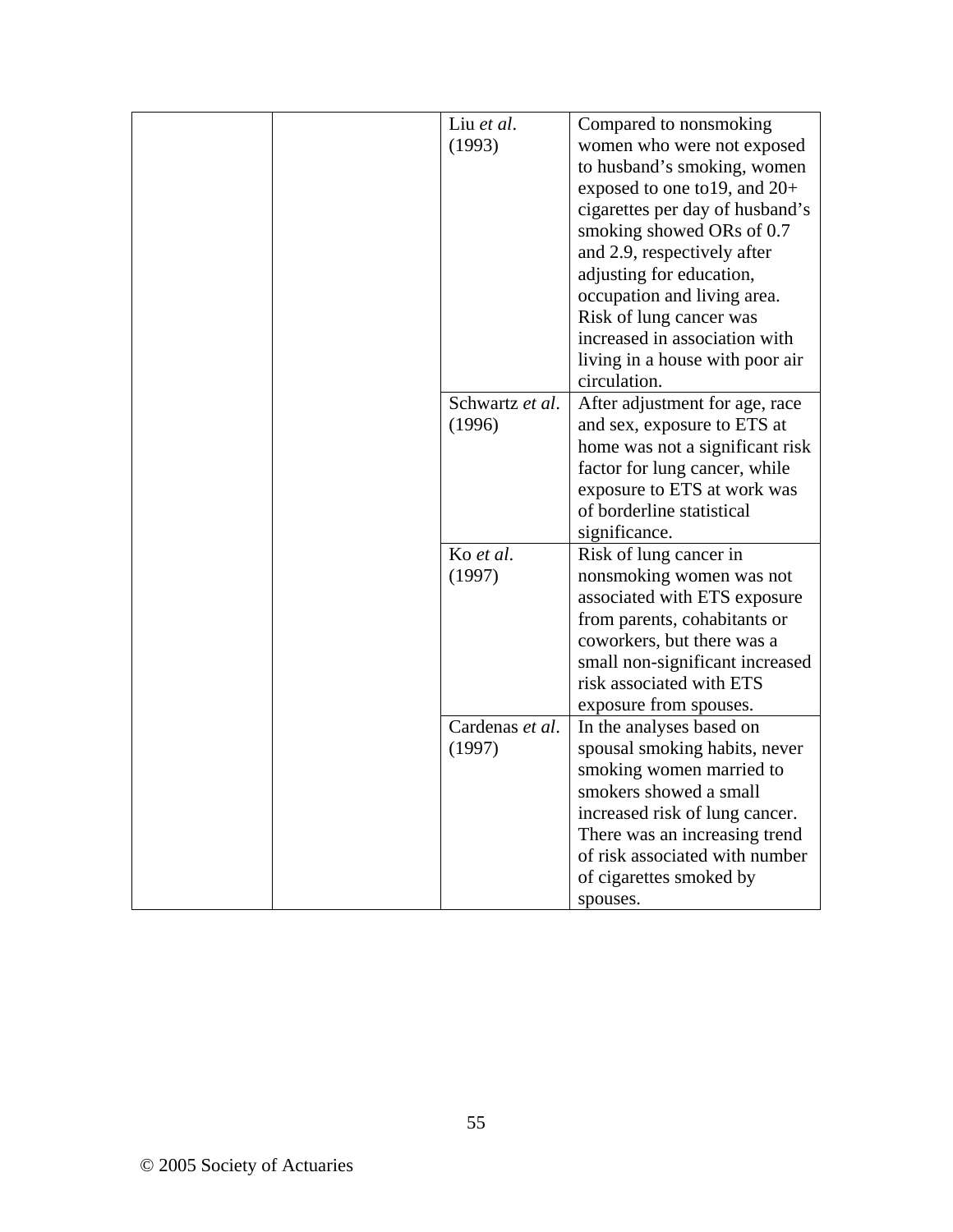| | | | |
|---|---|---|---|
| | | Liu *et al*. (1993) | Compared to nonsmoking women who were not exposed to husband's smoking, women exposed to one to19, and 20+ cigarettes per day of husband's smoking showed ORs of 0.7 and 2.9, respectively after adjusting for education, occupation and living area. Risk of lung cancer was increased in association with living in a house with poor air circulation. |
| | | Schwartz *et al*. (1996) | After adjustment for age, race and sex, exposure to ETS at home was not a significant risk factor for lung cancer, while exposure to ETS at work was of borderline statistical significance. |
| | | Ko *et al*. (1997) | Risk of lung cancer in nonsmoking women was not associated with ETS exposure from parents, cohabitants or coworkers, but there was a small non-significant increased risk associated with ETS exposure from spouses. |
| | | Cardenas *et al*. (1997) | In the analyses based on spousal smoking habits, never smoking women married to smokers showed a small increased risk of lung cancer. There was an increasing trend of risk associated with number of cigarettes smoked by spouses. |

© 2005 Society of Actuaries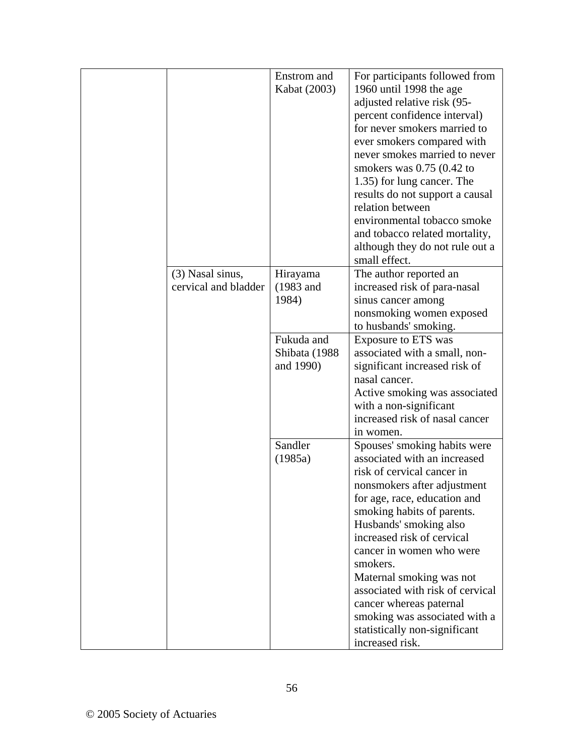| | | | |
|---|---|---|---|
| | | Enstrom and Kabat (2003) | For participants followed from 1960 until 1998 the age adjusted relative risk (95-percent confidence interval) for never smokers married to ever smokers compared with never smokes married to never smokers was 0.75 (0.42 to 1.35) for lung cancer. The results do not support a causal relation between environmental tobacco smoke and tobacco related mortality, although they do not rule out a small effect. |
| | (3) Nasal sinus, cervical and bladder | Hirayama (1983 and 1984) | The author reported an increased risk of para-nasal sinus cancer among nonsmoking women exposed to husbands' smoking. |
| | | Fukuda and Shibata (1988 and 1990) | Exposure to ETS was associated with a small, non-significant increased risk of nasal cancer.<br>Active smoking was associated with a non-significant increased risk of nasal cancer in women. |
| | | Sandler (1985a) | Spouses' smoking habits were associated with an increased risk of cervical cancer in nonsmokers after adjustment for age, race, education and smoking habits of parents. Husbands' smoking also increased risk of cervical cancer in women who were smokers.<br>Maternal smoking was not associated with risk of cervical cancer whereas paternal smoking was associated with a statistically non-significant increased risk. |

© 2005 Society of Actuaries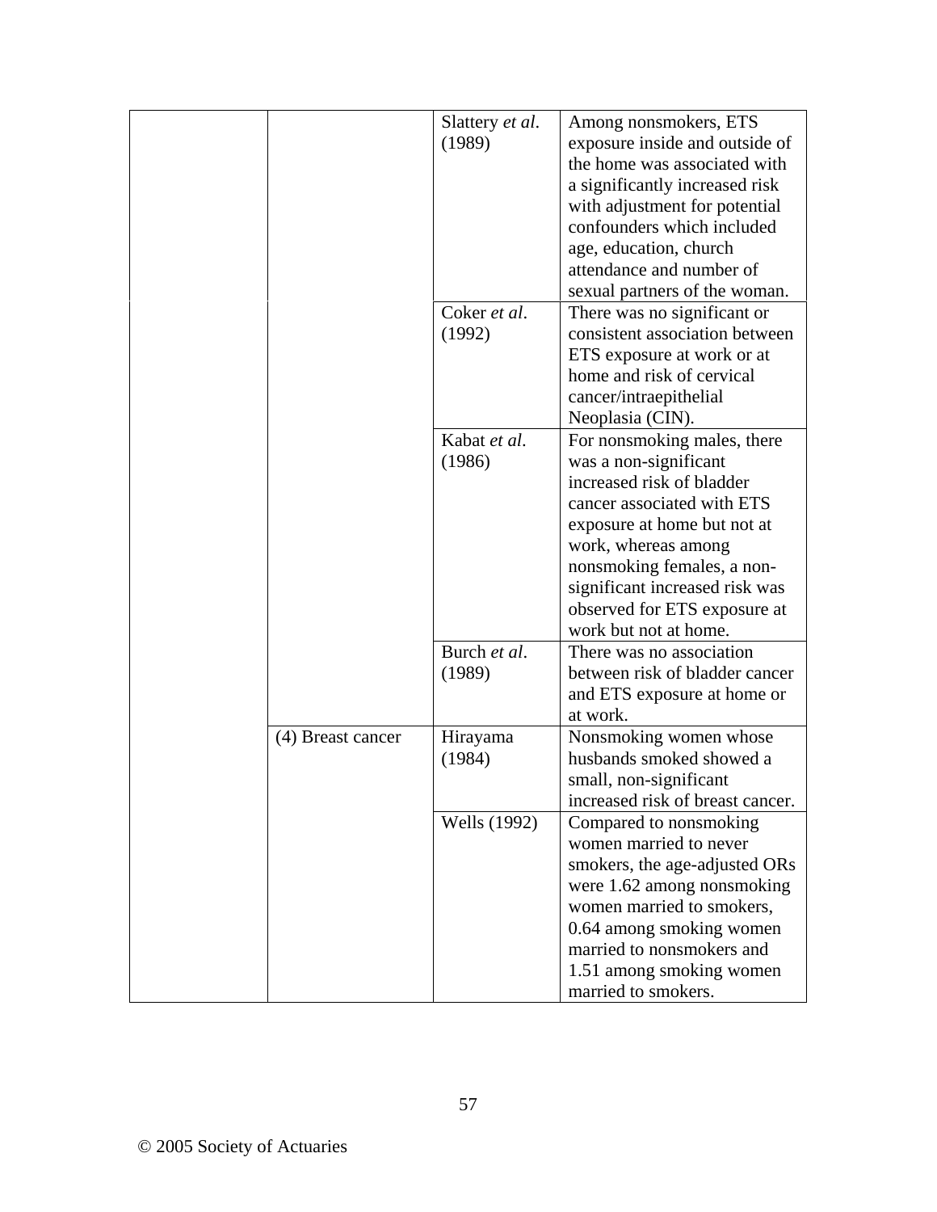| | | | |
|---|---|---|---|
| | | Slattery *et al*. (1989) | Among nonsmokers, ETS exposure inside and outside of the home was associated with a significantly increased risk with adjustment for potential confounders which included age, education, church attendance and number of sexual partners of the woman. |
| | | Coker *et al*. (1992) | There was no significant or consistent association between ETS exposure at work or at home and risk of cervical cancer/intraepithelial Neoplasia (CIN). |
| | | Kabat *et al*. (1986) | For nonsmoking males, there was a non-significant increased risk of bladder cancer associated with ETS exposure at home but not at work, whereas among nonsmoking females, a non-significant increased risk was observed for ETS exposure at work but not at home. |
| | | Burch *et al*. (1989) | There was no association between risk of bladder cancer and ETS exposure at home or at work. |
| | (4) Breast cancer | Hirayama (1984) | Nonsmoking women whose husbands smoked showed a small, non-significant increased risk of breast cancer. |
| | | Wells (1992) | Compared to nonsmoking women married to never smokers, the age-adjusted ORs were 1.62 among nonsmoking women married to smokers, 0.64 among smoking women married to nonsmokers and 1.51 among smoking women married to smokers. |

© 2005 Society of Actuaries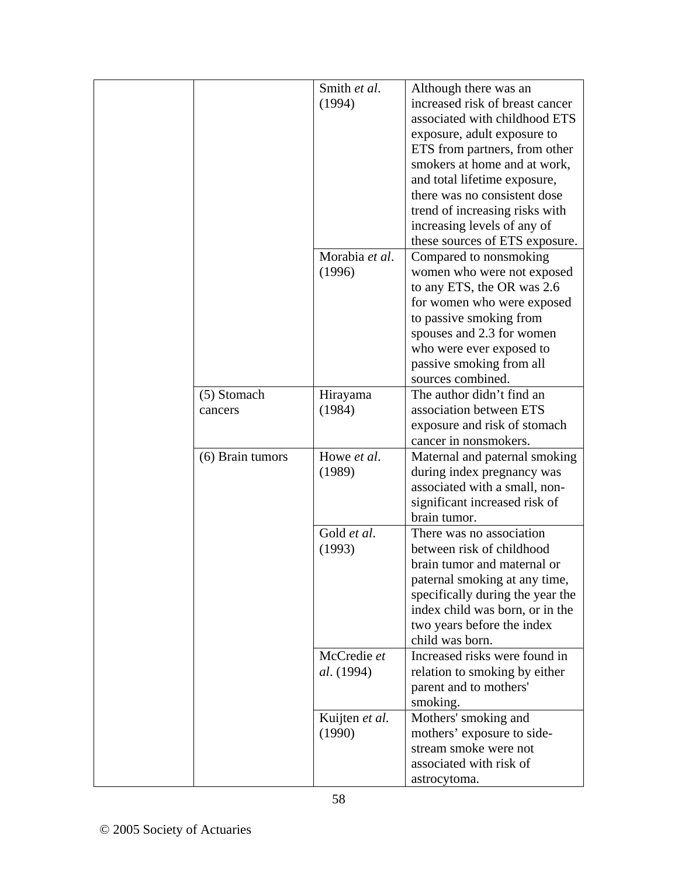| | | | |
|---|---|---|---|
| | | Smith *et al*. (1994) | Although there was an increased risk of breast cancer associated with childhood ETS exposure, adult exposure to ETS from partners, from other smokers at home and at work, and total lifetime exposure, there was no consistent dose trend of increasing risks with increasing levels of any of these sources of ETS exposure. |
| | | Morabia *et al*. (1996) | Compared to nonsmoking women who were not exposed to any ETS, the OR was 2.6 for women who were exposed to passive smoking from spouses and 2.3 for women who were ever exposed to passive smoking from all sources combined. |
| | (5) Stomach cancers | Hirayama (1984) | The author didn't find an association between ETS exposure and risk of stomach cancer in nonsmokers. |
| | (6) Brain tumors | Howe *et al*. (1989) | Maternal and paternal smoking during index pregnancy was associated with a small, non-significant increased risk of brain tumor. |
| | | Gold *et al*. (1993) | There was no association between risk of childhood brain tumor and maternal or paternal smoking at any time, specifically during the year the index child was born, or in the two years before the index child was born. |
| | | McCredie *et al*. (1994) | Increased risks were found in relation to smoking by either parent and to mothers' smoking. |
| | | Kuijten *et al*. (1990) | Mothers' smoking and mothers' exposure to side-stream smoke were not associated with risk of astrocytoma. |

© 2005 Society of Actuaries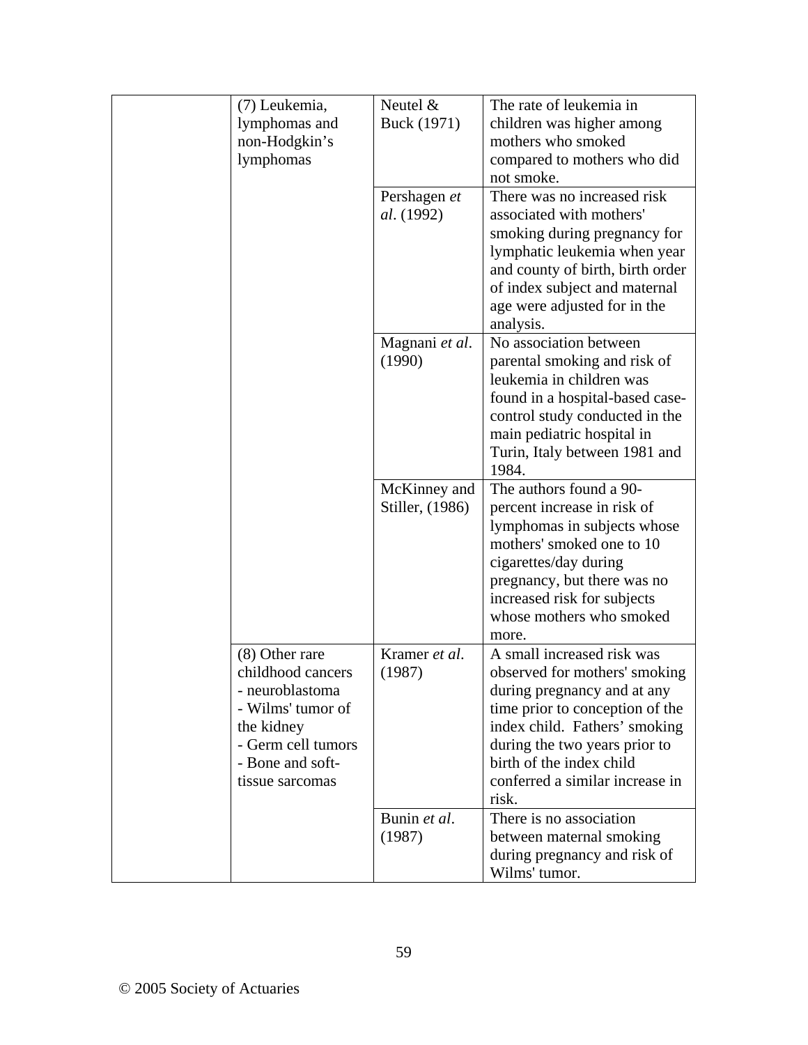| | | | |
|---|---|---|---|
| | (7) Leukemia, lymphomas and non-Hodgkin's lymphomas | Neutel & Buck (1971) | The rate of leukemia in children was higher among mothers who smoked compared to mothers who did not smoke. |
| | | Pershagen *et al*. (1992) | There was no increased risk associated with mothers' smoking during pregnancy for lymphatic leukemia when year and county of birth, birth order of index subject and maternal age were adjusted for in the analysis. |
| | | Magnani *et al*. (1990) | No association between parental smoking and risk of leukemia in children was found in a hospital-based case-control study conducted in the main pediatric hospital in Turin, Italy between 1981 and 1984. |
| | | McKinney and Stiller, (1986) | The authors found a 90-percent increase in risk of lymphomas in subjects whose mothers' smoked one to 10 cigarettes/day during pregnancy, but there was no increased risk for subjects whose mothers who smoked more. |
| | (8) Other rare childhood cancers<br>- neuroblastoma<br>- Wilms' tumor of the kidney<br>- Germ cell tumors<br>- Bone and soft-tissue sarcomas | Kramer *et al*. (1987) | A small increased risk was observed for mothers' smoking during pregnancy and at any time prior to conception of the index child. Fathers' smoking during the two years prior to birth of the index child conferred a similar increase in risk. |
| | | Bunin *et al*. (1987) | There is no association between maternal smoking during pregnancy and risk of Wilms' tumor. |

© 2005 Society of Actuaries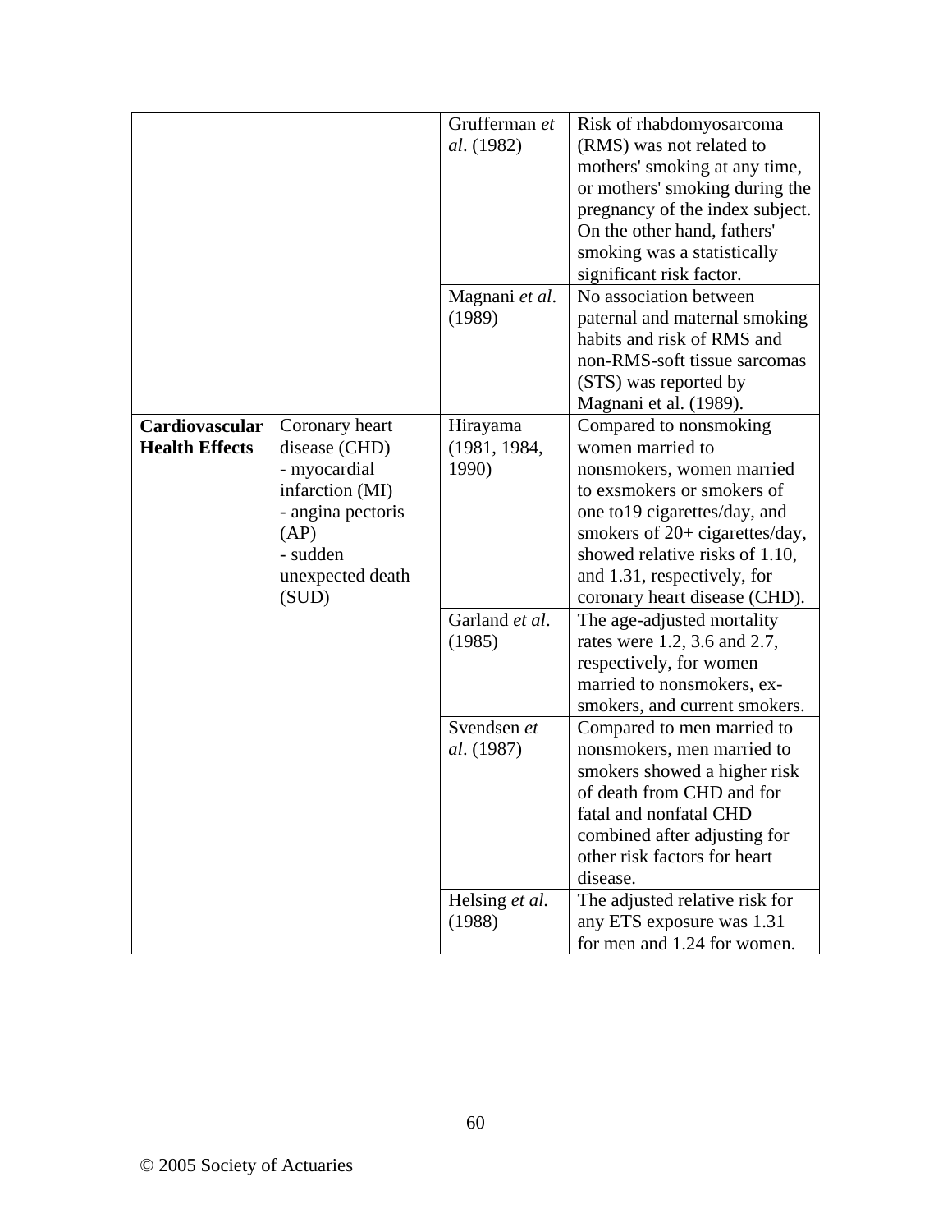| | | | |
|---|---|---|---|
| | | Grufferman *et al*. (1982) | Risk of rhabdomyosarcoma (RMS) was not related to mothers' smoking at any time, or mothers' smoking during the pregnancy of the index subject. On the other hand, fathers' smoking was a statistically significant risk factor. |
| | | Magnani *et al*. (1989) | No association between paternal and maternal smoking habits and risk of RMS and non-RMS-soft tissue sarcomas (STS) was reported by Magnani et al. (1989). |
| **Cardiovascular Health Effects** | Coronary heart disease (CHD)<br>- myocardial infarction (MI)<br>- angina pectoris (AP)<br>- sudden unexpected death (SUD) | Hirayama (1981, 1984, 1990) | Compared to nonsmoking women married to nonsmokers, women married to exsmokers or smokers of one to19 cigarettes/day, and smokers of 20+ cigarettes/day, showed relative risks of 1.10, and 1.31, respectively, for coronary heart disease (CHD). |
| | | Garland *et al*. (1985) | The age-adjusted mortality rates were 1.2, 3.6 and 2.7, respectively, for women married to nonsmokers, ex-smokers, and current smokers. |
| | | Svendsen *et al*. (1987) | Compared to men married to nonsmokers, men married to smokers showed a higher risk of death from CHD and for fatal and nonfatal CHD combined after adjusting for other risk factors for heart disease. |
| | | Helsing *et al.* (1988) | The adjusted relative risk for any ETS exposure was 1.31 for men and 1.24 for women. |

© 2005 Society of Actuaries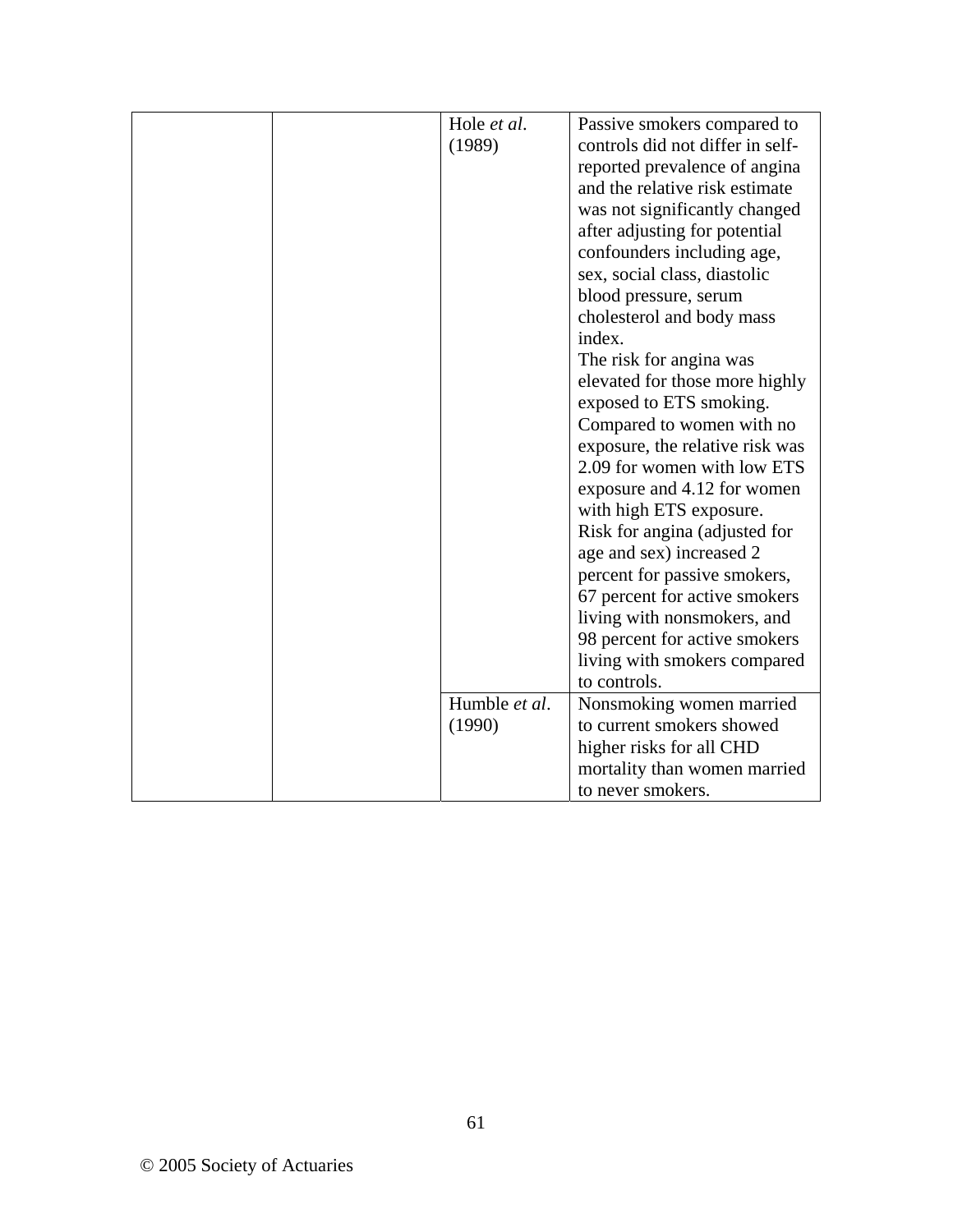| | | | |
|---|---|---|---|
| | | Hole *et al*. (1989) | Passive smokers compared to controls did not differ in self-reported prevalence of angina and the relative risk estimate was not significantly changed after adjusting for potential confounders including age, sex, social class, diastolic blood pressure, serum cholesterol and body mass index.<br>The risk for angina was elevated for those more highly exposed to ETS smoking. Compared to women with no exposure, the relative risk was 2.09 for women with low ETS exposure and 4.12 for women with high ETS exposure.<br>Risk for angina (adjusted for age and sex) increased 2 percent for passive smokers, 67 percent for active smokers living with nonsmokers, and 98 percent for active smokers living with smokers compared to controls. |
| | | Humble *et al*. (1990) | Nonsmoking women married to current smokers showed higher risks for all CHD mortality than women married to never smokers. |

© 2005 Society of Actuaries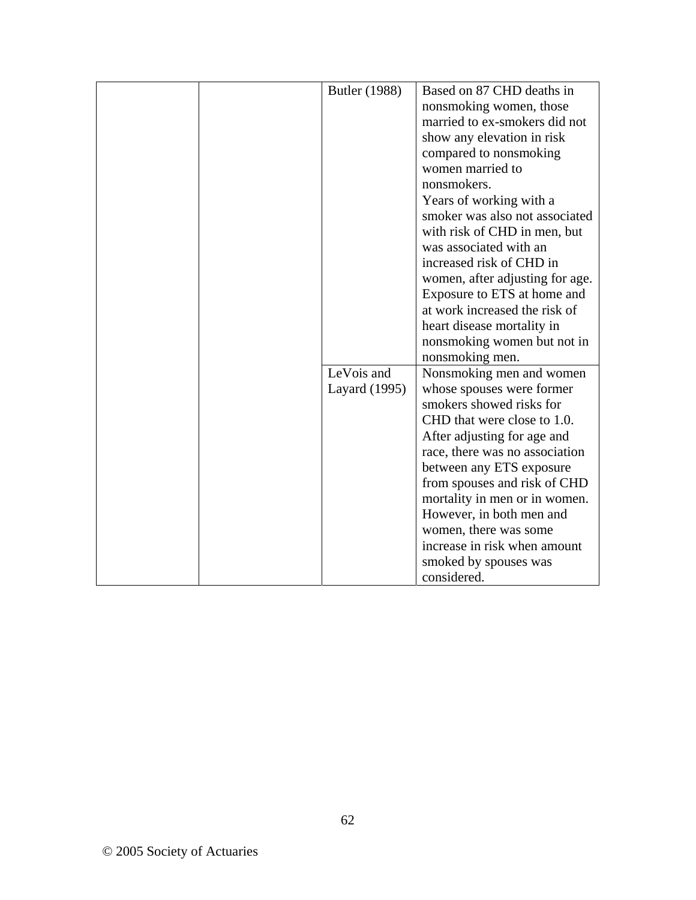| | | | |
|---|---|---|---|
| | | Butler (1988) | Based on 87 CHD deaths in nonsmoking women, those married to ex-smokers did not show any elevation in risk compared to nonsmoking women married to nonsmokers. Years of working with a smoker was also not associated with risk of CHD in men, but was associated with an increased risk of CHD in women, after adjusting for age. Exposure to ETS at home and at work increased the risk of heart disease mortality in nonsmoking women but not in nonsmoking men. |
| | | LeVois and Layard (1995) | Nonsmoking men and women whose spouses were former smokers showed risks for CHD that were close to 1.0. After adjusting for age and race, there was no association between any ETS exposure from spouses and risk of CHD mortality in men or in women. However, in both men and women, there was some increase in risk when amount smoked by spouses was considered. |

© 2005 Society of Actuaries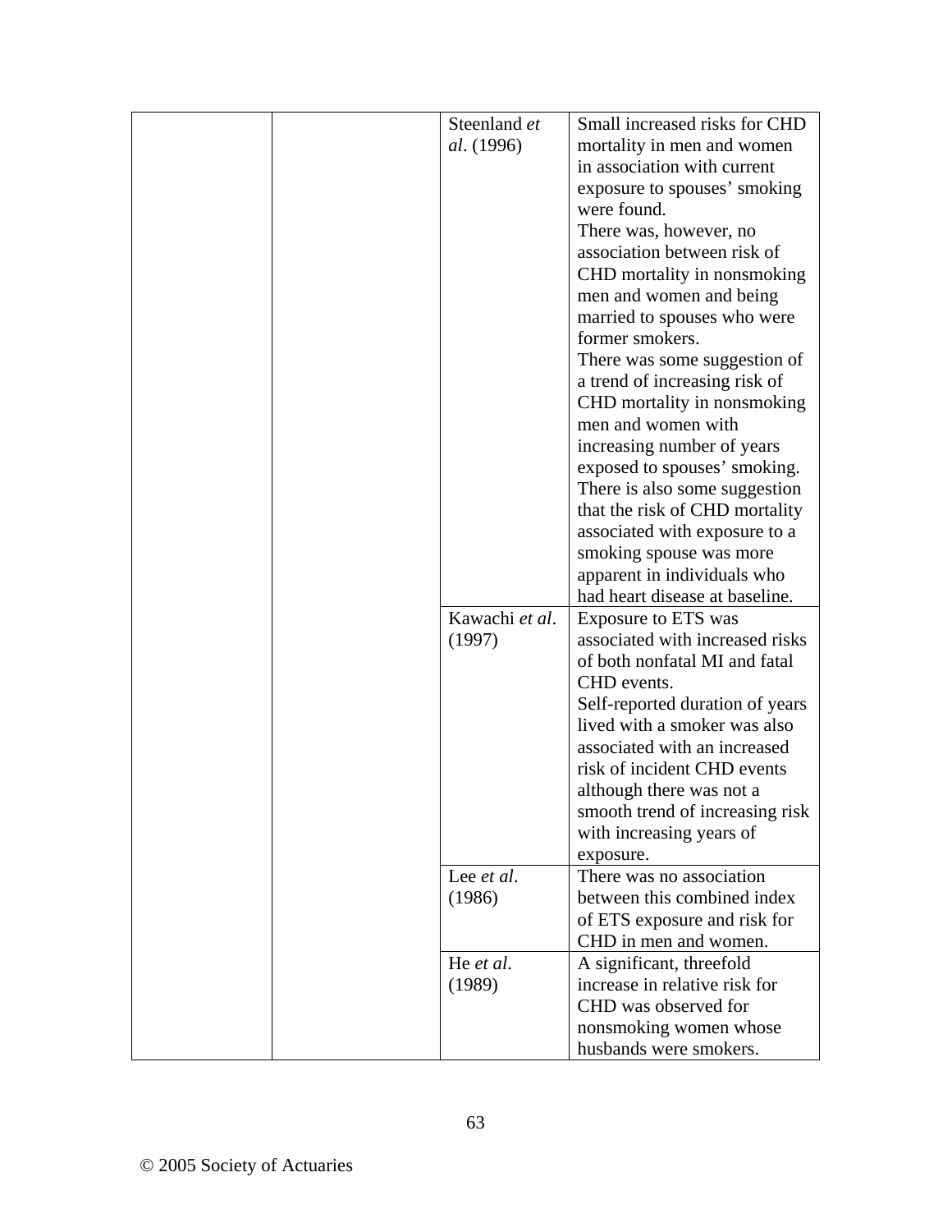| | | | |
|---|---|---|---|
| | | Steenland *et al*. (1996) | Small increased risks for CHD mortality in men and women in association with current exposure to spouses' smoking were found. There was, however, no association between risk of CHD mortality in nonsmoking men and women and being married to spouses who were former smokers. There was some suggestion of a trend of increasing risk of CHD mortality in nonsmoking men and women with increasing number of years exposed to spouses' smoking. There is also some suggestion that the risk of CHD mortality associated with exposure to a smoking spouse was more apparent in individuals who had heart disease at baseline. |
| | | Kawachi *et al*. (1997) | Exposure to ETS was associated with increased risks of both nonfatal MI and fatal CHD events. Self-reported duration of years lived with a smoker was also associated with an increased risk of incident CHD events although there was not a smooth trend of increasing risk with increasing years of exposure. |
| | | Lee *et al*. (1986) | There was no association between this combined index of ETS exposure and risk for CHD in men and women. |
| | | He *et al*. (1989) | A significant, threefold increase in relative risk for CHD was observed for nonsmoking women whose husbands were smokers. |

© 2005 Society of Actuaries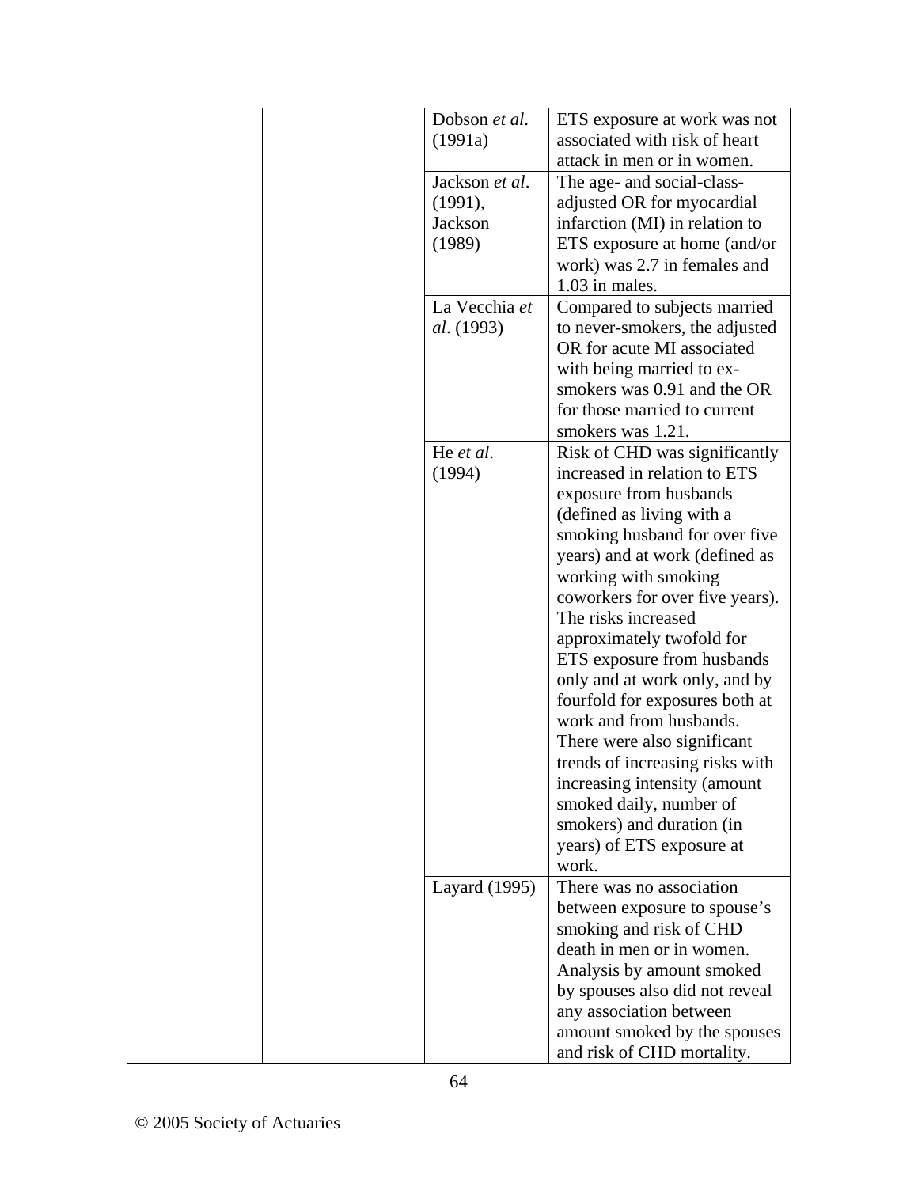| | | | |
|---|---|---|---|
| | | Dobson *et al*. (1991a) | ETS exposure at work was not associated with risk of heart attack in men or in women. |
| | | Jackson *et al*. (1991), Jackson (1989) | The age- and social-class-adjusted OR for myocardial infarction (MI) in relation to ETS exposure at home (and/or work) was 2.7 in females and 1.03 in males. |
| | | La Vecchia *et al*. (1993) | Compared to subjects married to never-smokers, the adjusted OR for acute MI associated with being married to ex-smokers was 0.91 and the OR for those married to current smokers was 1.21. |
| | | He *et al*. (1994) | Risk of CHD was significantly increased in relation to ETS exposure from husbands (defined as living with a smoking husband for over five years) and at work (defined as working with smoking coworkers for over five years). The risks increased approximately twofold for ETS exposure from husbands only and at work only, and by fourfold for exposures both at work and from husbands. There were also significant trends of increasing risks with increasing intensity (amount smoked daily, number of smokers) and duration (in years) of ETS exposure at work. |
| | | Layard (1995) | There was no association between exposure to spouse's smoking and risk of CHD death in men or in women. Analysis by amount smoked by spouses also did not reveal any association between amount smoked by the spouses and risk of CHD mortality. |

© 2005 Society of Actuaries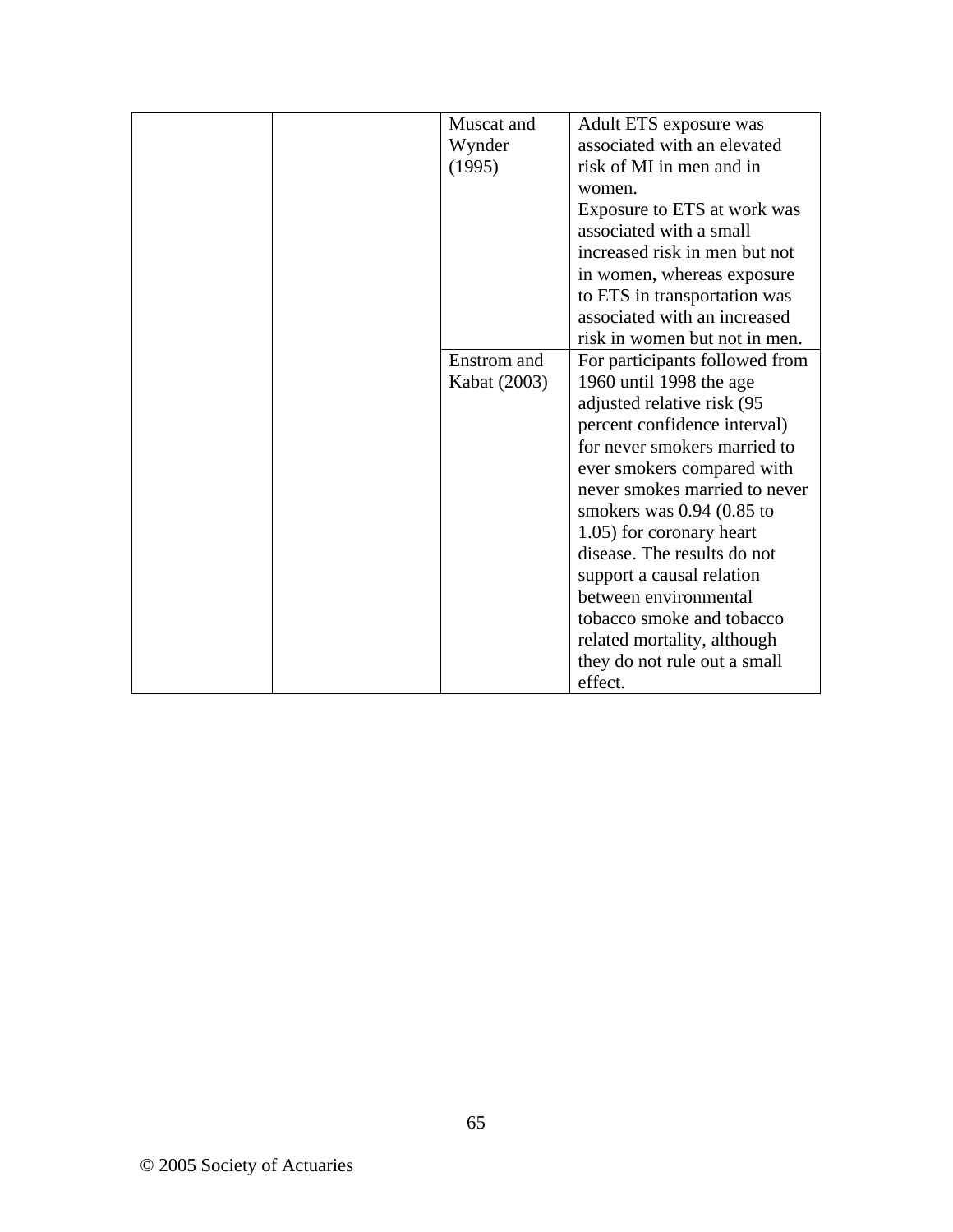| | | | |
|---|---|---|---|
| | | Muscat and Wynder (1995) | Adult ETS exposure was associated with an elevated risk of MI in men and in women.<br>Exposure to ETS at work was associated with a small increased risk in men but not in women, whereas exposure to ETS in transportation was associated with an increased risk in women but not in men. |
| | | Enstrom and Kabat (2003) | For participants followed from 1960 until 1998 the age adjusted relative risk (95 percent confidence interval) for never smokers married to ever smokers compared with never smokes married to never smokers was 0.94 (0.85 to 1.05) for coronary heart disease. The results do not support a causal relation between environmental tobacco smoke and tobacco related mortality, although they do not rule out a small effect. |

© 2005 Society of Actuaries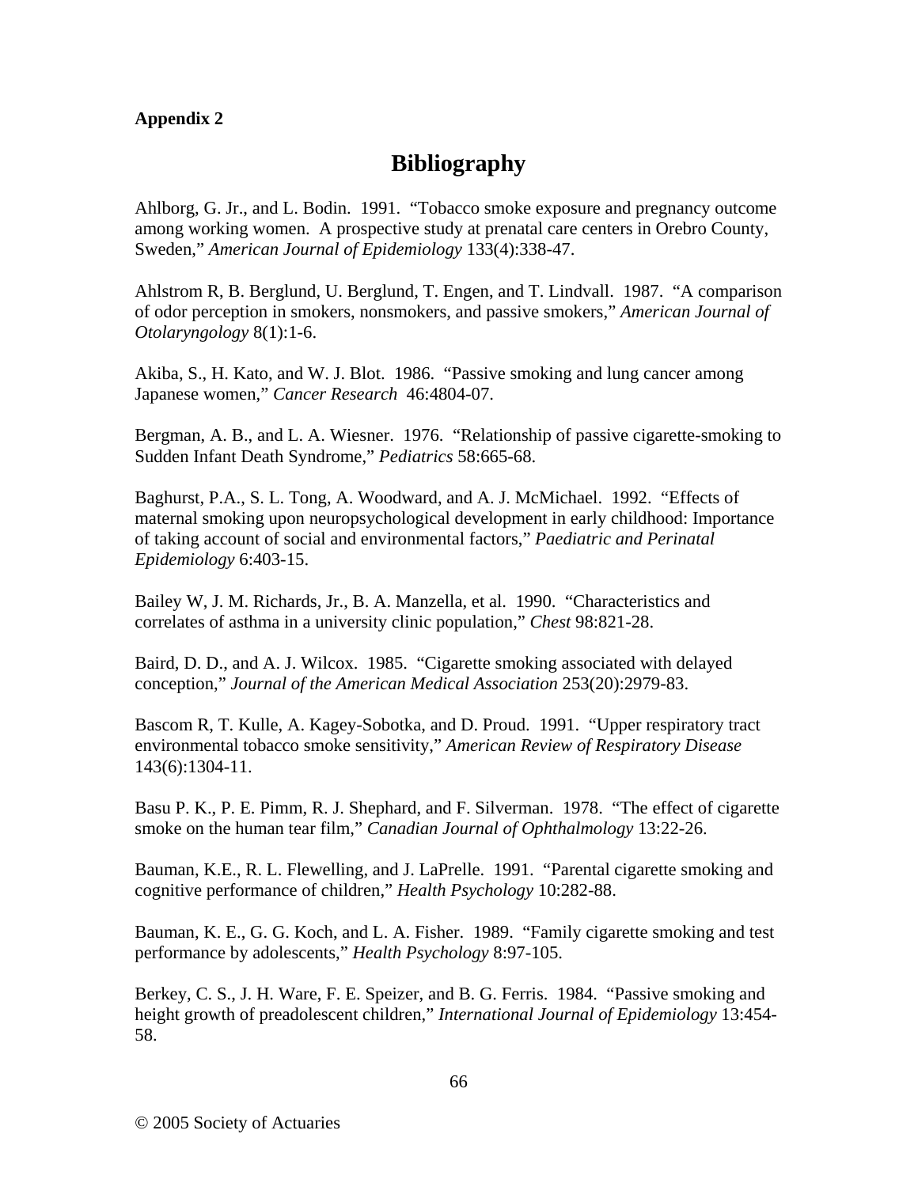**Appendix 2**

# Bibliography

Ahlborg, G. Jr., and L. Bodin. 1991. "Tobacco smoke exposure and pregnancy outcome among working women. A prospective study at prenatal care centers in Orebro County, Sweden," *American Journal of Epidemiology* 133(4):338-47.

Ahlstrom R, B. Berglund, U. Berglund, T. Engen, and T. Lindvall. 1987. "A comparison of odor perception in smokers, nonsmokers, and passive smokers," *American Journal of Otolaryngology* 8(1):1-6.

Akiba, S., H. Kato, and W. J. Blot. 1986. "Passive smoking and lung cancer among Japanese women," *Cancer Research* 46:4804-07.

Bergman, A. B., and L. A. Wiesner. 1976. "Relationship of passive cigarette-smoking to Sudden Infant Death Syndrome," *Pediatrics* 58:665-68.

Baghurst, P.A., S. L. Tong, A. Woodward, and A. J. McMichael. 1992. "Effects of maternal smoking upon neuropsychological development in early childhood: Importance of taking account of social and environmental factors," *Paediatric and Perinatal Epidemiology* 6:403-15.

Bailey W, J. M. Richards, Jr., B. A. Manzella, et al. 1990. "Characteristics and correlates of asthma in a university clinic population," *Chest* 98:821-28.

Baird, D. D., and A. J. Wilcox. 1985. "Cigarette smoking associated with delayed conception," *Journal of the American Medical Association* 253(20):2979-83.

Bascom R, T. Kulle, A. Kagey-Sobotka, and D. Proud. 1991. "Upper respiratory tract environmental tobacco smoke sensitivity," *American Review of Respiratory Disease* 143(6):1304-11.

Basu P. K., P. E. Pimm, R. J. Shephard, and F. Silverman. 1978. "The effect of cigarette smoke on the human tear film," *Canadian Journal of Ophthalmology* 13:22-26.

Bauman, K.E., R. L. Flewelling, and J. LaPrelle. 1991. "Parental cigarette smoking and cognitive performance of children," *Health Psychology* 10:282-88.

Bauman, K. E., G. G. Koch, and L. A. Fisher. 1989. "Family cigarette smoking and test performance by adolescents," *Health Psychology* 8:97-105.

Berkey, C. S., J. H. Ware, F. E. Speizer, and B. G. Ferris. 1984. "Passive smoking and height growth of preadolescent children," *International Journal of Epidemiology* 13:454-58.

© 2005 Society of Actuaries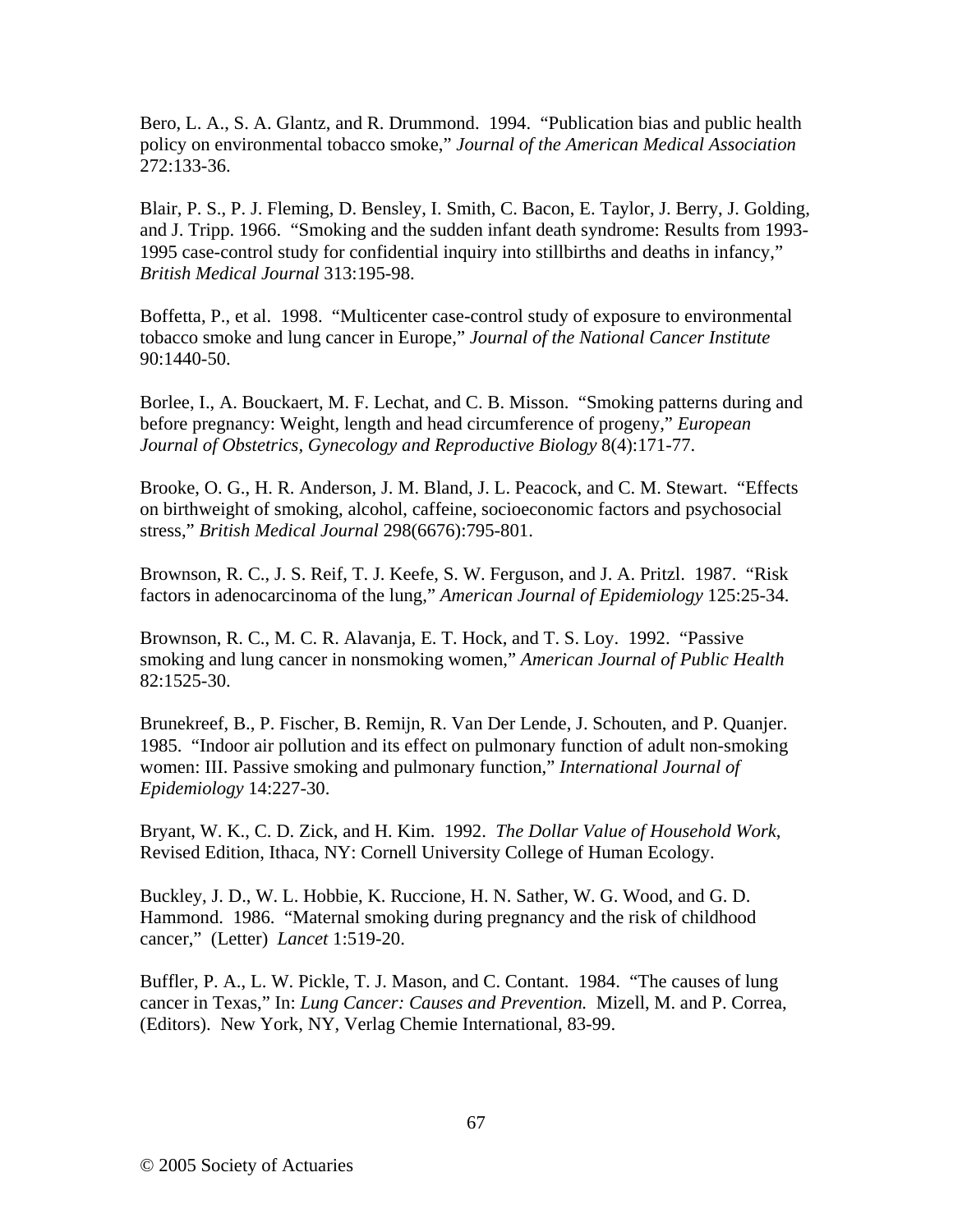Bero, L. A., S. A. Glantz, and R. Drummond. 1994. "Publication bias and public health policy on environmental tobacco smoke," *Journal of the American Medical Association* 272:133-36.

Blair, P. S., P. J. Fleming, D. Bensley, I. Smith, C. Bacon, E. Taylor, J. Berry, J. Golding, and J. Tripp. 1966. "Smoking and the sudden infant death syndrome: Results from 1993-1995 case-control study for confidential inquiry into stillbirths and deaths in infancy," *British Medical Journal* 313:195-98.

Boffetta, P., et al. 1998. "Multicenter case-control study of exposure to environmental tobacco smoke and lung cancer in Europe," *Journal of the National Cancer Institute* 90:1440-50.

Borlee, I., A. Bouckaert, M. F. Lechat, and C. B. Misson. "Smoking patterns during and before pregnancy: Weight, length and head circumference of progeny," *European Journal of Obstetrics, Gynecology and Reproductive Biology* 8(4):171-77.

Brooke, O. G., H. R. Anderson, J. M. Bland, J. L. Peacock, and C. M. Stewart. "Effects on birthweight of smoking, alcohol, caffeine, socioeconomic factors and psychosocial stress," *British Medical Journal* 298(6676):795-801.

Brownson, R. C., J. S. Reif, T. J. Keefe, S. W. Ferguson, and J. A. Pritzl. 1987. "Risk factors in adenocarcinoma of the lung," *American Journal of Epidemiology* 125:25-34.

Brownson, R. C., M. C. R. Alavanja, E. T. Hock, and T. S. Loy. 1992. "Passive smoking and lung cancer in nonsmoking women," *American Journal of Public Health* 82:1525-30.

Brunekreef, B., P. Fischer, B. Remijn, R. Van Der Lende, J. Schouten, and P. Quanjer. 1985. "Indoor air pollution and its effect on pulmonary function of adult non-smoking women: III. Passive smoking and pulmonary function," *International Journal of Epidemiology* 14:227-30.

Bryant, W. K., C. D. Zick, and H. Kim. 1992. *The Dollar Value of Household Work*, Revised Edition, Ithaca, NY: Cornell University College of Human Ecology.

Buckley, J. D., W. L. Hobbie, K. Ruccione, H. N. Sather, W. G. Wood, and G. D. Hammond. 1986. "Maternal smoking during pregnancy and the risk of childhood cancer," (Letter) *Lancet* 1:519-20.

Buffler, P. A., L. W. Pickle, T. J. Mason, and C. Contant. 1984. "The causes of lung cancer in Texas," In: *Lung Cancer: Causes and Prevention.* Mizell, M. and P. Correa, (Editors). New York, NY, Verlag Chemie International, 83-99.

© 2005 Society of Actuaries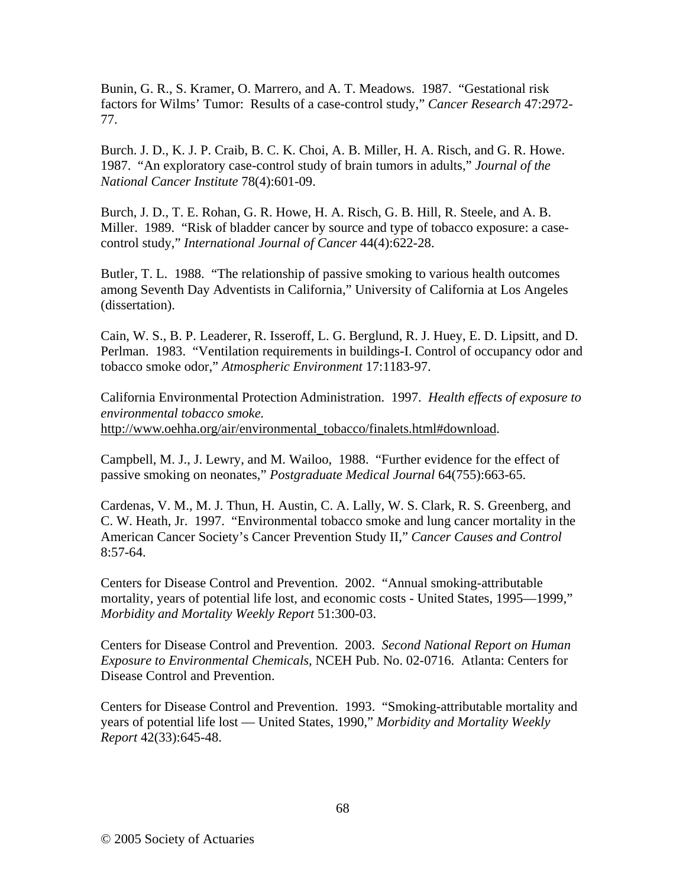Bunin, G. R., S. Kramer, O. Marrero, and A. T. Meadows. 1987. "Gestational risk factors for Wilms' Tumor: Results of a case-control study," *Cancer Research* 47:2972-77.

Burch. J. D., K. J. P. Craib, B. C. K. Choi, A. B. Miller, H. A. Risch, and G. R. Howe. 1987. "An exploratory case-control study of brain tumors in adults," *Journal of the National Cancer Institute* 78(4):601-09.

Burch, J. D., T. E. Rohan, G. R. Howe, H. A. Risch, G. B. Hill, R. Steele, and A. B. Miller. 1989. "Risk of bladder cancer by source and type of tobacco exposure: a case-control study," *International Journal of Cancer* 44(4):622-28.

Butler, T. L. 1988. "The relationship of passive smoking to various health outcomes among Seventh Day Adventists in California," University of California at Los Angeles (dissertation).

Cain, W. S., B. P. Leaderer, R. Isseroff, L. G. Berglund, R. J. Huey, E. D. Lipsitt, and D. Perlman. 1983. "Ventilation requirements in buildings-I. Control of occupancy odor and tobacco smoke odor," *Atmospheric Environment* 17:1183-97.

California Environmental Protection Administration. 1997. *Health effects of exposure to environmental tobacco smoke.* http://www.oehha.org/air/environmental_tobacco/finalets.html#download.

Campbell, M. J., J. Lewry, and M. Wailoo, 1988. "Further evidence for the effect of passive smoking on neonates," *Postgraduate Medical Journal* 64(755):663-65.

Cardenas, V. M., M. J. Thun, H. Austin, C. A. Lally, W. S. Clark, R. S. Greenberg, and C. W. Heath, Jr. 1997. "Environmental tobacco smoke and lung cancer mortality in the American Cancer Society's Cancer Prevention Study II," *Cancer Causes and Control* 8:57-64.

Centers for Disease Control and Prevention. 2002. "Annual smoking-attributable mortality, years of potential life lost, and economic costs - United States, 1995—1999," *Morbidity and Mortality Weekly Report* 51:300-03.

Centers for Disease Control and Prevention. 2003. *Second National Report on Human Exposure to Environmental Chemicals,* NCEH Pub. No. 02-0716. Atlanta: Centers for Disease Control and Prevention.

Centers for Disease Control and Prevention. 1993. "Smoking-attributable mortality and years of potential life lost — United States, 1990," *Morbidity and Mortality Weekly Report* 42(33):645-48.

© 2005 Society of Actuaries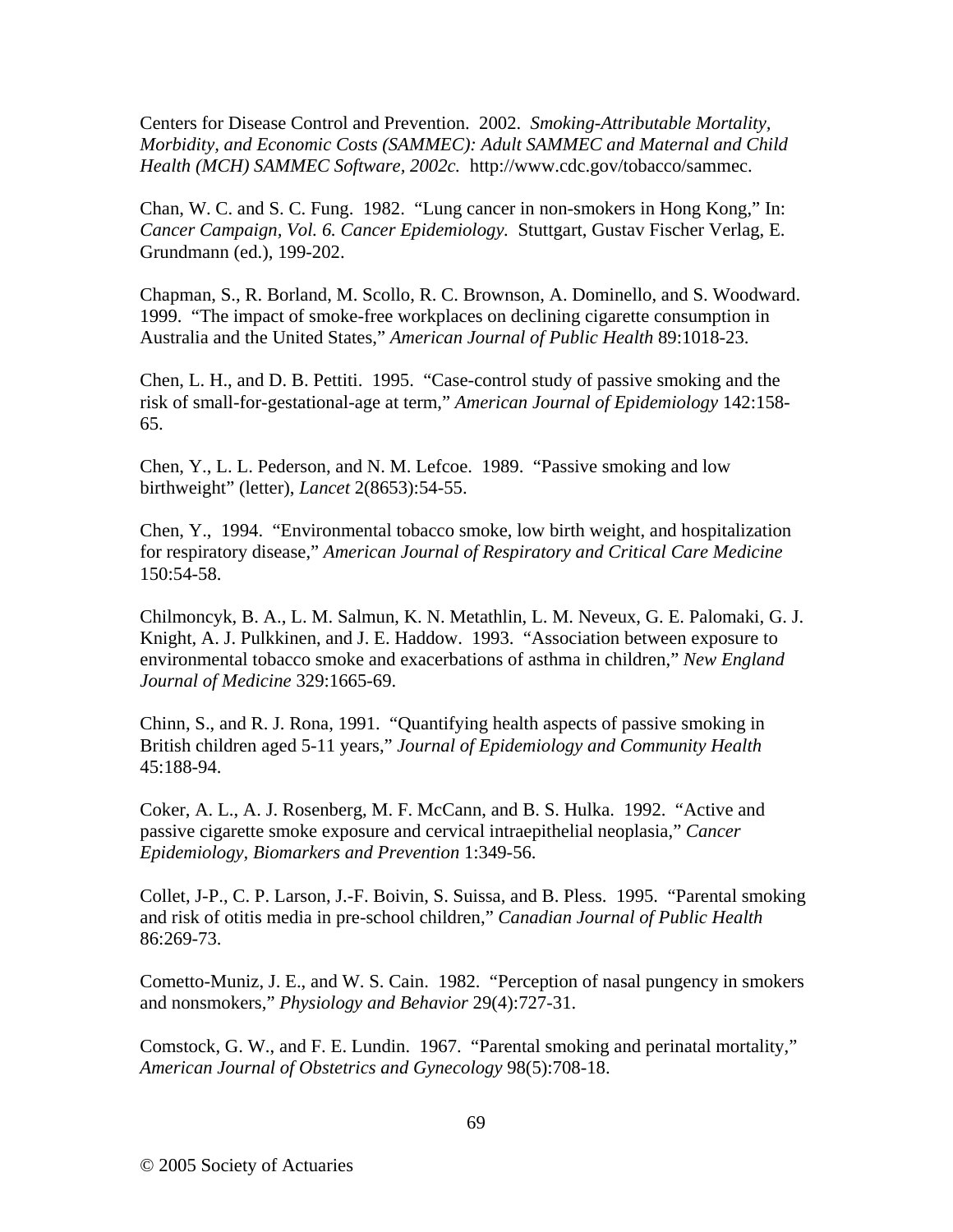Centers for Disease Control and Prevention. 2002. *Smoking-Attributable Mortality, Morbidity, and Economic Costs (SAMMEC): Adult SAMMEC and Maternal and Child Health (MCH) SAMMEC Software, 2002c.* http://www.cdc.gov/tobacco/sammec.

Chan, W. C. and S. C. Fung. 1982. "Lung cancer in non-smokers in Hong Kong," In: *Cancer Campaign, Vol. 6. Cancer Epidemiology.* Stuttgart, Gustav Fischer Verlag, E. Grundmann (ed.), 199-202.

Chapman, S., R. Borland, M. Scollo, R. C. Brownson, A. Dominello, and S. Woodward. 1999. "The impact of smoke-free workplaces on declining cigarette consumption in Australia and the United States," *American Journal of Public Health* 89:1018-23.

Chen, L. H., and D. B. Pettiti. 1995. "Case-control study of passive smoking and the risk of small-for-gestational-age at term," *American Journal of Epidemiology* 142:158-65.

Chen, Y., L. L. Pederson, and N. M. Lefcoe. 1989. "Passive smoking and low birthweight" (letter), *Lancet* 2(8653):54-55.

Chen, Y., 1994. "Environmental tobacco smoke, low birth weight, and hospitalization for respiratory disease," *American Journal of Respiratory and Critical Care Medicine* 150:54-58.

Chilmoncyk, B. A., L. M. Salmun, K. N. Metathlin, L. M. Neveux, G. E. Palomaki, G. J. Knight, A. J. Pulkkinen, and J. E. Haddow. 1993. "Association between exposure to environmental tobacco smoke and exacerbations of asthma in children," *New England Journal of Medicine* 329:1665-69.

Chinn, S., and R. J. Rona, 1991. "Quantifying health aspects of passive smoking in British children aged 5-11 years," *Journal of Epidemiology and Community Health* 45:188-94.

Coker, A. L., A. J. Rosenberg, M. F. McCann, and B. S. Hulka. 1992. "Active and passive cigarette smoke exposure and cervical intraepithelial neoplasia," *Cancer Epidemiology, Biomarkers and Prevention* 1:349-56.

Collet, J-P., C. P. Larson, J.-F. Boivin, S. Suissa, and B. Pless. 1995. "Parental smoking and risk of otitis media in pre-school children," *Canadian Journal of Public Health* 86:269-73.

Cometto-Muniz, J. E., and W. S. Cain. 1982. "Perception of nasal pungency in smokers and nonsmokers," *Physiology and Behavior* 29(4):727-31.

Comstock, G. W., and F. E. Lundin. 1967. "Parental smoking and perinatal mortality," *American Journal of Obstetrics and Gynecology* 98(5):708-18.

© 2005 Society of Actuaries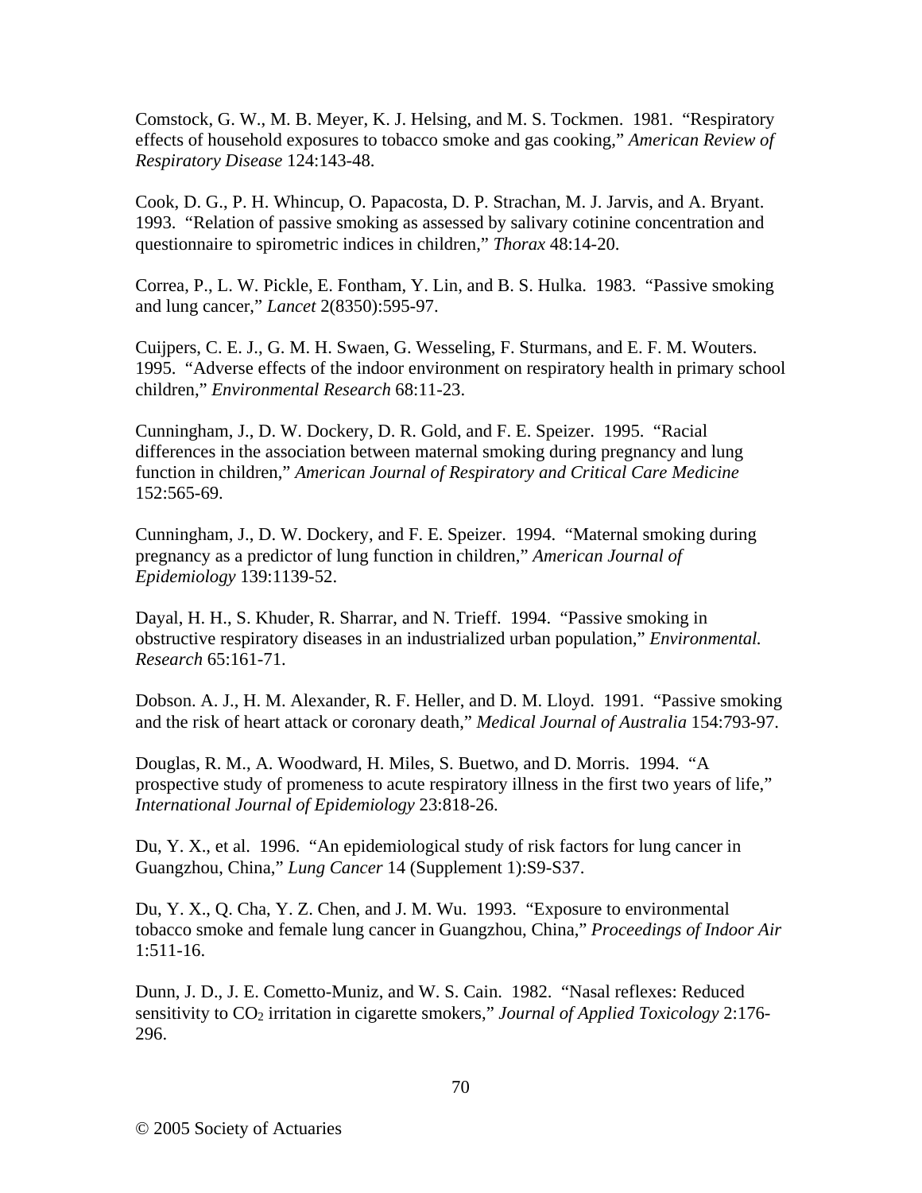Comstock, G. W., M. B. Meyer, K. J. Helsing, and M. S. Tockmen. 1981. "Respiratory effects of household exposures to tobacco smoke and gas cooking," *American Review of Respiratory Disease* 124:143-48.

Cook, D. G., P. H. Whincup, O. Papacosta, D. P. Strachan, M. J. Jarvis, and A. Bryant. 1993. "Relation of passive smoking as assessed by salivary cotinine concentration and questionnaire to spirometric indices in children," *Thorax* 48:14-20.

Correa, P., L. W. Pickle, E. Fontham, Y. Lin, and B. S. Hulka. 1983. "Passive smoking and lung cancer," *Lancet* 2(8350):595-97.

Cuijpers, C. E. J., G. M. H. Swaen, G. Wesseling, F. Sturmans, and E. F. M. Wouters. 1995. "Adverse effects of the indoor environment on respiratory health in primary school children," *Environmental Research* 68:11-23.

Cunningham, J., D. W. Dockery, D. R. Gold, and F. E. Speizer. 1995. "Racial differences in the association between maternal smoking during pregnancy and lung function in children," *American Journal of Respiratory and Critical Care Medicine* 152:565-69.

Cunningham, J., D. W. Dockery, and F. E. Speizer. 1994. "Maternal smoking during pregnancy as a predictor of lung function in children," *American Journal of Epidemiology* 139:1139-52.

Dayal, H. H., S. Khuder, R. Sharrar, and N. Trieff. 1994. "Passive smoking in obstructive respiratory diseases in an industrialized urban population," *Environmental. Research* 65:161-71.

Dobson. A. J., H. M. Alexander, R. F. Heller, and D. M. Lloyd. 1991. "Passive smoking and the risk of heart attack or coronary death," *Medical Journal of Australia* 154:793-97.

Douglas, R. M., A. Woodward, H. Miles, S. Buetwo, and D. Morris. 1994. "A prospective study of promeness to acute respiratory illness in the first two years of life," *International Journal of Epidemiology* 23:818-26.

Du, Y. X., et al. 1996. "An epidemiological study of risk factors for lung cancer in Guangzhou, China," *Lung Cancer* 14 (Supplement 1):S9-S37.

Du, Y. X., Q. Cha, Y. Z. Chen, and J. M. Wu. 1993. "Exposure to environmental tobacco smoke and female lung cancer in Guangzhou, China," *Proceedings of Indoor Air* 1:511-16.

Dunn, J. D., J. E. Cometto-Muniz, and W. S. Cain. 1982. "Nasal reflexes: Reduced sensitivity to $CO_2$ irritation in cigarette smokers," *Journal of Applied Toxicology* 2:176-296.

© 2005 Society of Actuaries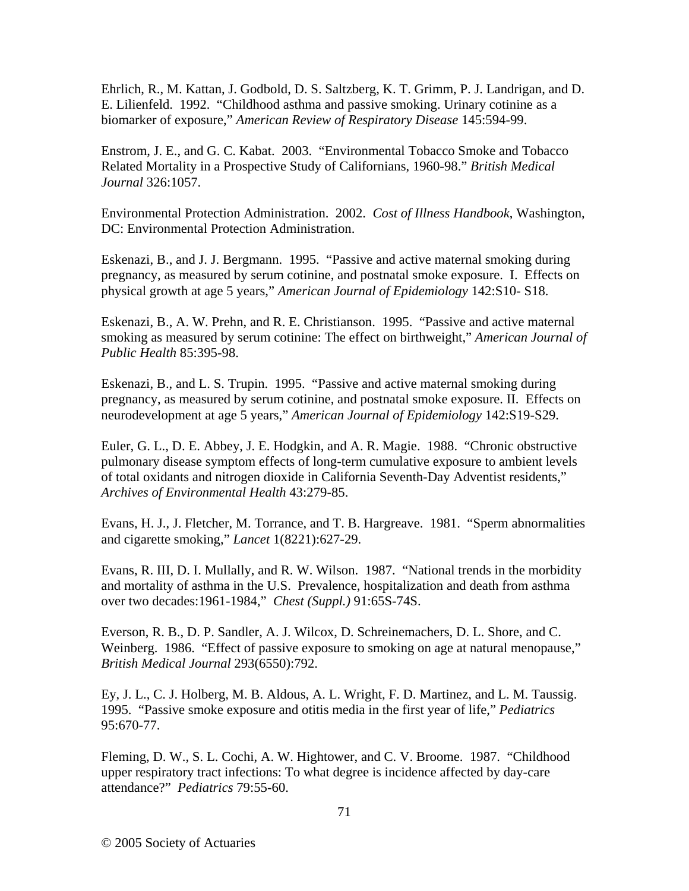Ehrlich, R., M. Kattan, J. Godbold, D. S. Saltzberg, K. T. Grimm, P. J. Landrigan, and D. E. Lilienfeld. 1992. "Childhood asthma and passive smoking. Urinary cotinine as a biomarker of exposure," *American Review of Respiratory Disease* 145:594-99.

Enstrom, J. E., and G. C. Kabat. 2003. "Environmental Tobacco Smoke and Tobacco Related Mortality in a Prospective Study of Californians, 1960-98." *British Medical Journal* 326:1057.

Environmental Protection Administration. 2002. *Cost of Illness Handbook*, Washington, DC: Environmental Protection Administration.

Eskenazi, B., and J. J. Bergmann. 1995. "Passive and active maternal smoking during pregnancy, as measured by serum cotinine, and postnatal smoke exposure. I. Effects on physical growth at age 5 years," *American Journal of Epidemiology* 142:S10- S18.

Eskenazi, B., A. W. Prehn, and R. E. Christianson. 1995. "Passive and active maternal smoking as measured by serum cotinine: The effect on birthweight," *American Journal of Public Health* 85:395-98.

Eskenazi, B., and L. S. Trupin. 1995. "Passive and active maternal smoking during pregnancy, as measured by serum cotinine, and postnatal smoke exposure. II. Effects on neurodevelopment at age 5 years," *American Journal of Epidemiology* 142:S19-S29.

Euler, G. L., D. E. Abbey, J. E. Hodgkin, and A. R. Magie. 1988. "Chronic obstructive pulmonary disease symptom effects of long-term cumulative exposure to ambient levels of total oxidants and nitrogen dioxide in California Seventh-Day Adventist residents," *Archives of Environmental Health* 43:279-85.

Evans, H. J., J. Fletcher, M. Torrance, and T. B. Hargreave. 1981. "Sperm abnormalities and cigarette smoking," *Lancet* 1(8221):627-29.

Evans, R. III, D. I. Mullally, and R. W. Wilson. 1987. "National trends in the morbidity and mortality of asthma in the U.S. Prevalence, hospitalization and death from asthma over two decades:1961-1984," *Chest (Suppl.)* 91:65S-74S.

Everson, R. B., D. P. Sandler, A. J. Wilcox, D. Schreinemachers, D. L. Shore, and C. Weinberg. 1986. "Effect of passive exposure to smoking on age at natural menopause," *British Medical Journal* 293(6550):792.

Ey, J. L., C. J. Holberg, M. B. Aldous, A. L. Wright, F. D. Martinez, and L. M. Taussig. 1995. "Passive smoke exposure and otitis media in the first year of life," *Pediatrics* 95:670-77.

Fleming, D. W., S. L. Cochi, A. W. Hightower, and C. V. Broome. 1987. "Childhood upper respiratory tract infections: To what degree is incidence affected by day-care attendance?" *Pediatrics* 79:55-60.

© 2005 Society of Actuaries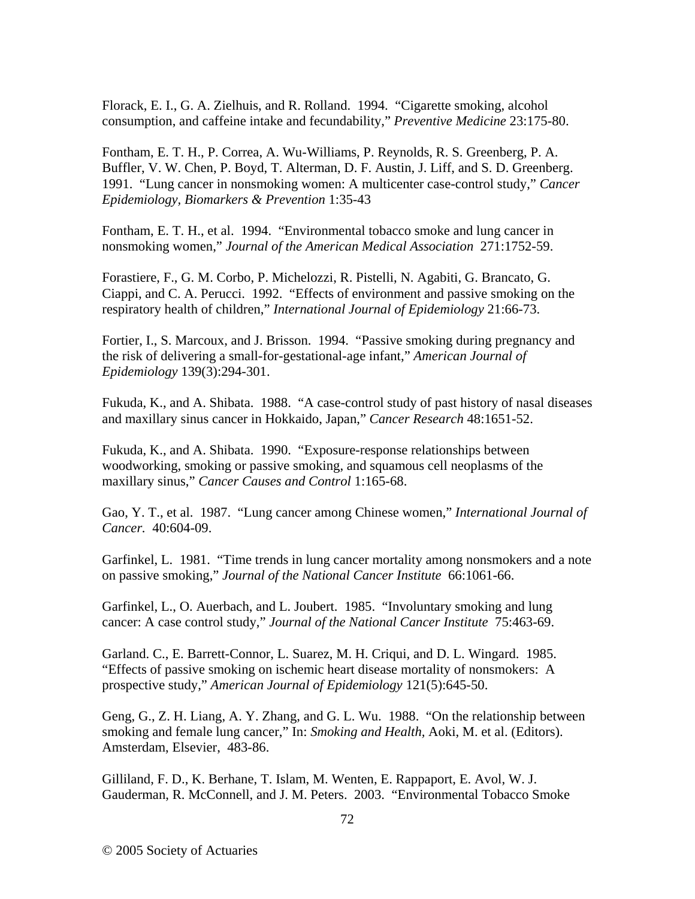Florack, E. I., G. A. Zielhuis, and R. Rolland. 1994. "Cigarette smoking, alcohol consumption, and caffeine intake and fecundability," *Preventive Medicine* 23:175-80.

Fontham, E. T. H., P. Correa, A. Wu-Williams, P. Reynolds, R. S. Greenberg, P. A. Buffler, V. W. Chen, P. Boyd, T. Alterman, D. F. Austin, J. Liff, and S. D. Greenberg. 1991. "Lung cancer in nonsmoking women: A multicenter case-control study," *Cancer Epidemiology, Biomarkers & Prevention* 1:35-43

Fontham, E. T. H., et al. 1994. "Environmental tobacco smoke and lung cancer in nonsmoking women," *Journal of the American Medical Association* 271:1752-59.

Forastiere, F., G. M. Corbo, P. Michelozzi, R. Pistelli, N. Agabiti, G. Brancato, G. Ciappi, and C. A. Perucci. 1992. "Effects of environment and passive smoking on the respiratory health of children," *International Journal of Epidemiology* 21:66-73.

Fortier, I., S. Marcoux, and J. Brisson. 1994. "Passive smoking during pregnancy and the risk of delivering a small-for-gestational-age infant," *American Journal of Epidemiology* 139(3):294-301.

Fukuda, K., and A. Shibata. 1988. "A case-control study of past history of nasal diseases and maxillary sinus cancer in Hokkaido, Japan," *Cancer Research* 48:1651-52.

Fukuda, K., and A. Shibata. 1990. "Exposure-response relationships between woodworking, smoking or passive smoking, and squamous cell neoplasms of the maxillary sinus," *Cancer Causes and Control* 1:165-68.

Gao, Y. T., et al. 1987. "Lung cancer among Chinese women," *International Journal of Cancer.* 40:604-09.

Garfinkel, L. 1981. "Time trends in lung cancer mortality among nonsmokers and a note on passive smoking," *Journal of the National Cancer Institute* 66:1061-66.

Garfinkel, L., O. Auerbach, and L. Joubert. 1985. "Involuntary smoking and lung cancer: A case control study," *Journal of the National Cancer Institute* 75:463-69.

Garland. C., E. Barrett-Connor, L. Suarez, M. H. Criqui, and D. L. Wingard. 1985. "Effects of passive smoking on ischemic heart disease mortality of nonsmokers: A prospective study," *American Journal of Epidemiology* 121(5):645-50.

Geng, G., Z. H. Liang, A. Y. Zhang, and G. L. Wu. 1988. "On the relationship between smoking and female lung cancer," In: *Smoking and Health,* Aoki, M. et al. (Editors). Amsterdam, Elsevier, 483-86.

Gilliland, F. D., K. Berhane, T. Islam, M. Wenten, E. Rappaport, E. Avol, W. J. Gauderman, R. McConnell, and J. M. Peters. 2003. "Environmental Tobacco Smoke

© 2005 Society of Actuaries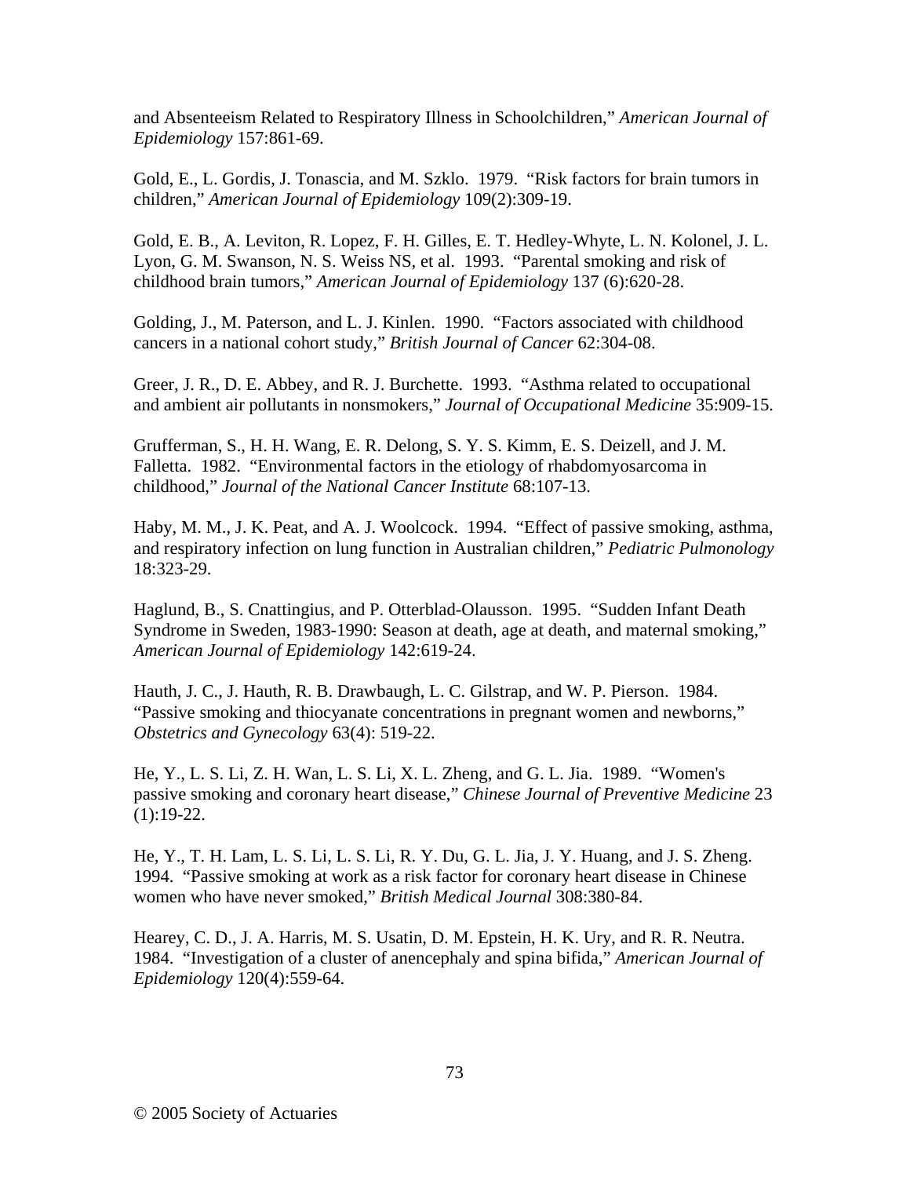and Absenteeism Related to Respiratory Illness in Schoolchildren," *American Journal of Epidemiology* 157:861-69.

Gold, E., L. Gordis, J. Tonascia, and M. Szklo. 1979. "Risk factors for brain tumors in children," *American Journal of Epidemiology* 109(2):309-19.

Gold, E. B., A. Leviton, R. Lopez, F. H. Gilles, E. T. Hedley-Whyte, L. N. Kolonel, J. L. Lyon, G. M. Swanson, N. S. Weiss NS, et al. 1993. "Parental smoking and risk of childhood brain tumors," *American Journal of Epidemiology* 137 (6):620-28.

Golding, J., M. Paterson, and L. J. Kinlen. 1990. "Factors associated with childhood cancers in a national cohort study," *British Journal of Cancer* 62:304-08.

Greer, J. R., D. E. Abbey, and R. J. Burchette. 1993. "Asthma related to occupational and ambient air pollutants in nonsmokers," *Journal of Occupational Medicine* 35:909-15.

Grufferman, S., H. H. Wang, E. R. Delong, S. Y. S. Kimm, E. S. Deizell, and J. M. Falletta. 1982. "Environmental factors in the etiology of rhabdomyosarcoma in childhood," *Journal of the National Cancer Institute* 68:107-13.

Haby, M. M., J. K. Peat, and A. J. Woolcock. 1994. "Effect of passive smoking, asthma, and respiratory infection on lung function in Australian children," *Pediatric Pulmonology* 18:323-29.

Haglund, B., S. Cnattingius, and P. Otterblad-Olausson. 1995. "Sudden Infant Death Syndrome in Sweden, 1983-1990: Season at death, age at death, and maternal smoking," *American Journal of Epidemiology* 142:619-24.

Hauth, J. C., J. Hauth, R. B. Drawbaugh, L. C. Gilstrap, and W. P. Pierson. 1984. "Passive smoking and thiocyanate concentrations in pregnant women and newborns," *Obstetrics and Gynecology* 63(4): 519-22.

He, Y., L. S. Li, Z. H. Wan, L. S. Li, X. L. Zheng, and G. L. Jia. 1989. "Women's passive smoking and coronary heart disease," *Chinese Journal of Preventive Medicine* 23 (1):19-22.

He, Y., T. H. Lam, L. S. Li, L. S. Li, R. Y. Du, G. L. Jia, J. Y. Huang, and J. S. Zheng. 1994. "Passive smoking at work as a risk factor for coronary heart disease in Chinese women who have never smoked," *British Medical Journal* 308:380-84.

Hearey, C. D., J. A. Harris, M. S. Usatin, D. M. Epstein, H. K. Ury, and R. R. Neutra. 1984. "Investigation of a cluster of anencephaly and spina bifida," *American Journal of Epidemiology* 120(4):559-64.

© 2005 Society of Actuaries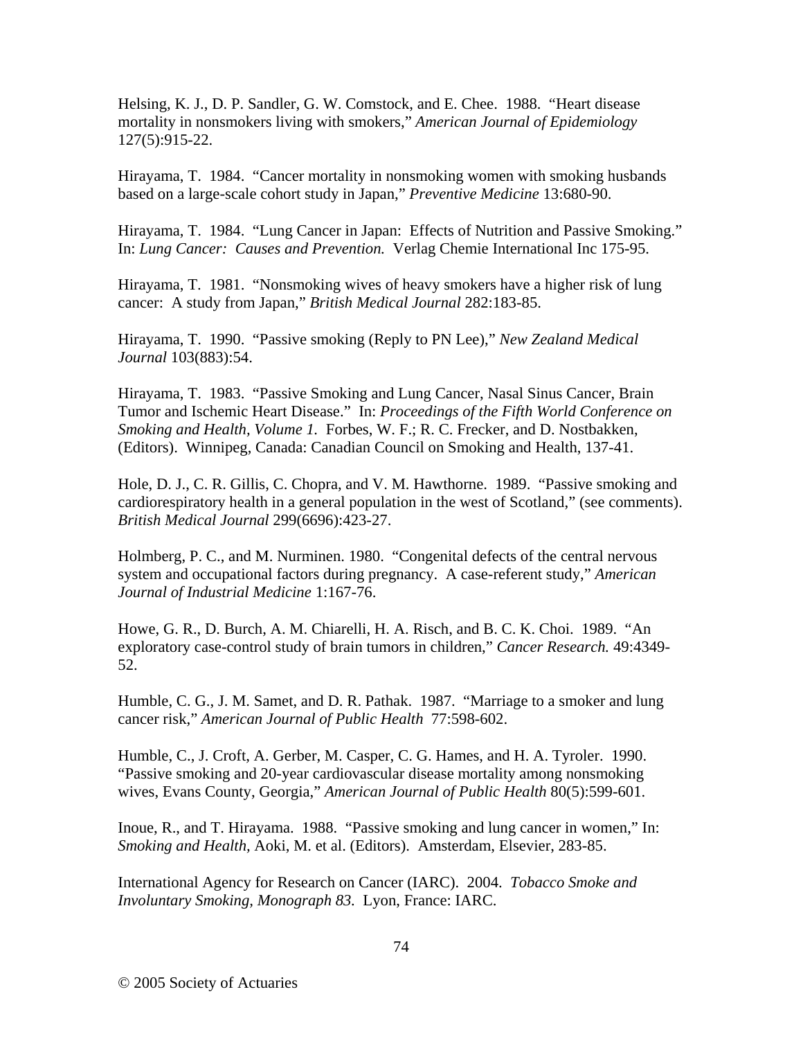Helsing, K. J., D. P. Sandler, G. W. Comstock, and E. Chee. 1988. "Heart disease mortality in nonsmokers living with smokers," *American Journal of Epidemiology* 127(5):915-22.

Hirayama, T. 1984. "Cancer mortality in nonsmoking women with smoking husbands based on a large-scale cohort study in Japan," *Preventive Medicine* 13:680-90.

Hirayama, T. 1984. "Lung Cancer in Japan: Effects of Nutrition and Passive Smoking." In: *Lung Cancer: Causes and Prevention.* Verlag Chemie International Inc 175-95.

Hirayama, T. 1981. "Nonsmoking wives of heavy smokers have a higher risk of lung cancer: A study from Japan," *British Medical Journal* 282:183-85.

Hirayama, T. 1990. "Passive smoking (Reply to PN Lee)," *New Zealand Medical Journal* 103(883):54.

Hirayama, T. 1983. "Passive Smoking and Lung Cancer, Nasal Sinus Cancer, Brain Tumor and Ischemic Heart Disease." In: *Proceedings of the Fifth World Conference on Smoking and Health, Volume 1.* Forbes, W. F.; R. C. Frecker, and D. Nostbakken, (Editors). Winnipeg, Canada: Canadian Council on Smoking and Health, 137-41.

Hole, D. J., C. R. Gillis, C. Chopra, and V. M. Hawthorne. 1989. "Passive smoking and cardiorespiratory health in a general population in the west of Scotland," (see comments). *British Medical Journal* 299(6696):423-27.

Holmberg, P. C., and M. Nurminen. 1980. "Congenital defects of the central nervous system and occupational factors during pregnancy. A case-referent study," *American Journal of Industrial Medicine* 1:167-76.

Howe, G. R., D. Burch, A. M. Chiarelli, H. A. Risch, and B. C. K. Choi. 1989. "An exploratory case-control study of brain tumors in children," *Cancer Research.* 49:4349-52.

Humble, C. G., J. M. Samet, and D. R. Pathak. 1987. "Marriage to a smoker and lung cancer risk," *American Journal of Public Health* 77:598-602.

Humble, C., J. Croft, A. Gerber, M. Casper, C. G. Hames, and H. A. Tyroler. 1990. "Passive smoking and 20-year cardiovascular disease mortality among nonsmoking wives, Evans County, Georgia," *American Journal of Public Health* 80(5):599-601.

Inoue, R., and T. Hirayama. 1988. "Passive smoking and lung cancer in women," In: *Smoking and Health,* Aoki, M. et al. (Editors). Amsterdam, Elsevier, 283-85.

International Agency for Research on Cancer (IARC). 2004. *Tobacco Smoke and Involuntary Smoking, Monograph 83.* Lyon, France: IARC.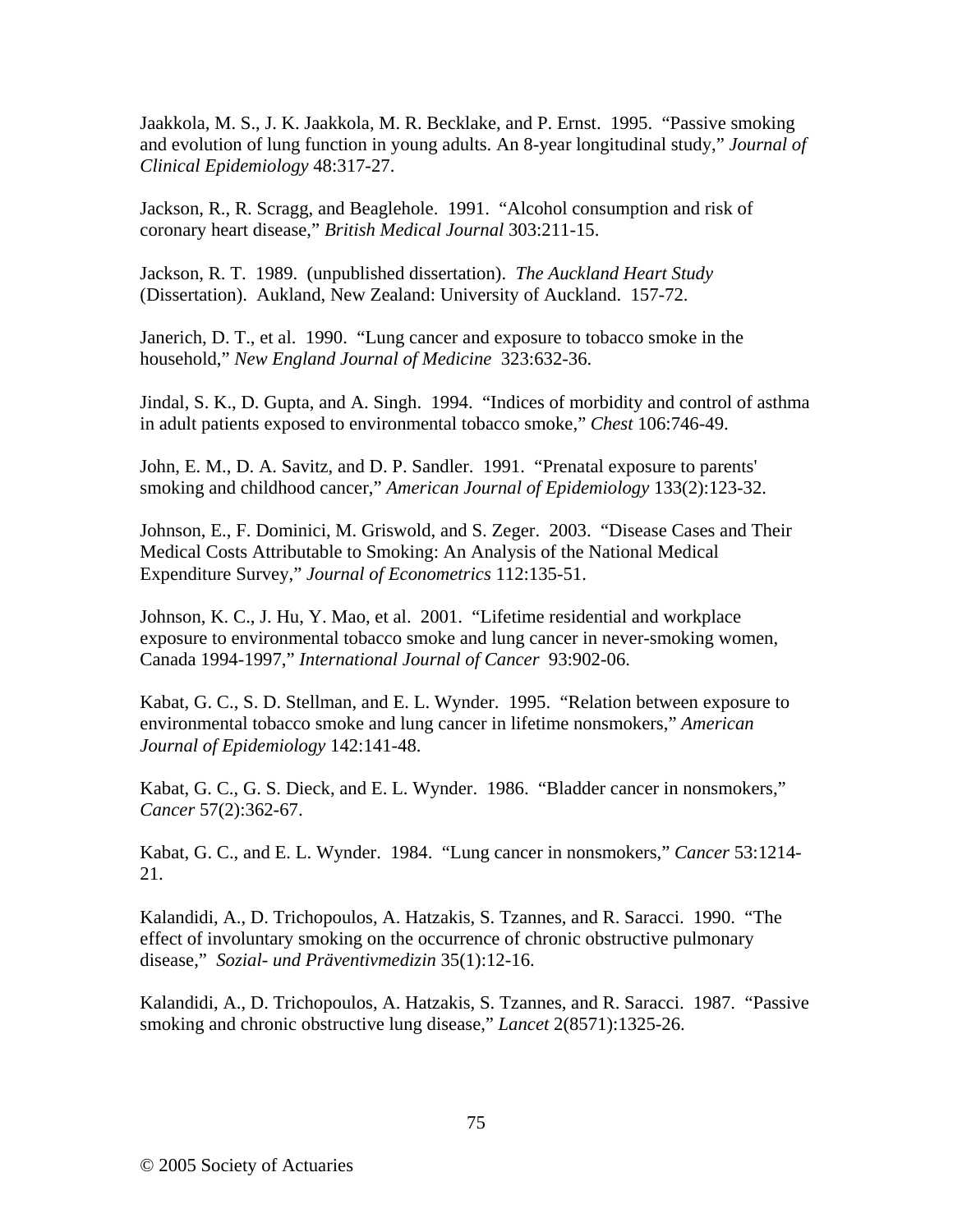Jaakkola, M. S., J. K. Jaakkola, M. R. Becklake, and P. Ernst. 1995. "Passive smoking and evolution of lung function in young adults. An 8-year longitudinal study," *Journal of Clinical Epidemiology* 48:317-27.

Jackson, R., R. Scragg, and Beaglehole. 1991. "Alcohol consumption and risk of coronary heart disease," *British Medical Journal* 303:211-15.

Jackson, R. T. 1989. (unpublished dissertation). *The Auckland Heart Study* (Dissertation). Aukland, New Zealand: University of Auckland. 157-72.

Janerich, D. T., et al. 1990. "Lung cancer and exposure to tobacco smoke in the household," *New England Journal of Medicine* 323:632-36.

Jindal, S. K., D. Gupta, and A. Singh. 1994. "Indices of morbidity and control of asthma in adult patients exposed to environmental tobacco smoke," *Chest* 106:746-49.

John, E. M., D. A. Savitz, and D. P. Sandler. 1991. "Prenatal exposure to parents' smoking and childhood cancer," *American Journal of Epidemiology* 133(2):123-32.

Johnson, E., F. Dominici, M. Griswold, and S. Zeger. 2003. "Disease Cases and Their Medical Costs Attributable to Smoking: An Analysis of the National Medical Expenditure Survey," *Journal of Econometrics* 112:135-51.

Johnson, K. C., J. Hu, Y. Mao, et al. 2001. "Lifetime residential and workplace exposure to environmental tobacco smoke and lung cancer in never-smoking women, Canada 1994-1997," *International Journal of Cancer* 93:902-06.

Kabat, G. C., S. D. Stellman, and E. L. Wynder. 1995. "Relation between exposure to environmental tobacco smoke and lung cancer in lifetime nonsmokers," *American Journal of Epidemiology* 142:141-48.

Kabat, G. C., G. S. Dieck, and E. L. Wynder. 1986. "Bladder cancer in nonsmokers," *Cancer* 57(2):362-67.

Kabat, G. C., and E. L. Wynder. 1984. "Lung cancer in nonsmokers," *Cancer* 53:1214-21.

Kalandidi, A., D. Trichopoulos, A. Hatzakis, S. Tzannes, and R. Saracci. 1990. "The effect of involuntary smoking on the occurrence of chronic obstructive pulmonary disease," *Sozial- und Präventivmedizin* 35(1):12-16.

Kalandidi, A., D. Trichopoulos, A. Hatzakis, S. Tzannes, and R. Saracci. 1987. "Passive smoking and chronic obstructive lung disease," *Lancet* 2(8571):1325-26.

© 2005 Society of Actuaries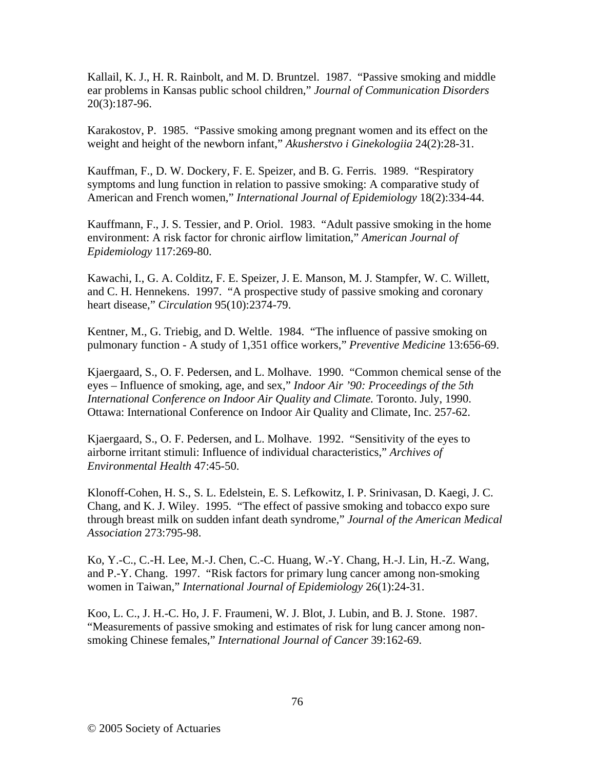Kallail, K. J., H. R. Rainbolt, and M. D. Bruntzel. 1987. "Passive smoking and middle ear problems in Kansas public school children," *Journal of Communication Disorders* 20(3):187-96.

Karakostov, P. 1985. "Passive smoking among pregnant women and its effect on the weight and height of the newborn infant," *Akusherstvo i Ginekologiia* 24(2):28-31.

Kauffman, F., D. W. Dockery, F. E. Speizer, and B. G. Ferris. 1989. "Respiratory symptoms and lung function in relation to passive smoking: A comparative study of American and French women," *International Journal of Epidemiology* 18(2):334-44.

Kauffmann, F., J. S. Tessier, and P. Oriol. 1983. "Adult passive smoking in the home environment: A risk factor for chronic airflow limitation," *American Journal of Epidemiology* 117:269-80.

Kawachi, I., G. A. Colditz, F. E. Speizer, J. E. Manson, M. J. Stampfer, W. C. Willett, and C. H. Hennekens. 1997. "A prospective study of passive smoking and coronary heart disease," *Circulation* 95(10):2374-79.

Kentner, M., G. Triebig, and D. Weltle. 1984. "The influence of passive smoking on pulmonary function - A study of 1,351 office workers," *Preventive Medicine* 13:656-69.

Kjaergaard, S., O. F. Pedersen, and L. Molhave. 1990. "Common chemical sense of the eyes – Influence of smoking, age, and sex," *Indoor Air '90: Proceedings of the 5th International Conference on Indoor Air Quality and Climate.* Toronto. July, 1990. Ottawa: International Conference on Indoor Air Quality and Climate, Inc. 257-62.

Kjaergaard, S., O. F. Pedersen, and L. Molhave. 1992. "Sensitivity of the eyes to airborne irritant stimuli: Influence of individual characteristics," *Archives of Environmental Health* 47:45-50.

Klonoff-Cohen, H. S., S. L. Edelstein, E. S. Lefkowitz, I. P. Srinivasan, D. Kaegi, J. C. Chang, and K. J. Wiley. 1995. "The effect of passive smoking and tobacco expo sure through breast milk on sudden infant death syndrome," *Journal of the American Medical Association* 273:795-98.

Ko, Y.-C., C.-H. Lee, M.-J. Chen, C.-C. Huang, W.-Y. Chang, H.-J. Lin, H.-Z. Wang, and P.-Y. Chang. 1997. "Risk factors for primary lung cancer among non-smoking women in Taiwan," *International Journal of Epidemiology* 26(1):24-31.

Koo, L. C., J. H.-C. Ho, J. F. Fraumeni, W. J. Blot, J. Lubin, and B. J. Stone. 1987. "Measurements of passive smoking and estimates of risk for lung cancer among non-smoking Chinese females," *International Journal of Cancer* 39:162-69.

© 2005 Society of Actuaries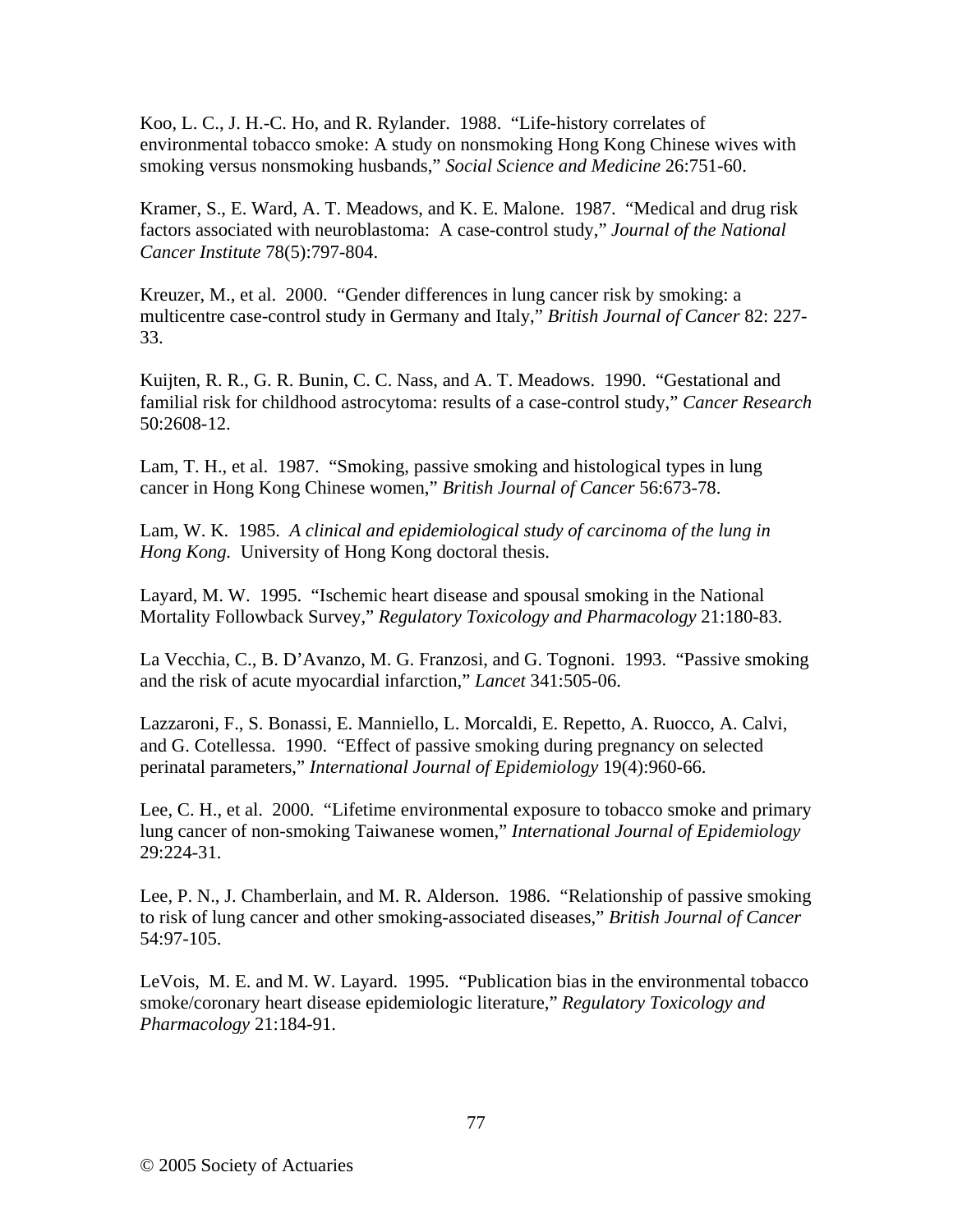Koo, L. C., J. H.-C. Ho, and R. Rylander. 1988. "Life-history correlates of environmental tobacco smoke: A study on nonsmoking Hong Kong Chinese wives with smoking versus nonsmoking husbands," *Social Science and Medicine* 26:751-60.

Kramer, S., E. Ward, A. T. Meadows, and K. E. Malone. 1987. "Medical and drug risk factors associated with neuroblastoma: A case-control study," *Journal of the National Cancer Institute* 78(5):797-804.

Kreuzer, M., et al. 2000. "Gender differences in lung cancer risk by smoking: a multicentre case-control study in Germany and Italy," *British Journal of Cancer* 82: 227-33.

Kuijten, R. R., G. R. Bunin, C. C. Nass, and A. T. Meadows. 1990. "Gestational and familial risk for childhood astrocytoma: results of a case-control study," *Cancer Research* 50:2608-12.

Lam, T. H., et al. 1987. "Smoking, passive smoking and histological types in lung cancer in Hong Kong Chinese women," *British Journal of Cancer* 56:673-78.

Lam, W. K. 1985. *A clinical and epidemiological study of carcinoma of the lung in Hong Kong.* University of Hong Kong doctoral thesis.

Layard, M. W. 1995. "Ischemic heart disease and spousal smoking in the National Mortality Followback Survey," *Regulatory Toxicology and Pharmacology* 21:180-83.

La Vecchia, C., B. D'Avanzo, M. G. Franzosi, and G. Tognoni. 1993. "Passive smoking and the risk of acute myocardial infarction," *Lancet* 341:505-06.

Lazzaroni, F., S. Bonassi, E. Manniello, L. Morcaldi, E. Repetto, A. Ruocco, A. Calvi, and G. Cotellessa. 1990. "Effect of passive smoking during pregnancy on selected perinatal parameters," *International Journal of Epidemiology* 19(4):960-66.

Lee, C. H., et al. 2000. "Lifetime environmental exposure to tobacco smoke and primary lung cancer of non-smoking Taiwanese women," *International Journal of Epidemiology* 29:224-31.

Lee, P. N., J. Chamberlain, and M. R. Alderson. 1986. "Relationship of passive smoking to risk of lung cancer and other smoking-associated diseases," *British Journal of Cancer* 54:97-105.

LeVois, M. E. and M. W. Layard. 1995. "Publication bias in the environmental tobacco smoke/coronary heart disease epidemiologic literature," *Regulatory Toxicology and Pharmacology* 21:184-91.

© 2005 Society of Actuaries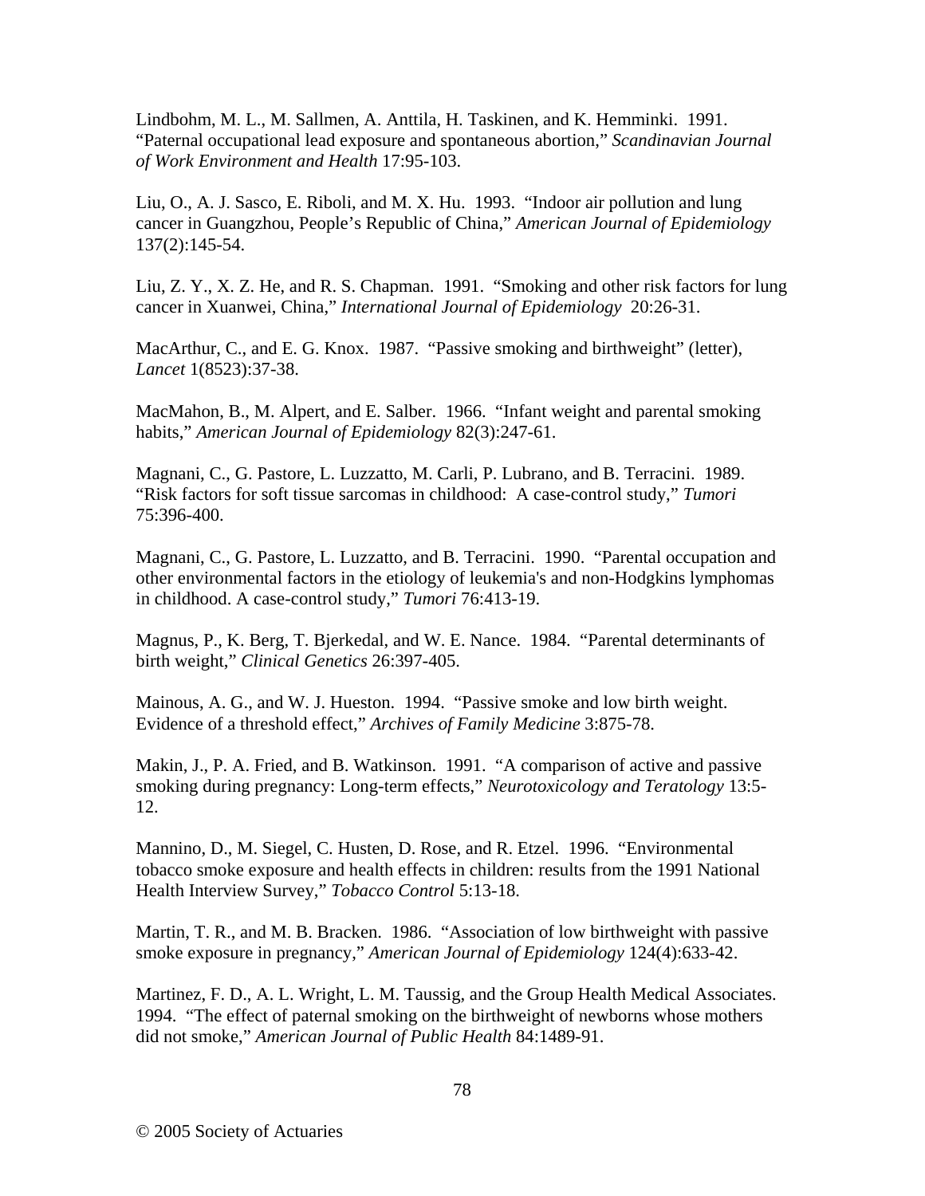Lindbohm, M. L., M. Sallmen, A. Anttila, H. Taskinen, and K. Hemminki. 1991. “Paternal occupational lead exposure and spontaneous abortion,” *Scandinavian Journal of Work Environment and Health* 17:95-103.

Liu, O., A. J. Sasco, E. Riboli, and M. X. Hu. 1993. “Indoor air pollution and lung cancer in Guangzhou, People’s Republic of China,” *American Journal of Epidemiology* 137(2):145-54.

Liu, Z. Y., X. Z. He, and R. S. Chapman. 1991. “Smoking and other risk factors for lung cancer in Xuanwei, China,” *International Journal of Epidemiology* 20:26-31.

MacArthur, C., and E. G. Knox. 1987. “Passive smoking and birthweight” (letter), *Lancet* 1(8523):37-38.

MacMahon, B., M. Alpert, and E. Salber. 1966. “Infant weight and parental smoking habits,” *American Journal of Epidemiology* 82(3):247-61.

Magnani, C., G. Pastore, L. Luzzatto, M. Carli, P. Lubrano, and B. Terracini. 1989. “Risk factors for soft tissue sarcomas in childhood: A case-control study,” *Tumori* 75:396-400.

Magnani, C., G. Pastore, L. Luzzatto, and B. Terracini. 1990. “Parental occupation and other environmental factors in the etiology of leukemia's and non-Hodgkins lymphomas in childhood. A case-control study,” *Tumori* 76:413-19.

Magnus, P., K. Berg, T. Bjerkedal, and W. E. Nance. 1984. “Parental determinants of birth weight,” *Clinical Genetics* 26:397-405.

Mainous, A. G., and W. J. Hueston. 1994. “Passive smoke and low birth weight. Evidence of a threshold effect,” *Archives of Family Medicine* 3:875-78.

Makin, J., P. A. Fried, and B. Watkinson. 1991. “A comparison of active and passive smoking during pregnancy: Long-term effects,” *Neurotoxicology and Teratology* 13:5-12.

Mannino, D., M. Siegel, C. Husten, D. Rose, and R. Etzel. 1996. “Environmental tobacco smoke exposure and health effects in children: results from the 1991 National Health Interview Survey,” *Tobacco Control* 5:13-18.

Martin, T. R., and M. B. Bracken. 1986. “Association of low birthweight with passive smoke exposure in pregnancy,” *American Journal of Epidemiology* 124(4):633-42.

Martinez, F. D., A. L. Wright, L. M. Taussig, and the Group Health Medical Associates. 1994. “The effect of paternal smoking on the birthweight of newborns whose mothers did not smoke,” *American Journal of Public Health* 84:1489-91.

© 2005 Society of Actuaries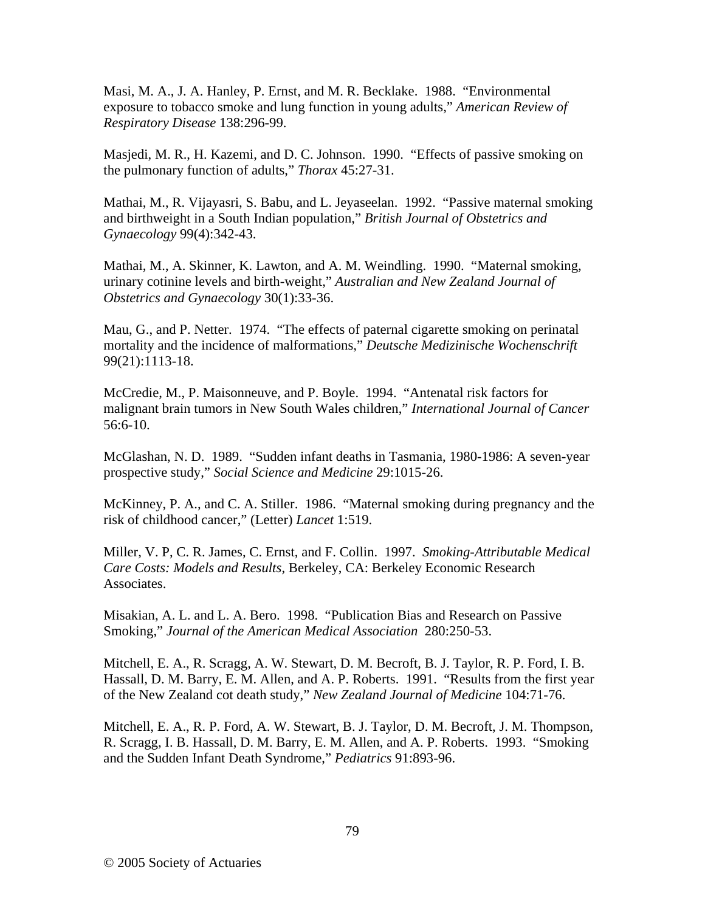Masi, M. A., J. A. Hanley, P. Ernst, and M. R. Becklake. 1988. "Environmental exposure to tobacco smoke and lung function in young adults," *American Review of Respiratory Disease* 138:296-99.

Masjedi, M. R., H. Kazemi, and D. C. Johnson. 1990. "Effects of passive smoking on the pulmonary function of adults," *Thorax* 45:27-31.

Mathai, M., R. Vijayasri, S. Babu, and L. Jeyaseelan. 1992. "Passive maternal smoking and birthweight in a South Indian population," *British Journal of Obstetrics and Gynaecology* 99(4):342-43.

Mathai, M., A. Skinner, K. Lawton, and A. M. Weindling. 1990. "Maternal smoking, urinary cotinine levels and birth-weight," *Australian and New Zealand Journal of Obstetrics and Gynaecology* 30(1):33-36.

Mau, G., and P. Netter. 1974. "The effects of paternal cigarette smoking on perinatal mortality and the incidence of malformations," *Deutsche Medizinische Wochenschrift* 99(21):1113-18.

McCredie, M., P. Maisonneuve, and P. Boyle. 1994. "Antenatal risk factors for malignant brain tumors in New South Wales children," *International Journal of Cancer* 56:6-10.

McGlashan, N. D. 1989. "Sudden infant deaths in Tasmania, 1980-1986: A seven-year prospective study," *Social Science and Medicine* 29:1015-26.

McKinney, P. A., and C. A. Stiller. 1986. "Maternal smoking during pregnancy and the risk of childhood cancer," (Letter) *Lancet* 1:519.

Miller, V. P, C. R. James, C. Ernst, and F. Collin. 1997. *Smoking-Attributable Medical Care Costs: Models and Results*, Berkeley, CA: Berkeley Economic Research Associates.

Misakian, A. L. and L. A. Bero. 1998. "Publication Bias and Research on Passive Smoking," *Journal of the American Medical Association* 280:250-53.

Mitchell, E. A., R. Scragg, A. W. Stewart, D. M. Becroft, B. J. Taylor, R. P. Ford, I. B. Hassall, D. M. Barry, E. M. Allen, and A. P. Roberts. 1991. "Results from the first year of the New Zealand cot death study," *New Zealand Journal of Medicine* 104:71-76.

Mitchell, E. A., R. P. Ford, A. W. Stewart, B. J. Taylor, D. M. Becroft, J. M. Thompson, R. Scragg, I. B. Hassall, D. M. Barry, E. M. Allen, and A. P. Roberts. 1993. "Smoking and the Sudden Infant Death Syndrome," *Pediatrics* 91:893-96.

© 2005 Society of Actuaries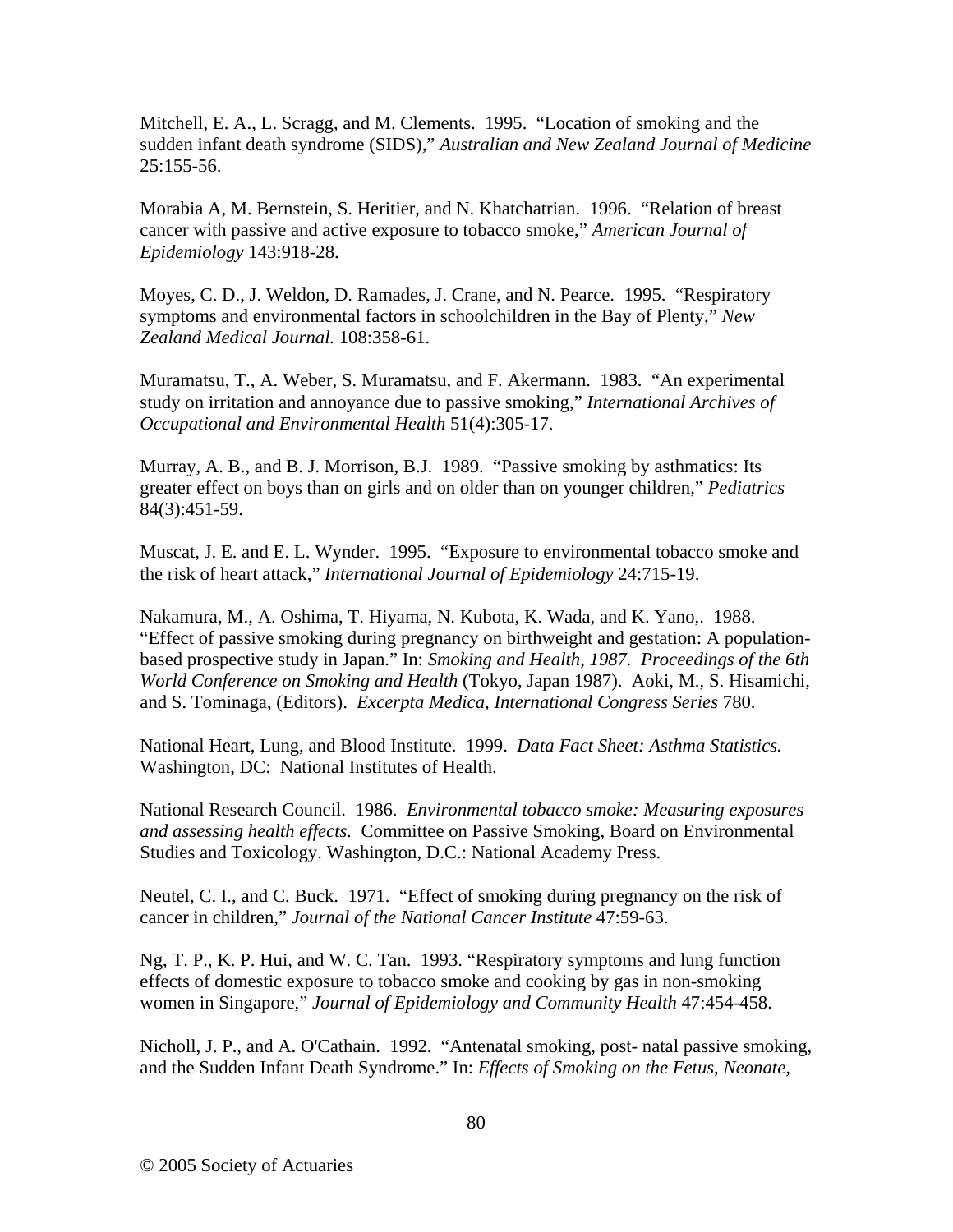Mitchell, E. A., L. Scragg, and M. Clements. 1995. "Location of smoking and the sudden infant death syndrome (SIDS)," *Australian and New Zealand Journal of Medicine* 25:155-56.

Morabia A, M. Bernstein, S. Heritier, and N. Khatchatrian. 1996. "Relation of breast cancer with passive and active exposure to tobacco smoke," *American Journal of Epidemiology* 143:918-28.

Moyes, C. D., J. Weldon, D. Ramades, J. Crane, and N. Pearce. 1995. "Respiratory symptoms and environmental factors in schoolchildren in the Bay of Plenty," *New Zealand Medical Journal.* 108:358-61.

Muramatsu, T., A. Weber, S. Muramatsu, and F. Akermann. 1983. "An experimental study on irritation and annoyance due to passive smoking," *International Archives of Occupational and Environmental Health* 51(4):305-17.

Murray, A. B., and B. J. Morrison, B.J. 1989. "Passive smoking by asthmatics: Its greater effect on boys than on girls and on older than on younger children," *Pediatrics* 84(3):451-59.

Muscat, J. E. and E. L. Wynder. 1995. "Exposure to environmental tobacco smoke and the risk of heart attack," *International Journal of Epidemiology* 24:715-19.

Nakamura, M., A. Oshima, T. Hiyama, N. Kubota, K. Wada, and K. Yano,. 1988. "Effect of passive smoking during pregnancy on birthweight and gestation: A population-based prospective study in Japan." In: *Smoking and Health, 1987. Proceedings of the 6th World Conference on Smoking and Health* (Tokyo, Japan 1987). Aoki, M., S. Hisamichi, and S. Tominaga, (Editors). *Excerpta Medica, International Congress Series* 780.

National Heart, Lung, and Blood Institute. 1999. *Data Fact Sheet: Asthma Statistics.* Washington, DC: National Institutes of Health.

National Research Council. 1986. *Environmental tobacco smoke: Measuring exposures and assessing health effects.* Committee on Passive Smoking, Board on Environmental Studies and Toxicology. Washington, D.C.: National Academy Press.

Neutel, C. I., and C. Buck. 1971. "Effect of smoking during pregnancy on the risk of cancer in children," *Journal of the National Cancer Institute* 47:59-63.

Ng, T. P., K. P. Hui, and W. C. Tan. 1993. "Respiratory symptoms and lung function effects of domestic exposure to tobacco smoke and cooking by gas in non-smoking women in Singapore," *Journal of Epidemiology and Community Health* 47:454-458.

Nicholl, J. P., and A. O'Cathain. 1992. "Antenatal smoking, post- natal passive smoking, and the Sudden Infant Death Syndrome." In: *Effects of Smoking on the Fetus, Neonate,*

© 2005 Society of Actuaries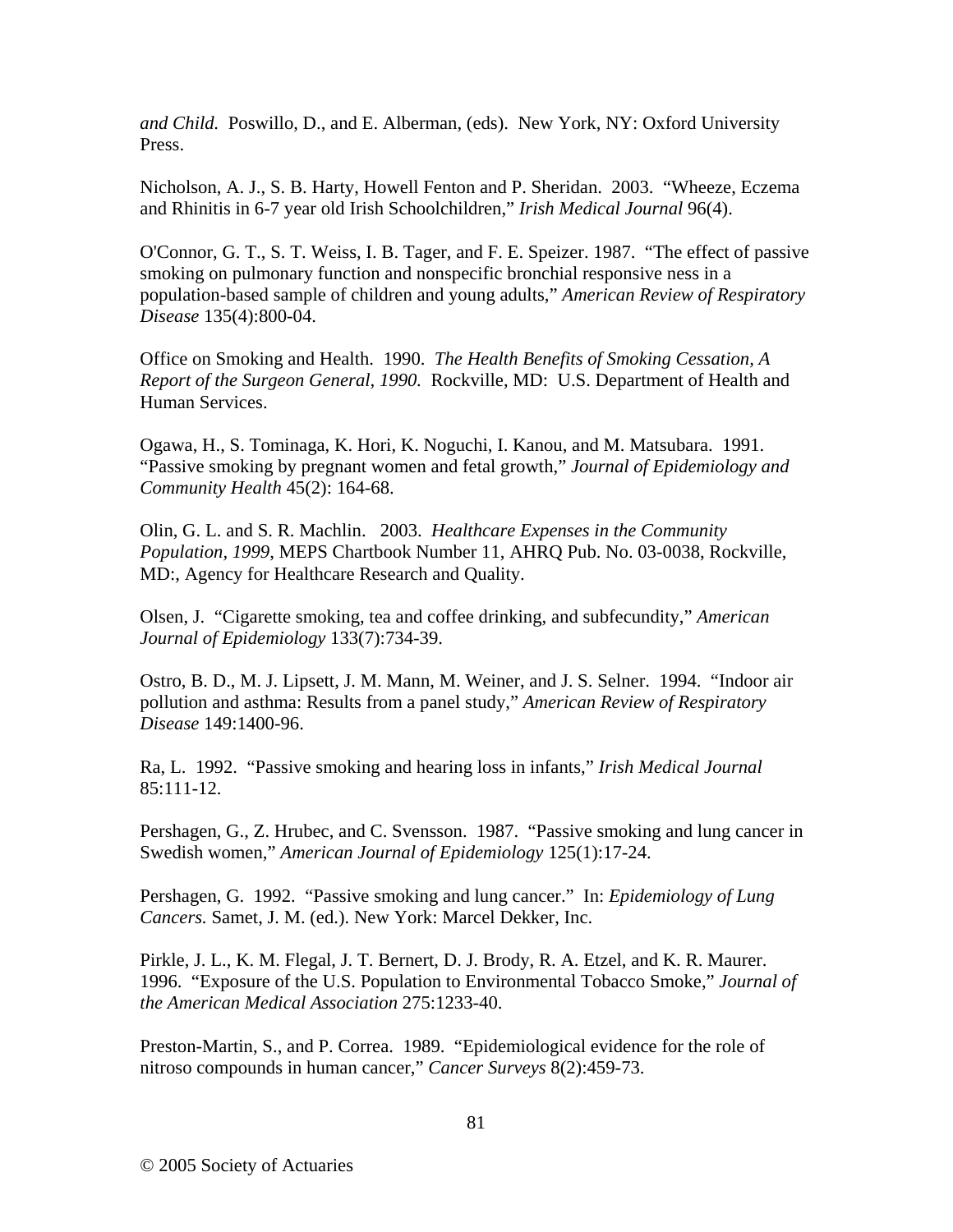*and Child.* Poswillo, D., and E. Alberman, (eds). New York, NY: Oxford University Press.

Nicholson, A. J., S. B. Harty, Howell Fenton and P. Sheridan. 2003. "Wheeze, Eczema and Rhinitis in 6-7 year old Irish Schoolchildren," *Irish Medical Journal* 96(4).

O'Connor, G. T., S. T. Weiss, I. B. Tager, and F. E. Speizer. 1987. "The effect of passive smoking on pulmonary function and nonspecific bronchial responsive ness in a population-based sample of children and young adults," *American Review of Respiratory Disease* 135(4):800-04.

Office on Smoking and Health. 1990. *The Health Benefits of Smoking Cessation, A Report of the Surgeon General, 1990.* Rockville, MD: U.S. Department of Health and Human Services.

Ogawa, H., S. Tominaga, K. Hori, K. Noguchi, I. Kanou, and M. Matsubara. 1991. "Passive smoking by pregnant women and fetal growth," *Journal of Epidemiology and Community Health* 45(2): 164-68.

Olin, G. L. and S. R. Machlin. 2003. *Healthcare Expenses in the Community Population, 1999*, MEPS Chartbook Number 11, AHRQ Pub. No. 03-0038, Rockville, MD:, Agency for Healthcare Research and Quality.

Olsen, J. "Cigarette smoking, tea and coffee drinking, and subfecundity," *American Journal of Epidemiology* 133(7):734-39.

Ostro, B. D., M. J. Lipsett, J. M. Mann, M. Weiner, and J. S. Selner. 1994. "Indoor air pollution and asthma: Results from a panel study," *American Review of Respiratory Disease* 149:1400-96.

Ra, L. 1992. "Passive smoking and hearing loss in infants," *Irish Medical Journal* 85:111-12.

Pershagen, G., Z. Hrubec, and C. Svensson. 1987. "Passive smoking and lung cancer in Swedish women," *American Journal of Epidemiology* 125(1):17-24.

Pershagen, G. 1992. "Passive smoking and lung cancer." In: *Epidemiology of Lung Cancers.* Samet, J. M. (ed.). New York: Marcel Dekker, Inc.

Pirkle, J. L., K. M. Flegal, J. T. Bernert, D. J. Brody, R. A. Etzel, and K. R. Maurer. 1996. "Exposure of the U.S. Population to Environmental Tobacco Smoke," *Journal of the American Medical Association* 275:1233-40.

Preston-Martin, S., and P. Correa. 1989. "Epidemiological evidence for the role of nitroso compounds in human cancer," *Cancer Surveys* 8(2):459-73.

© 2005 Society of Actuaries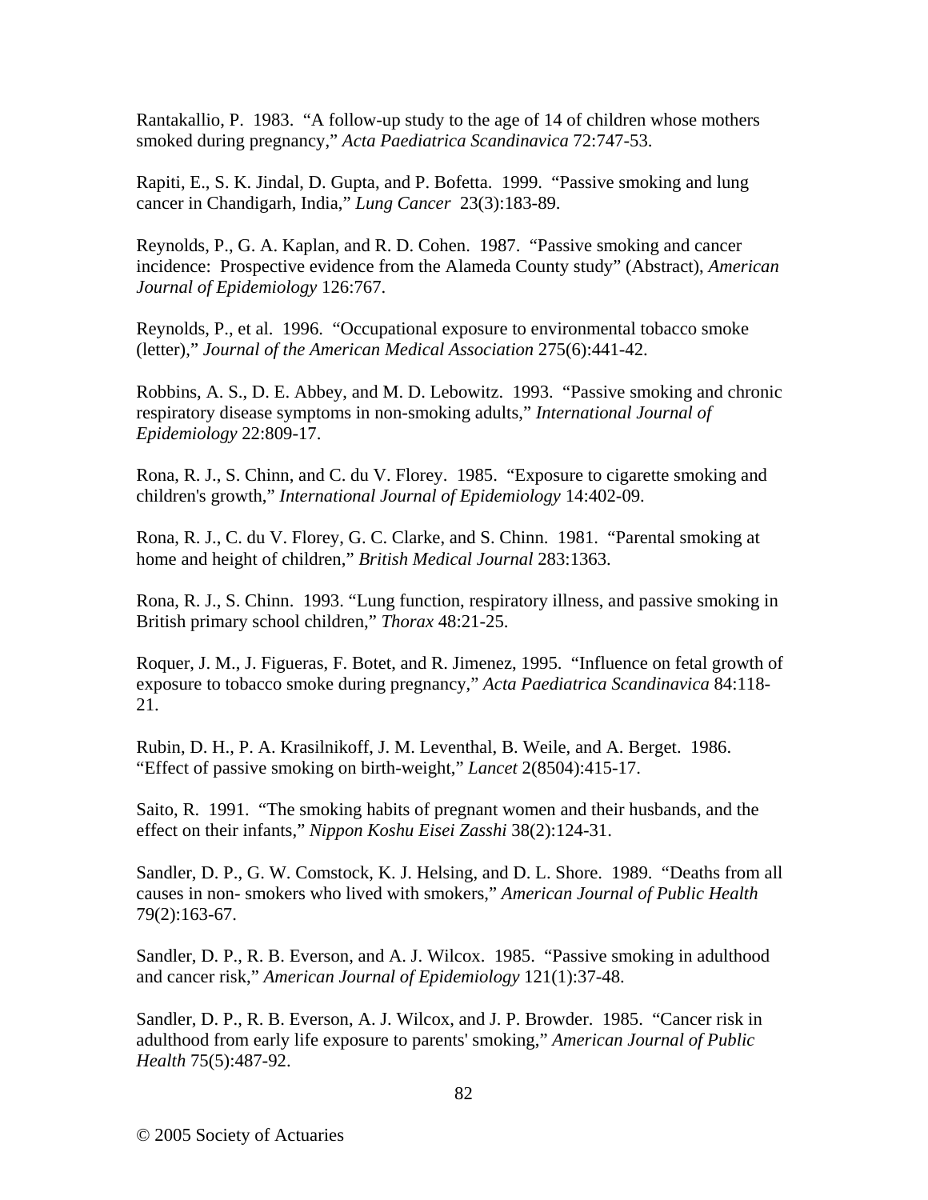Rantakallio, P. 1983. "A follow-up study to the age of 14 of children whose mothers smoked during pregnancy," *Acta Paediatrica Scandinavica* 72:747-53.

Rapiti, E., S. K. Jindal, D. Gupta, and P. Bofetta. 1999. "Passive smoking and lung cancer in Chandigarh, India," *Lung Cancer* 23(3):183-89.

Reynolds, P., G. A. Kaplan, and R. D. Cohen. 1987. "Passive smoking and cancer incidence: Prospective evidence from the Alameda County study" (Abstract), *American Journal of Epidemiology* 126:767.

Reynolds, P., et al. 1996. "Occupational exposure to environmental tobacco smoke (letter)," *Journal of the American Medical Association* 275(6):441-42.

Robbins, A. S., D. E. Abbey, and M. D. Lebowitz. 1993. "Passive smoking and chronic respiratory disease symptoms in non-smoking adults," *International Journal of Epidemiology* 22:809-17.

Rona, R. J., S. Chinn, and C. du V. Florey. 1985. "Exposure to cigarette smoking and children's growth," *International Journal of Epidemiology* 14:402-09.

Rona, R. J., C. du V. Florey, G. C. Clarke, and S. Chinn. 1981. "Parental smoking at home and height of children," *British Medical Journal* 283:1363.

Rona, R. J., S. Chinn. 1993. "Lung function, respiratory illness, and passive smoking in British primary school children," *Thorax* 48:21-25.

Roquer, J. M., J. Figueras, F. Botet, and R. Jimenez, 1995. "Influence on fetal growth of exposure to tobacco smoke during pregnancy," *Acta Paediatrica Scandinavica* 84:118-21.

Rubin, D. H., P. A. Krasilnikoff, J. M. Leventhal, B. Weile, and A. Berget. 1986. "Effect of passive smoking on birth-weight," *Lancet* 2(8504):415-17.

Saito, R. 1991. "The smoking habits of pregnant women and their husbands, and the effect on their infants," *Nippon Koshu Eisei Zasshi* 38(2):124-31.

Sandler, D. P., G. W. Comstock, K. J. Helsing, and D. L. Shore. 1989. "Deaths from all causes in non- smokers who lived with smokers," *American Journal of Public Health* 79(2):163-67.

Sandler, D. P., R. B. Everson, and A. J. Wilcox. 1985. "Passive smoking in adulthood and cancer risk," *American Journal of Epidemiology* 121(1):37-48.

Sandler, D. P., R. B. Everson, A. J. Wilcox, and J. P. Browder. 1985. "Cancer risk in adulthood from early life exposure to parents' smoking," *American Journal of Public Health* 75(5):487-92.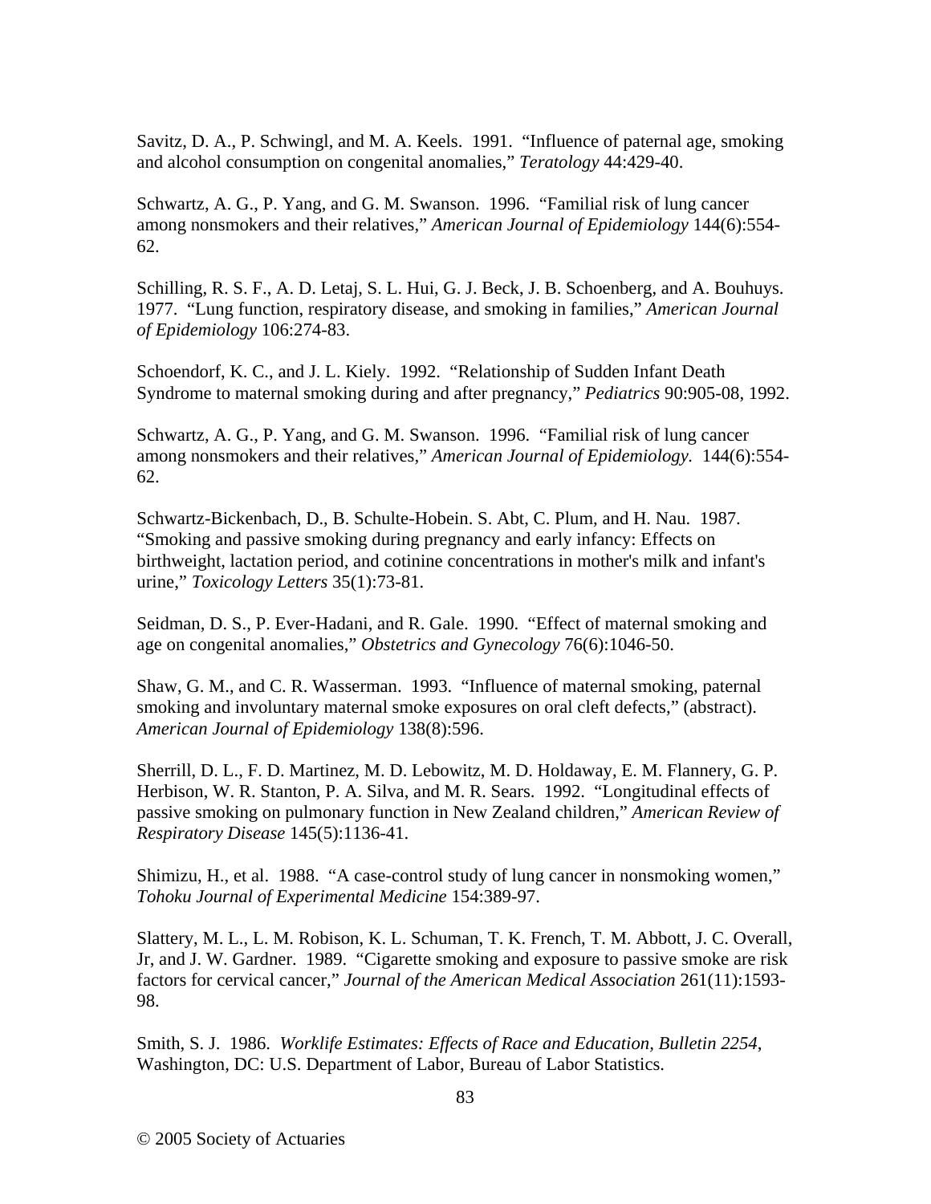Savitz, D. A., P. Schwingl, and M. A. Keels. 1991. “Influence of paternal age, smoking and alcohol consumption on congenital anomalies,” *Teratology* 44:429-40.

Schwartz, A. G., P. Yang, and G. M. Swanson. 1996. “Familial risk of lung cancer among nonsmokers and their relatives,” *American Journal of Epidemiology* 144(6):554-62.

Schilling, R. S. F., A. D. Letaj, S. L. Hui, G. J. Beck, J. B. Schoenberg, and A. Bouhuys. 1977. “Lung function, respiratory disease, and smoking in families,” *American Journal of Epidemiology* 106:274-83.

Schoendorf, K. C., and J. L. Kiely. 1992. “Relationship of Sudden Infant Death Syndrome to maternal smoking during and after pregnancy,” *Pediatrics* 90:905-08, 1992.

Schwartz, A. G., P. Yang, and G. M. Swanson. 1996. “Familial risk of lung cancer among nonsmokers and their relatives,” *American Journal of Epidemiology.* 144(6):554-62.

Schwartz-Bickenbach, D., B. Schulte-Hobein. S. Abt, C. Plum, and H. Nau. 1987. “Smoking and passive smoking during pregnancy and early infancy: Effects on birthweight, lactation period, and cotinine concentrations in mother's milk and infant's urine,” *Toxicology Letters* 35(1):73-81.

Seidman, D. S., P. Ever-Hadani, and R. Gale. 1990. “Effect of maternal smoking and age on congenital anomalies,” *Obstetrics and Gynecology* 76(6):1046-50.

Shaw, G. M., and C. R. Wasserman. 1993. “Influence of maternal smoking, paternal smoking and involuntary maternal smoke exposures on oral cleft defects,” (abstract). *American Journal of Epidemiology* 138(8):596.

Sherrill, D. L., F. D. Martinez, M. D. Lebowitz, M. D. Holdaway, E. M. Flannery, G. P. Herbison, W. R. Stanton, P. A. Silva, and M. R. Sears. 1992. “Longitudinal effects of passive smoking on pulmonary function in New Zealand children,” *American Review of Respiratory Disease* 145(5):1136-41.

Shimizu, H., et al. 1988. “A case-control study of lung cancer in nonsmoking women,” *Tohoku Journal of Experimental Medicine* 154:389-97.

Slattery, M. L., L. M. Robison, K. L. Schuman, T. K. French, T. M. Abbott, J. C. Overall, Jr, and J. W. Gardner. 1989. “Cigarette smoking and exposure to passive smoke are risk factors for cervical cancer,” *Journal of the American Medical Association* 261(11):1593-98.

Smith, S. J. 1986. *Worklife Estimates: Effects of Race and Education, Bulletin 2254*, Washington, DC: U.S. Department of Labor, Bureau of Labor Statistics.

© 2005 Society of Actuaries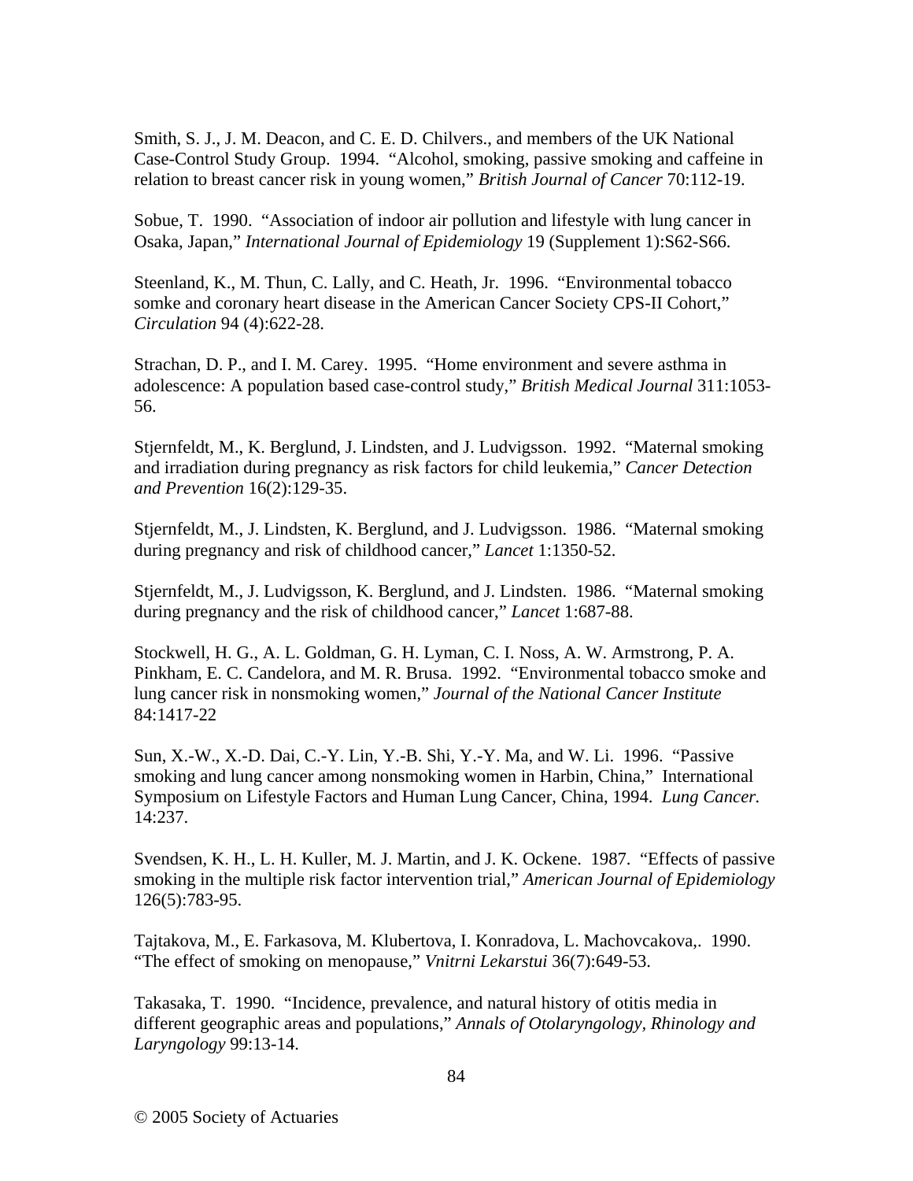Smith, S. J., J. M. Deacon, and C. E. D. Chilvers., and members of the UK National Case-Control Study Group. 1994. "Alcohol, smoking, passive smoking and caffeine in relation to breast cancer risk in young women," *British Journal of Cancer* 70:112-19.

Sobue, T. 1990. "Association of indoor air pollution and lifestyle with lung cancer in Osaka, Japan," *International Journal of Epidemiology* 19 (Supplement 1):S62-S66.

Steenland, K., M. Thun, C. Lally, and C. Heath, Jr. 1996. "Environmental tobacco somke and coronary heart disease in the American Cancer Society CPS-II Cohort," *Circulation* 94 (4):622-28.

Strachan, D. P., and I. M. Carey. 1995. "Home environment and severe asthma in adolescence: A population based case-control study," *British Medical Journal* 311:1053-56.

Stjernfeldt, M., K. Berglund, J. Lindsten, and J. Ludvigsson. 1992. "Maternal smoking and irradiation during pregnancy as risk factors for child leukemia," *Cancer Detection and Prevention* 16(2):129-35.

Stjernfeldt, M., J. Lindsten, K. Berglund, and J. Ludvigsson. 1986. "Maternal smoking during pregnancy and risk of childhood cancer," *Lancet* 1:1350-52.

Stjernfeldt, M., J. Ludvigsson, K. Berglund, and J. Lindsten. 1986. "Maternal smoking during pregnancy and the risk of childhood cancer," *Lancet* 1:687-88.

Stockwell, H. G., A. L. Goldman, G. H. Lyman, C. I. Noss, A. W. Armstrong, P. A. Pinkham, E. C. Candelora, and M. R. Brusa. 1992. "Environmental tobacco smoke and lung cancer risk in nonsmoking women," *Journal of the National Cancer Institute* 84:1417-22

Sun, X.-W., X.-D. Dai, C.-Y. Lin, Y.-B. Shi, Y.-Y. Ma, and W. Li. 1996. "Passive smoking and lung cancer among nonsmoking women in Harbin, China," International Symposium on Lifestyle Factors and Human Lung Cancer, China, 1994. *Lung Cancer.* 14:237.

Svendsen, K. H., L. H. Kuller, M. J. Martin, and J. K. Ockene. 1987. "Effects of passive smoking in the multiple risk factor intervention trial," *American Journal of Epidemiology* 126(5):783-95.

Tajtakova, M., E. Farkasova, M. Klubertova, I. Konradova, L. Machovcakova,. 1990. "The effect of smoking on menopause," *Vnitrni Lekarstui* 36(7):649-53.

Takasaka, T. 1990. "Incidence, prevalence, and natural history of otitis media in different geographic areas and populations," *Annals of Otolaryngology, Rhinology and Laryngology* 99:13-14.

© 2005 Society of Actuaries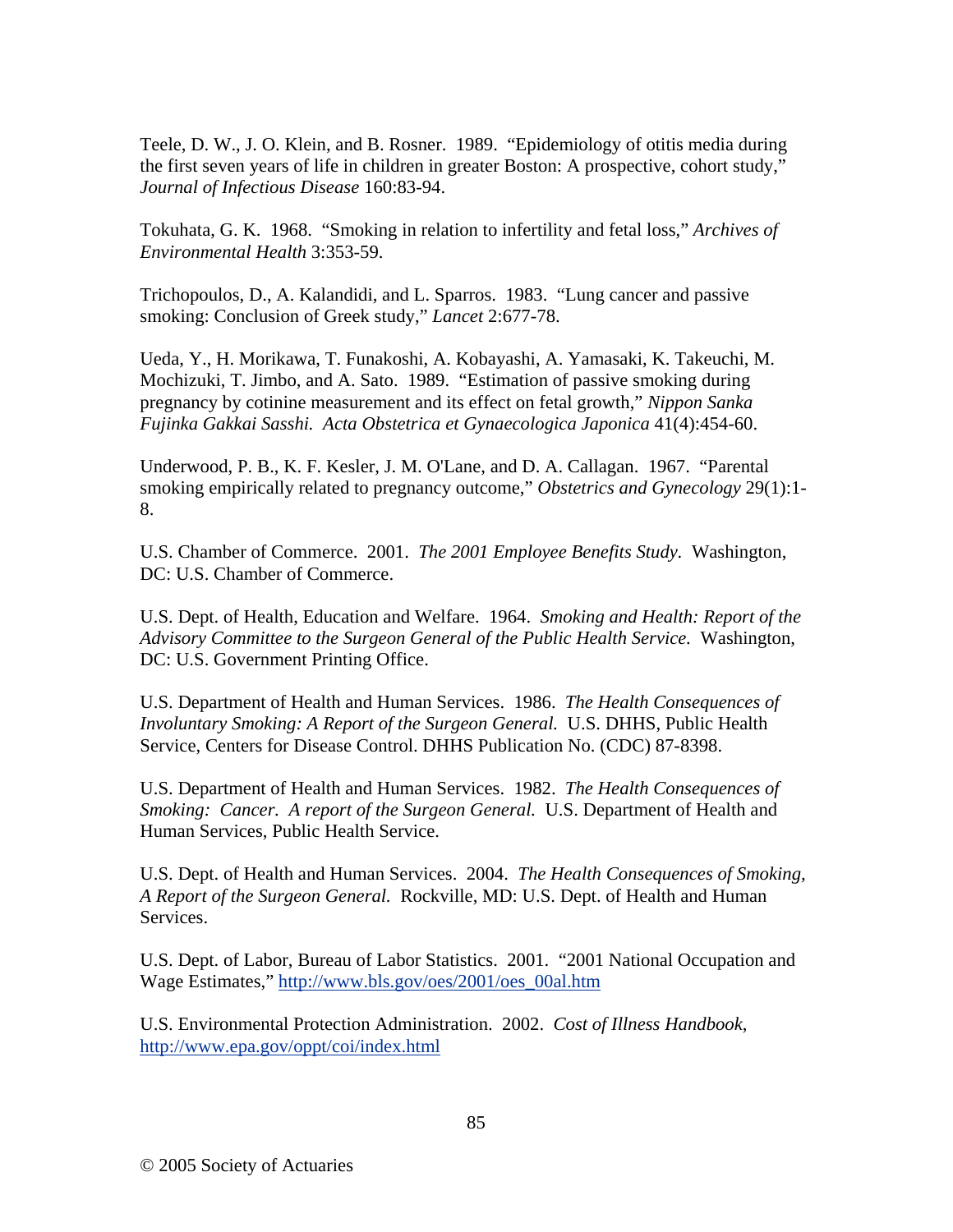Teele, D. W., J. O. Klein, and B. Rosner. 1989. "Epidemiology of otitis media during the first seven years of life in children in greater Boston: A prospective, cohort study," *Journal of Infectious Disease* 160:83-94.

Tokuhata, G. K. 1968. "Smoking in relation to infertility and fetal loss," *Archives of Environmental Health* 3:353-59.

Trichopoulos, D., A. Kalandidi, and L. Sparros. 1983. "Lung cancer and passive smoking: Conclusion of Greek study," *Lancet* 2:677-78.

Ueda, Y., H. Morikawa, T. Funakoshi, A. Kobayashi, A. Yamasaki, K. Takeuchi, M. Mochizuki, T. Jimbo, and A. Sato. 1989. "Estimation of passive smoking during pregnancy by cotinine measurement and its effect on fetal growth," *Nippon Sanka Fujinka Gakkai Sasshi. Acta Obstetrica et Gynaecologica Japonica* 41(4):454-60.

Underwood, P. B., K. F. Kesler, J. M. O'Lane, and D. A. Callagan. 1967. "Parental smoking empirically related to pregnancy outcome," *Obstetrics and Gynecology* 29(1):1-8.

U.S. Chamber of Commerce. 2001. *The 2001 Employee Benefits Study.* Washington, DC: U.S. Chamber of Commerce.

U.S. Dept. of Health, Education and Welfare. 1964. *Smoking and Health: Report of the Advisory Committee to the Surgeon General of the Public Health Service.* Washington, DC: U.S. Government Printing Office.

U.S. Department of Health and Human Services. 1986. *The Health Consequences of Involuntary Smoking: A Report of the Surgeon General.* U.S. DHHS, Public Health Service, Centers for Disease Control. DHHS Publication No. (CDC) 87-8398.

U.S. Department of Health and Human Services. 1982. *The Health Consequences of Smoking: Cancer. A report of the Surgeon General.* U.S. Department of Health and Human Services, Public Health Service.

U.S. Dept. of Health and Human Services. 2004. *The Health Consequences of Smoking, A Report of the Surgeon General.* Rockville, MD: U.S. Dept. of Health and Human Services.

U.S. Dept. of Labor, Bureau of Labor Statistics. 2001. "2001 National Occupation and Wage Estimates," http://www.bls.gov/oes/2001/oes_00al.htm

U.S. Environmental Protection Administration. 2002. *Cost of Illness Handbook*, http://www.epa.gov/oppt/coi/index.html

© 2005 Society of Actuaries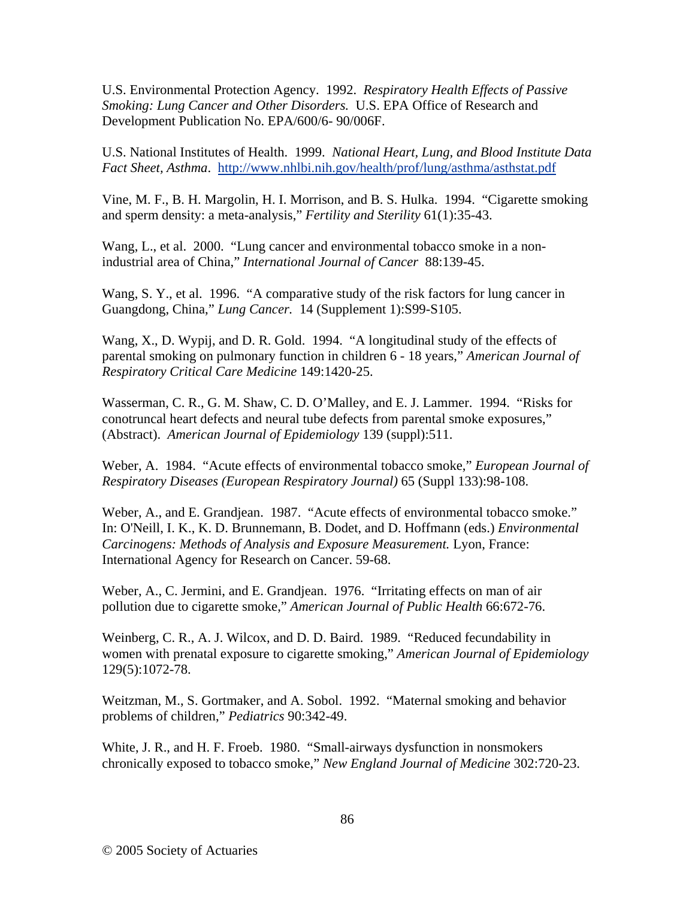U.S. Environmental Protection Agency. 1992. *Respiratory Health Effects of Passive Smoking: Lung Cancer and Other Disorders.* U.S. EPA Office of Research and Development Publication No. EPA/600/6- 90/006F.

U.S. National Institutes of Health. 1999. *National Heart, Lung, and Blood Institute Data Fact Sheet, Asthma*. http://www.nhlbi.nih.gov/health/prof/lung/asthma/asthstat.pdf

Vine, M. F., B. H. Margolin, H. I. Morrison, and B. S. Hulka. 1994. "Cigarette smoking and sperm density: a meta-analysis," *Fertility and Sterility* 61(1):35-43.

Wang, L., et al. 2000. "Lung cancer and environmental tobacco smoke in a non-industrial area of China," *International Journal of Cancer* 88:139-45.

Wang, S. Y., et al. 1996. "A comparative study of the risk factors for lung cancer in Guangdong, China," *Lung Cancer.* 14 (Supplement 1):S99-S105.

Wang, X., D. Wypij, and D. R. Gold. 1994. "A longitudinal study of the effects of parental smoking on pulmonary function in children 6 - 18 years," *American Journal of Respiratory Critical Care Medicine* 149:1420-25.

Wasserman, C. R., G. M. Shaw, C. D. O'Malley, and E. J. Lammer. 1994. "Risks for conotruncal heart defects and neural tube defects from parental smoke exposures," (Abstract). *American Journal of Epidemiology* 139 (suppl):511.

Weber, A. 1984. "Acute effects of environmental tobacco smoke," *European Journal of Respiratory Diseases (European Respiratory Journal)* 65 (Suppl 133):98-108.

Weber, A., and E. Grandjean. 1987. "Acute effects of environmental tobacco smoke." In: O'Neill, I. K., K. D. Brunnemann, B. Dodet, and D. Hoffmann (eds.) *Environmental Carcinogens: Methods of Analysis and Exposure Measurement.* Lyon, France: International Agency for Research on Cancer. 59-68.

Weber, A., C. Jermini, and E. Grandjean. 1976. "Irritating effects on man of air pollution due to cigarette smoke," *American Journal of Public Health* 66:672-76.

Weinberg, C. R., A. J. Wilcox, and D. D. Baird. 1989. "Reduced fecundability in women with prenatal exposure to cigarette smoking," *American Journal of Epidemiology* 129(5):1072-78.

Weitzman, M., S. Gortmaker, and A. Sobol. 1992. "Maternal smoking and behavior problems of children," *Pediatrics* 90:342-49.

White, J. R., and H. F. Froeb. 1980. "Small-airways dysfunction in nonsmokers chronically exposed to tobacco smoke," *New England Journal of Medicine* 302:720-23.

© 2005 Society of Actuaries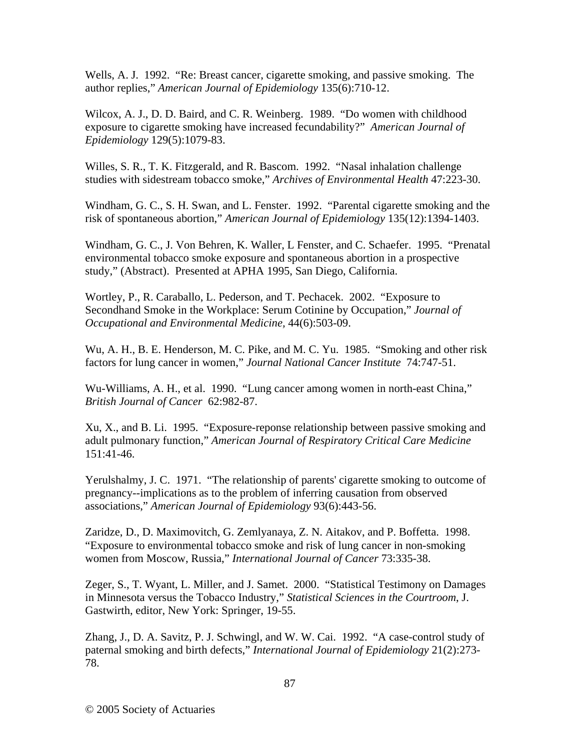Wells, A. J. 1992. “Re: Breast cancer, cigarette smoking, and passive smoking. The author replies,” *American Journal of Epidemiology* 135(6):710-12.

Wilcox, A. J., D. D. Baird, and C. R. Weinberg. 1989. “Do women with childhood exposure to cigarette smoking have increased fecundability?” *American Journal of Epidemiology* 129(5):1079-83.

Willes, S. R., T. K. Fitzgerald, and R. Bascom. 1992. “Nasal inhalation challenge studies with sidestream tobacco smoke,” *Archives of Environmental Health* 47:223-30.

Windham, G. C., S. H. Swan, and L. Fenster. 1992. “Parental cigarette smoking and the risk of spontaneous abortion,” *American Journal of Epidemiology* 135(12):1394-1403.

Windham, G. C., J. Von Behren, K. Waller, L Fenster, and C. Schaefer. 1995. “Prenatal environmental tobacco smoke exposure and spontaneous abortion in a prospective study,” (Abstract). Presented at APHA 1995, San Diego, California.

Wortley, P., R. Caraballo, L. Pederson, and T. Pechacek. 2002. “Exposure to Secondhand Smoke in the Workplace: Serum Cotinine by Occupation,” *Journal of Occupational and Environmental Medicine,* 44(6):503-09.

Wu, A. H., B. E. Henderson, M. C. Pike, and M. C. Yu. 1985. “Smoking and other risk factors for lung cancer in women,” *Journal National Cancer Institute* 74:747-51.

Wu-Williams, A. H., et al. 1990. “Lung cancer among women in north-east China,” *British Journal of Cancer* 62:982-87.

Xu, X., and B. Li. 1995. “Exposure-reponse relationship between passive smoking and adult pulmonary function,” *American Journal of Respiratory Critical Care Medicine* 151:41-46.

Yerulshalmy, J. C. 1971. “The relationship of parents' cigarette smoking to outcome of pregnancy--implications as to the problem of inferring causation from observed associations,” *American Journal of Epidemiology* 93(6):443-56.

Zaridze, D., D. Maximovitch, G. Zemlyanaya, Z. N. Aitakov, and P. Boffetta. 1998. “Exposure to environmental tobacco smoke and risk of lung cancer in non-smoking women from Moscow, Russia,” *International Journal of Cancer* 73:335-38.

Zeger, S., T. Wyant, L. Miller, and J. Samet. 2000. “Statistical Testimony on Damages in Minnesota versus the Tobacco Industry,” *Statistical Sciences in the Courtroom*, J. Gastwirth, editor, New York: Springer, 19-55.

Zhang, J., D. A. Savitz, P. J. Schwingl, and W. W. Cai. 1992. “A case-control study of paternal smoking and birth defects,” *International Journal of Epidemiology* 21(2):273-78.

© 2005 Society of Actuaries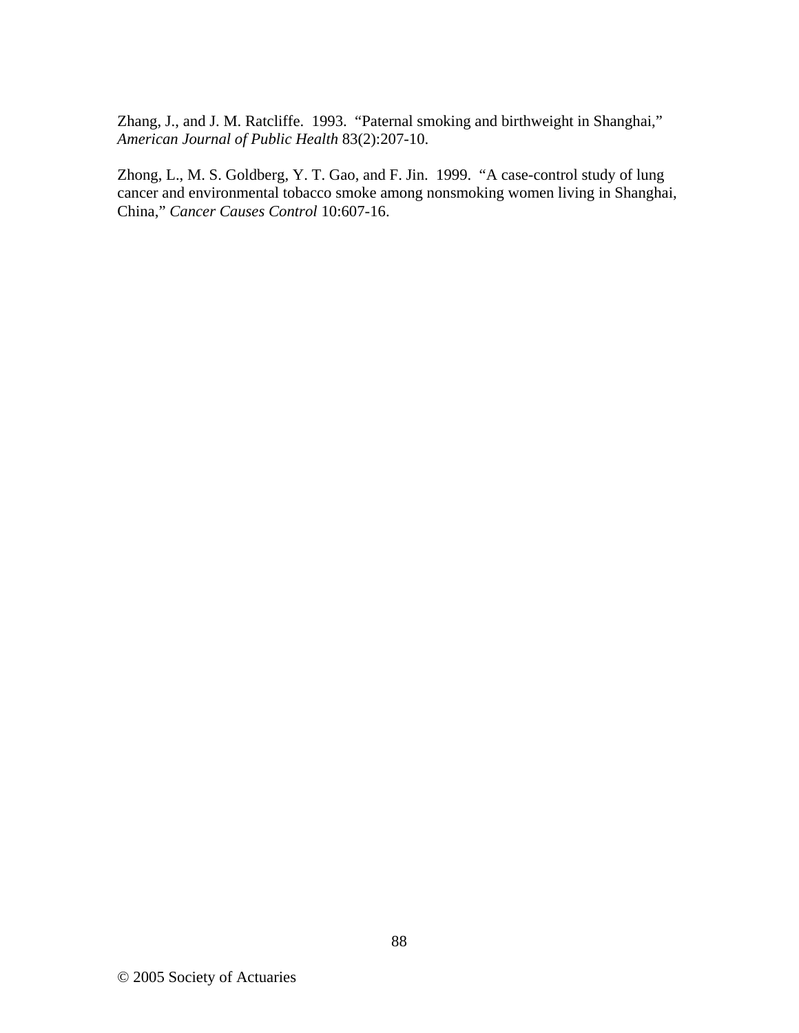Zhang, J., and J. M. Ratcliffe. 1993. "Paternal smoking and birthweight in Shanghai," *American Journal of Public Health* 83(2):207-10.

Zhong, L., M. S. Goldberg, Y. T. Gao, and F. Jin. 1999. "A case-control study of lung cancer and environmental tobacco smoke among nonsmoking women living in Shanghai, China," *Cancer Causes Control* 10:607-16.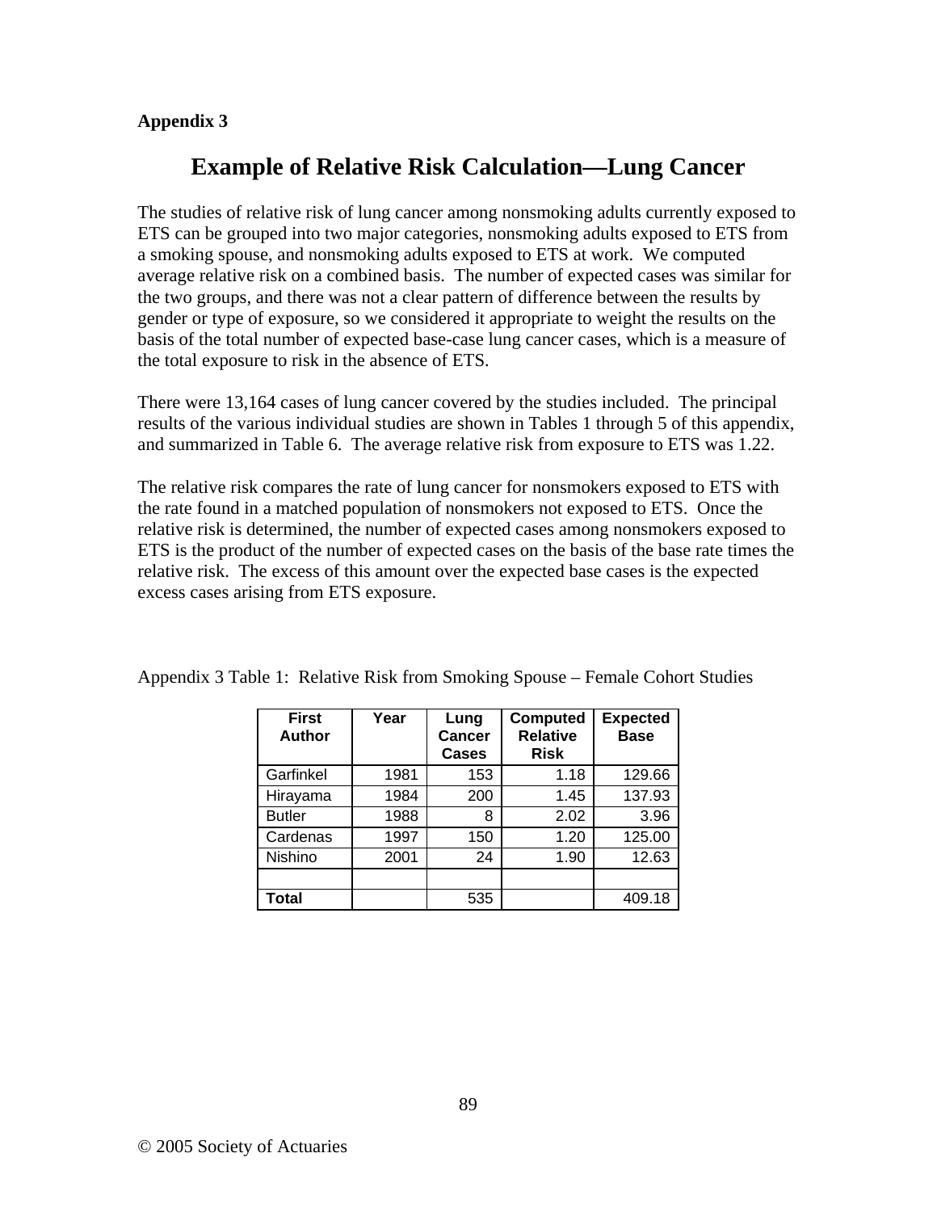**Appendix 3**

# Example of Relative Risk Calculation—Lung Cancer

The studies of relative risk of lung cancer among nonsmoking adults currently exposed to ETS can be grouped into two major categories, nonsmoking adults exposed to ETS from a smoking spouse, and nonsmoking adults exposed to ETS at work. We computed average relative risk on a combined basis. The number of expected cases was similar for the two groups, and there was not a clear pattern of difference between the results by gender or type of exposure, so we considered it appropriate to weight the results on the basis of the total number of expected base-case lung cancer cases, which is a measure of the total exposure to risk in the absence of ETS.

There were 13,164 cases of lung cancer covered by the studies included. The principal results of the various individual studies are shown in Tables 1 through 5 of this appendix, and summarized in Table 6. The average relative risk from exposure to ETS was 1.22.

The relative risk compares the rate of lung cancer for nonsmokers exposed to ETS with the rate found in a matched population of nonsmokers not exposed to ETS. Once the relative risk is determined, the number of expected cases among nonsmokers exposed to ETS is the product of the number of expected cases on the basis of the base rate times the relative risk. The excess of this amount over the expected base cases is the expected excess cases arising from ETS exposure.

Appendix 3 Table 1: Relative Risk from Smoking Spouse – Female Cohort Studies

| First Author | Year | Lung Cancer Cases | Computed Relative Risk | Expected Base |
|---|---|---|---|---|
| Garfinkel | 1981 | 153 | 1.18 | 129.66 |
| Hirayama | 1984 | 200 | 1.45 | 137.93 |
| Butler | 1988 | 8 | 2.02 | 3.96 |
| Cardenas | 1997 | 150 | 1.20 | 125.00 |
| Nishino | 2001 | 24 | 1.90 | 12.63 |
| | | | | |
| **Total** | | 535 | | 409.18 |

© 2005 Society of Actuaries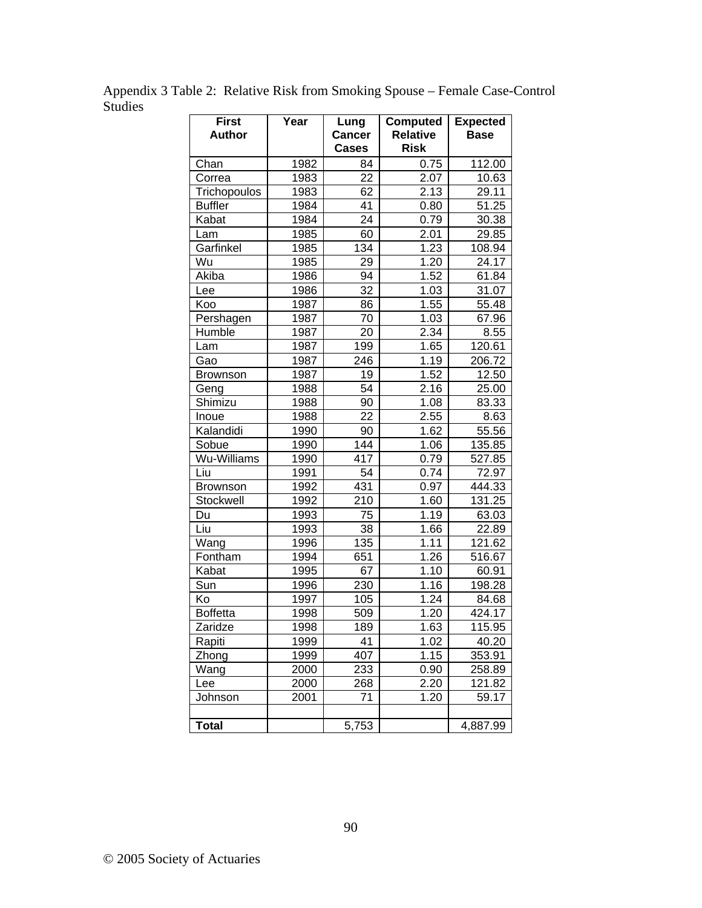Appendix 3 Table 2: Relative Risk from Smoking Spouse – Female Case-Control Studies

| First Author | Year | Lung Cancer Cases | Computed Relative Risk | Expected Base |
|---|---|---|---|---|
| Chan | 1982 | 84 | 0.75 | 112.00 |
| Correa | 1983 | 22 | 2.07 | 10.63 |
| Trichopoulos | 1983 | 62 | 2.13 | 29.11 |
| Buffler | 1984 | 41 | 0.80 | 51.25 |
| Kabat | 1984 | 24 | 0.79 | 30.38 |
| Lam | 1985 | 60 | 2.01 | 29.85 |
| Garfinkel | 1985 | 134 | 1.23 | 108.94 |
| Wu | 1985 | 29 | 1.20 | 24.17 |
| Akiba | 1986 | 94 | 1.52 | 61.84 |
| Lee | 1986 | 32 | 1.03 | 31.07 |
| Koo | 1987 | 86 | 1.55 | 55.48 |
| Pershagen | 1987 | 70 | 1.03 | 67.96 |
| Humble | 1987 | 20 | 2.34 | 8.55 |
| Lam | 1987 | 199 | 1.65 | 120.61 |
| Gao | 1987 | 246 | 1.19 | 206.72 |
| Brownson | 1987 | 19 | 1.52 | 12.50 |
| Geng | 1988 | 54 | 2.16 | 25.00 |
| Shimizu | 1988 | 90 | 1.08 | 83.33 |
| Inoue | 1988 | 22 | 2.55 | 8.63 |
| Kalandidi | 1990 | 90 | 1.62 | 55.56 |
| Sobue | 1990 | 144 | 1.06 | 135.85 |
| Wu-Williams | 1990 | 417 | 0.79 | 527.85 |
| Liu | 1991 | 54 | 0.74 | 72.97 |
| Brownson | 1992 | 431 | 0.97 | 444.33 |
| Stockwell | 1992 | 210 | 1.60 | 131.25 |
| Du | 1993 | 75 | 1.19 | 63.03 |
| Liu | 1993 | 38 | 1.66 | 22.89 |
| Wang | 1996 | 135 | 1.11 | 121.62 |
| Fontham | 1994 | 651 | 1.26 | 516.67 |
| Kabat | 1995 | 67 | 1.10 | 60.91 |
| Sun | 1996 | 230 | 1.16 | 198.28 |
| Ko | 1997 | 105 | 1.24 | 84.68 |
| Boffetta | 1998 | 509 | 1.20 | 424.17 |
| Zaridze | 1998 | 189 | 1.63 | 115.95 |
| Rapiti | 1999 | 41 | 1.02 | 40.20 |
| Zhong | 1999 | 407 | 1.15 | 353.91 |
| Wang | 2000 | 233 | 0.90 | 258.89 |
| Lee | 2000 | 268 | 2.20 | 121.82 |
| Johnson | 2001 | 71 | 1.20 | 59.17 |
| | | | | |
| **Total** | | 5,753 | | 4,887.99 |

© 2005 Society of Actuaries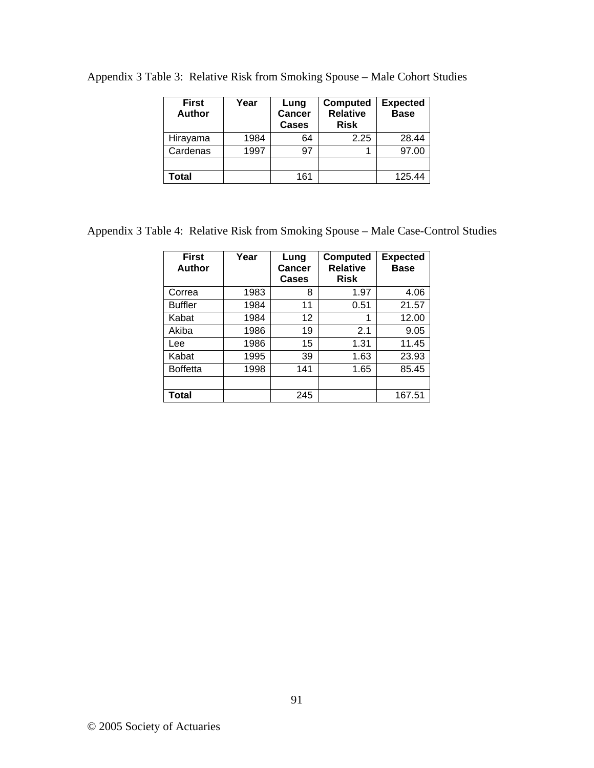Appendix 3 Table 3: Relative Risk from Smoking Spouse – Male Cohort Studies

| First Author | Year | Lung Cancer Cases | Computed Relative Risk | Expected Base |
|---|---|---|---|---|
| Hirayama | 1984 | 64 | 2.25 | 28.44 |
| Cardenas | 1997 | 97 | 1 | 97.00 |
| | | | | |
| **Total** | | 161 | | 125.44 |

Appendix 3 Table 4: Relative Risk from Smoking Spouse – Male Case-Control Studies

| First Author | Year | Lung Cancer Cases | Computed Relative Risk | Expected Base |
|---|---|---|---|---|
| Correa | 1983 | 8 | 1.97 | 4.06 |
| Buffler | 1984 | 11 | 0.51 | 21.57 |
| Kabat | 1984 | 12 | 1 | 12.00 |
| Akiba | 1986 | 19 | 2.1 | 9.05 |
| Lee | 1986 | 15 | 1.31 | 11.45 |
| Kabat | 1995 | 39 | 1.63 | 23.93 |
| Boffetta | 1998 | 141 | 1.65 | 85.45 |
| | | | | |
| **Total** | | 245 | | 167.51 |

© 2005 Society of Actuaries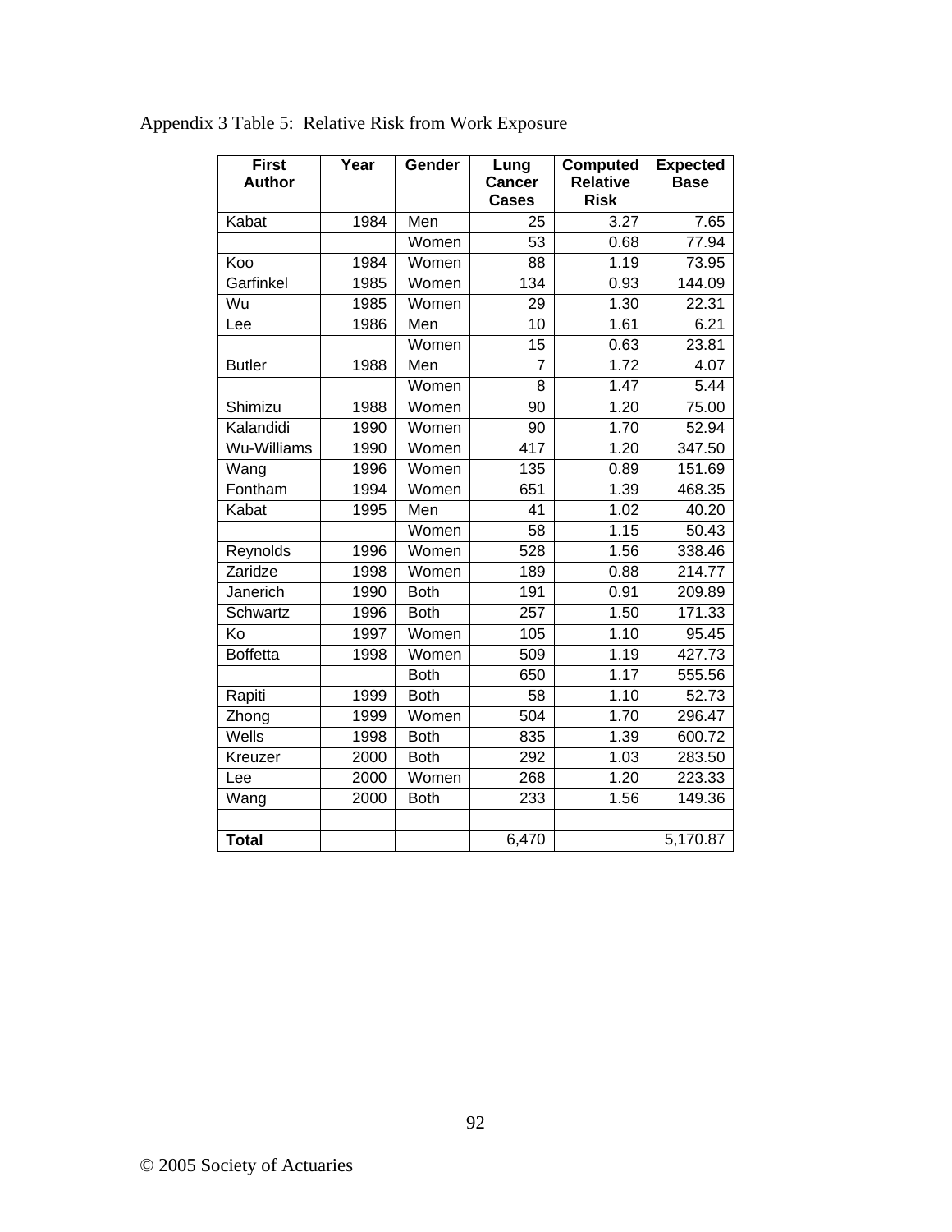Appendix 3 Table 5: Relative Risk from Work Exposure

| First Author | Year | Gender | Lung Cancer Cases | Computed Relative Risk | Expected Base |
|---|---|---|---|---|---|
| Kabat | 1984 | Men | 25 | 3.27 | 7.65 |
| | | Women | 53 | 0.68 | 77.94 |
| Koo | 1984 | Women | 88 | 1.19 | 73.95 |
| Garfinkel | 1985 | Women | 134 | 0.93 | 144.09 |
| Wu | 1985 | Women | 29 | 1.30 | 22.31 |
| Lee | 1986 | Men | 10 | 1.61 | 6.21 |
| | | Women | 15 | 0.63 | 23.81 |
| Butler | 1988 | Men | 7 | 1.72 | 4.07 |
| | | Women | 8 | 1.47 | 5.44 |
| Shimizu | 1988 | Women | 90 | 1.20 | 75.00 |
| Kalandidi | 1990 | Women | 90 | 1.70 | 52.94 |
| Wu-Williams | 1990 | Women | 417 | 1.20 | 347.50 |
| Wang | 1996 | Women | 135 | 0.89 | 151.69 |
| Fontham | 1994 | Women | 651 | 1.39 | 468.35 |
| Kabat | 1995 | Men | 41 | 1.02 | 40.20 |
| | | Women | 58 | 1.15 | 50.43 |
| Reynolds | 1996 | Women | 528 | 1.56 | 338.46 |
| Zaridze | 1998 | Women | 189 | 0.88 | 214.77 |
| Janerich | 1990 | Both | 191 | 0.91 | 209.89 |
| Schwartz | 1996 | Both | 257 | 1.50 | 171.33 |
| Ko | 1997 | Women | 105 | 1.10 | 95.45 |
| Boffetta | 1998 | Women | 509 | 1.19 | 427.73 |
| | | Both | 650 | 1.17 | 555.56 |
| Rapiti | 1999 | Both | 58 | 1.10 | 52.73 |
| Zhong | 1999 | Women | 504 | 1.70 | 296.47 |
| Wells | 1998 | Both | 835 | 1.39 | 600.72 |
| Kreuzer | 2000 | Both | 292 | 1.03 | 283.50 |
| Lee | 2000 | Women | 268 | 1.20 | 223.33 |
| Wang | 2000 | Both | 233 | 1.56 | 149.36 |
| | | | | | |
| **Total** | | | 6,470 | | 5,170.87 |

© 2005 Society of Actuaries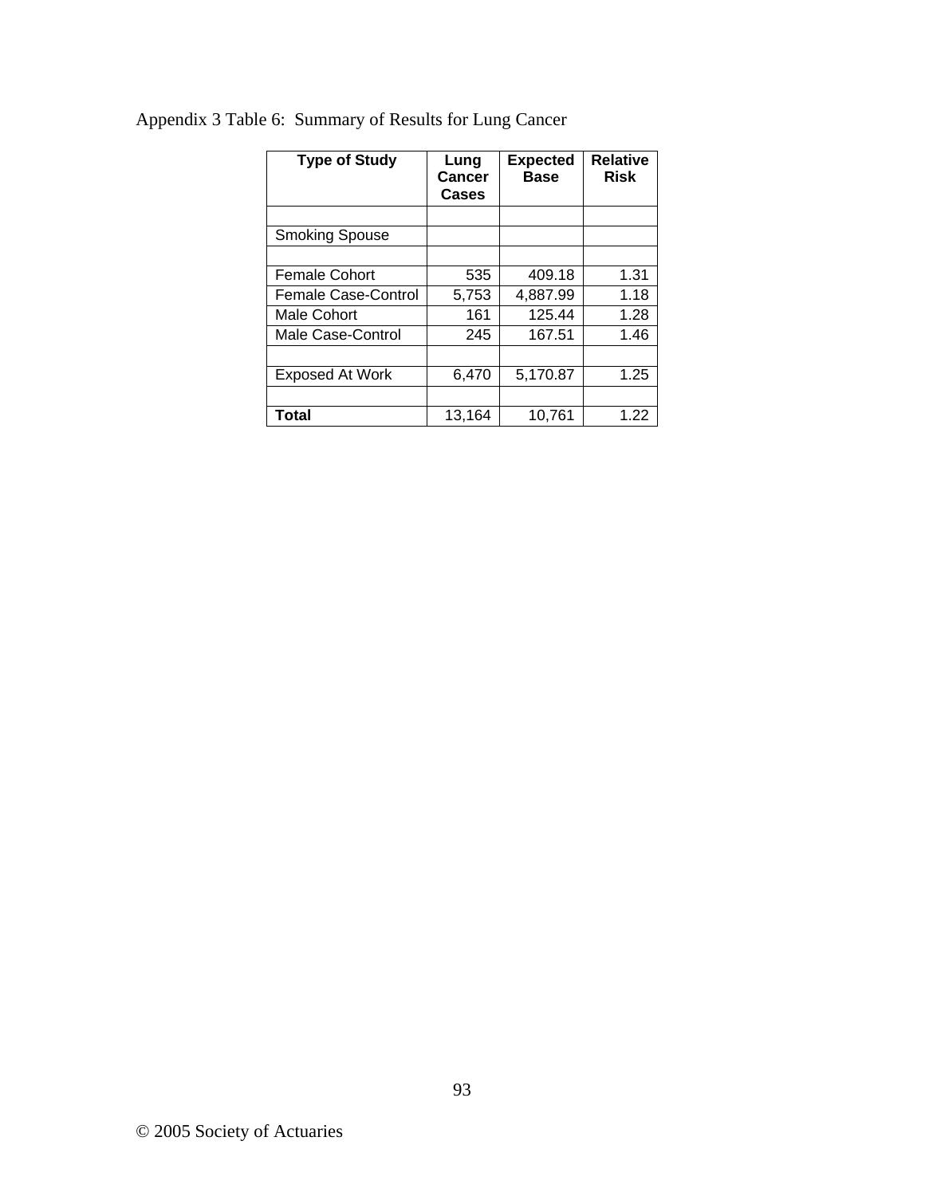Appendix 3 Table 6: Summary of Results for Lung Cancer

| Type of Study | Lung Cancer Cases | Expected Base | Relative Risk |
|---|---|---|---|
| | | | |
| Smoking Spouse | | | |
| | | | |
| Female Cohort | 535 | 409.18 | 1.31 |
| Female Case-Control | 5,753 | 4,887.99 | 1.18 |
| Male Cohort | 161 | 125.44 | 1.28 |
| Male Case-Control | 245 | 167.51 | 1.46 |
| | | | |
| Exposed At Work | 6,470 | 5,170.87 | 1.25 |
| | | | |
| **Total** | 13,164 | 10,761 | 1.22 |

© 2005 Society of Actuaries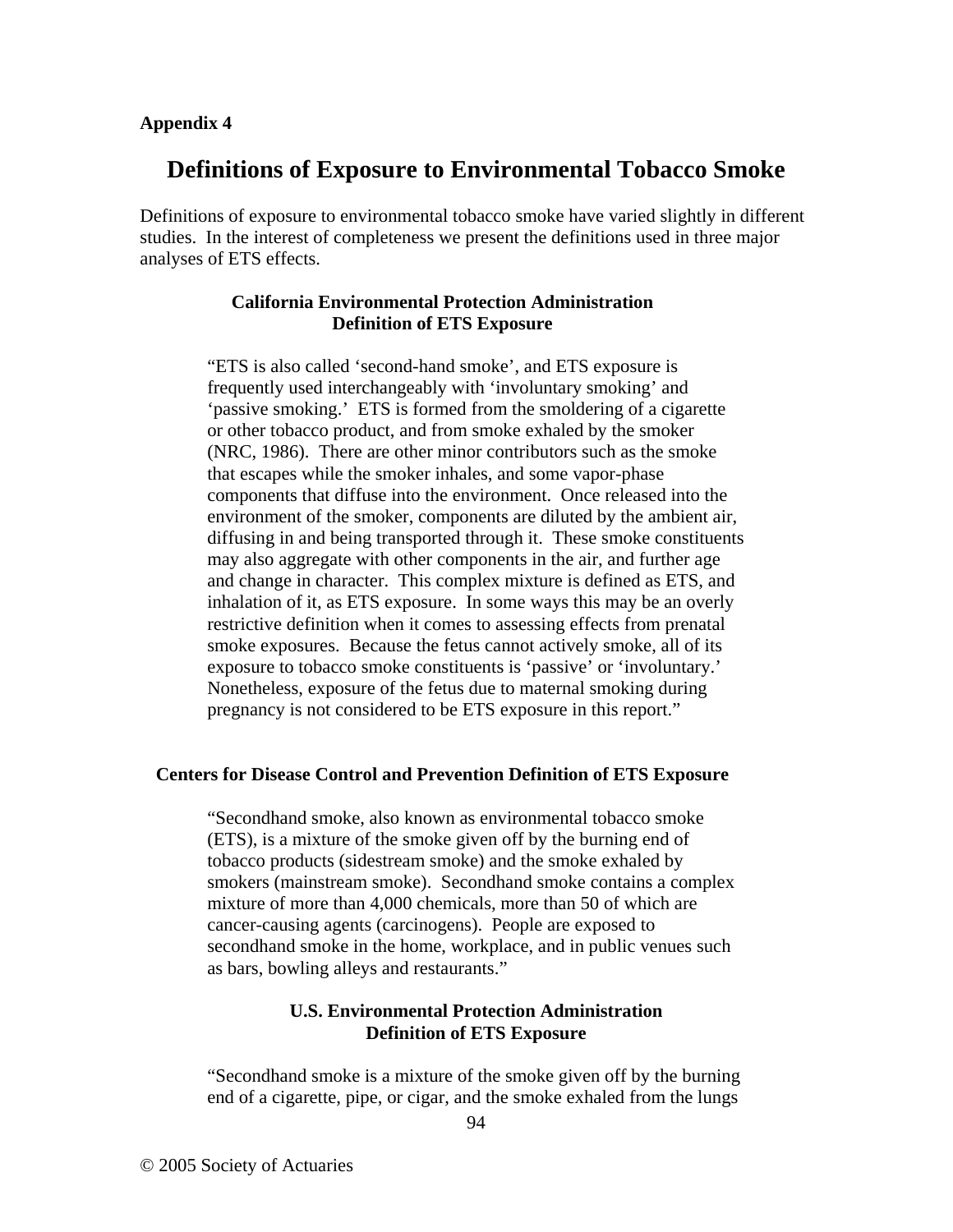**Appendix 4**

# Definitions of Exposure to Environmental Tobacco Smoke

Definitions of exposure to environmental tobacco smoke have varied slightly in different studies. In the interest of completeness we present the definitions used in three major analyses of ETS effects.

### California Environmental Protection Administration Definition of ETS Exposure

> "ETS is also called 'second-hand smoke', and ETS exposure is frequently used interchangeably with 'involuntary smoking' and 'passive smoking.' ETS is formed from the smoldering of a cigarette or other tobacco product, and from smoke exhaled by the smoker (NRC, 1986). There are other minor contributors such as the smoke that escapes while the smoker inhales, and some vapor-phase components that diffuse into the environment. Once released into the environment of the smoker, components are diluted by the ambient air, diffusing in and being transported through it. These smoke constituents may also aggregate with other components in the air, and further age and change in character. This complex mixture is defined as ETS, and inhalation of it, as ETS exposure. In some ways this may be an overly restrictive definition when it comes to assessing effects from prenatal smoke exposures. Because the fetus cannot actively smoke, all of its exposure to tobacco smoke constituents is 'passive' or 'involuntary.' Nonetheless, exposure of the fetus due to maternal smoking during pregnancy is not considered to be ETS exposure in this report."

### Centers for Disease Control and Prevention Definition of ETS Exposure

> "Secondhand smoke, also known as environmental tobacco smoke (ETS), is a mixture of the smoke given off by the burning end of tobacco products (sidestream smoke) and the smoke exhaled by smokers (mainstream smoke). Secondhand smoke contains a complex mixture of more than 4,000 chemicals, more than 50 of which are cancer-causing agents (carcinogens). People are exposed to secondhand smoke in the home, workplace, and in public venues such as bars, bowling alleys and restaurants."

### U.S. Environmental Protection Administration Definition of ETS Exposure

> "Secondhand smoke is a mixture of the smoke given off by the burning end of a cigarette, pipe, or cigar, and the smoke exhaled from the lungs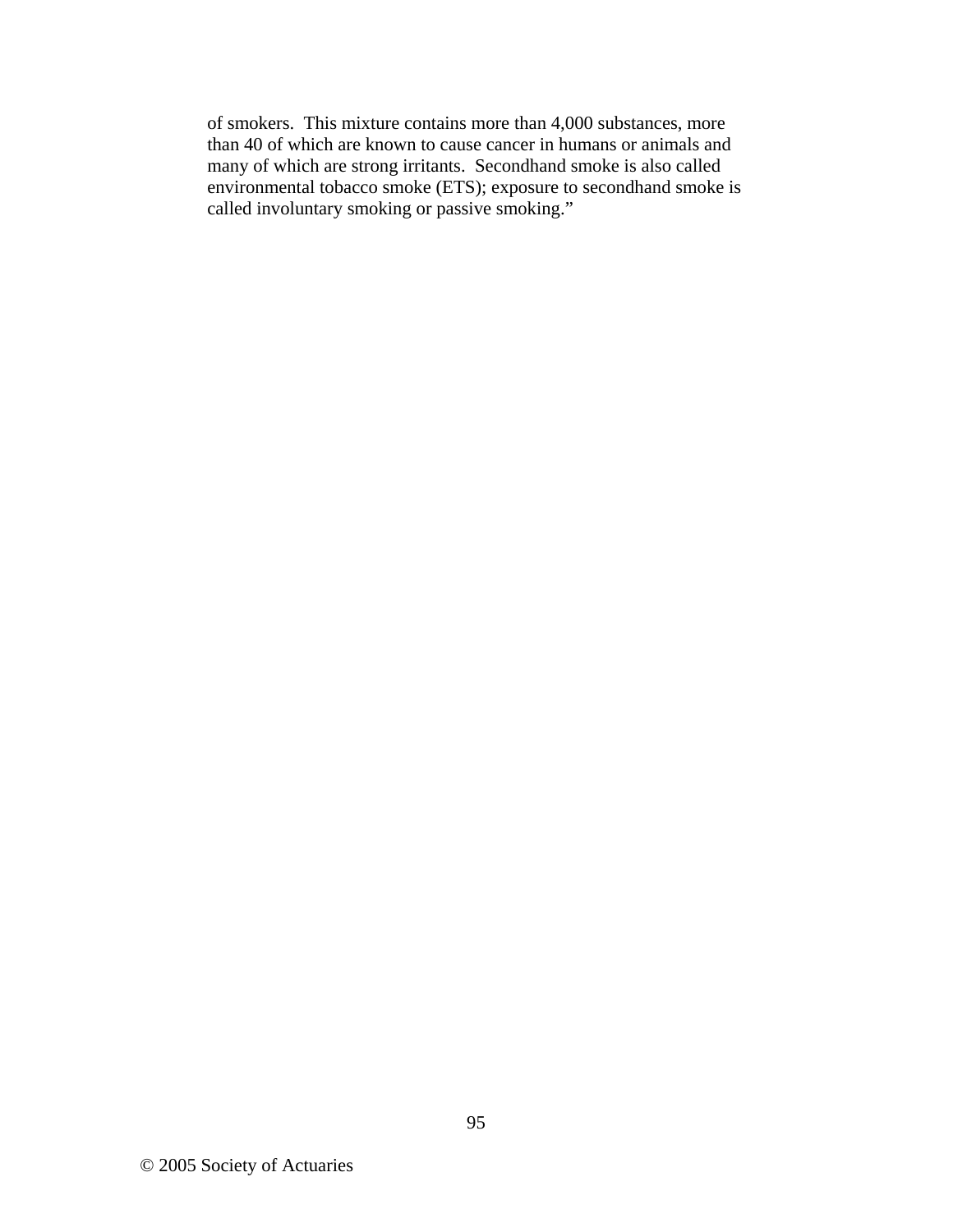of smokers. This mixture contains more than 4,000 substances, more than 40 of which are known to cause cancer in humans or animals and many of which are strong irritants. Secondhand smoke is also called environmental tobacco smoke (ETS); exposure to secondhand smoke is called involuntary smoking or passive smoking."